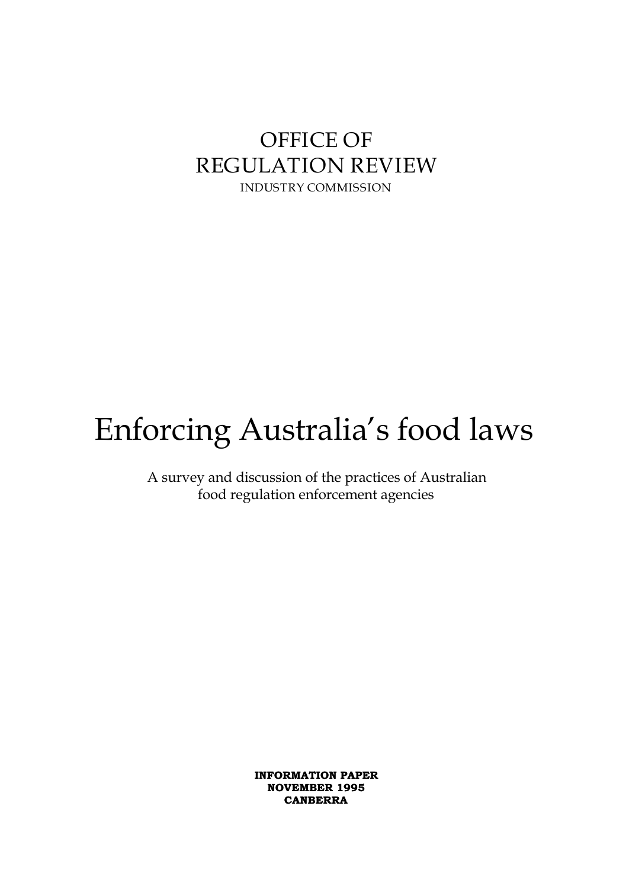OFFICE OF
REGULATION REVIEW
INDUSTRY COMMISSION

# Enforcing Australia's food laws

A survey and discussion of the practices of Australian food regulation enforcement agencies

**INFORMATION PAPER**
**NOVEMBER 1995**
**CANBERRA**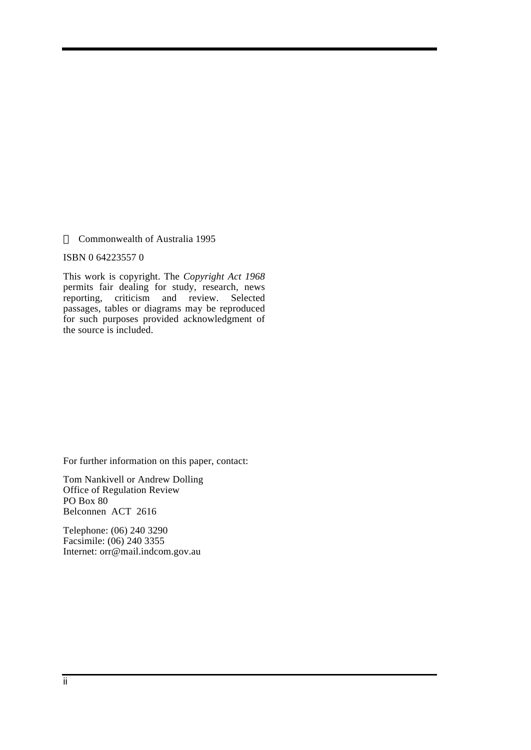© Commonwealth of Australia 1995

ISBN 0 64223557 0

This work is copyright. The *Copyright Act 1968* permits fair dealing for study, research, news reporting, criticism and review. Selected passages, tables or diagrams may be reproduced for such purposes provided acknowledgment of the source is included.

For further information on this paper, contact:

Tom Nankivell or Andrew Dolling
Office of Regulation Review
PO Box 80
Belconnen ACT 2616

Telephone: (06) 240 3290
Facsimile: (06) 240 3355
Internet: orr@mail.indcom.gov.au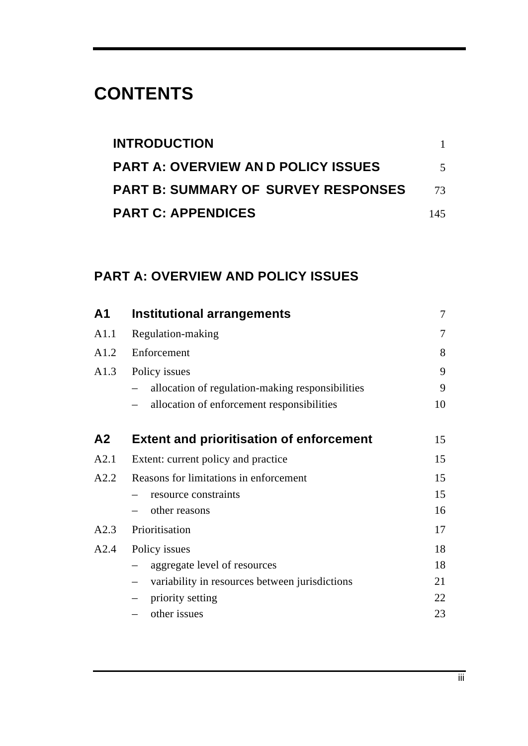# CONTENTS

| | |
|---|---|
| **INTRODUCTION** | 1 |
| **PART A: OVERVIEW AN D POLICY ISSUES** | 5 |
| **PART B: SUMMARY OF SURVEY RESPONSES** | 73 |
| **PART C: APPENDICES** | 145 |

## PART A: OVERVIEW AND POLICY ISSUES

| | | |
|---|---|---|
| **A1** | **Institutional arrangements** | 7 |
| A1.1 | Regulation-making | 7 |
| A1.2 | Enforcement | 8 |
| A1.3 | Policy issues | 9 |
| | – allocation of regulation-making responsibilities | 9 |
| | – allocation of enforcement responsibilities | 10 |
| **A2** | **Extent and prioritisation of enforcement** | 15 |
| A2.1 | Extent: current policy and practice | 15 |
| A2.2 | Reasons for limitations in enforcement | 15 |
| | – resource constraints | 15 |
| | – other reasons | 16 |
| A2.3 | Prioritisation | 17 |
| A2.4 | Policy issues | 18 |
| | – aggregate level of resources | 18 |
| | – variability in resources between jurisdictions | 21 |
| | – priority setting | 22 |
| | – other issues | 23 |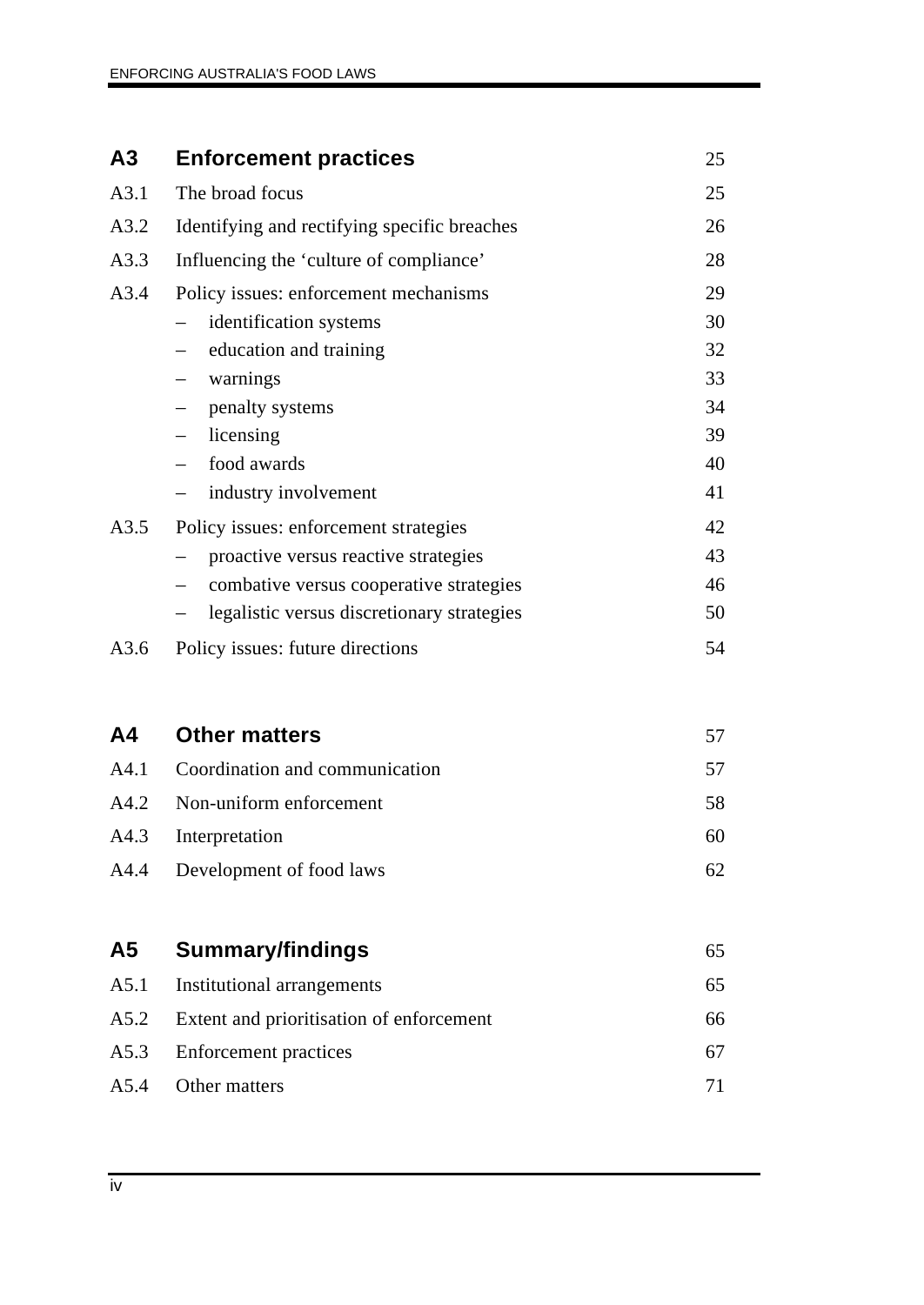| | | |
|---|---|---|
| **A3** | **Enforcement practices** | 25 |
| A3.1 | The broad focus | 25 |
| A3.2 | Identifying and rectifying specific breaches | 26 |
| A3.3 | Influencing the 'culture of compliance' | 28 |
| A3.4 | Policy issues: enforcement mechanisms | 29 |
| | – identification systems | 30 |
| | – education and training | 32 |
| | – warnings | 33 |
| | – penalty systems | 34 |
| | – licensing | 39 |
| | – food awards | 40 |
| | – industry involvement | 41 |
| A3.5 | Policy issues: enforcement strategies | 42 |
| | – proactive versus reactive strategies | 43 |
| | – combative versus cooperative strategies | 46 |
| | – legalistic versus discretionary strategies | 50 |
| A3.6 | Policy issues: future directions | 54 |
| **A4** | **Other matters** | 57 |
| A4.1 | Coordination and communication | 57 |
| A4.2 | Non-uniform enforcement | 58 |
| A4.3 | Interpretation | 60 |
| A4.4 | Development of food laws | 62 |
| **A5** | **Summary/findings** | 65 |
| A5.1 | Institutional arrangements | 65 |
| A5.2 | Extent and prioritisation of enforcement | 66 |
| A5.3 | Enforcement practices | 67 |
| A5.4 | Other matters | 71 |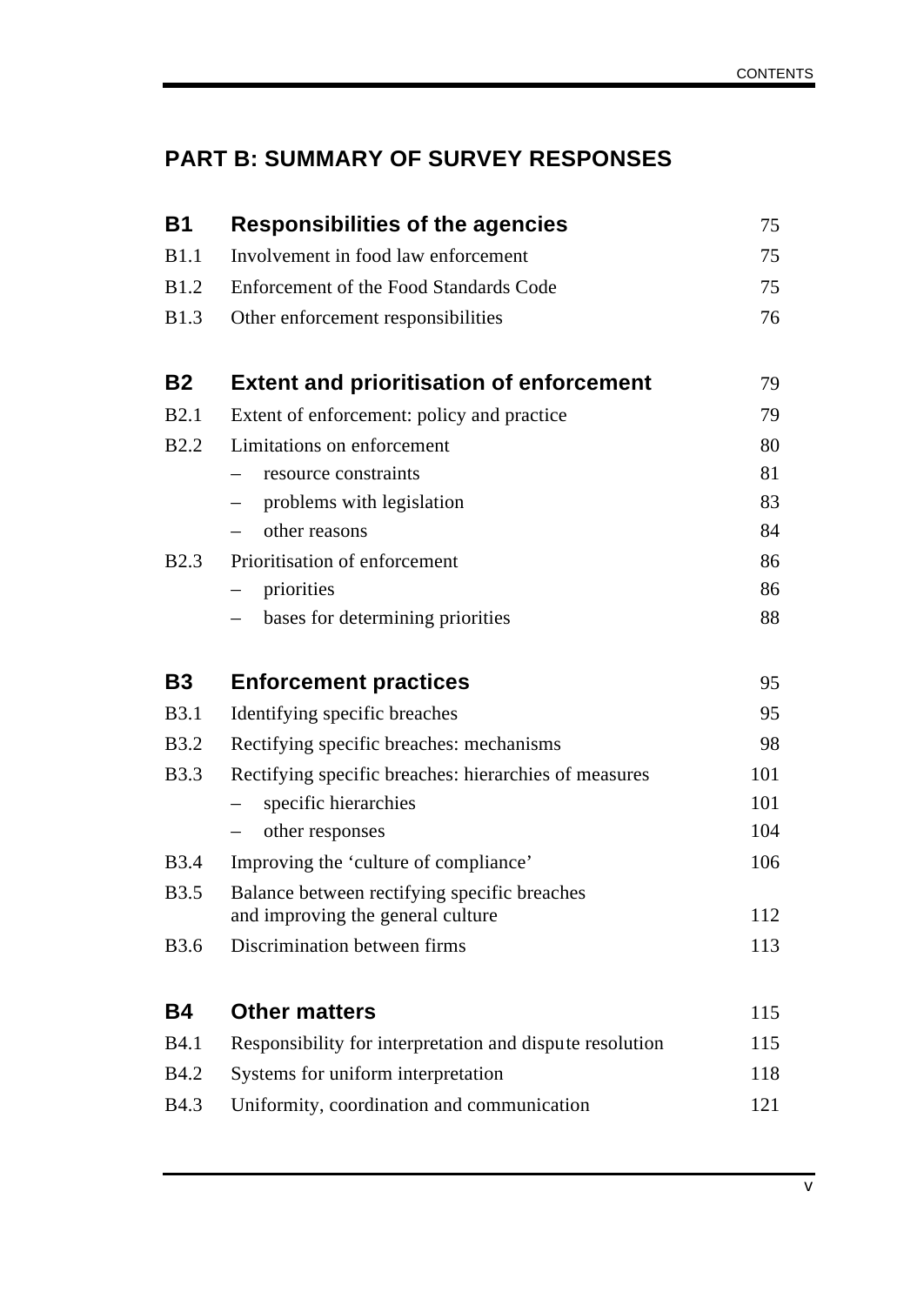## PART B: SUMMARY OF SURVEY RESPONSES

| | | |
|---|---|---|
| **B1** | **Responsibilities of the agencies** | 75 |
| B1.1 | Involvement in food law enforcement | 75 |
| B1.2 | Enforcement of the Food Standards Code | 75 |
| B1.3 | Other enforcement responsibilities | 76 |
| **B2** | **Extent and prioritisation of enforcement** | 79 |
| B2.1 | Extent of enforcement: policy and practice | 79 |
| B2.2 | Limitations on enforcement | 80 |
| | – resource constraints | 81 |
| | – problems with legislation | 83 |
| | – other reasons | 84 |
| B2.3 | Prioritisation of enforcement | 86 |
| | – priorities | 86 |
| | – bases for determining priorities | 88 |
| **B3** | **Enforcement practices** | 95 |
| B3.1 | Identifying specific breaches | 95 |
| B3.2 | Rectifying specific breaches: mechanisms | 98 |
| B3.3 | Rectifying specific breaches: hierarchies of measures | 101 |
| | – specific hierarchies | 101 |
| | – other responses | 104 |
| B3.4 | Improving the 'culture of compliance' | 106 |
| B3.5 | Balance between rectifying specific breaches and improving the general culture | 112 |
| B3.6 | Discrimination between firms | 113 |
| **B4** | **Other matters** | 115 |
| B4.1 | Responsibility for interpretation and dispute resolution | 115 |
| B4.2 | Systems for uniform interpretation | 118 |
| B4.3 | Uniformity, coordination and communication | 121 |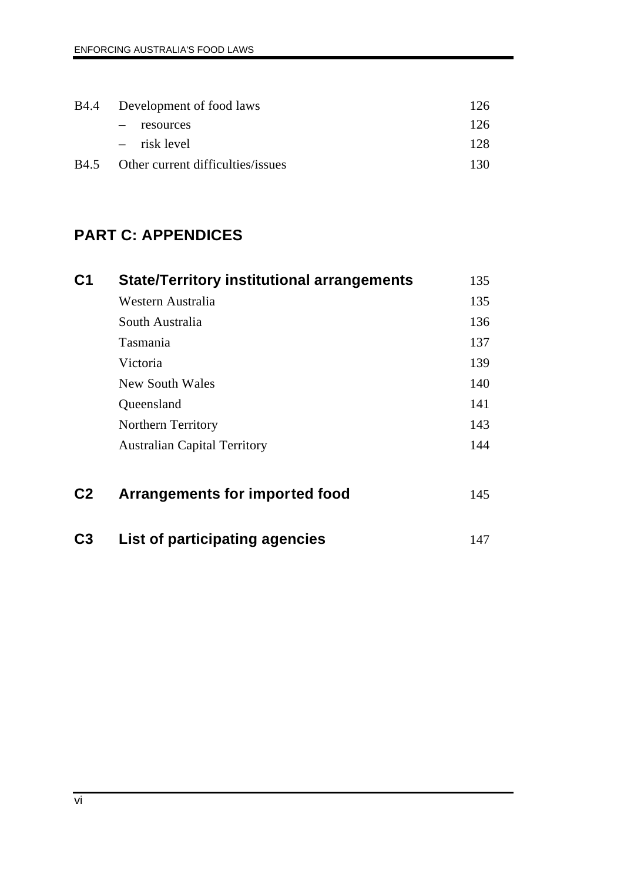| | | |
|---|---|---|
| B4.4 | Development of food laws | 126 |
| | – resources | 126 |
| | – risk level | 128 |
| B4.5 | Other current difficulties/issues | 130 |

## PART C: APPENDICES

| | | |
|---|---|---|
| **C1** | **State/Territory institutional arrangements** | 135 |
| | Western Australia | 135 |
| | South Australia | 136 |
| | Tasmania | 137 |
| | Victoria | 139 |
| | New South Wales | 140 |
| | Queensland | 141 |
| | Northern Territory | 143 |
| | Australian Capital Territory | 144 |
| **C2** | **Arrangements for imported food** | 145 |
| **C3** | **List of participating agencies** | 147 |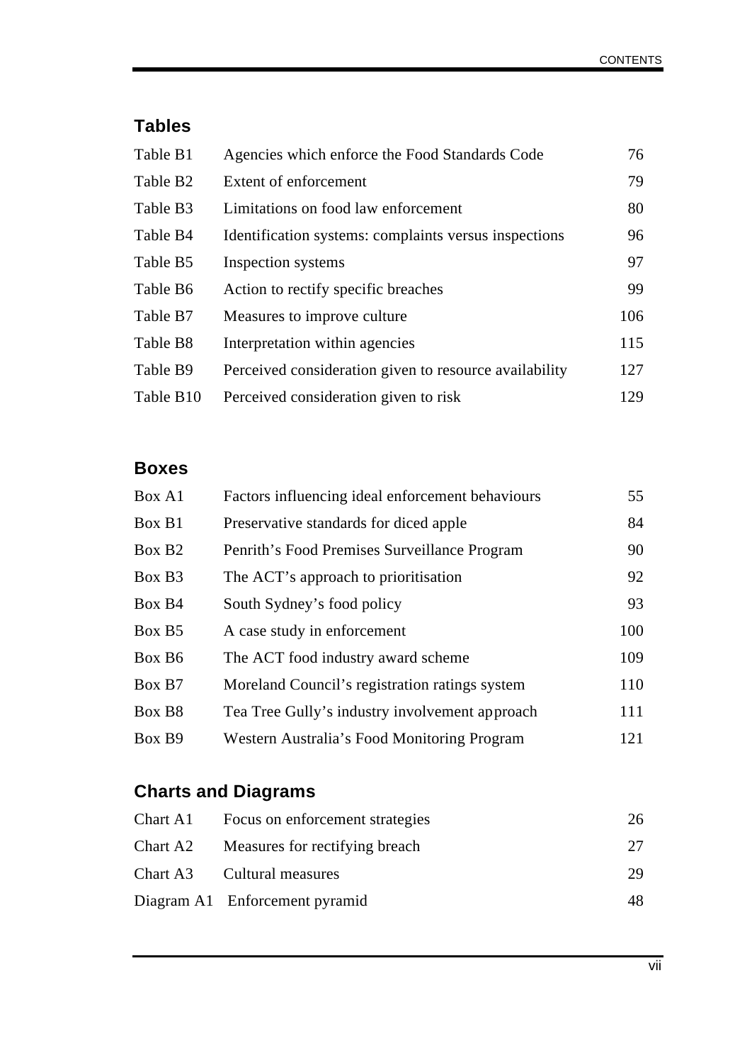## Tables

| | | |
|---|---|---|
| Table B1 | Agencies which enforce the Food Standards Code | 76 |
| Table B2 | Extent of enforcement | 79 |
| Table B3 | Limitations on food law enforcement | 80 |
| Table B4 | Identification systems: complaints versus inspections | 96 |
| Table B5 | Inspection systems | 97 |
| Table B6 | Action to rectify specific breaches | 99 |
| Table B7 | Measures to improve culture | 106 |
| Table B8 | Interpretation within agencies | 115 |
| Table B9 | Perceived consideration given to resource availability | 127 |
| Table B10 | Perceived consideration given to risk | 129 |

## Boxes

| | | |
|---|---|---|
| Box A1 | Factors influencing ideal enforcement behaviours | 55 |
| Box B1 | Preservative standards for diced apple | 84 |
| Box B2 | Penrith's Food Premises Surveillance Program | 90 |
| Box B3 | The ACT's approach to prioritisation | 92 |
| Box B4 | South Sydney's food policy | 93 |
| Box B5 | A case study in enforcement | 100 |
| Box B6 | The ACT food industry award scheme | 109 |
| Box B7 | Moreland Council's registration ratings system | 110 |
| Box B8 | Tea Tree Gully's industry involvement approach | 111 |
| Box B9 | Western Australia's Food Monitoring Program | 121 |

## Charts and Diagrams

| | | |
|---|---|---|
| Chart A1 | Focus on enforcement strategies | 26 |
| Chart A2 | Measures for rectifying breach | 27 |
| Chart A3 | Cultural measures | 29 |
| Diagram A1 | Enforcement pyramid | 48 |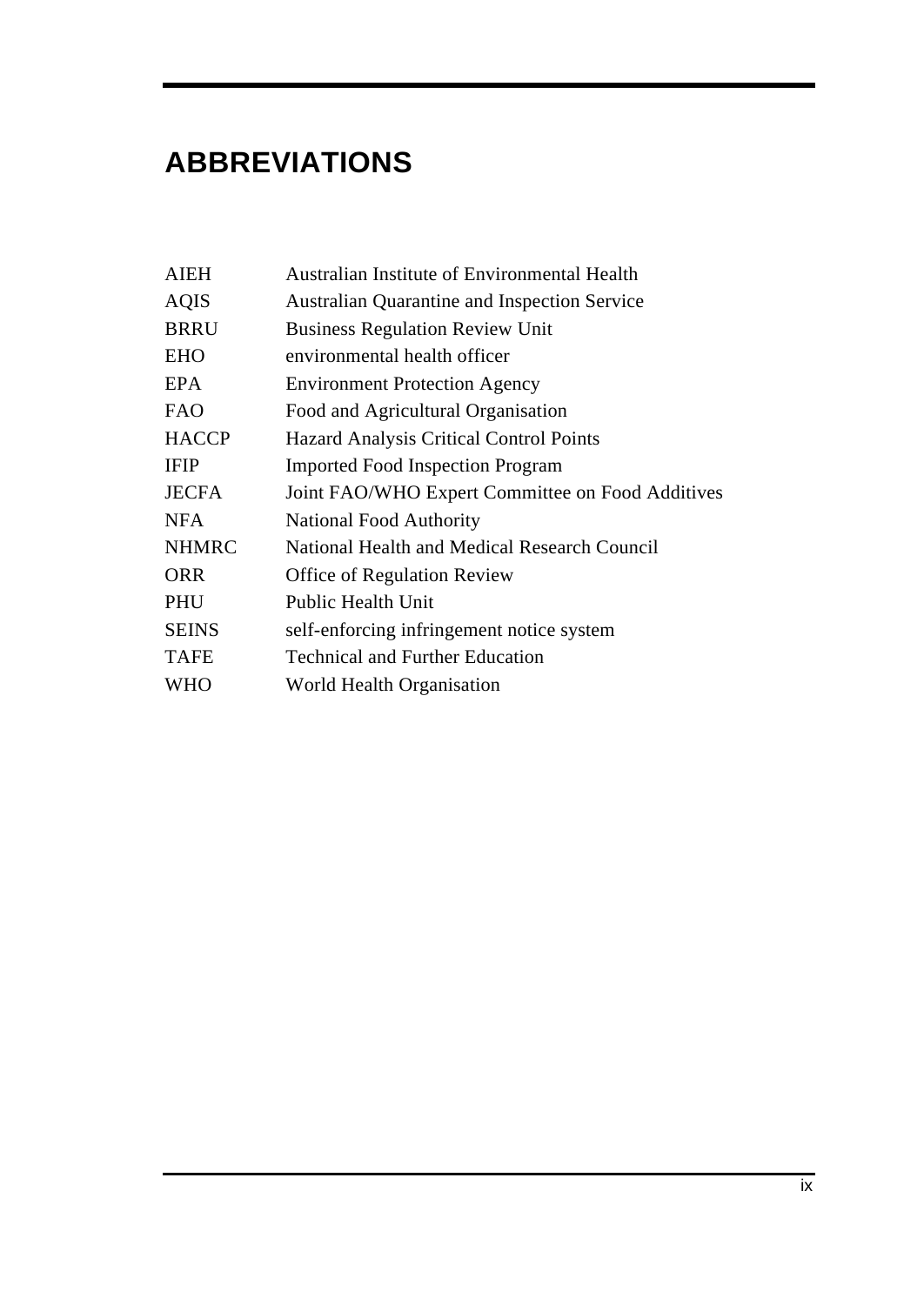# ABBREVIATIONS

| | |
|---|---|
| AIEH | Australian Institute of Environmental Health |
| AQIS | Australian Quarantine and Inspection Service |
| BRRU | Business Regulation Review Unit |
| EHO | environmental health officer |
| EPA | Environment Protection Agency |
| FAO | Food and Agricultural Organisation |
| HACCP | Hazard Analysis Critical Control Points |
| IFIP | Imported Food Inspection Program |
| JECFA | Joint FAO/WHO Expert Committee on Food Additives |
| NFA | National Food Authority |
| NHMRC | National Health and Medical Research Council |
| ORR | Office of Regulation Review |
| PHU | Public Health Unit |
| SEINS | self-enforcing infringement notice system |
| TAFE | Technical and Further Education |
| WHO | World Health Organisation |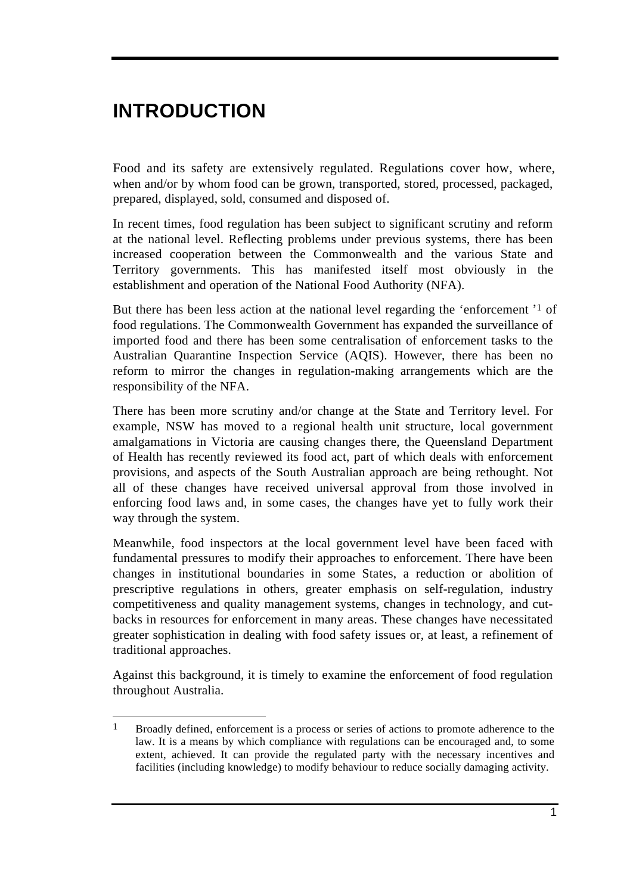# INTRODUCTION

Food and its safety are extensively regulated. Regulations cover how, where, when and/or by whom food can be grown, transported, stored, processed, packaged, prepared, displayed, sold, consumed and disposed of.

In recent times, food regulation has been subject to significant scrutiny and reform at the national level. Reflecting problems under previous systems, there has been increased cooperation between the Commonwealth and the various State and Territory governments. This has manifested itself most obviously in the establishment and operation of the National Food Authority (NFA).

But there has been less action at the national level regarding the 'enforcement '[1] of food regulations. The Commonwealth Government has expanded the surveillance of imported food and there has been some centralisation of enforcement tasks to the Australian Quarantine Inspection Service (AQIS). However, there has been no reform to mirror the changes in regulation-making arrangements which are the responsibility of the NFA.

There has been more scrutiny and/or change at the State and Territory level. For example, NSW has moved to a regional health unit structure, local government amalgamations in Victoria are causing changes there, the Queensland Department of Health has recently reviewed its food act, part of which deals with enforcement provisions, and aspects of the South Australian approach are being rethought. Not all of these changes have received universal approval from those involved in enforcing food laws and, in some cases, the changes have yet to fully work their way through the system.

Meanwhile, food inspectors at the local government level have been faced with fundamental pressures to modify their approaches to enforcement. There have been changes in institutional boundaries in some States, a reduction or abolition of prescriptive regulations in others, greater emphasis on self-regulation, industry competitiveness and quality management systems, changes in technology, and cut-backs in resources for enforcement in many areas. These changes have necessitated greater sophistication in dealing with food safety issues or, at least, a refinement of traditional approaches.

Against this background, it is timely to examine the enforcement of food regulation throughout Australia.

---

[1] Broadly defined, enforcement is a process or series of actions to promote adherence to the law. It is a means by which compliance with regulations can be encouraged and, to some extent, achieved. It can provide the regulated party with the necessary incentives and facilities (including knowledge) to modify behaviour to reduce socially damaging activity.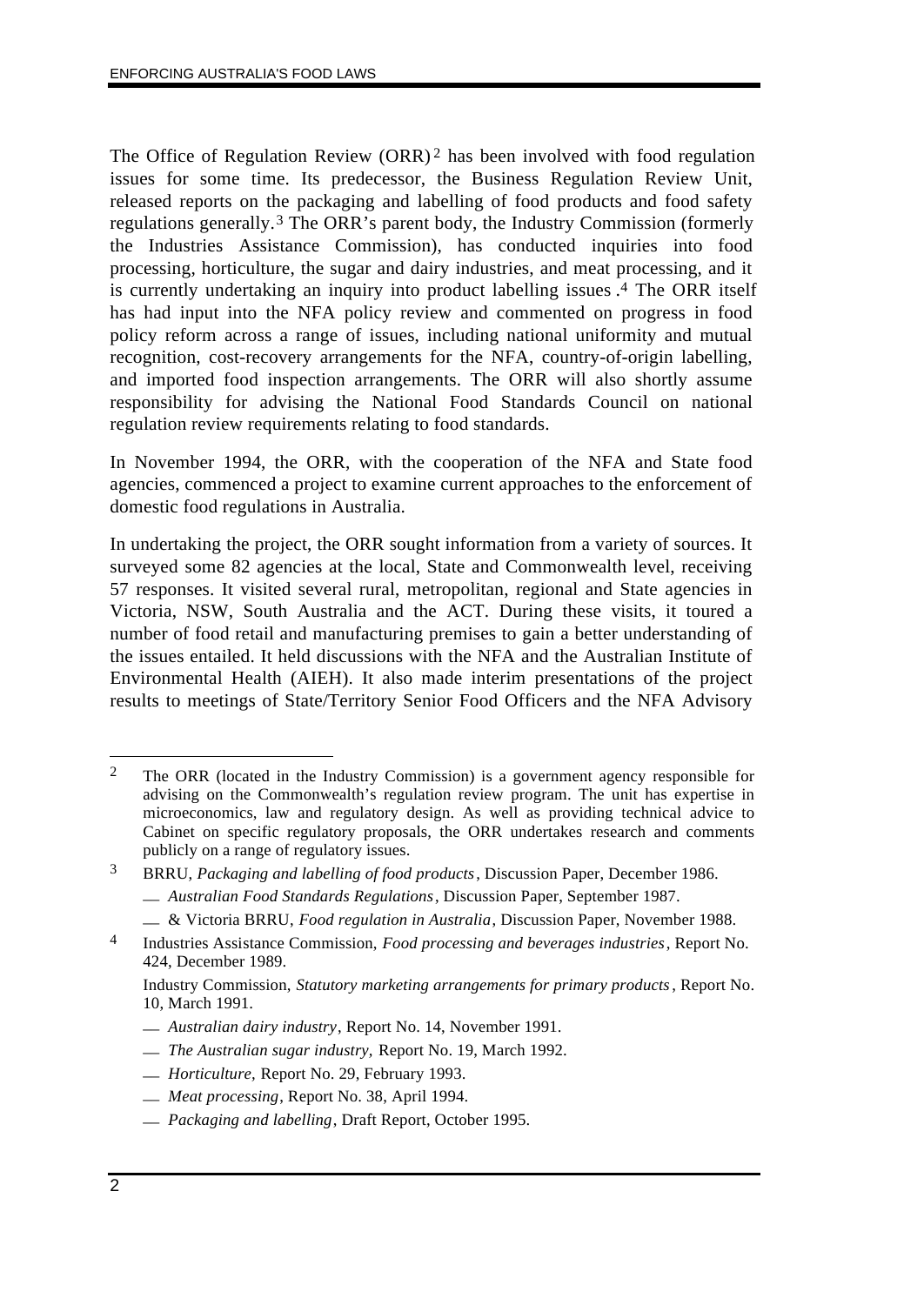The Office of Regulation Review (ORR)[2] has been involved with food regulation issues for some time. Its predecessor, the Business Regulation Review Unit, released reports on the packaging and labelling of food products and food safety regulations generally.[3] The ORR's parent body, the Industry Commission (formerly the Industries Assistance Commission), has conducted inquiries into food processing, horticulture, the sugar and dairy industries, and meat processing, and it is currently undertaking an inquiry into product labelling issues.[4] The ORR itself has had input into the NFA policy review and commented on progress in food policy reform across a range of issues, including national uniformity and mutual recognition, cost-recovery arrangements for the NFA, country-of-origin labelling, and imported food inspection arrangements. The ORR will also shortly assume responsibility for advising the National Food Standards Council on national regulation review requirements relating to food standards.

In November 1994, the ORR, with the cooperation of the NFA and State food agencies, commenced a project to examine current approaches to the enforcement of domestic food regulations in Australia.

In undertaking the project, the ORR sought information from a variety of sources. It surveyed some 82 agencies at the local, State and Commonwealth level, receiving 57 responses. It visited several rural, metropolitan, regional and State agencies in Victoria, NSW, South Australia and the ACT. During these visits, it toured a number of food retail and manufacturing premises to gain a better understanding of the issues entailed. It held discussions with the NFA and the Australian Institute of Environmental Health (AIEH). It also made interim presentations of the project results to meetings of State/Territory Senior Food Officers and the NFA Advisory

---

[2] The ORR (located in the Industry Commission) is a government agency responsible for advising on the Commonwealth's regulation review program. The unit has expertise in microeconomics, law and regulatory design. As well as providing technical advice to Cabinet on specific regulatory proposals, the ORR undertakes research and comments publicly on a range of regulatory issues.

[3] BRRU, *Packaging and labelling of food products*, Discussion Paper, December 1986.

— *Australian Food Standards Regulations*, Discussion Paper, September 1987.

— & Victoria BRRU, *Food regulation in Australia*, Discussion Paper, November 1988.

[4] Industries Assistance Commission, *Food processing and beverages industries*, Report No. 424, December 1989.

Industry Commission, *Statutory marketing arrangements for primary products*, Report No. 10, March 1991.

— *Australian dairy industry*, Report No. 14, November 1991.

— *The Australian sugar industry,* Report No. 19, March 1992.

— *Horticulture,* Report No. 29, February 1993.

— *Meat processing*, Report No. 38, April 1994.

— *Packaging and labelling*, Draft Report, October 1995.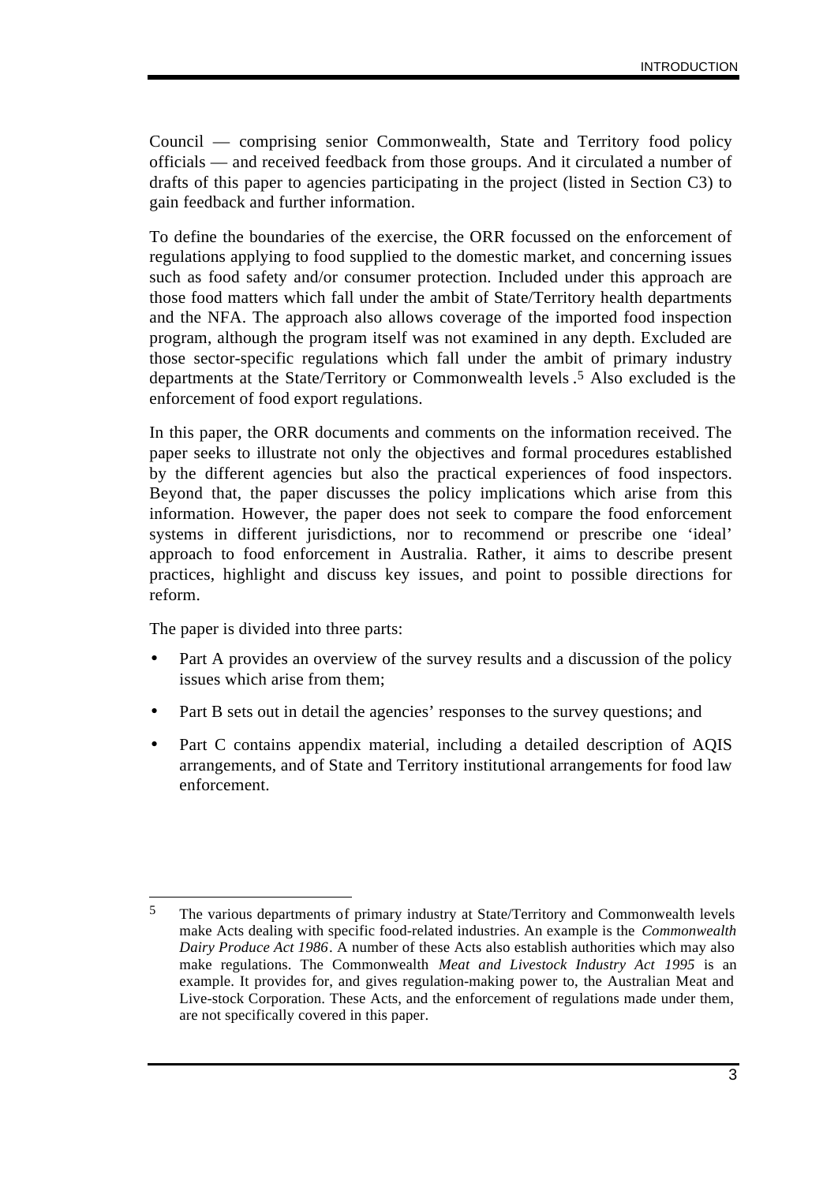Council — comprising senior Commonwealth, State and Territory food policy officials — and received feedback from those groups. And it circulated a number of drafts of this paper to agencies participating in the project (listed in Section C3) to gain feedback and further information.

To define the boundaries of the exercise, the ORR focussed on the enforcement of regulations applying to food supplied to the domestic market, and concerning issues such as food safety and/or consumer protection. Included under this approach are those food matters which fall under the ambit of State/Territory health departments and the NFA. The approach also allows coverage of the imported food inspection program, although the program itself was not examined in any depth. Excluded are those sector-specific regulations which fall under the ambit of primary industry departments at the State/Territory or Commonwealth levels.[5] Also excluded is the enforcement of food export regulations.

In this paper, the ORR documents and comments on the information received. The paper seeks to illustrate not only the objectives and formal procedures established by the different agencies but also the practical experiences of food inspectors. Beyond that, the paper discusses the policy implications which arise from this information. However, the paper does not seek to compare the food enforcement systems in different jurisdictions, nor to recommend or prescribe one 'ideal' approach to food enforcement in Australia. Rather, it aims to describe present practices, highlight and discuss key issues, and point to possible directions for reform.

The paper is divided into three parts:

- Part A provides an overview of the survey results and a discussion of the policy issues which arise from them;
- Part B sets out in detail the agencies' responses to the survey questions; and
- Part C contains appendix material, including a detailed description of AQIS arrangements, and of State and Territory institutional arrangements for food law enforcement.

---

[5] The various departments of primary industry at State/Territory and Commonwealth levels make Acts dealing with specific food-related industries. An example is the *Commonwealth Dairy Produce Act 1986*. A number of these Acts also establish authorities which may also make regulations. The Commonwealth *Meat and Livestock Industry Act 1995* is an example. It provides for, and gives regulation-making power to, the Australian Meat and Live-stock Corporation. These Acts, and the enforcement of regulations made under them, are not specifically covered in this paper.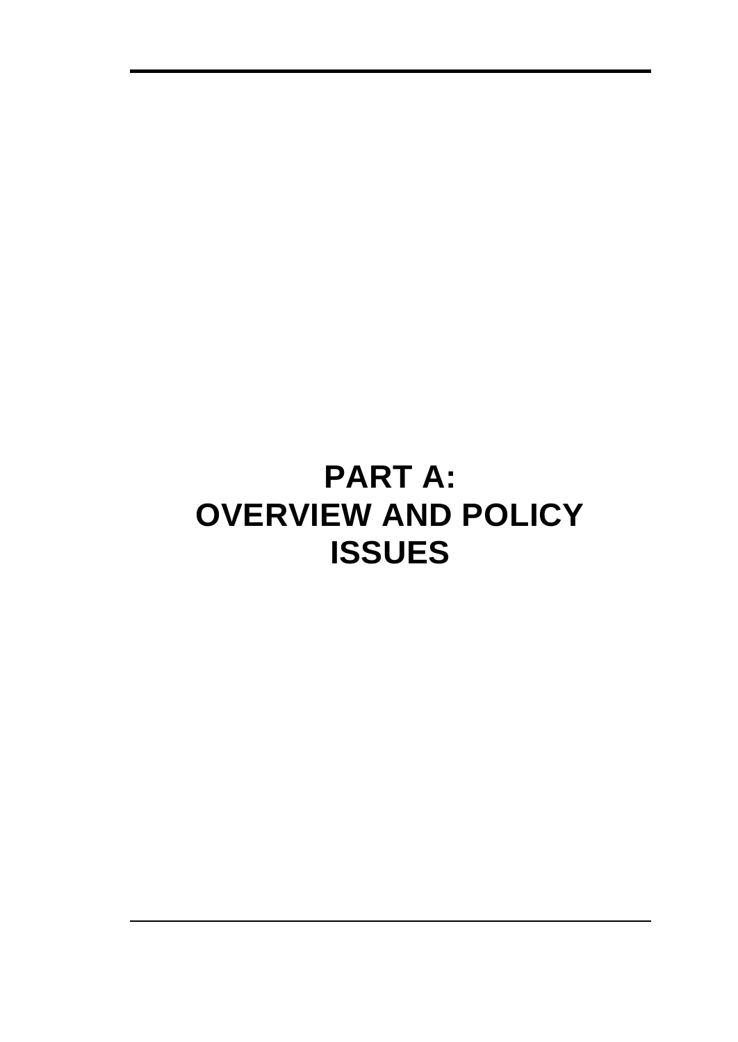# PART A: OVERVIEW AND POLICY ISSUES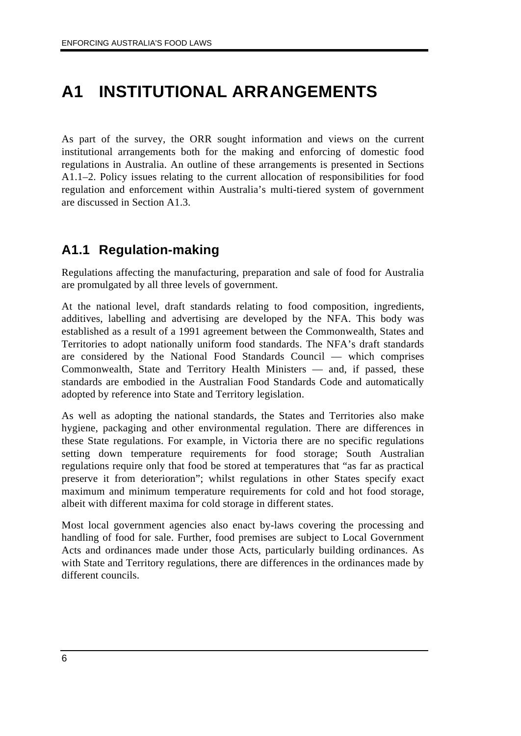# A1 INSTITUTIONAL ARRANGEMENTS

As part of the survey, the ORR sought information and views on the current institutional arrangements both for the making and enforcing of domestic food regulations in Australia. An outline of these arrangements is presented in Sections A1.1–2. Policy issues relating to the current allocation of responsibilities for food regulation and enforcement within Australia's multi-tiered system of government are discussed in Section A1.3.

## A1.1 Regulation-making

Regulations affecting the manufacturing, preparation and sale of food for Australia are promulgated by all three levels of government.

At the national level, draft standards relating to food composition, ingredients, additives, labelling and advertising are developed by the NFA. This body was established as a result of a 1991 agreement between the Commonwealth, States and Territories to adopt nationally uniform food standards. The NFA's draft standards are considered by the National Food Standards Council — which comprises Commonwealth, State and Territory Health Ministers — and, if passed, these standards are embodied in the Australian Food Standards Code and automatically adopted by reference into State and Territory legislation.

As well as adopting the national standards, the States and Territories also make hygiene, packaging and other environmental regulation. There are differences in these State regulations. For example, in Victoria there are no specific regulations setting down temperature requirements for food storage; South Australian regulations require only that food be stored at temperatures that "as far as practical preserve it from deterioration"; whilst regulations in other States specify exact maximum and minimum temperature requirements for cold and hot food storage, albeit with different maxima for cold storage in different states.

Most local government agencies also enact by-laws covering the processing and handling of food for sale. Further, food premises are subject to Local Government Acts and ordinances made under those Acts, particularly building ordinances. As with State and Territory regulations, there are differences in the ordinances made by different councils.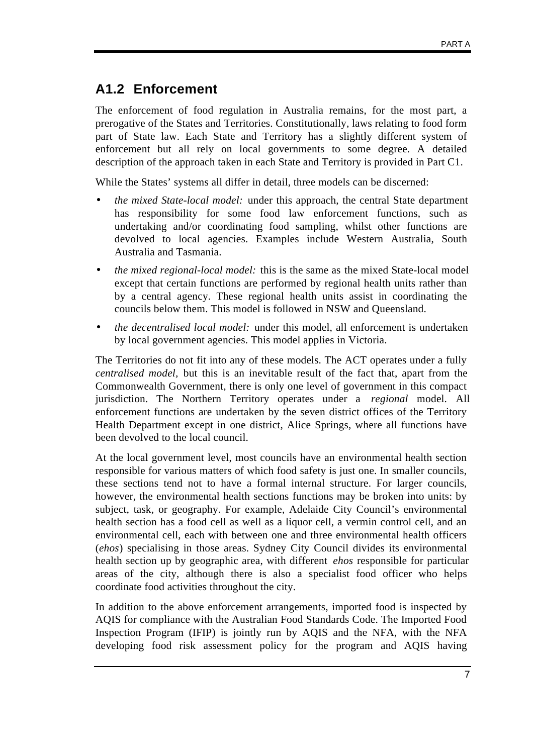## A1.2 Enforcement

The enforcement of food regulation in Australia remains, for the most part, a prerogative of the States and Territories. Constitutionally, laws relating to food form part of State law. Each State and Territory has a slightly different system of enforcement but all rely on local governments to some degree. A detailed description of the approach taken in each State and Territory is provided in Part C1.

While the States' systems all differ in detail, three models can be discerned:

- *the mixed State-local model:* under this approach, the central State department has responsibility for some food law enforcement functions, such as undertaking and/or coordinating food sampling, whilst other functions are devolved to local agencies. Examples include Western Australia, South Australia and Tasmania.
- *the mixed regional-local model:* this is the same as the mixed State-local model except that certain functions are performed by regional health units rather than by a central agency. These regional health units assist in coordinating the councils below them. This model is followed in NSW and Queensland.
- *the decentralised local model:* under this model, all enforcement is undertaken by local government agencies. This model applies in Victoria.

The Territories do not fit into any of these models. The ACT operates under a fully *centralised model*, but this is an inevitable result of the fact that, apart from the Commonwealth Government, there is only one level of government in this compact jurisdiction. The Northern Territory operates under a *regional* model. All enforcement functions are undertaken by the seven district offices of the Territory Health Department except in one district, Alice Springs, where all functions have been devolved to the local council.

At the local government level, most councils have an environmental health section responsible for various matters of which food safety is just one. In smaller councils, these sections tend not to have a formal internal structure. For larger councils, however, the environmental health sections functions may be broken into units: by subject, task, or geography. For example, Adelaide City Council's environmental health section has a food cell as well as a liquor cell, a vermin control cell, and an environmental cell, each with between one and three environmental health officers (*ehos*) specialising in those areas. Sydney City Council divides its environmental health section up by geographic area, with different *ehos* responsible for particular areas of the city, although there is also a specialist food officer who helps coordinate food activities throughout the city.

In addition to the above enforcement arrangements, imported food is inspected by AQIS for compliance with the Australian Food Standards Code. The Imported Food Inspection Program (IFIP) is jointly run by AQIS and the NFA, with the NFA developing food risk assessment policy for the program and AQIS having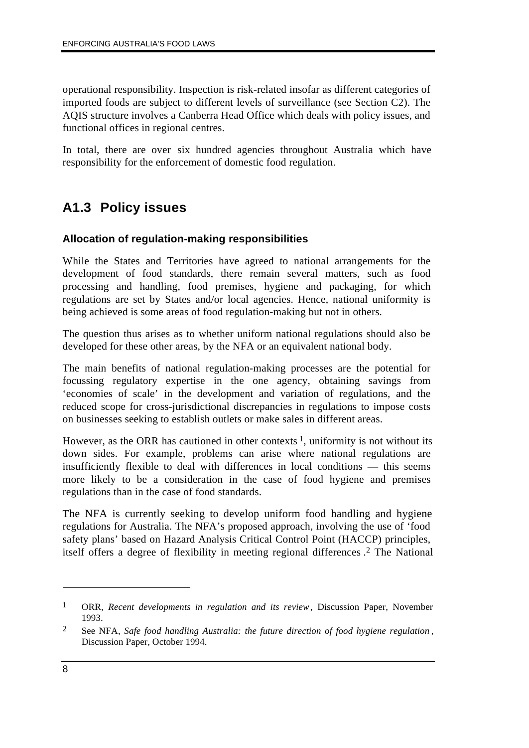operational responsibility. Inspection is risk-related insofar as different categories of imported foods are subject to different levels of surveillance (see Section C2). The AQIS structure involves a Canberra Head Office which deals with policy issues, and functional offices in regional centres.

In total, there are over six hundred agencies throughout Australia which have responsibility for the enforcement of domestic food regulation.

## A1.3 Policy issues

### Allocation of regulation-making responsibilities

While the States and Territories have agreed to national arrangements for the development of food standards, there remain several matters, such as food processing and handling, food premises, hygiene and packaging, for which regulations are set by States and/or local agencies. Hence, national uniformity is being achieved is some areas of food regulation-making but not in others.

The question thus arises as to whether uniform national regulations should also be developed for these other areas, by the NFA or an equivalent national body.

The main benefits of national regulation-making processes are the potential for focussing regulatory expertise in the one agency, obtaining savings from 'economies of scale' in the development and variation of regulations, and the reduced scope for cross-jurisdictional discrepancies in regulations to impose costs on businesses seeking to establish outlets or make sales in different areas.

However, as the ORR has cautioned in other contexts [1], uniformity is not without its down sides. For example, problems can arise where national regulations are insufficiently flexible to deal with differences in local conditions — this seems more likely to be a consideration in the case of food hygiene and premises regulations than in the case of food standards.

The NFA is currently seeking to develop uniform food handling and hygiene regulations for Australia. The NFA's proposed approach, involving the use of 'food safety plans' based on Hazard Analysis Critical Control Point (HACCP) principles, itself offers a degree of flexibility in meeting regional differences.[2] The National

---

[1] ORR, *Recent developments in regulation and its review*, Discussion Paper, November 1993.

[2] See NFA, *Safe food handling Australia: the future direction of food hygiene regulation*, Discussion Paper, October 1994.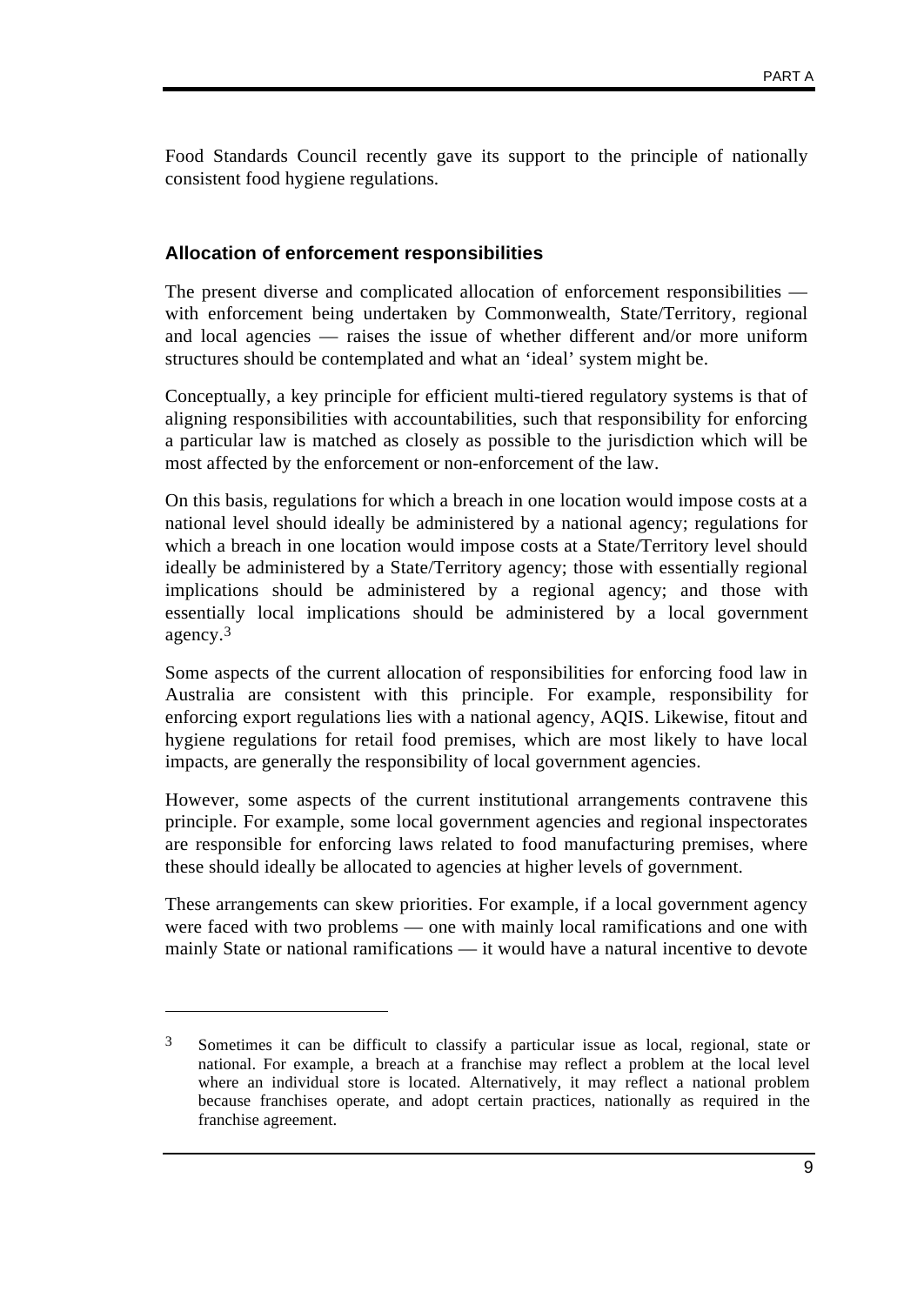Food Standards Council recently gave its support to the principle of nationally consistent food hygiene regulations.

### Allocation of enforcement responsibilities

The present diverse and complicated allocation of enforcement responsibilities — with enforcement being undertaken by Commonwealth, State/Territory, regional and local agencies — raises the issue of whether different and/or more uniform structures should be contemplated and what an 'ideal' system might be.

Conceptually, a key principle for efficient multi-tiered regulatory systems is that of aligning responsibilities with accountabilities, such that responsibility for enforcing a particular law is matched as closely as possible to the jurisdiction which will be most affected by the enforcement or non-enforcement of the law.

On this basis, regulations for which a breach in one location would impose costs at a national level should ideally be administered by a national agency; regulations for which a breach in one location would impose costs at a State/Territory level should ideally be administered by a State/Territory agency; those with essentially regional implications should be administered by a regional agency; and those with essentially local implications should be administered by a local government agency.[3]

Some aspects of the current allocation of responsibilities for enforcing food law in Australia are consistent with this principle. For example, responsibility for enforcing export regulations lies with a national agency, AQIS. Likewise, fitout and hygiene regulations for retail food premises, which are most likely to have local impacts, are generally the responsibility of local government agencies.

However, some aspects of the current institutional arrangements contravene this principle. For example, some local government agencies and regional inspectorates are responsible for enforcing laws related to food manufacturing premises, where these should ideally be allocated to agencies at higher levels of government.

These arrangements can skew priorities. For example, if a local government agency were faced with two problems — one with mainly local ramifications and one with mainly State or national ramifications — it would have a natural incentive to devote

---

[3] Sometimes it can be difficult to classify a particular issue as local, regional, state or national. For example, a breach at a franchise may reflect a problem at the local level where an individual store is located. Alternatively, it may reflect a national problem because franchises operate, and adopt certain practices, nationally as required in the franchise agreement.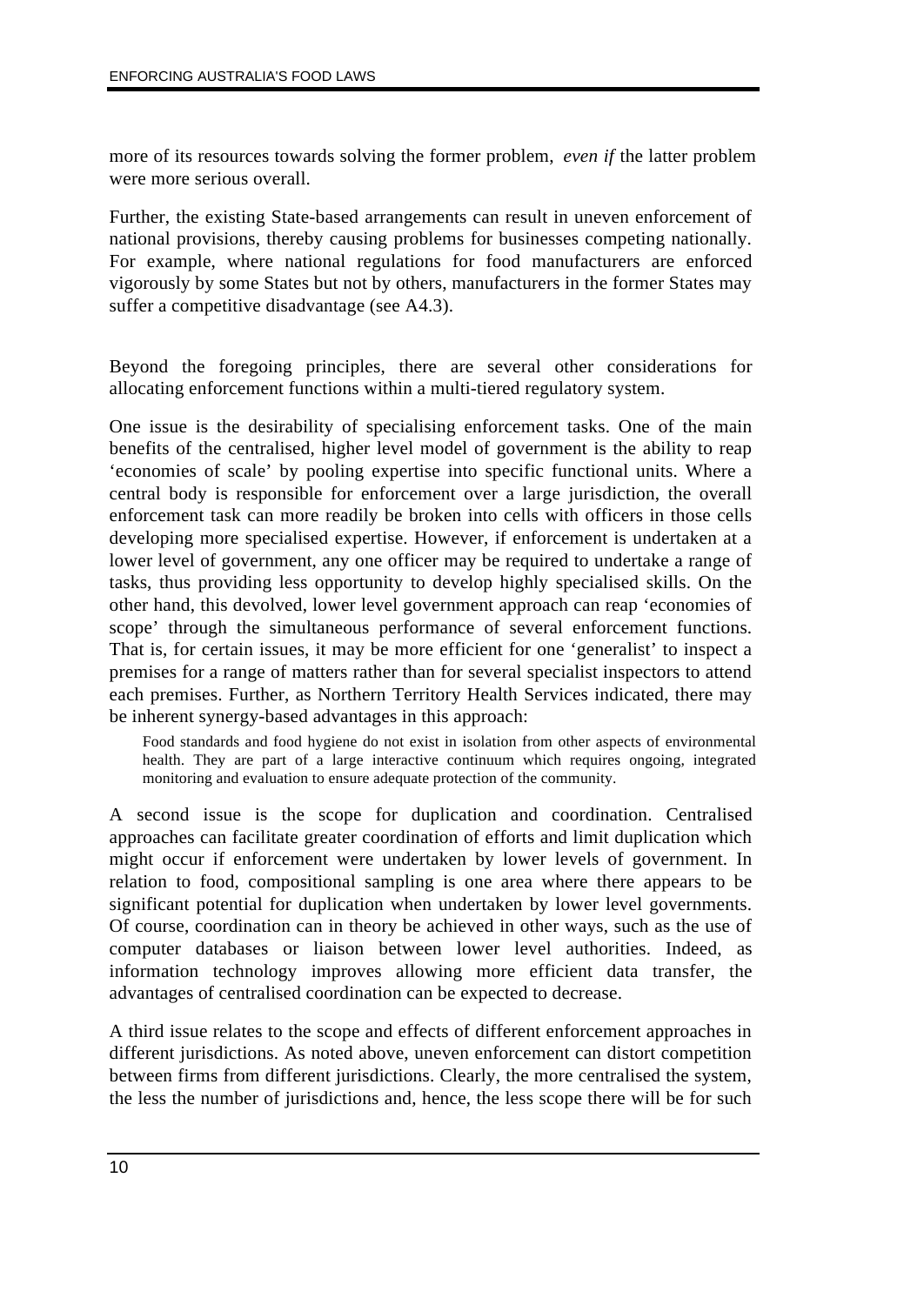more of its resources towards solving the former problem, *even if* the latter problem were more serious overall.

Further, the existing State-based arrangements can result in uneven enforcement of national provisions, thereby causing problems for businesses competing nationally. For example, where national regulations for food manufacturers are enforced vigorously by some States but not by others, manufacturers in the former States may suffer a competitive disadvantage (see A4.3).

Beyond the foregoing principles, there are several other considerations for allocating enforcement functions within a multi-tiered regulatory system.

One issue is the desirability of specialising enforcement tasks. One of the main benefits of the centralised, higher level model of government is the ability to reap 'economies of scale' by pooling expertise into specific functional units. Where a central body is responsible for enforcement over a large jurisdiction, the overall enforcement task can more readily be broken into cells with officers in those cells developing more specialised expertise. However, if enforcement is undertaken at a lower level of government, any one officer may be required to undertake a range of tasks, thus providing less opportunity to develop highly specialised skills. On the other hand, this devolved, lower level government approach can reap 'economies of scope' through the simultaneous performance of several enforcement functions. That is, for certain issues, it may be more efficient for one 'generalist' to inspect a premises for a range of matters rather than for several specialist inspectors to attend each premises. Further, as Northern Territory Health Services indicated, there may be inherent synergy-based advantages in this approach:

> Food standards and food hygiene do not exist in isolation from other aspects of environmental health. They are part of a large interactive continuum which requires ongoing, integrated monitoring and evaluation to ensure adequate protection of the community.

A second issue is the scope for duplication and coordination. Centralised approaches can facilitate greater coordination of efforts and limit duplication which might occur if enforcement were undertaken by lower levels of government. In relation to food, compositional sampling is one area where there appears to be significant potential for duplication when undertaken by lower level governments. Of course, coordination can in theory be achieved in other ways, such as the use of computer databases or liaison between lower level authorities. Indeed, as information technology improves allowing more efficient data transfer, the advantages of centralised coordination can be expected to decrease.

A third issue relates to the scope and effects of different enforcement approaches in different jurisdictions. As noted above, uneven enforcement can distort competition between firms from different jurisdictions. Clearly, the more centralised the system, the less the number of jurisdictions and, hence, the less scope there will be for such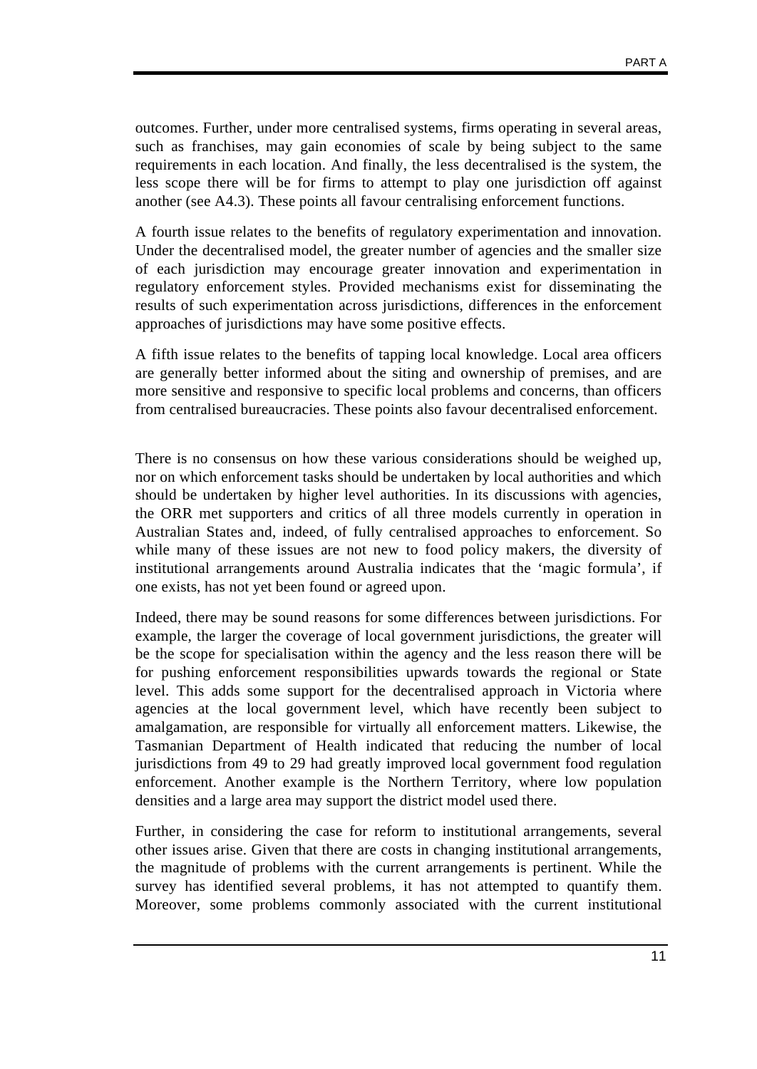outcomes. Further, under more centralised systems, firms operating in several areas, such as franchises, may gain economies of scale by being subject to the same requirements in each location. And finally, the less decentralised is the system, the less scope there will be for firms to attempt to play one jurisdiction off against another (see A4.3). These points all favour centralising enforcement functions.

A fourth issue relates to the benefits of regulatory experimentation and innovation. Under the decentralised model, the greater number of agencies and the smaller size of each jurisdiction may encourage greater innovation and experimentation in regulatory enforcement styles. Provided mechanisms exist for disseminating the results of such experimentation across jurisdictions, differences in the enforcement approaches of jurisdictions may have some positive effects.

A fifth issue relates to the benefits of tapping local knowledge. Local area officers are generally better informed about the siting and ownership of premises, and are more sensitive and responsive to specific local problems and concerns, than officers from centralised bureaucracies. These points also favour decentralised enforcement.

There is no consensus on how these various considerations should be weighed up, nor on which enforcement tasks should be undertaken by local authorities and which should be undertaken by higher level authorities. In its discussions with agencies, the ORR met supporters and critics of all three models currently in operation in Australian States and, indeed, of fully centralised approaches to enforcement. So while many of these issues are not new to food policy makers, the diversity of institutional arrangements around Australia indicates that the 'magic formula', if one exists, has not yet been found or agreed upon.

Indeed, there may be sound reasons for some differences between jurisdictions. For example, the larger the coverage of local government jurisdictions, the greater will be the scope for specialisation within the agency and the less reason there will be for pushing enforcement responsibilities upwards towards the regional or State level. This adds some support for the decentralised approach in Victoria where agencies at the local government level, which have recently been subject to amalgamation, are responsible for virtually all enforcement matters. Likewise, the Tasmanian Department of Health indicated that reducing the number of local jurisdictions from 49 to 29 had greatly improved local government food regulation enforcement. Another example is the Northern Territory, where low population densities and a large area may support the district model used there.

Further, in considering the case for reform to institutional arrangements, several other issues arise. Given that there are costs in changing institutional arrangements, the magnitude of problems with the current arrangements is pertinent. While the survey has identified several problems, it has not attempted to quantify them. Moreover, some problems commonly associated with the current institutional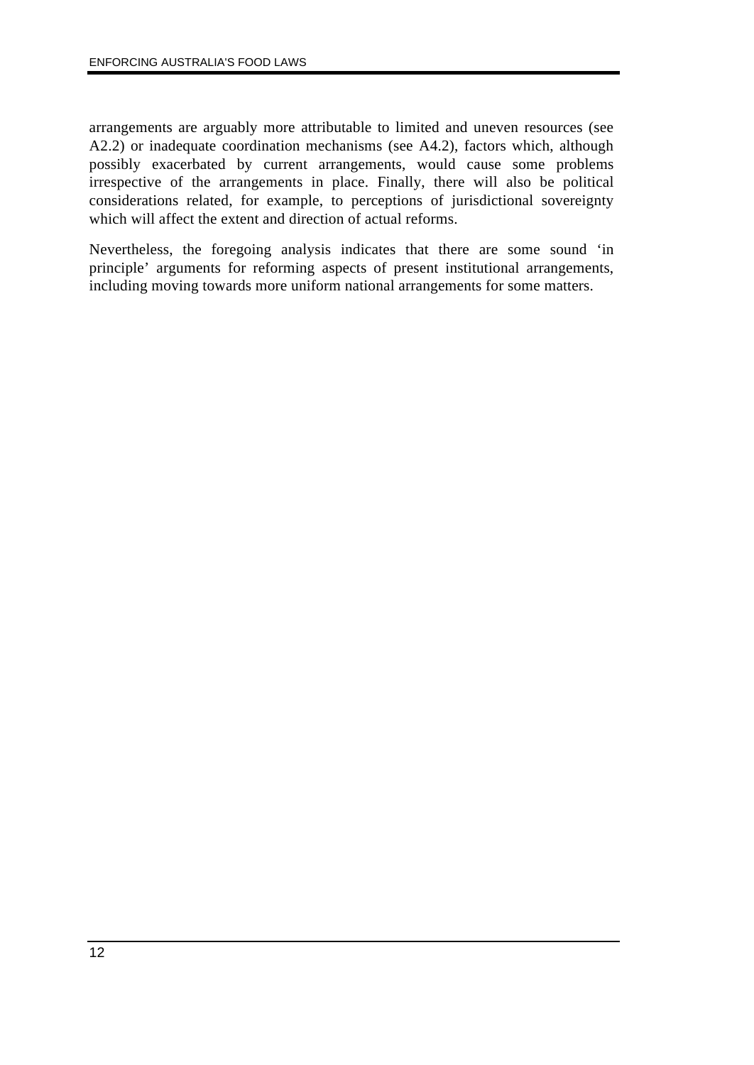arrangements are arguably more attributable to limited and uneven resources (see A2.2) or inadequate coordination mechanisms (see A4.2), factors which, although possibly exacerbated by current arrangements, would cause some problems irrespective of the arrangements in place. Finally, there will also be political considerations related, for example, to perceptions of jurisdictional sovereignty which will affect the extent and direction of actual reforms.

Nevertheless, the foregoing analysis indicates that there are some sound 'in principle' arguments for reforming aspects of present institutional arrangements, including moving towards more uniform national arrangements for some matters.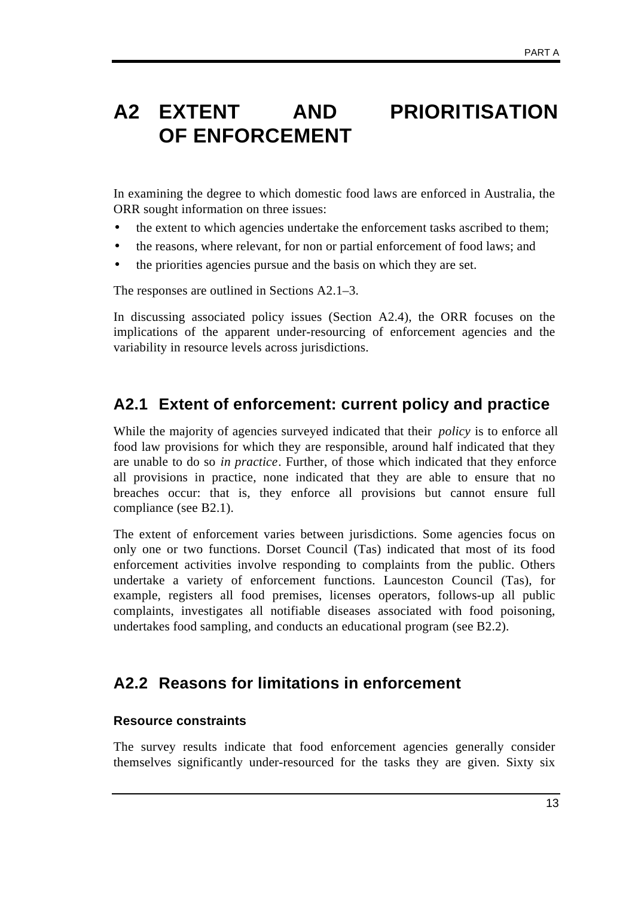# A2 EXTENT AND PRIORITISATION OF ENFORCEMENT

In examining the degree to which domestic food laws are enforced in Australia, the ORR sought information on three issues:

- the extent to which agencies undertake the enforcement tasks ascribed to them;
- the reasons, where relevant, for non or partial enforcement of food laws; and
- the priorities agencies pursue and the basis on which they are set.

The responses are outlined in Sections A2.1–3.

In discussing associated policy issues (Section A2.4), the ORR focuses on the implications of the apparent under-resourcing of enforcement agencies and the variability in resource levels across jurisdictions.

## A2.1 Extent of enforcement: current policy and practice

While the majority of agencies surveyed indicated that their *policy* is to enforce all food law provisions for which they are responsible, around half indicated that they are unable to do so *in practice*. Further, of those which indicated that they enforce all provisions in practice, none indicated that they are able to ensure that no breaches occur: that is, they enforce all provisions but cannot ensure full compliance (see B2.1).

The extent of enforcement varies between jurisdictions. Some agencies focus on only one or two functions. Dorset Council (Tas) indicated that most of its food enforcement activities involve responding to complaints from the public. Others undertake a variety of enforcement functions. Launceston Council (Tas), for example, registers all food premises, licenses operators, follows-up all public complaints, investigates all notifiable diseases associated with food poisoning, undertakes food sampling, and conducts an educational program (see B2.2).

## A2.2 Reasons for limitations in enforcement

### Resource constraints

The survey results indicate that food enforcement agencies generally consider themselves significantly under-resourced for the tasks they are given. Sixty six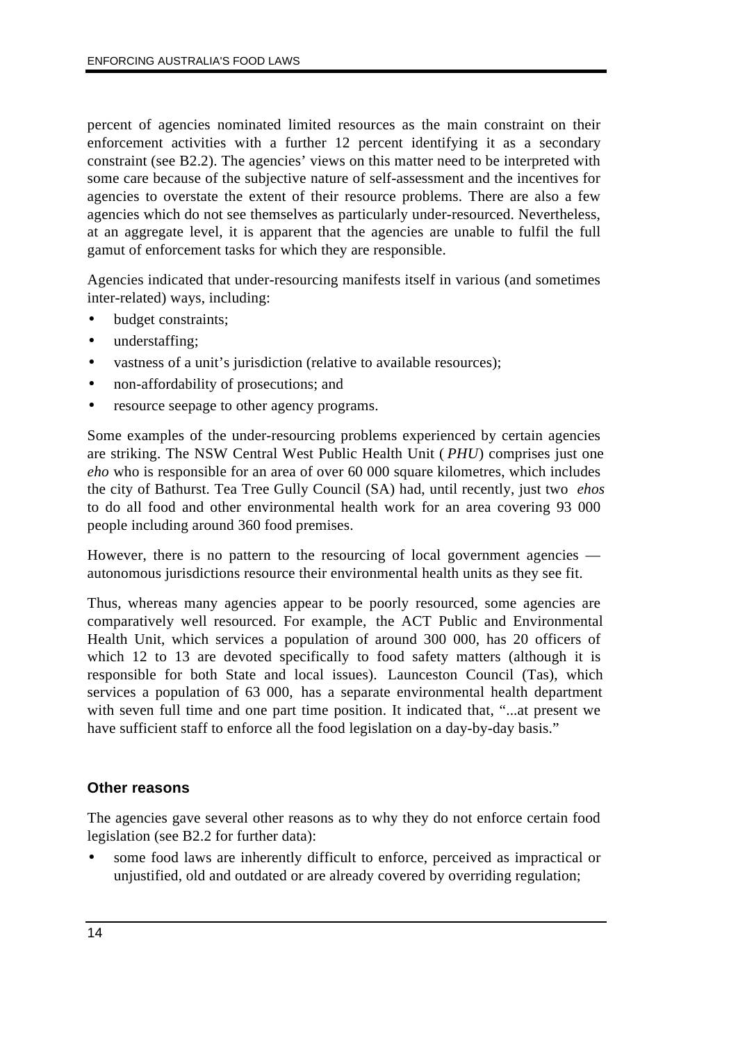percent of agencies nominated limited resources as the main constraint on their enforcement activities with a further 12 percent identifying it as a secondary constraint (see B2.2). The agencies' views on this matter need to be interpreted with some care because of the subjective nature of self-assessment and the incentives for agencies to overstate the extent of their resource problems. There are also a few agencies which do not see themselves as particularly under-resourced. Nevertheless, at an aggregate level, it is apparent that the agencies are unable to fulfil the full gamut of enforcement tasks for which they are responsible.

Agencies indicated that under-resourcing manifests itself in various (and sometimes inter-related) ways, including:

- budget constraints;
- understaffing;
- vastness of a unit's jurisdiction (relative to available resources);
- non-affordability of prosecutions; and
- resource seepage to other agency programs.

Some examples of the under-resourcing problems experienced by certain agencies are striking. The NSW Central West Public Health Unit (*PHU*) comprises just one *eho* who is responsible for an area of over 60 000 square kilometres, which includes the city of Bathurst. Tea Tree Gully Council (SA) had, until recently, just two *ehos* to do all food and other environmental health work for an area covering 93 000 people including around 360 food premises.

However, there is no pattern to the resourcing of local government agencies — autonomous jurisdictions resource their environmental health units as they see fit.

Thus, whereas many agencies appear to be poorly resourced, some agencies are comparatively well resourced. For example, the ACT Public and Environmental Health Unit, which services a population of around 300 000, has 20 officers of which 12 to 13 are devoted specifically to food safety matters (although it is responsible for both State and local issues). Launceston Council (Tas), which services a population of 63 000, has a separate environmental health department with seven full time and one part time position. It indicated that, "...at present we have sufficient staff to enforce all the food legislation on a day-by-day basis."

### Other reasons

The agencies gave several other reasons as to why they do not enforce certain food legislation (see B2.2 for further data):

- some food laws are inherently difficult to enforce, perceived as impractical or unjustified, old and outdated or are already covered by overriding regulation;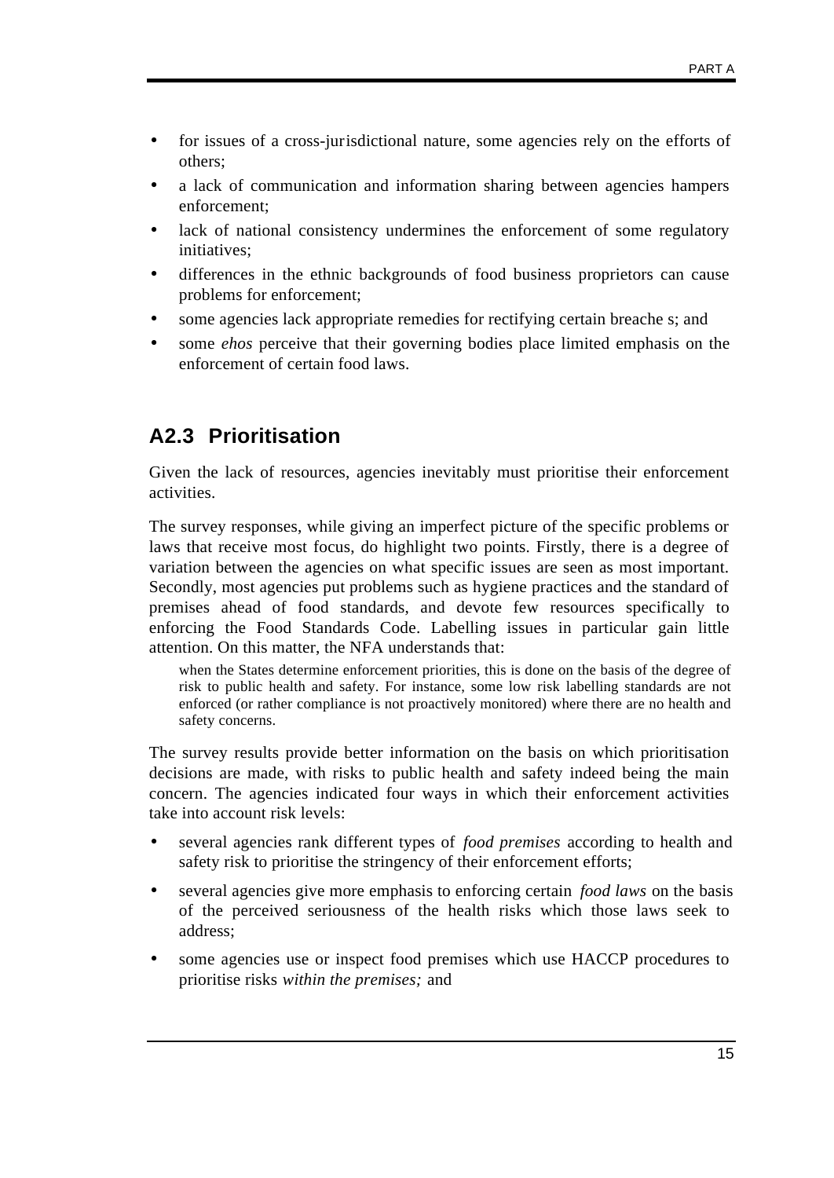- for issues of a cross-jurisdictional nature, some agencies rely on the efforts of others;
- a lack of communication and information sharing between agencies hampers enforcement;
- lack of national consistency undermines the enforcement of some regulatory initiatives;
- differences in the ethnic backgrounds of food business proprietors can cause problems for enforcement;
- some agencies lack appropriate remedies for rectifying certain breaches; and
- some *ehos* perceive that their governing bodies place limited emphasis on the enforcement of certain food laws.

## A2.3 Prioritisation

Given the lack of resources, agencies inevitably must prioritise their enforcement activities.

The survey responses, while giving an imperfect picture of the specific problems or laws that receive most focus, do highlight two points. Firstly, there is a degree of variation between the agencies on what specific issues are seen as most important. Secondly, most agencies put problems such as hygiene practices and the standard of premises ahead of food standards, and devote few resources specifically to enforcing the Food Standards Code. Labelling issues in particular gain little attention. On this matter, the NFA understands that:

> when the States determine enforcement priorities, this is done on the basis of the degree of risk to public health and safety. For instance, some low risk labelling standards are not enforced (or rather compliance is not proactively monitored) where there are no health and safety concerns.

The survey results provide better information on the basis on which prioritisation decisions are made, with risks to public health and safety indeed being the main concern. The agencies indicated four ways in which their enforcement activities take into account risk levels:

- several agencies rank different types of *food premises* according to health and safety risk to prioritise the stringency of their enforcement efforts;
- several agencies give more emphasis to enforcing certain *food laws* on the basis of the perceived seriousness of the health risks which those laws seek to address;
- some agencies use or inspect food premises which use HACCP procedures to prioritise risks *within the premises;* and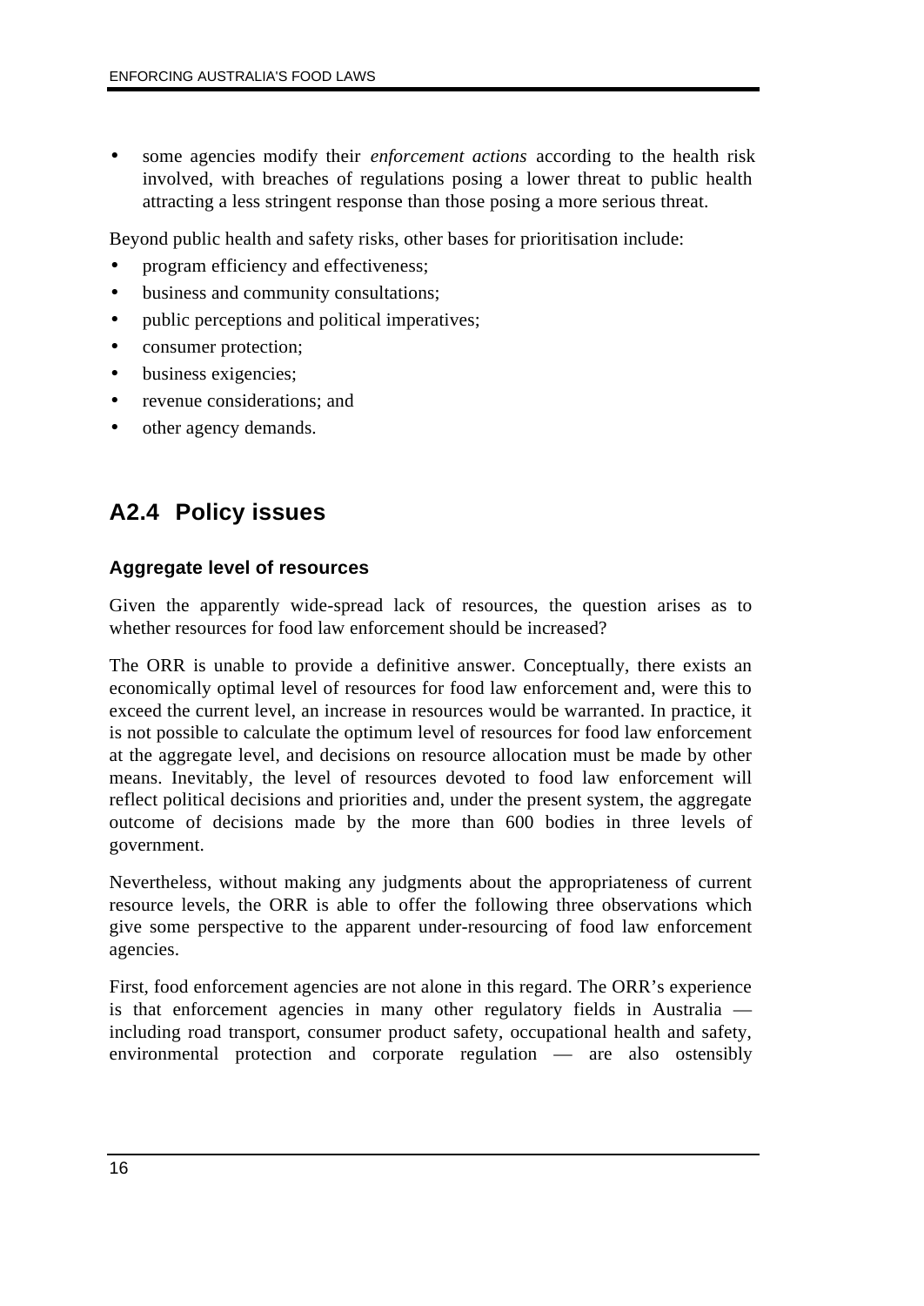- some agencies modify their *enforcement actions* according to the health risk involved, with breaches of regulations posing a lower threat to public health attracting a less stringent response than those posing a more serious threat.

Beyond public health and safety risks, other bases for prioritisation include:

- program efficiency and effectiveness;
- business and community consultations;
- public perceptions and political imperatives;
- consumer protection;
- business exigencies;
- revenue considerations; and
- other agency demands.

## A2.4 Policy issues

### Aggregate level of resources

Given the apparently wide-spread lack of resources, the question arises as to whether resources for food law enforcement should be increased?

The ORR is unable to provide a definitive answer. Conceptually, there exists an economically optimal level of resources for food law enforcement and, were this to exceed the current level, an increase in resources would be warranted. In practice, it is not possible to calculate the optimum level of resources for food law enforcement at the aggregate level, and decisions on resource allocation must be made by other means. Inevitably, the level of resources devoted to food law enforcement will reflect political decisions and priorities and, under the present system, the aggregate outcome of decisions made by the more than 600 bodies in three levels of government.

Nevertheless, without making any judgments about the appropriateness of current resource levels, the ORR is able to offer the following three observations which give some perspective to the apparent under-resourcing of food law enforcement agencies.

First, food enforcement agencies are not alone in this regard. The ORR's experience is that enforcement agencies in many other regulatory fields in Australia — including road transport, consumer product safety, occupational health and safety, environmental protection and corporate regulation — are also ostensibly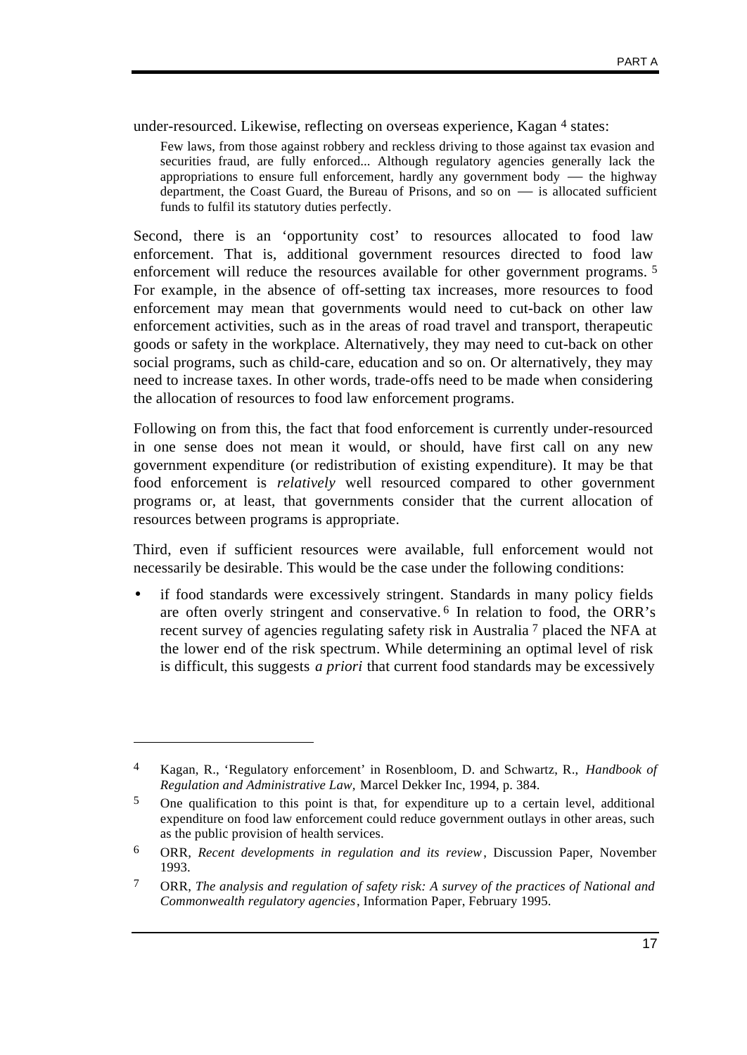under-resourced. Likewise, reflecting on overseas experience, Kagan [4] states:

> Few laws, from those against robbery and reckless driving to those against tax evasion and securities fraud, are fully enforced... Although regulatory agencies generally lack the appropriations to ensure full enforcement, hardly any government body — the highway department, the Coast Guard, the Bureau of Prisons, and so on — is allocated sufficient funds to fulfil its statutory duties perfectly.

Second, there is an 'opportunity cost' to resources allocated to food law enforcement. That is, additional government resources directed to food law enforcement will reduce the resources available for other government programs. [5] For example, in the absence of off-setting tax increases, more resources to food enforcement may mean that governments would need to cut-back on other law enforcement activities, such as in the areas of road travel and transport, therapeutic goods or safety in the workplace. Alternatively, they may need to cut-back on other social programs, such as child-care, education and so on. Or alternatively, they may need to increase taxes. In other words, trade-offs need to be made when considering the allocation of resources to food law enforcement programs.

Following on from this, the fact that food enforcement is currently under-resourced in one sense does not mean it would, or should, have first call on any new government expenditure (or redistribution of existing expenditure). It may be that food enforcement is *relatively* well resourced compared to other government programs or, at least, that governments consider that the current allocation of resources between programs is appropriate.

Third, even if sufficient resources were available, full enforcement would not necessarily be desirable. This would be the case under the following conditions:

- if food standards were excessively stringent. Standards in many policy fields are often overly stringent and conservative. [6] In relation to food, the ORR's recent survey of agencies regulating safety risk in Australia [7] placed the NFA at the lower end of the risk spectrum. While determining an optimal level of risk is difficult, this suggests *a priori* that current food standards may be excessively

---

[4] Kagan, R., 'Regulatory enforcement' in Rosenbloom, D. and Schwartz, R., *Handbook of Regulation and Administrative Law,* Marcel Dekker Inc, 1994, p. 384.

[5] One qualification to this point is that, for expenditure up to a certain level, additional expenditure on food law enforcement could reduce government outlays in other areas, such as the public provision of health services.

[6] ORR, *Recent developments in regulation and its review*, Discussion Paper, November 1993.

[7] ORR, *The analysis and regulation of safety risk: A survey of the practices of National and Commonwealth regulatory agencies*, Information Paper, February 1995.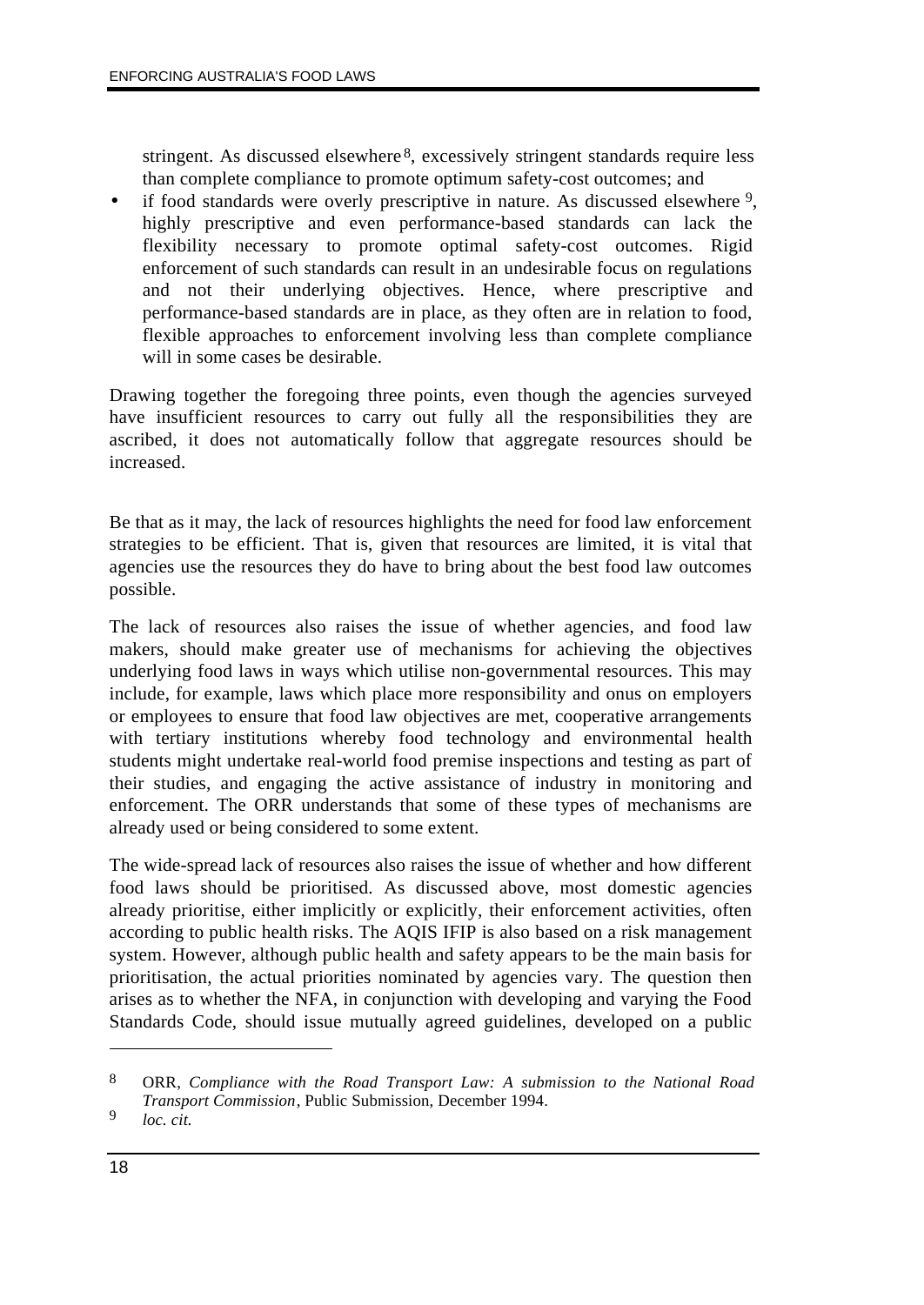stringent. As discussed elsewhere[8], excessively stringent standards require less than complete compliance to promote optimum safety-cost outcomes; and

- if food standards were overly prescriptive in nature. As discussed elsewhere [9], highly prescriptive and even performance-based standards can lack the flexibility necessary to promote optimal safety-cost outcomes. Rigid enforcement of such standards can result in an undesirable focus on regulations and not their underlying objectives. Hence, where prescriptive and performance-based standards are in place, as they often are in relation to food, flexible approaches to enforcement involving less than complete compliance will in some cases be desirable.

Drawing together the foregoing three points, even though the agencies surveyed have insufficient resources to carry out fully all the responsibilities they are ascribed, it does not automatically follow that aggregate resources should be increased.

Be that as it may, the lack of resources highlights the need for food law enforcement strategies to be efficient. That is, given that resources are limited, it is vital that agencies use the resources they do have to bring about the best food law outcomes possible.

The lack of resources also raises the issue of whether agencies, and food law makers, should make greater use of mechanisms for achieving the objectives underlying food laws in ways which utilise non-governmental resources. This may include, for example, laws which place more responsibility and onus on employers or employees to ensure that food law objectives are met, cooperative arrangements with tertiary institutions whereby food technology and environmental health students might undertake real-world food premise inspections and testing as part of their studies, and engaging the active assistance of industry in monitoring and enforcement. The ORR understands that some of these types of mechanisms are already used or being considered to some extent.

The wide-spread lack of resources also raises the issue of whether and how different food laws should be prioritised. As discussed above, most domestic agencies already prioritise, either implicitly or explicitly, their enforcement activities, often according to public health risks. The AQIS IFIP is also based on a risk management system. However, although public health and safety appears to be the main basis for prioritisation, the actual priorities nominated by agencies vary. The question then arises as to whether the NFA, in conjunction with developing and varying the Food Standards Code, should issue mutually agreed guidelines, developed on a public

---

8 ORR, *Compliance with the Road Transport Law: A submission to the National Road Transport Commission*, Public Submission, December 1994.

9 *loc. cit.*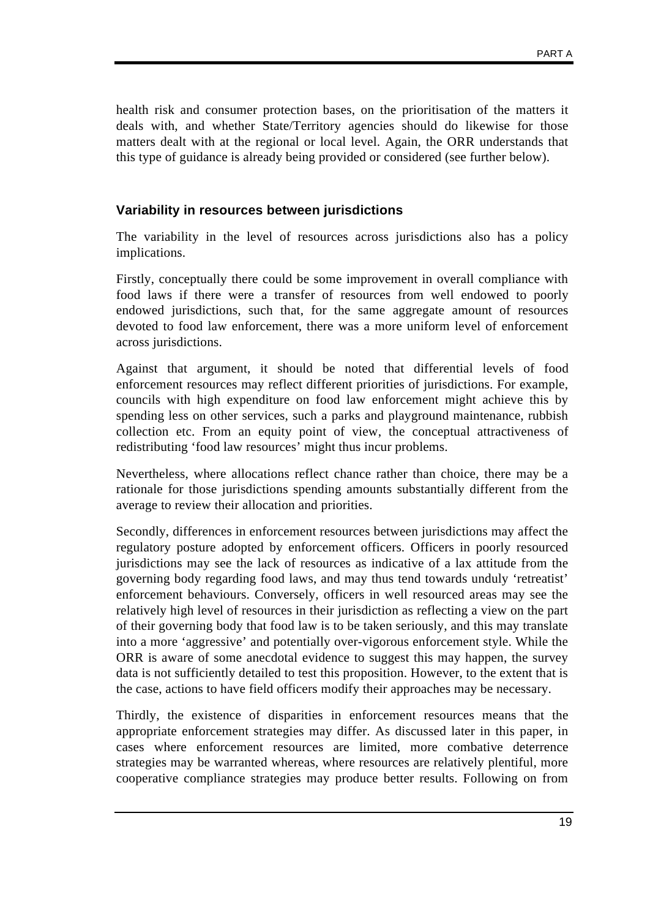health risk and consumer protection bases, on the prioritisation of the matters it deals with, and whether State/Territory agencies should do likewise for those matters dealt with at the regional or local level. Again, the ORR understands that this type of guidance is already being provided or considered (see further below).

### Variability in resources between jurisdictions

The variability in the level of resources across jurisdictions also has a policy implications.

Firstly, conceptually there could be some improvement in overall compliance with food laws if there were a transfer of resources from well endowed to poorly endowed jurisdictions, such that, for the same aggregate amount of resources devoted to food law enforcement, there was a more uniform level of enforcement across jurisdictions.

Against that argument, it should be noted that differential levels of food enforcement resources may reflect different priorities of jurisdictions. For example, councils with high expenditure on food law enforcement might achieve this by spending less on other services, such a parks and playground maintenance, rubbish collection etc. From an equity point of view, the conceptual attractiveness of redistributing 'food law resources' might thus incur problems.

Nevertheless, where allocations reflect chance rather than choice, there may be a rationale for those jurisdictions spending amounts substantially different from the average to review their allocation and priorities.

Secondly, differences in enforcement resources between jurisdictions may affect the regulatory posture adopted by enforcement officers. Officers in poorly resourced jurisdictions may see the lack of resources as indicative of a lax attitude from the governing body regarding food laws, and may thus tend towards unduly 'retreatist' enforcement behaviours. Conversely, officers in well resourced areas may see the relatively high level of resources in their jurisdiction as reflecting a view on the part of their governing body that food law is to be taken seriously, and this may translate into a more 'aggressive' and potentially over-vigorous enforcement style. While the ORR is aware of some anecdotal evidence to suggest this may happen, the survey data is not sufficiently detailed to test this proposition. However, to the extent that is the case, actions to have field officers modify their approaches may be necessary.

Thirdly, the existence of disparities in enforcement resources means that the appropriate enforcement strategies may differ. As discussed later in this paper, in cases where enforcement resources are limited, more combative deterrence strategies may be warranted whereas, where resources are relatively plentiful, more cooperative compliance strategies may produce better results. Following on from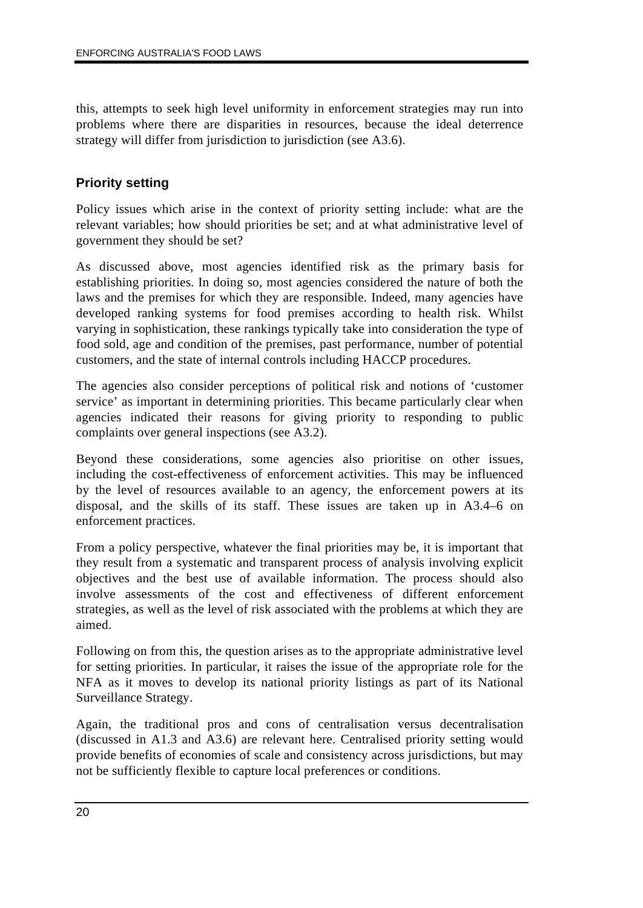this, attempts to seek high level uniformity in enforcement strategies may run into problems where there are disparities in resources, because the ideal deterrence strategy will differ from jurisdiction to jurisdiction (see A3.6).

### Priority setting

Policy issues which arise in the context of priority setting include: what are the relevant variables; how should priorities be set; and at what administrative level of government they should be set?

As discussed above, most agencies identified risk as the primary basis for establishing priorities. In doing so, most agencies considered the nature of both the laws and the premises for which they are responsible. Indeed, many agencies have developed ranking systems for food premises according to health risk. Whilst varying in sophistication, these rankings typically take into consideration the type of food sold, age and condition of the premises, past performance, number of potential customers, and the state of internal controls including HACCP procedures.

The agencies also consider perceptions of political risk and notions of 'customer service' as important in determining priorities. This became particularly clear when agencies indicated their reasons for giving priority to responding to public complaints over general inspections (see A3.2).

Beyond these considerations, some agencies also prioritise on other issues, including the cost-effectiveness of enforcement activities. This may be influenced by the level of resources available to an agency, the enforcement powers at its disposal, and the skills of its staff. These issues are taken up in A3.4–6 on enforcement practices.

From a policy perspective, whatever the final priorities may be, it is important that they result from a systematic and transparent process of analysis involving explicit objectives and the best use of available information. The process should also involve assessments of the cost and effectiveness of different enforcement strategies, as well as the level of risk associated with the problems at which they are aimed.

Following on from this, the question arises as to the appropriate administrative level for setting priorities. In particular, it raises the issue of the appropriate role for the NFA as it moves to develop its national priority listings as part of its National Surveillance Strategy.

Again, the traditional pros and cons of centralisation versus decentralisation (discussed in A1.3 and A3.6) are relevant here. Centralised priority setting would provide benefits of economies of scale and consistency across jurisdictions, but may not be sufficiently flexible to capture local preferences or conditions.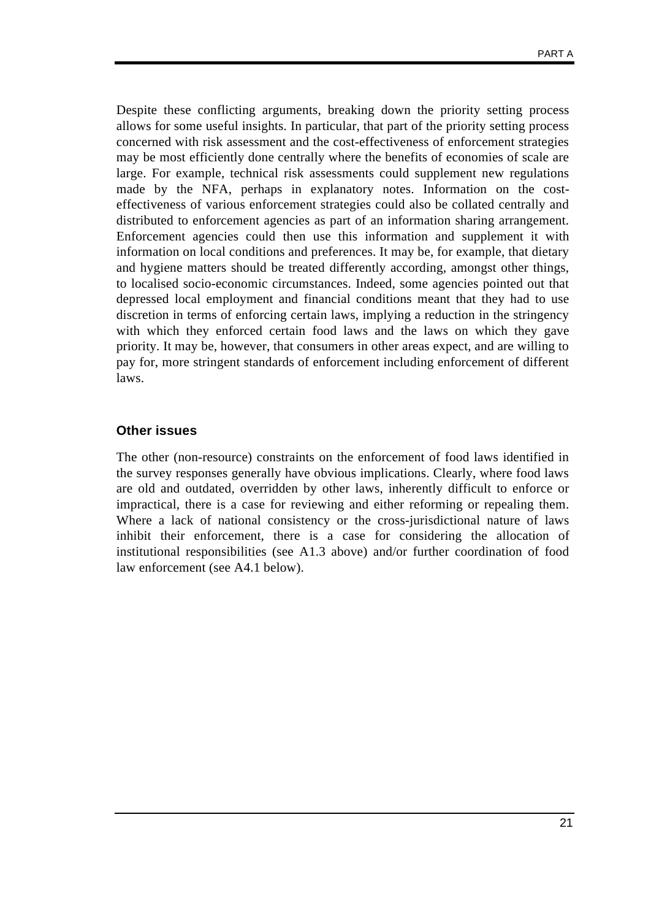Despite these conflicting arguments, breaking down the priority setting process allows for some useful insights. In particular, that part of the priority setting process concerned with risk assessment and the cost-effectiveness of enforcement strategies may be most efficiently done centrally where the benefits of economies of scale are large. For example, technical risk assessments could supplement new regulations made by the NFA, perhaps in explanatory notes. Information on the cost-effectiveness of various enforcement strategies could also be collated centrally and distributed to enforcement agencies as part of an information sharing arrangement. Enforcement agencies could then use this information and supplement it with information on local conditions and preferences. It may be, for example, that dietary and hygiene matters should be treated differently according, amongst other things, to localised socio-economic circumstances. Indeed, some agencies pointed out that depressed local employment and financial conditions meant that they had to use discretion in terms of enforcing certain laws, implying a reduction in the stringency with which they enforced certain food laws and the laws on which they gave priority. It may be, however, that consumers in other areas expect, and are willing to pay for, more stringent standards of enforcement including enforcement of different laws.

### Other issues

The other (non-resource) constraints on the enforcement of food laws identified in the survey responses generally have obvious implications. Clearly, where food laws are old and outdated, overridden by other laws, inherently difficult to enforce or impractical, there is a case for reviewing and either reforming or repealing them. Where a lack of national consistency or the cross-jurisdictional nature of laws inhibit their enforcement, there is a case for considering the allocation of institutional responsibilities (see A1.3 above) and/or further coordination of food law enforcement (see A4.1 below).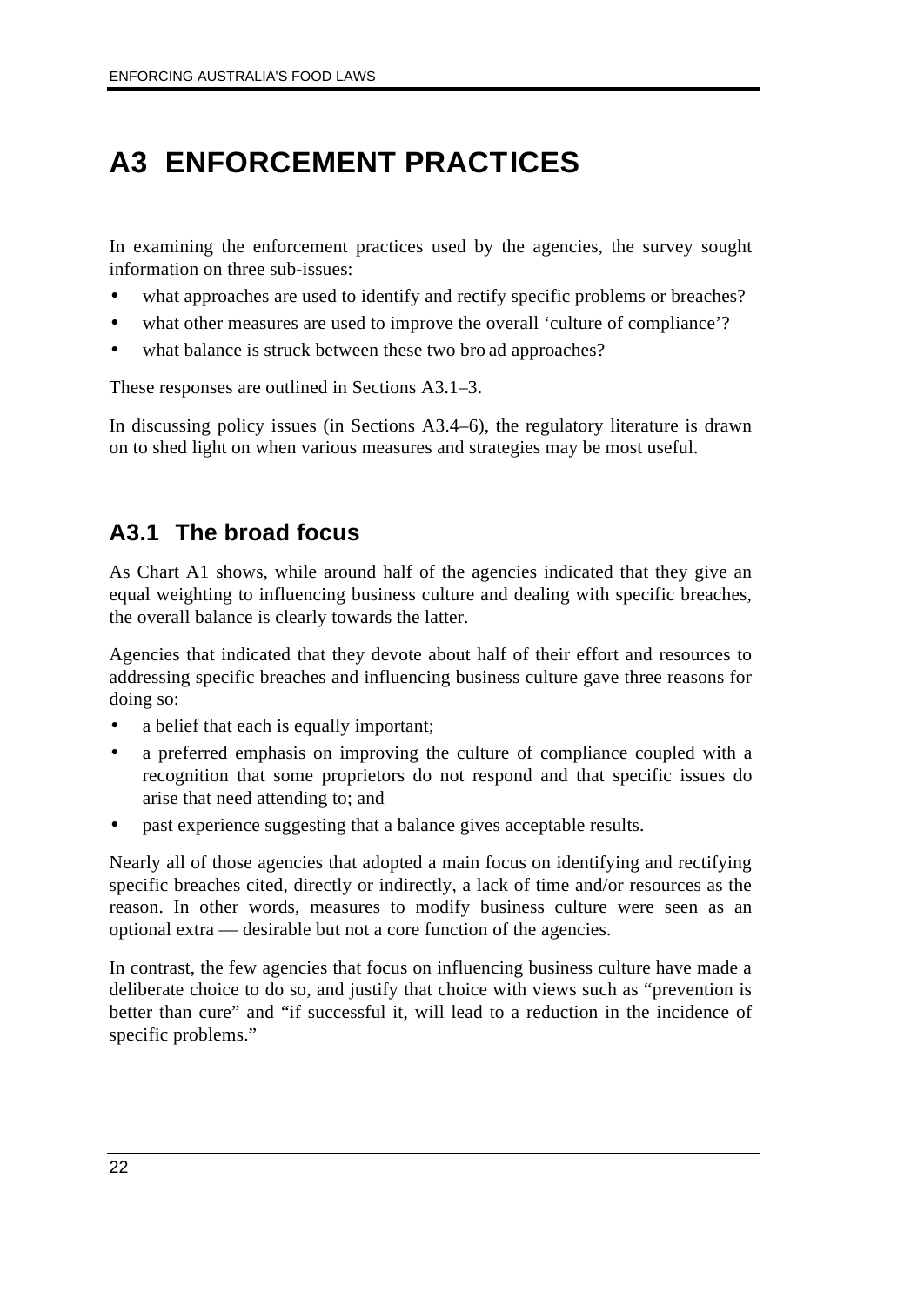# A3 ENFORCEMENT PRACTICES

In examining the enforcement practices used by the agencies, the survey sought information on three sub-issues:

- what approaches are used to identify and rectify specific problems or breaches?
- what other measures are used to improve the overall 'culture of compliance'?
- what balance is struck between these two broad approaches?

These responses are outlined in Sections A3.1–3.

In discussing policy issues (in Sections A3.4–6), the regulatory literature is drawn on to shed light on when various measures and strategies may be most useful.

## A3.1 The broad focus

As Chart A1 shows, while around half of the agencies indicated that they give an equal weighting to influencing business culture and dealing with specific breaches, the overall balance is clearly towards the latter.

Agencies that indicated that they devote about half of their effort and resources to addressing specific breaches and influencing business culture gave three reasons for doing so:

- a belief that each is equally important;
- a preferred emphasis on improving the culture of compliance coupled with a recognition that some proprietors do not respond and that specific issues do arise that need attending to; and
- past experience suggesting that a balance gives acceptable results.

Nearly all of those agencies that adopted a main focus on identifying and rectifying specific breaches cited, directly or indirectly, a lack of time and/or resources as the reason. In other words, measures to modify business culture were seen as an optional extra — desirable but not a core function of the agencies.

In contrast, the few agencies that focus on influencing business culture have made a deliberate choice to do so, and justify that choice with views such as "prevention is better than cure" and "if successful it, will lead to a reduction in the incidence of specific problems."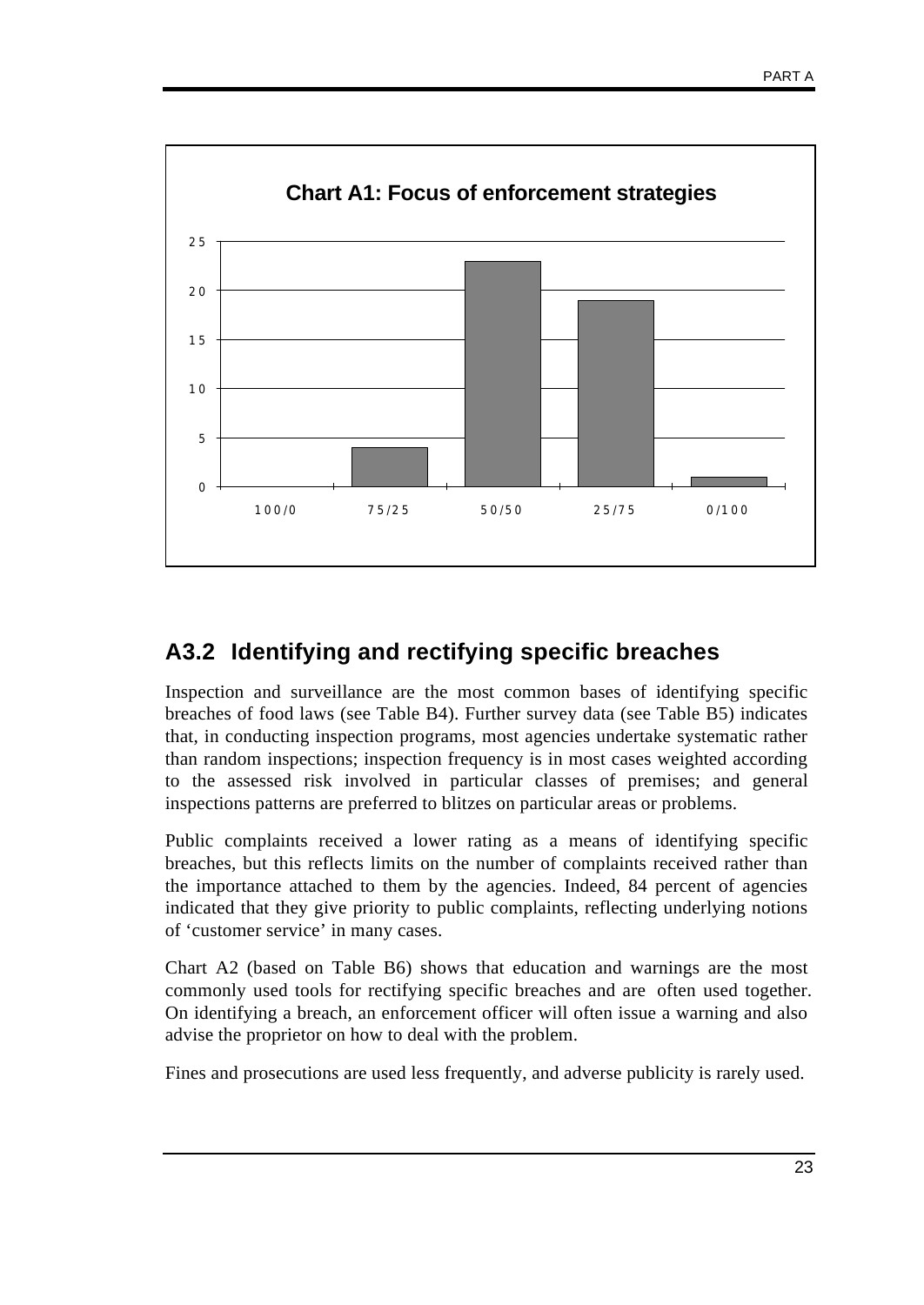**Chart A1: Focus of enforcement strategies**

| Focus | Value |
|---|---|
| 100/0 | 0 |
| 75/25 | 4 |
| 50/50 | 23 |
| 25/75 | 19 |
| 0/100 | 1 |

## A3.2 Identifying and rectifying specific breaches

Inspection and surveillance are the most common bases of identifying specific breaches of food laws (see Table B4). Further survey data (see Table B5) indicates that, in conducting inspection programs, most agencies undertake systematic rather than random inspections; inspection frequency is in most cases weighted according to the assessed risk involved in particular classes of premises; and general inspections patterns are preferred to blitzes on particular areas or problems.

Public complaints received a lower rating as a means of identifying specific breaches, but this reflects limits on the number of complaints received rather than the importance attached to them by the agencies. Indeed, 84 percent of agencies indicated that they give priority to public complaints, reflecting underlying notions of 'customer service' in many cases.

Chart A2 (based on Table B6) shows that education and warnings are the most commonly used tools for rectifying specific breaches and are often used together. On identifying a breach, an enforcement officer will often issue a warning and also advise the proprietor on how to deal with the problem.

Fines and prosecutions are used less frequently, and adverse publicity is rarely used.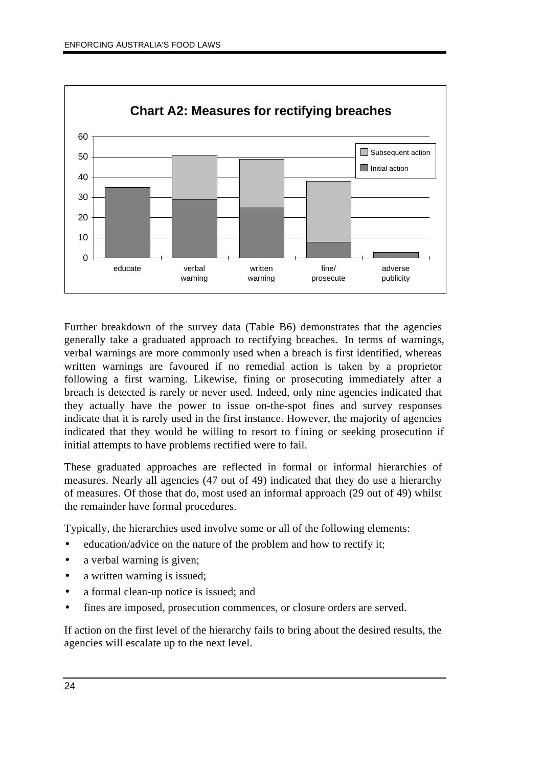**Chart A2: Measures for rectifying breaches**

Further breakdown of the survey data (Table B6) demonstrates that the agencies generally take a graduated approach to rectifying breaches. In terms of warnings, verbal warnings are more commonly used when a breach is first identified, whereas written warnings are favoured if no remedial action is taken by a proprietor following a first warning. Likewise, fining or prosecuting immediately after a breach is detected is rarely or never used. Indeed, only nine agencies indicated that they actually have the power to issue on-the-spot fines and survey responses indicate that it is rarely used in the first instance. However, the majority of agencies indicated that they would be willing to resort to fining or seeking prosecution if initial attempts to have problems rectified were to fail.

These graduated approaches are reflected in formal or informal hierarchies of measures. Nearly all agencies (47 out of 49) indicated that they do use a hierarchy of measures. Of those that do, most used an informal approach (29 out of 49) whilst the remainder have formal procedures.

Typically, the hierarchies used involve some or all of the following elements:

- education/advice on the nature of the problem and how to rectify it;
- a verbal warning is given;
- a written warning is issued;
- a formal clean-up notice is issued; and
- fines are imposed, prosecution commences, or closure orders are served.

If action on the first level of the hierarchy fails to bring about the desired results, the agencies will escalate up to the next level.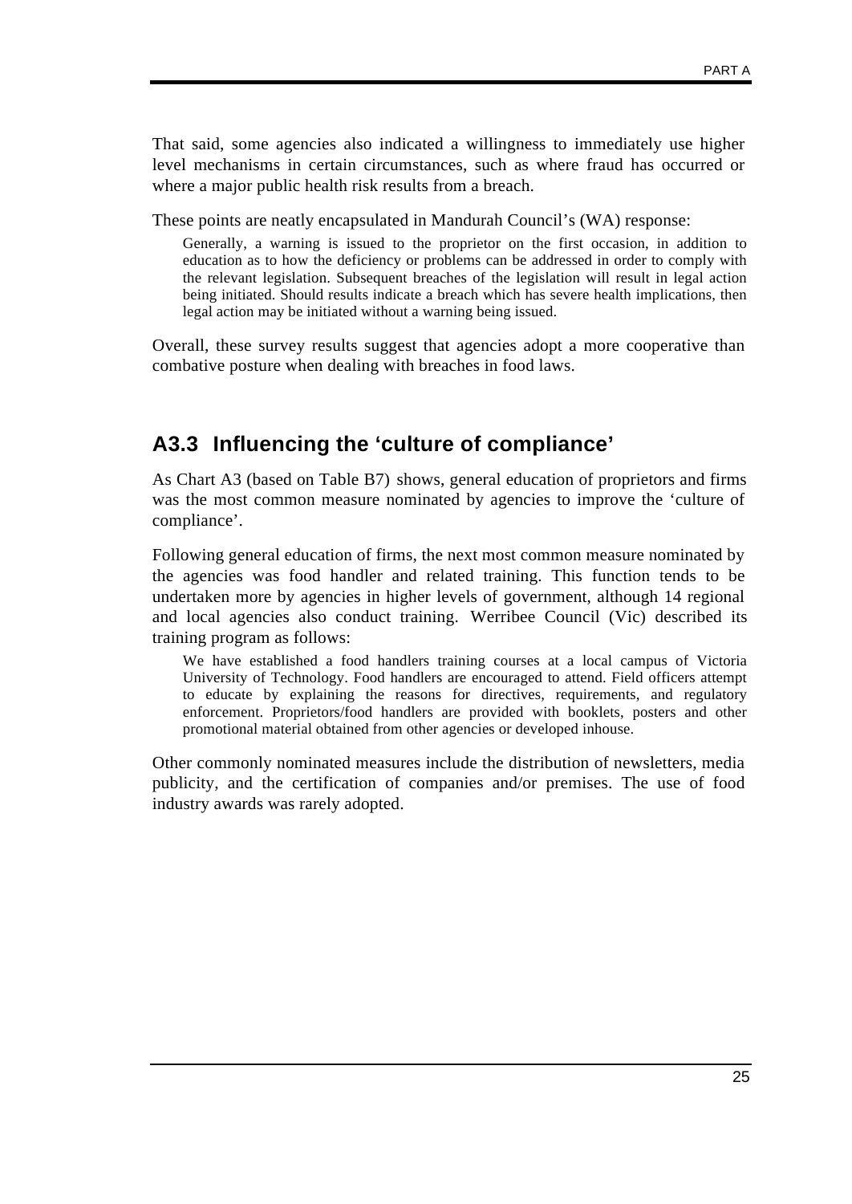That said, some agencies also indicated a willingness to immediately use higher level mechanisms in certain circumstances, such as where fraud has occurred or where a major public health risk results from a breach.

These points are neatly encapsulated in Mandurah Council's (WA) response:

> Generally, a warning is issued to the proprietor on the first occasion, in addition to education as to how the deficiency or problems can be addressed in order to comply with the relevant legislation. Subsequent breaches of the legislation will result in legal action being initiated. Should results indicate a breach which has severe health implications, then legal action may be initiated without a warning being issued.

Overall, these survey results suggest that agencies adopt a more cooperative than combative posture when dealing with breaches in food laws.

## A3.3 Influencing the 'culture of compliance'

As Chart A3 (based on Table B7) shows, general education of proprietors and firms was the most common measure nominated by agencies to improve the 'culture of compliance'.

Following general education of firms, the next most common measure nominated by the agencies was food handler and related training. This function tends to be undertaken more by agencies in higher levels of government, although 14 regional and local agencies also conduct training. Werribee Council (Vic) described its training program as follows:

> We have established a food handlers training courses at a local campus of Victoria University of Technology. Food handlers are encouraged to attend. Field officers attempt to educate by explaining the reasons for directives, requirements, and regulatory enforcement. Proprietors/food handlers are provided with booklets, posters and other promotional material obtained from other agencies or developed inhouse.

Other commonly nominated measures include the distribution of newsletters, media publicity, and the certification of companies and/or premises. The use of food industry awards was rarely adopted.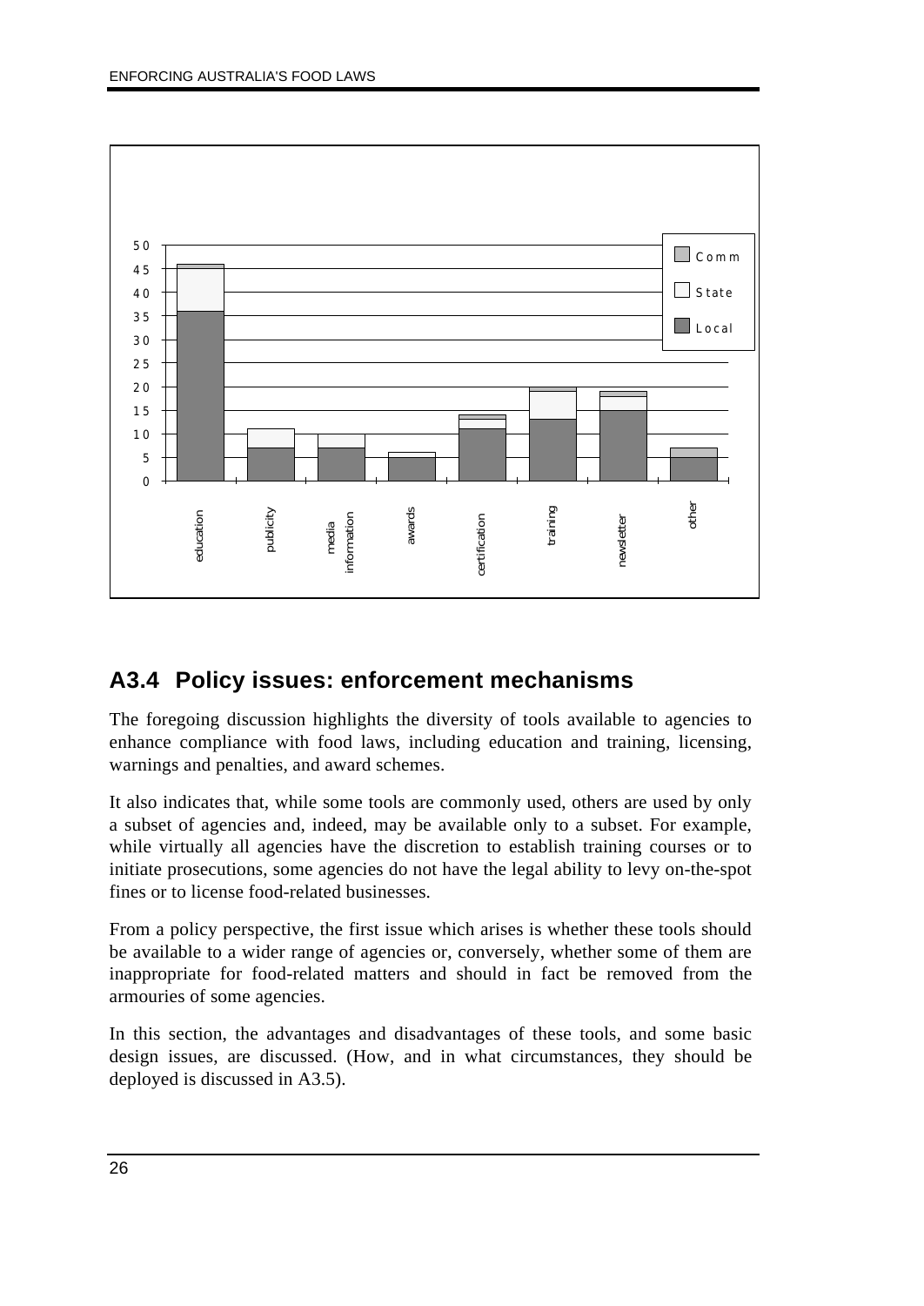## A3.4 Policy issues: enforcement mechanisms

The foregoing discussion highlights the diversity of tools available to agencies to enhance compliance with food laws, including education and training, licensing, warnings and penalties, and award schemes.

It also indicates that, while some tools are commonly used, others are used by only a subset of agencies and, indeed, may be available only to a subset. For example, while virtually all agencies have the discretion to establish training courses or to initiate prosecutions, some agencies do not have the legal ability to levy on-the-spot fines or to license food-related businesses.

From a policy perspective, the first issue which arises is whether these tools should be available to a wider range of agencies or, conversely, whether some of them are inappropriate for food-related matters and should in fact be removed from the armouries of some agencies.

In this section, the advantages and disadvantages of these tools, and some basic design issues, are discussed. (How, and in what circumstances, they should be deployed is discussed in A3.5).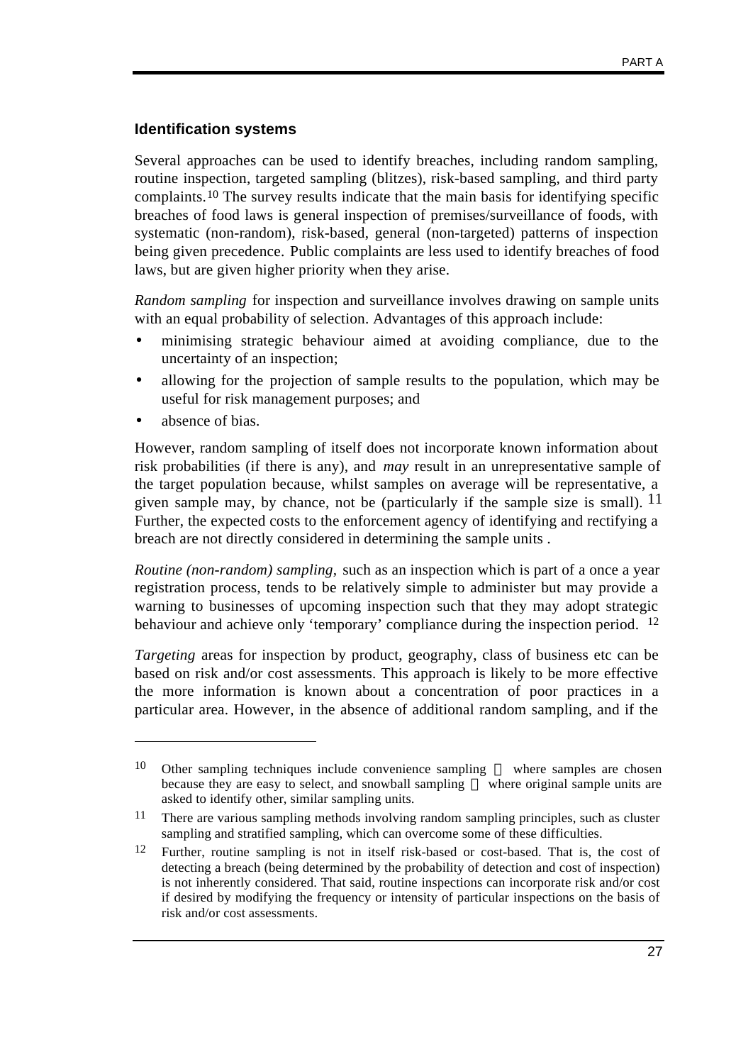### Identification systems

Several approaches can be used to identify breaches, including random sampling, routine inspection, targeted sampling (blitzes), risk-based sampling, and third party complaints.[10] The survey results indicate that the main basis for identifying specific breaches of food laws is general inspection of premises/surveillance of foods, with systematic (non-random), risk-based, general (non-targeted) patterns of inspection being given precedence. Public complaints are less used to identify breaches of food laws, but are given higher priority when they arise.

*Random sampling* for inspection and surveillance involves drawing on sample units with an equal probability of selection. Advantages of this approach include:

- minimising strategic behaviour aimed at avoiding compliance, due to the uncertainty of an inspection;
- allowing for the projection of sample results to the population, which may be useful for risk management purposes; and
- absence of bias.

However, random sampling of itself does not incorporate known information about risk probabilities (if there is any), and *may* result in an unrepresentative sample of the target population because, whilst samples on average will be representative, a given sample may, by chance, not be (particularly if the sample size is small).[11] Further, the expected costs to the enforcement agency of identifying and rectifying a breach are not directly considered in determining the sample units .

*Routine (non-random) sampling,* such as an inspection which is part of a once a year registration process, tends to be relatively simple to administer but may provide a warning to businesses of upcoming inspection such that they may adopt strategic behaviour and achieve only 'temporary' compliance during the inspection period.[12]

*Targeting* areas for inspection by product, geography, class of business etc can be based on risk and/or cost assessments. This approach is likely to be more effective the more information is known about a concentration of poor practices in a particular area. However, in the absence of additional random sampling, and if the

---

[10] Other sampling techniques include convenience sampling — where samples are chosen because they are easy to select, and snowball sampling — where original sample units are asked to identify other, similar sampling units.

[11] There are various sampling methods involving random sampling principles, such as cluster sampling and stratified sampling, which can overcome some of these difficulties.

[12] Further, routine sampling is not in itself risk-based or cost-based. That is, the cost of detecting a breach (being determined by the probability of detection and cost of inspection) is not inherently considered. That said, routine inspections can incorporate risk and/or cost if desired by modifying the frequency or intensity of particular inspections on the basis of risk and/or cost assessments.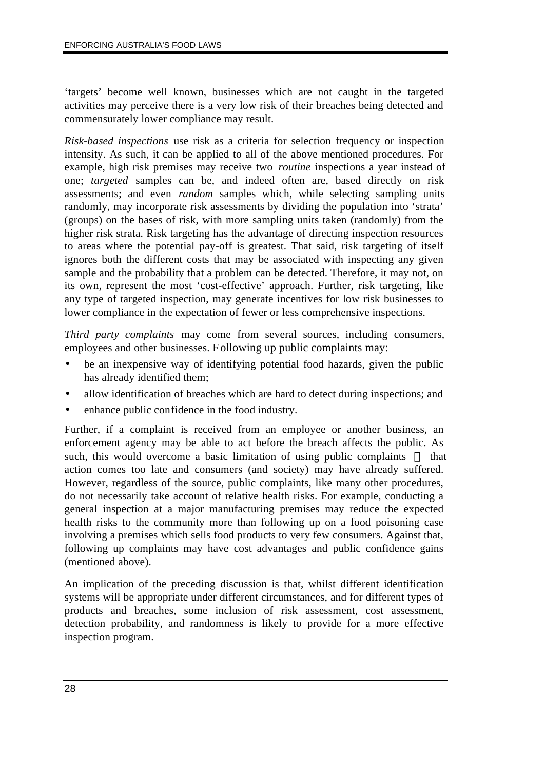‘targets’ become well known, businesses which are not caught in the targeted activities may perceive there is a very low risk of their breaches being detected and commensurately lower compliance may result.

*Risk-based inspections* use risk as a criteria for selection frequency or inspection intensity. As such, it can be applied to all of the above mentioned procedures. For example, high risk premises may receive two *routine* inspections a year instead of one; *targeted* samples can be, and indeed often are, based directly on risk assessments; and even *random* samples which, while selecting sampling units randomly, may incorporate risk assessments by dividing the population into ‘strata’ (groups) on the bases of risk, with more sampling units taken (randomly) from the higher risk strata. Risk targeting has the advantage of directing inspection resources to areas where the potential pay-off is greatest. That said, risk targeting of itself ignores both the different costs that may be associated with inspecting any given sample and the probability that a problem can be detected. Therefore, it may not, on its own, represent the most ‘cost-effective’ approach. Further, risk targeting, like any type of targeted inspection, may generate incentives for low risk businesses to lower compliance in the expectation of fewer or less comprehensive inspections.

*Third party complaints* may come from several sources, including consumers, employees and other businesses. Following up public complaints may:

- be an inexpensive way of identifying potential food hazards, given the public has already identified them;
- allow identification of breaches which are hard to detect during inspections; and
- enhance public confidence in the food industry.

Further, if a complaint is received from an employee or another business, an enforcement agency may be able to act before the breach affects the public. As such, this would overcome a basic limitation of using public complaints — that action comes too late and consumers (and society) may have already suffered. However, regardless of the source, public complaints, like many other procedures, do not necessarily take account of relative health risks. For example, conducting a general inspection at a major manufacturing premises may reduce the expected health risks to the community more than following up on a food poisoning case involving a premises which sells food products to very few consumers. Against that, following up complaints may have cost advantages and public confidence gains (mentioned above).

An implication of the preceding discussion is that, whilst different identification systems will be appropriate under different circumstances, and for different types of products and breaches, some inclusion of risk assessment, cost assessment, detection probability, and randomness is likely to provide for a more effective inspection program.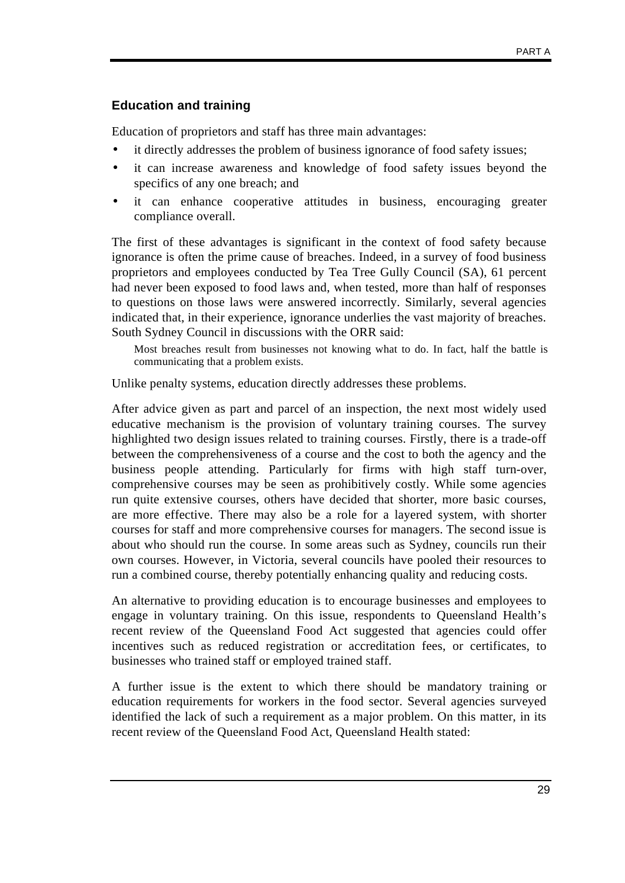### Education and training

Education of proprietors and staff has three main advantages:

- it directly addresses the problem of business ignorance of food safety issues;
- it can increase awareness and knowledge of food safety issues beyond the specifics of any one breach; and
- it can enhance cooperative attitudes in business, encouraging greater compliance overall.

The first of these advantages is significant in the context of food safety because ignorance is often the prime cause of breaches. Indeed, in a survey of food business proprietors and employees conducted by Tea Tree Gully Council (SA), 61 percent had never been exposed to food laws and, when tested, more than half of responses to questions on those laws were answered incorrectly. Similarly, several agencies indicated that, in their experience, ignorance underlies the vast majority of breaches. South Sydney Council in discussions with the ORR said:

> Most breaches result from businesses not knowing what to do. In fact, half the battle is communicating that a problem exists.

Unlike penalty systems, education directly addresses these problems.

After advice given as part and parcel of an inspection, the next most widely used educative mechanism is the provision of voluntary training courses. The survey highlighted two design issues related to training courses. Firstly, there is a trade-off between the comprehensiveness of a course and the cost to both the agency and the business people attending. Particularly for firms with high staff turn-over, comprehensive courses may be seen as prohibitively costly. While some agencies run quite extensive courses, others have decided that shorter, more basic courses, are more effective. There may also be a role for a layered system, with shorter courses for staff and more comprehensive courses for managers. The second issue is about who should run the course. In some areas such as Sydney, councils run their own courses. However, in Victoria, several councils have pooled their resources to run a combined course, thereby potentially enhancing quality and reducing costs.

An alternative to providing education is to encourage businesses and employees to engage in voluntary training. On this issue, respondents to Queensland Health's recent review of the Queensland Food Act suggested that agencies could offer incentives such as reduced registration or accreditation fees, or certificates, to businesses who trained staff or employed trained staff.

A further issue is the extent to which there should be mandatory training or education requirements for workers in the food sector. Several agencies surveyed identified the lack of such a requirement as a major problem. On this matter, in its recent review of the Queensland Food Act, Queensland Health stated: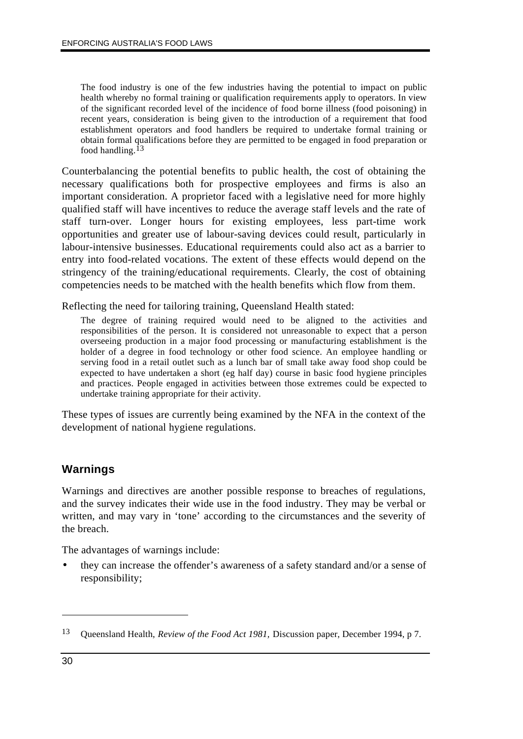> The food industry is one of the few industries having the potential to impact on public health whereby no formal training or qualification requirements apply to operators. In view of the significant recorded level of the incidence of food borne illness (food poisoning) in recent years, consideration is being given to the introduction of a requirement that food establishment operators and food handlers be required to undertake formal training or obtain formal qualifications before they are permitted to be engaged in food preparation or food handling.[13]

Counterbalancing the potential benefits to public health, the cost of obtaining the necessary qualifications both for prospective employees and firms is also an important consideration. A proprietor faced with a legislative need for more highly qualified staff will have incentives to reduce the average staff levels and the rate of staff turn-over. Longer hours for existing employees, less part-time work opportunities and greater use of labour-saving devices could result, particularly in labour-intensive businesses. Educational requirements could also act as a barrier to entry into food-related vocations. The extent of these effects would depend on the stringency of the training/educational requirements. Clearly, the cost of obtaining competencies needs to be matched with the health benefits which flow from them.

Reflecting the need for tailoring training, Queensland Health stated:

> The degree of training required would need to be aligned to the activities and responsibilities of the person. It is considered not unreasonable to expect that a person overseeing production in a major food processing or manufacturing establishment is the holder of a degree in food technology or other food science. An employee handling or serving food in a retail outlet such as a lunch bar of small take away food shop could be expected to have undertaken a short (eg half day) course in basic food hygiene principles and practices. People engaged in activities between those extremes could be expected to undertake training appropriate for their activity.

These types of issues are currently being examined by the NFA in the context of the development of national hygiene regulations.

## Warnings

Warnings and directives are another possible response to breaches of regulations, and the survey indicates their wide use in the food industry. They may be verbal or written, and may vary in 'tone' according to the circumstances and the severity of the breach.

The advantages of warnings include:

- they can increase the offender's awareness of a safety standard and/or a sense of responsibility;

---

[13] Queensland Health, *Review of the Food Act 1981,* Discussion paper, December 1994, p 7.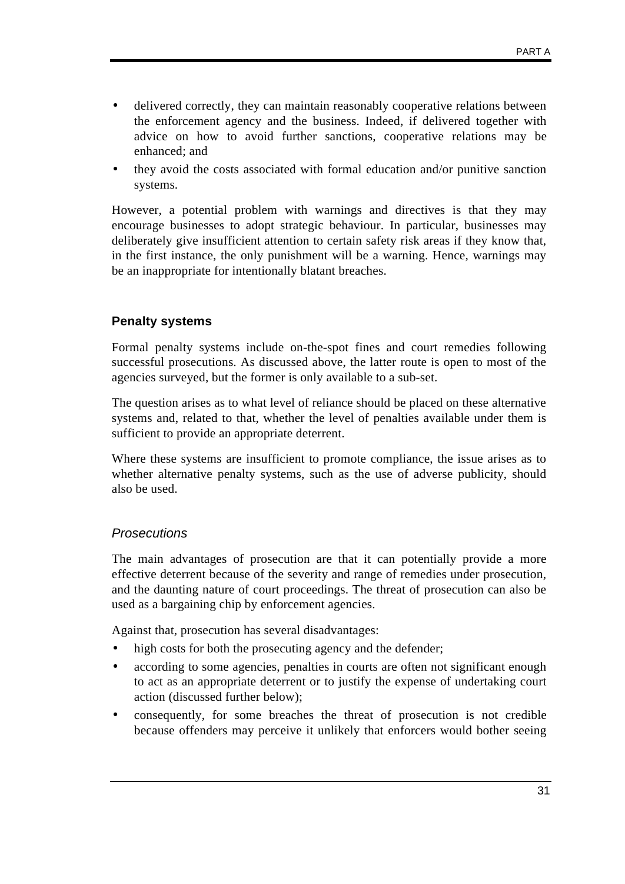- delivered correctly, they can maintain reasonably cooperative relations between the enforcement agency and the business. Indeed, if delivered together with advice on how to avoid further sanctions, cooperative relations may be enhanced; and
- they avoid the costs associated with formal education and/or punitive sanction systems.

However, a potential problem with warnings and directives is that they may encourage businesses to adopt strategic behaviour. In particular, businesses may deliberately give insufficient attention to certain safety risk areas if they know that, in the first instance, the only punishment will be a warning. Hence, warnings may be an inappropriate for intentionally blatant breaches.

### Penalty systems

Formal penalty systems include on-the-spot fines and court remedies following successful prosecutions. As discussed above, the latter route is open to most of the agencies surveyed, but the former is only available to a sub-set.

The question arises as to what level of reliance should be placed on these alternative systems and, related to that, whether the level of penalties available under them is sufficient to provide an appropriate deterrent.

Where these systems are insufficient to promote compliance, the issue arises as to whether alternative penalty systems, such as the use of adverse publicity, should also be used.

#### *Prosecutions*

The main advantages of prosecution are that it can potentially provide a more effective deterrent because of the severity and range of remedies under prosecution, and the daunting nature of court proceedings. The threat of prosecution can also be used as a bargaining chip by enforcement agencies.

Against that, prosecution has several disadvantages:

- high costs for both the prosecuting agency and the defender;
- according to some agencies, penalties in courts are often not significant enough to act as an appropriate deterrent or to justify the expense of undertaking court action (discussed further below);
- consequently, for some breaches the threat of prosecution is not credible because offenders may perceive it unlikely that enforcers would bother seeing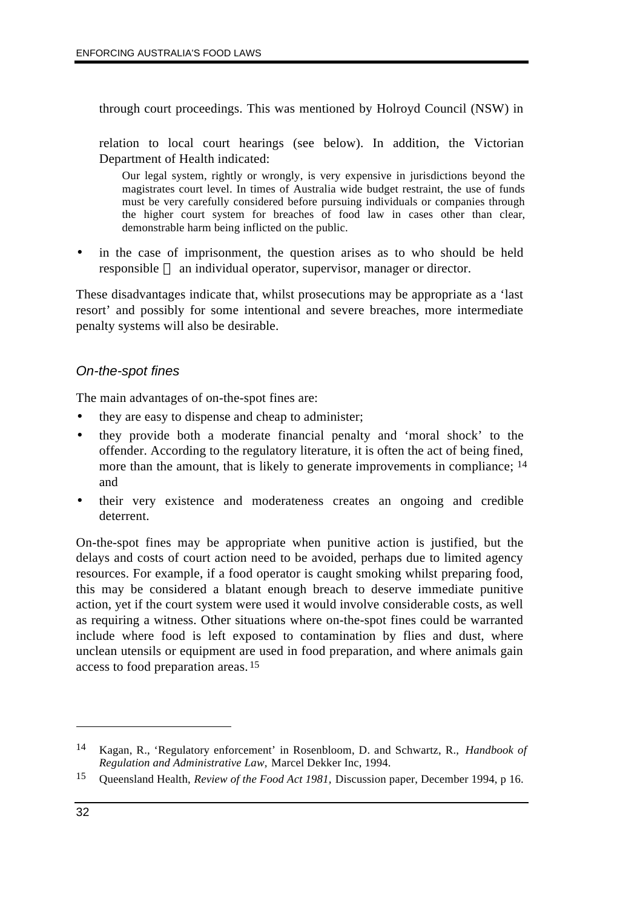through court proceedings. This was mentioned by Holroyd Council (NSW) in relation to local court hearings (see below). In addition, the Victorian Department of Health indicated:

> Our legal system, rightly or wrongly, is very expensive in jurisdictions beyond the magistrates court level. In times of Australia wide budget restraint, the use of funds must be very carefully considered before pursuing individuals or companies through the higher court system for breaches of food law in cases other than clear, demonstrable harm being inflicted on the public.

- in the case of imprisonment, the question arises as to who should be held responsible — an individual operator, supervisor, manager or director.

These disadvantages indicate that, whilst prosecutions may be appropriate as a 'last resort' and possibly for some intentional and severe breaches, more intermediate penalty systems will also be desirable.

### *On-the-spot fines*

The main advantages of on-the-spot fines are:

- they are easy to dispense and cheap to administer;
- they provide both a moderate financial penalty and 'moral shock' to the offender. According to the regulatory literature, it is often the act of being fined, more than the amount, that is likely to generate improvements in compliance; [14] and
- their very existence and moderateness creates an ongoing and credible deterrent.

On-the-spot fines may be appropriate when punitive action is justified, but the delays and costs of court action need to be avoided, perhaps due to limited agency resources. For example, if a food operator is caught smoking whilst preparing food, this may be considered a blatant enough breach to deserve immediate punitive action, yet if the court system were used it would involve considerable costs, as well as requiring a witness. Other situations where on-the-spot fines could be warranted include where food is left exposed to contamination by flies and dust, where unclean utensils or equipment are used in food preparation, and where animals gain access to food preparation areas. [15]

---

[14] Kagan, R., 'Regulatory enforcement' in Rosenbloom, D. and Schwartz, R., *Handbook of Regulation and Administrative Law,* Marcel Dekker Inc, 1994.

[15] Queensland Health, *Review of the Food Act 1981,* Discussion paper, December 1994, p 16.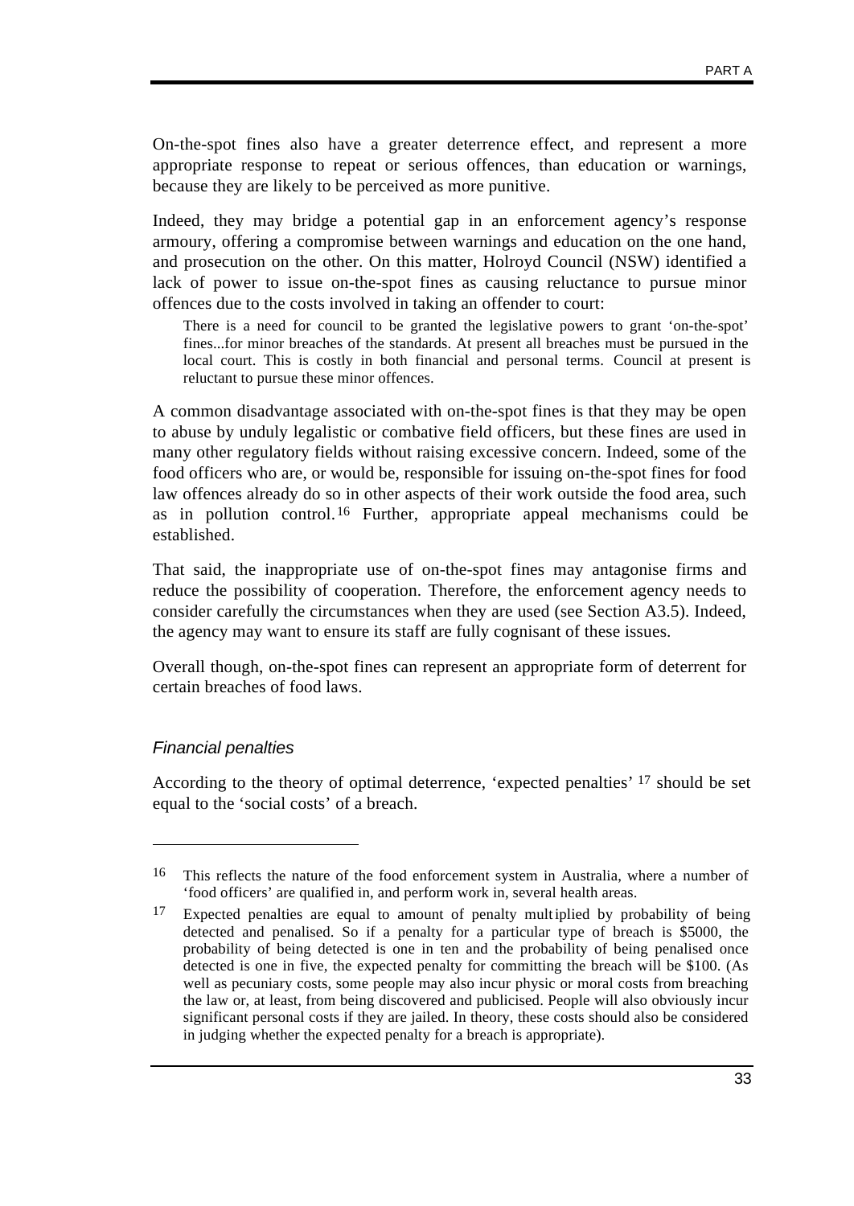On-the-spot fines also have a greater deterrence effect, and represent a more appropriate response to repeat or serious offences, than education or warnings, because they are likely to be perceived as more punitive.

Indeed, they may bridge a potential gap in an enforcement agency's response armoury, offering a compromise between warnings and education on the one hand, and prosecution on the other. On this matter, Holroyd Council (NSW) identified a lack of power to issue on-the-spot fines as causing reluctance to pursue minor offences due to the costs involved in taking an offender to court:

> There is a need for council to be granted the legislative powers to grant 'on-the-spot' fines...for minor breaches of the standards. At present all breaches must be pursued in the local court. This is costly in both financial and personal terms. Council at present is reluctant to pursue these minor offences.

A common disadvantage associated with on-the-spot fines is that they may be open to abuse by unduly legalistic or combative field officers, but these fines are used in many other regulatory fields without raising excessive concern. Indeed, some of the food officers who are, or would be, responsible for issuing on-the-spot fines for food law offences already do so in other aspects of their work outside the food area, such as in pollution control.[16] Further, appropriate appeal mechanisms could be established.

That said, the inappropriate use of on-the-spot fines may antagonise firms and reduce the possibility of cooperation. Therefore, the enforcement agency needs to consider carefully the circumstances when they are used (see Section A3.5). Indeed, the agency may want to ensure its staff are fully cognisant of these issues.

Overall though, on-the-spot fines can represent an appropriate form of deterrent for certain breaches of food laws.

### *Financial penalties*

According to the theory of optimal deterrence, 'expected penalties' [17] should be set equal to the 'social costs' of a breach.

---

[16] This reflects the nature of the food enforcement system in Australia, where a number of 'food officers' are qualified in, and perform work in, several health areas.

[17] Expected penalties are equal to amount of penalty multiplied by probability of being detected and penalised. So if a penalty for a particular type of breach is $5000, the probability of being detected is one in ten and the probability of being penalised once detected is one in five, the expected penalty for committing the breach will be $100. (As well as pecuniary costs, some people may also incur physic or moral costs from breaching the law or, at least, from being discovered and publicised. People will also obviously incur significant personal costs if they are jailed. In theory, these costs should also be considered in judging whether the expected penalty for a breach is appropriate).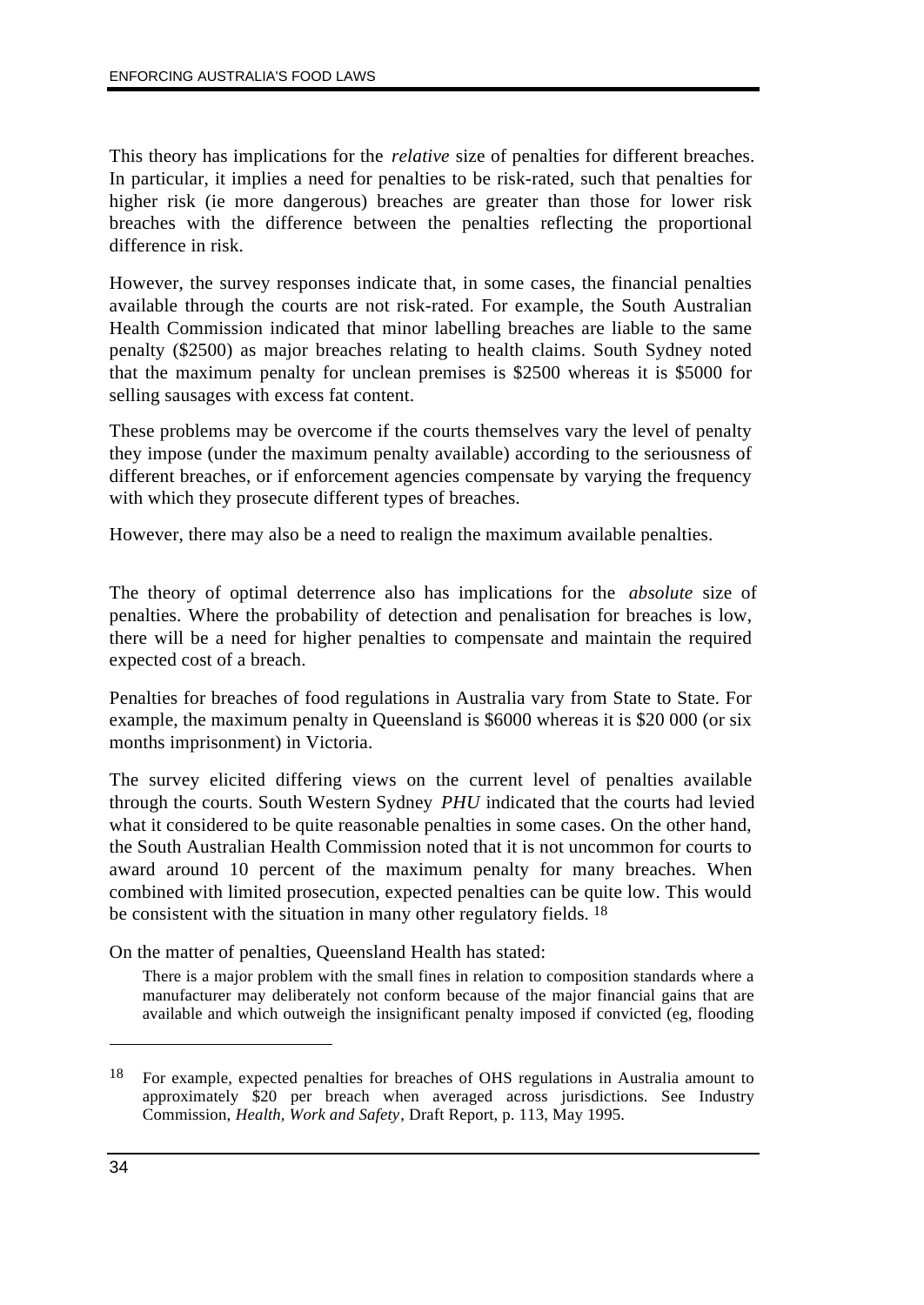This theory has implications for the *relative* size of penalties for different breaches. In particular, it implies a need for penalties to be risk-rated, such that penalties for higher risk (ie more dangerous) breaches are greater than those for lower risk breaches with the difference between the penalties reflecting the proportional difference in risk.

However, the survey responses indicate that, in some cases, the financial penalties available through the courts are not risk-rated. For example, the South Australian Health Commission indicated that minor labelling breaches are liable to the same penalty ($2500) as major breaches relating to health claims. South Sydney noted that the maximum penalty for unclean premises is $2500 whereas it is $5000 for selling sausages with excess fat content.

These problems may be overcome if the courts themselves vary the level of penalty they impose (under the maximum penalty available) according to the seriousness of different breaches, or if enforcement agencies compensate by varying the frequency with which they prosecute different types of breaches.

However, there may also be a need to realign the maximum available penalties.

The theory of optimal deterrence also has implications for the *absolute* size of penalties. Where the probability of detection and penalisation for breaches is low, there will be a need for higher penalties to compensate and maintain the required expected cost of a breach.

Penalties for breaches of food regulations in Australia vary from State to State. For example, the maximum penalty in Queensland is $6000 whereas it is $20 000 (or six months imprisonment) in Victoria.

The survey elicited differing views on the current level of penalties available through the courts. South Western Sydney *PHU* indicated that the courts had levied what it considered to be quite reasonable penalties in some cases. On the other hand, the South Australian Health Commission noted that it is not uncommon for courts to award around 10 percent of the maximum penalty for many breaches. When combined with limited prosecution, expected penalties can be quite low. This would be consistent with the situation in many other regulatory fields. [18]

On the matter of penalties, Queensland Health has stated:

> There is a major problem with the small fines in relation to composition standards where a manufacturer may deliberately not conform because of the major financial gains that are available and which outweigh the insignificant penalty imposed if convicted (eg, flooding

---

[18] For example, expected penalties for breaches of OHS regulations in Australia amount to approximately $20 per breach when averaged across jurisdictions. See Industry Commission, *Health, Work and Safety*, Draft Report, p. 113, May 1995.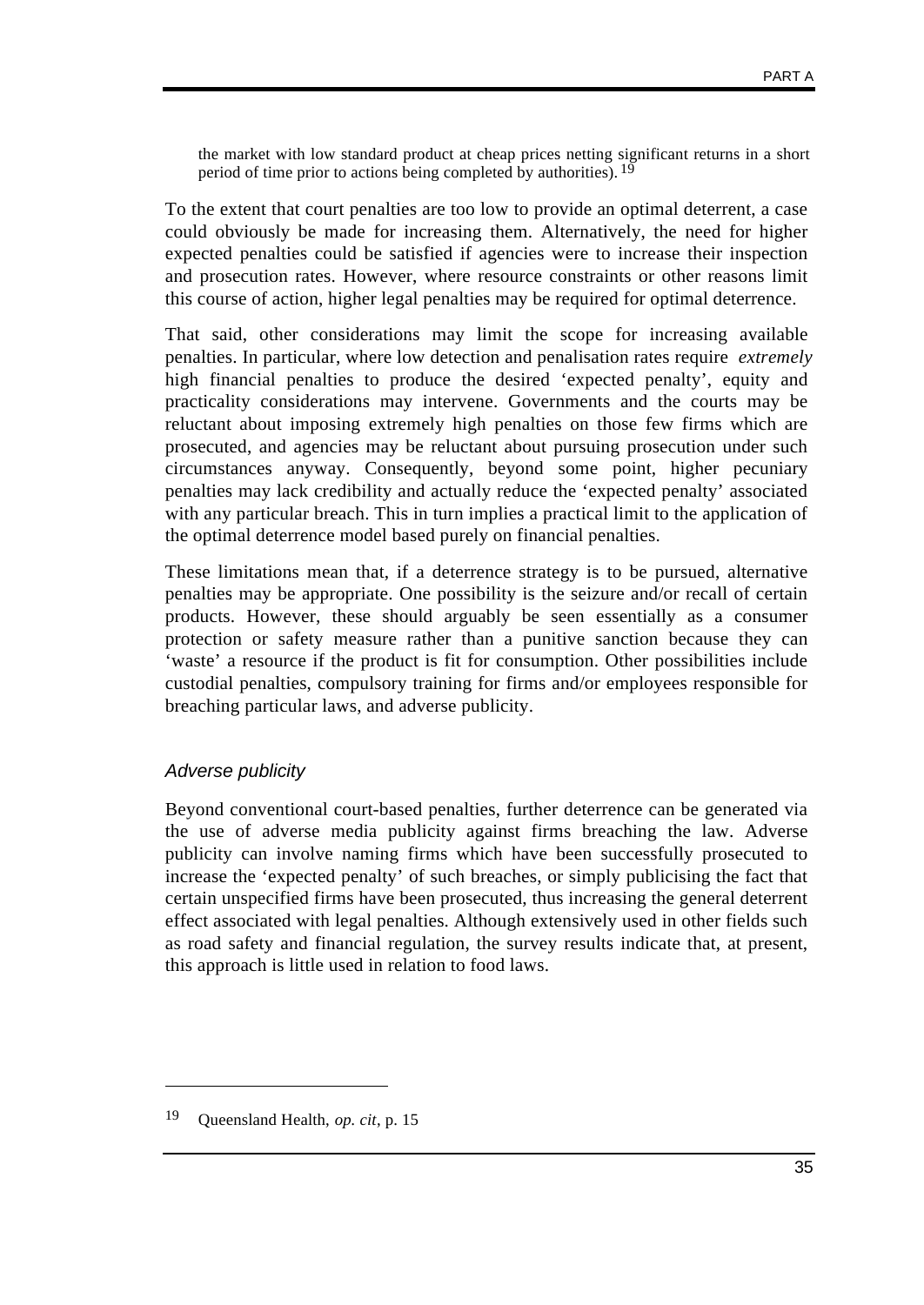the market with low standard product at cheap prices netting significant returns in a short period of time prior to actions being completed by authorities).[19]

To the extent that court penalties are too low to provide an optimal deterrent, a case could obviously be made for increasing them. Alternatively, the need for higher expected penalties could be satisfied if agencies were to increase their inspection and prosecution rates. However, where resource constraints or other reasons limit this course of action, higher legal penalties may be required for optimal deterrence.

That said, other considerations may limit the scope for increasing available penalties. In particular, where low detection and penalisation rates require *extremely* high financial penalties to produce the desired 'expected penalty', equity and practicality considerations may intervene. Governments and the courts may be reluctant about imposing extremely high penalties on those few firms which are prosecuted, and agencies may be reluctant about pursuing prosecution under such circumstances anyway. Consequently, beyond some point, higher pecuniary penalties may lack credibility and actually reduce the 'expected penalty' associated with any particular breach. This in turn implies a practical limit to the application of the optimal deterrence model based purely on financial penalties.

These limitations mean that, if a deterrence strategy is to be pursued, alternative penalties may be appropriate. One possibility is the seizure and/or recall of certain products. However, these should arguably be seen essentially as a consumer protection or safety measure rather than a punitive sanction because they can 'waste' a resource if the product is fit for consumption. Other possibilities include custodial penalties, compulsory training for firms and/or employees responsible for breaching particular laws, and adverse publicity.

### *Adverse publicity*

Beyond conventional court-based penalties, further deterrence can be generated via the use of adverse media publicity against firms breaching the law. Adverse publicity can involve naming firms which have been successfully prosecuted to increase the 'expected penalty' of such breaches, or simply publicising the fact that certain unspecified firms have been prosecuted, thus increasing the general deterrent effect associated with legal penalties. Although extensively used in other fields such as road safety and financial regulation, the survey results indicate that, at present, this approach is little used in relation to food laws.

---

[19] Queensland Health, *op. cit*, p. 15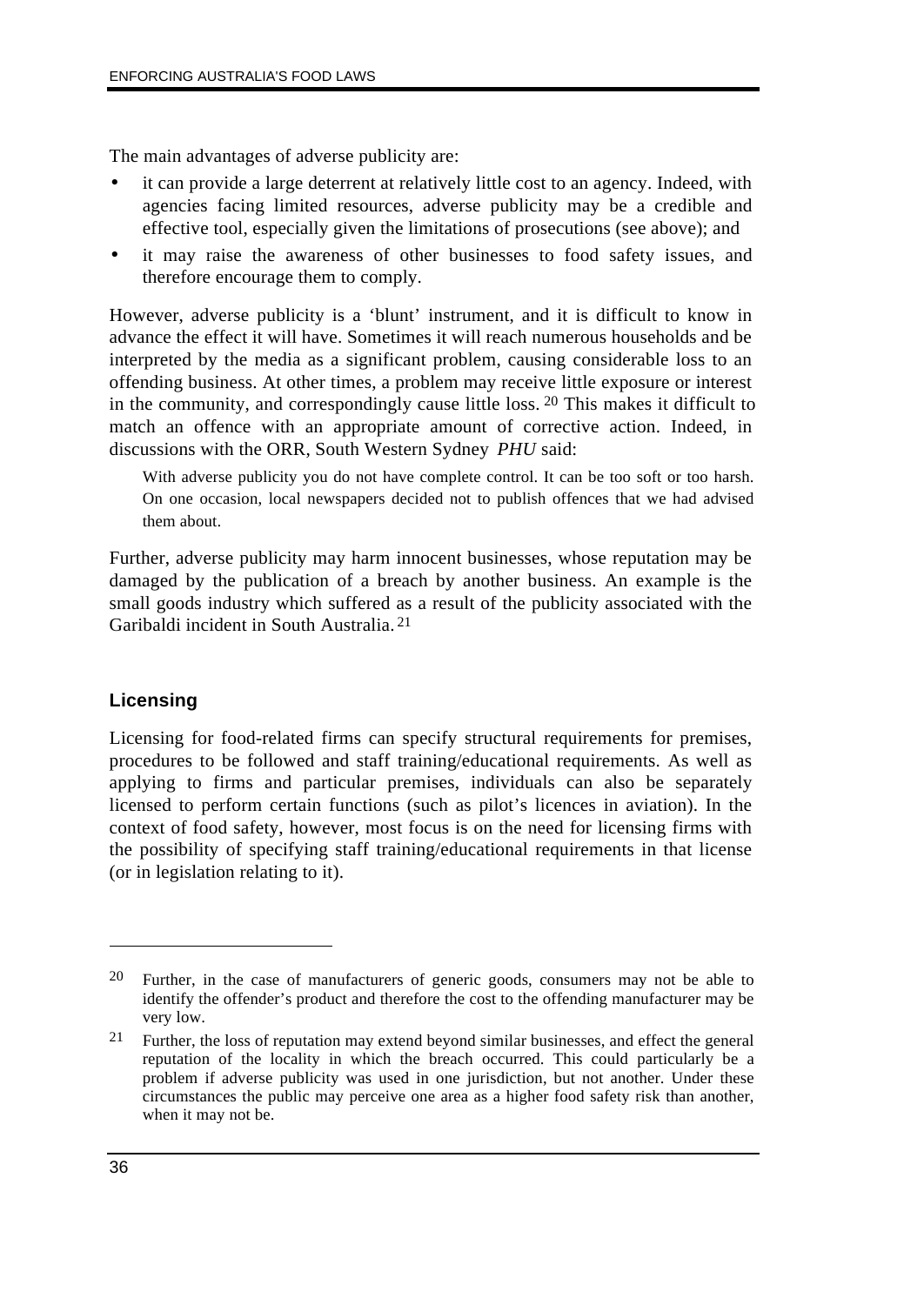The main advantages of adverse publicity are:

- it can provide a large deterrent at relatively little cost to an agency. Indeed, with agencies facing limited resources, adverse publicity may be a credible and effective tool, especially given the limitations of prosecutions (see above); and
- it may raise the awareness of other businesses to food safety issues, and therefore encourage them to comply.

However, adverse publicity is a 'blunt' instrument, and it is difficult to know in advance the effect it will have. Sometimes it will reach numerous households and be interpreted by the media as a significant problem, causing considerable loss to an offending business. At other times, a problem may receive little exposure or interest in the community, and correspondingly cause little loss.[20] This makes it difficult to match an offence with an appropriate amount of corrective action. Indeed, in discussions with the ORR, South Western Sydney *PHU* said:

> With adverse publicity you do not have complete control. It can be too soft or too harsh. On one occasion, local newspapers decided not to publish offences that we had advised them about.

Further, adverse publicity may harm innocent businesses, whose reputation may be damaged by the publication of a breach by another business. An example is the small goods industry which suffered as a result of the publicity associated with the Garibaldi incident in South Australia.[21]

### Licensing

Licensing for food-related firms can specify structural requirements for premises, procedures to be followed and staff training/educational requirements. As well as applying to firms and particular premises, individuals can also be separately licensed to perform certain functions (such as pilot's licences in aviation). In the context of food safety, however, most focus is on the need for licensing firms with the possibility of specifying staff training/educational requirements in that license (or in legislation relating to it).

---

[20] Further, in the case of manufacturers of generic goods, consumers may not be able to identify the offender's product and therefore the cost to the offending manufacturer may be very low.

[21] Further, the loss of reputation may extend beyond similar businesses, and effect the general reputation of the locality in which the breach occurred. This could particularly be a problem if adverse publicity was used in one jurisdiction, but not another. Under these circumstances the public may perceive one area as a higher food safety risk than another, when it may not be.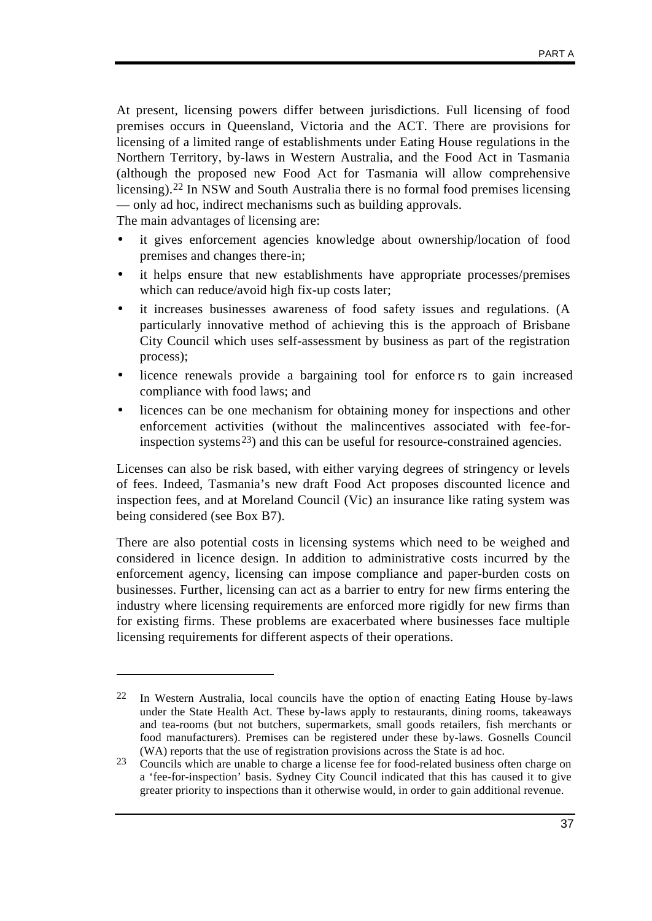At present, licensing powers differ between jurisdictions. Full licensing of food premises occurs in Queensland, Victoria and the ACT. There are provisions for licensing of a limited range of establishments under Eating House regulations in the Northern Territory, by-laws in Western Australia, and the Food Act in Tasmania (although the proposed new Food Act for Tasmania will allow comprehensive licensing).[22] In NSW and South Australia there is no formal food premises licensing — only ad hoc, indirect mechanisms such as building approvals.

The main advantages of licensing are:

- it gives enforcement agencies knowledge about ownership/location of food premises and changes there-in;
- it helps ensure that new establishments have appropriate processes/premises which can reduce/avoid high fix-up costs later;
- it increases businesses awareness of food safety issues and regulations. (A particularly innovative method of achieving this is the approach of Brisbane City Council which uses self-assessment by business as part of the registration process);
- licence renewals provide a bargaining tool for enforcers to gain increased compliance with food laws; and
- licences can be one mechanism for obtaining money for inspections and other enforcement activities (without the malincentives associated with fee-for-inspection systems[23]) and this can be useful for resource-constrained agencies.

Licenses can also be risk based, with either varying degrees of stringency or levels of fees. Indeed, Tasmania's new draft Food Act proposes discounted licence and inspection fees, and at Moreland Council (Vic) an insurance like rating system was being considered (see Box B7).

There are also potential costs in licensing systems which need to be weighed and considered in licence design. In addition to administrative costs incurred by the enforcement agency, licensing can impose compliance and paper-burden costs on businesses. Further, licensing can act as a barrier to entry for new firms entering the industry where licensing requirements are enforced more rigidly for new firms than for existing firms. These problems are exacerbated where businesses face multiple licensing requirements for different aspects of their operations.

---

[22] In Western Australia, local councils have the option of enacting Eating House by-laws under the State Health Act. These by-laws apply to restaurants, dining rooms, takeaways and tea-rooms (but not butchers, supermarkets, small goods retailers, fish merchants or food manufacturers). Premises can be registered under these by-laws. Gosnells Council (WA) reports that the use of registration provisions across the State is ad hoc.

[23] Councils which are unable to charge a license fee for food-related business often charge on a 'fee-for-inspection' basis. Sydney City Council indicated that this has caused it to give greater priority to inspections than it otherwise would, in order to gain additional revenue.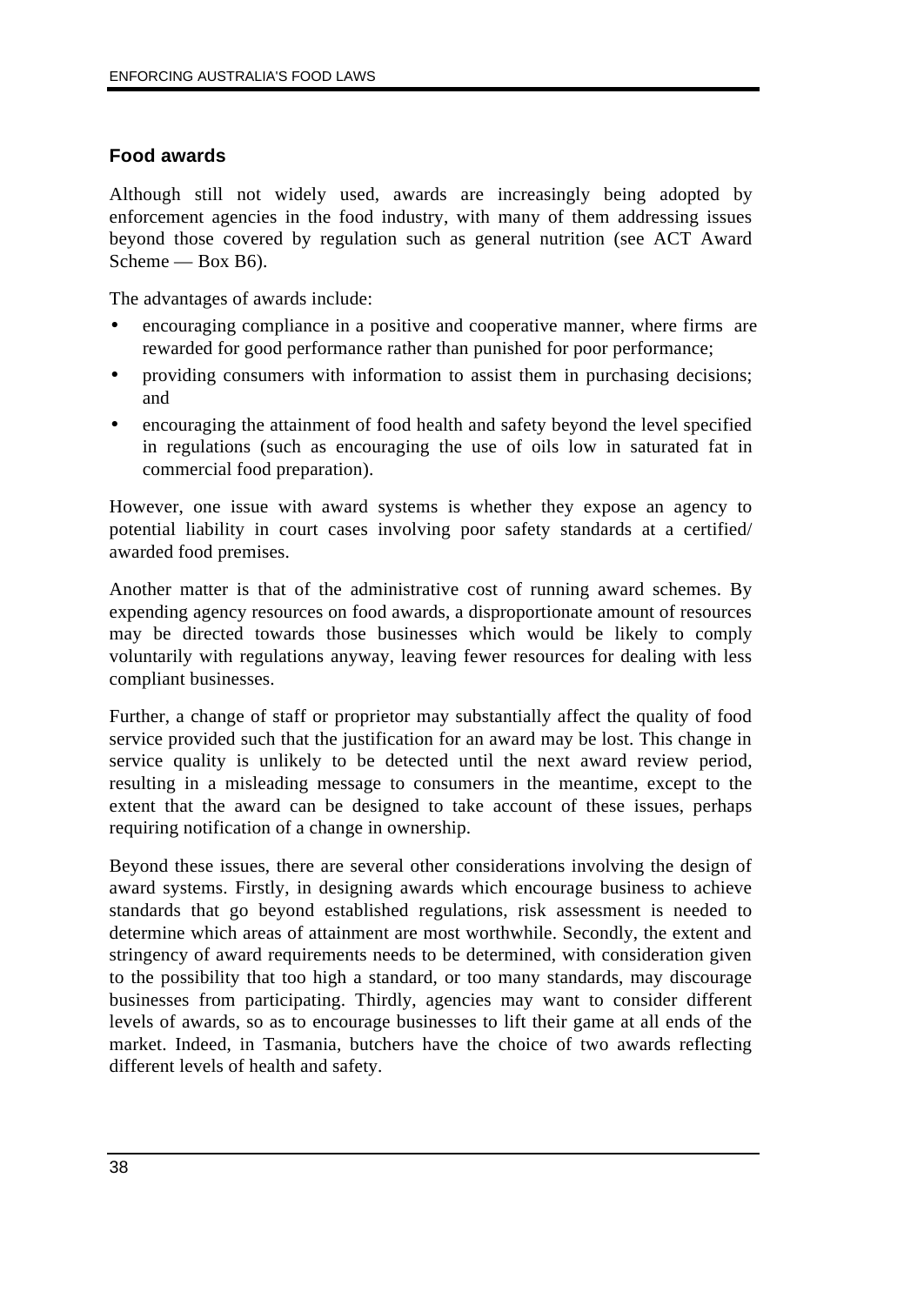## Food awards

Although still not widely used, awards are increasingly being adopted by enforcement agencies in the food industry, with many of them addressing issues beyond those covered by regulation such as general nutrition (see ACT Award Scheme — Box B6).

The advantages of awards include:

- encouraging compliance in a positive and cooperative manner, where firms are rewarded for good performance rather than punished for poor performance;
- providing consumers with information to assist them in purchasing decisions; and
- encouraging the attainment of food health and safety beyond the level specified in regulations (such as encouraging the use of oils low in saturated fat in commercial food preparation).

However, one issue with award systems is whether they expose an agency to potential liability in court cases involving poor safety standards at a certified/ awarded food premises.

Another matter is that of the administrative cost of running award schemes. By expending agency resources on food awards, a disproportionate amount of resources may be directed towards those businesses which would be likely to comply voluntarily with regulations anyway, leaving fewer resources for dealing with less compliant businesses.

Further, a change of staff or proprietor may substantially affect the quality of food service provided such that the justification for an award may be lost. This change in service quality is unlikely to be detected until the next award review period, resulting in a misleading message to consumers in the meantime, except to the extent that the award can be designed to take account of these issues, perhaps requiring notification of a change in ownership.

Beyond these issues, there are several other considerations involving the design of award systems. Firstly, in designing awards which encourage business to achieve standards that go beyond established regulations, risk assessment is needed to determine which areas of attainment are most worthwhile. Secondly, the extent and stringency of award requirements needs to be determined, with consideration given to the possibility that too high a standard, or too many standards, may discourage businesses from participating. Thirdly, agencies may want to consider different levels of awards, so as to encourage businesses to lift their game at all ends of the market. Indeed, in Tasmania, butchers have the choice of two awards reflecting different levels of health and safety.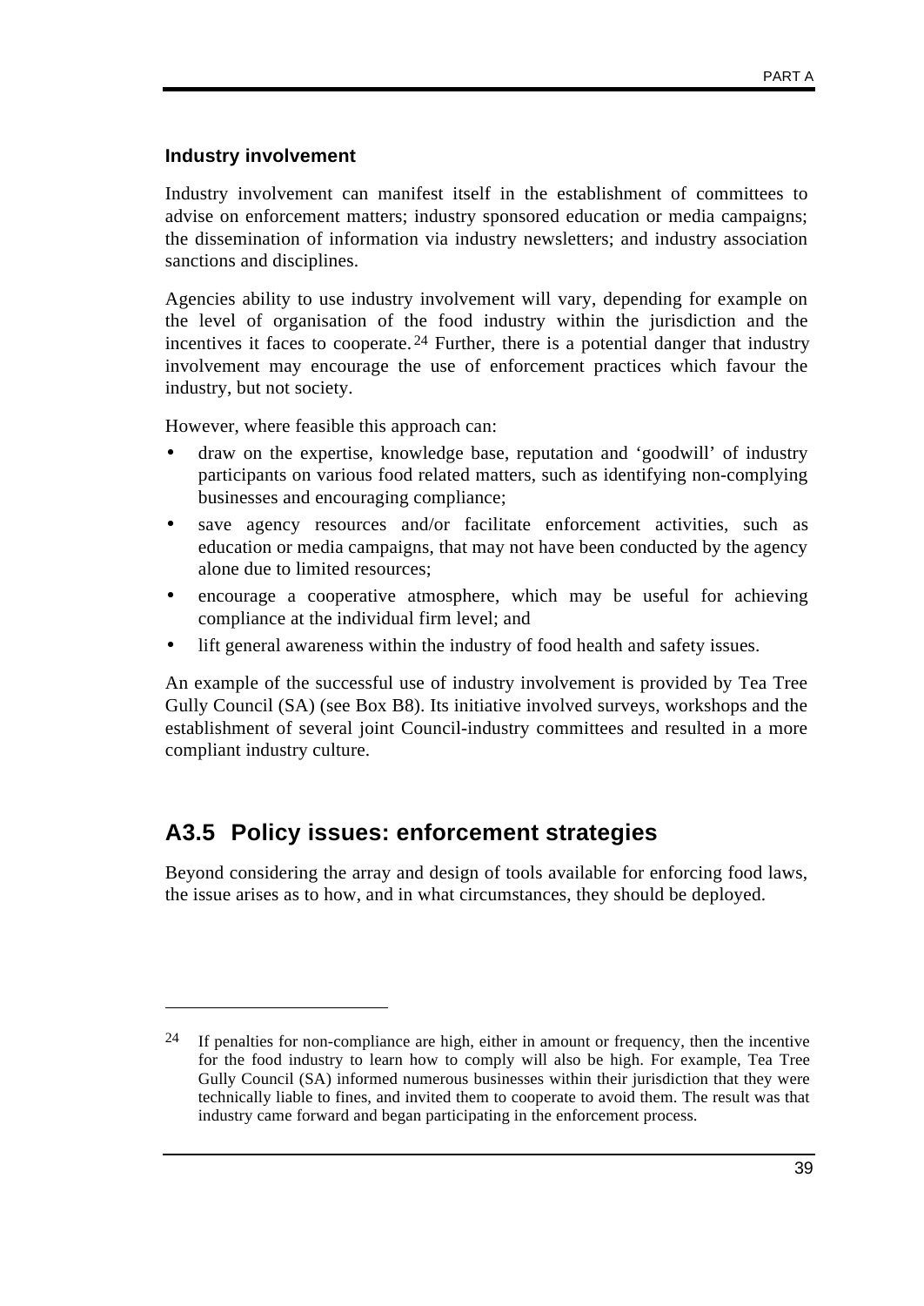### Industry involvement

Industry involvement can manifest itself in the establishment of committees to advise on enforcement matters; industry sponsored education or media campaigns; the dissemination of information via industry newsletters; and industry association sanctions and disciplines.

Agencies ability to use industry involvement will vary, depending for example on the level of organisation of the food industry within the jurisdiction and the incentives it faces to cooperate.[24] Further, there is a potential danger that industry involvement may encourage the use of enforcement practices which favour the industry, but not society.

However, where feasible this approach can:

- draw on the expertise, knowledge base, reputation and 'goodwill' of industry participants on various food related matters, such as identifying non-complying businesses and encouraging compliance;
- save agency resources and/or facilitate enforcement activities, such as education or media campaigns, that may not have been conducted by the agency alone due to limited resources;
- encourage a cooperative atmosphere, which may be useful for achieving compliance at the individual firm level; and
- lift general awareness within the industry of food health and safety issues.

An example of the successful use of industry involvement is provided by Tea Tree Gully Council (SA) (see Box B8). Its initiative involved surveys, workshops and the establishment of several joint Council-industry committees and resulted in a more compliant industry culture.

## A3.5 Policy issues: enforcement strategies

Beyond considering the array and design of tools available for enforcing food laws, the issue arises as to how, and in what circumstances, they should be deployed.

---

[24] If penalties for non-compliance are high, either in amount or frequency, then the incentive for the food industry to learn how to comply will also be high. For example, Tea Tree Gully Council (SA) informed numerous businesses within their jurisdiction that they were technically liable to fines, and invited them to cooperate to avoid them. The result was that industry came forward and began participating in the enforcement process.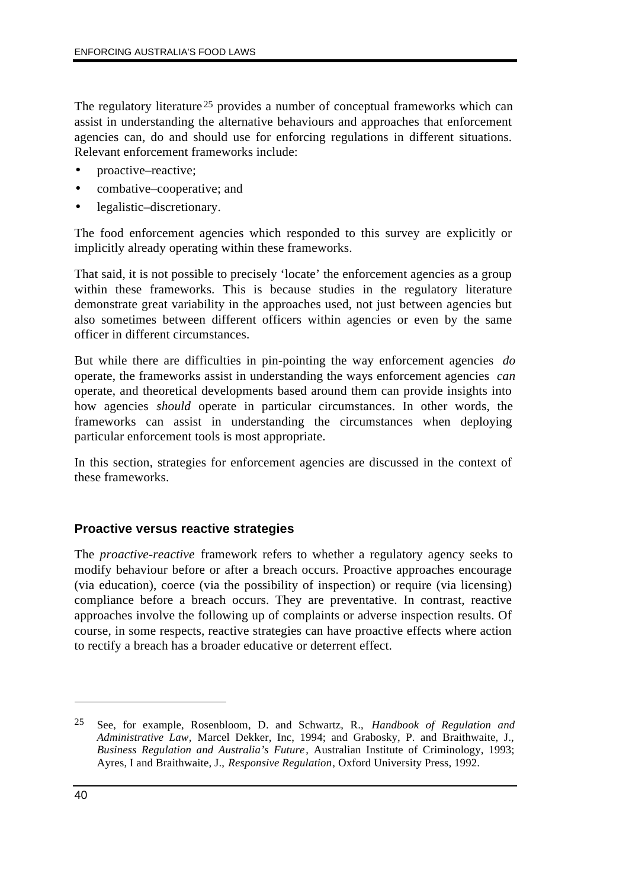The regulatory literature[25] provides a number of conceptual frameworks which can assist in understanding the alternative behaviours and approaches that enforcement agencies can, do and should use for enforcing regulations in different situations. Relevant enforcement frameworks include:

- proactive–reactive;
- combative–cooperative; and
- legalistic–discretionary.

The food enforcement agencies which responded to this survey are explicitly or implicitly already operating within these frameworks.

That said, it is not possible to precisely 'locate' the enforcement agencies as a group within these frameworks. This is because studies in the regulatory literature demonstrate great variability in the approaches used, not just between agencies but also sometimes between different officers within agencies or even by the same officer in different circumstances.

But while there are difficulties in pin-pointing the way enforcement agencies *do* operate, the frameworks assist in understanding the ways enforcement agencies *can* operate, and theoretical developments based around them can provide insights into how agencies *should* operate in particular circumstances. In other words, the frameworks can assist in understanding the circumstances when deploying particular enforcement tools is most appropriate.

In this section, strategies for enforcement agencies are discussed in the context of these frameworks.

### Proactive versus reactive strategies

The *proactive-reactive* framework refers to whether a regulatory agency seeks to modify behaviour before or after a breach occurs. Proactive approaches encourage (via education), coerce (via the possibility of inspection) or require (via licensing) compliance before a breach occurs. They are preventative. In contrast, reactive approaches involve the following up of complaints or adverse inspection results. Of course, in some respects, reactive strategies can have proactive effects where action to rectify a breach has a broader educative or deterrent effect.

---

[25] See, for example, Rosenbloom, D. and Schwartz, R., *Handbook of Regulation and Administrative Law*, Marcel Dekker, Inc, 1994; and Grabosky, P. and Braithwaite, J., *Business Regulation and Australia's Future*, Australian Institute of Criminology, 1993; Ayres, I and Braithwaite, J., *Responsive Regulation*, Oxford University Press, 1992.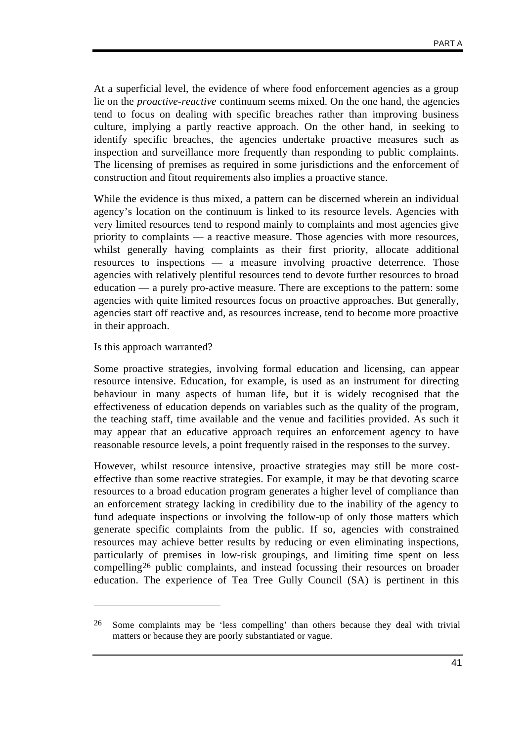At a superficial level, the evidence of where food enforcement agencies as a group lie on the *proactive-reactive* continuum seems mixed. On the one hand, the agencies tend to focus on dealing with specific breaches rather than improving business culture, implying a partly reactive approach. On the other hand, in seeking to identify specific breaches, the agencies undertake proactive measures such as inspection and surveillance more frequently than responding to public complaints. The licensing of premises as required in some jurisdictions and the enforcement of construction and fitout requirements also implies a proactive stance.

While the evidence is thus mixed, a pattern can be discerned wherein an individual agency's location on the continuum is linked to its resource levels. Agencies with very limited resources tend to respond mainly to complaints and most agencies give priority to complaints — a reactive measure. Those agencies with more resources, whilst generally having complaints as their first priority, allocate additional resources to inspections — a measure involving proactive deterrence. Those agencies with relatively plentiful resources tend to devote further resources to broad education — a purely pro-active measure. There are exceptions to the pattern: some agencies with quite limited resources focus on proactive approaches. But generally, agencies start off reactive and, as resources increase, tend to become more proactive in their approach.

Is this approach warranted?

Some proactive strategies, involving formal education and licensing, can appear resource intensive. Education, for example, is used as an instrument for directing behaviour in many aspects of human life, but it is widely recognised that the effectiveness of education depends on variables such as the quality of the program, the teaching staff, time available and the venue and facilities provided. As such it may appear that an educative approach requires an enforcement agency to have reasonable resource levels, a point frequently raised in the responses to the survey.

However, whilst resource intensive, proactive strategies may still be more cost-effective than some reactive strategies. For example, it may be that devoting scarce resources to a broad education program generates a higher level of compliance than an enforcement strategy lacking in credibility due to the inability of the agency to fund adequate inspections or involving the follow-up of only those matters which generate specific complaints from the public. If so, agencies with constrained resources may achieve better results by reducing or even eliminating inspections, particularly of premises in low-risk groupings, and limiting time spent on less compelling[26] public complaints, and instead focussing their resources on broader education. The experience of Tea Tree Gully Council (SA) is pertinent in this

---

[26] Some complaints may be 'less compelling' than others because they deal with trivial matters or because they are poorly substantiated or vague.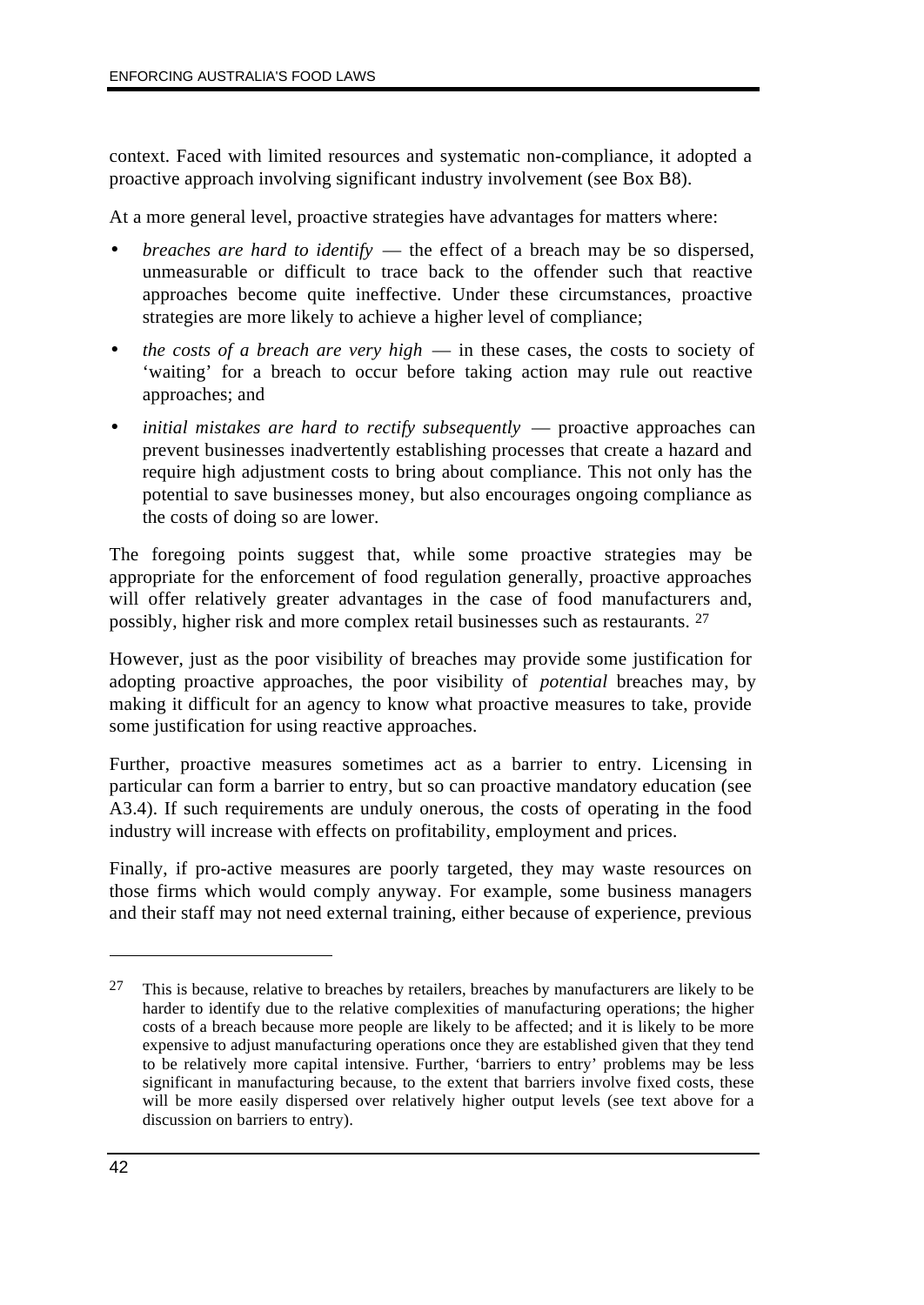context. Faced with limited resources and systematic non-compliance, it adopted a proactive approach involving significant industry involvement (see Box B8).

At a more general level, proactive strategies have advantages for matters where:

- *breaches are hard to identify* — the effect of a breach may be so dispersed, unmeasurable or difficult to trace back to the offender such that reactive approaches become quite ineffective. Under these circumstances, proactive strategies are more likely to achieve a higher level of compliance;
- *the costs of a breach are very high* — in these cases, the costs to society of 'waiting' for a breach to occur before taking action may rule out reactive approaches; and
- *initial mistakes are hard to rectify subsequently* — proactive approaches can prevent businesses inadvertently establishing processes that create a hazard and require high adjustment costs to bring about compliance. This not only has the potential to save businesses money, but also encourages ongoing compliance as the costs of doing so are lower.

The foregoing points suggest that, while some proactive strategies may be appropriate for the enforcement of food regulation generally, proactive approaches will offer relatively greater advantages in the case of food manufacturers and, possibly, higher risk and more complex retail businesses such as restaurants. [27]

However, just as the poor visibility of breaches may provide some justification for adopting proactive approaches, the poor visibility of *potential* breaches may, by making it difficult for an agency to know what proactive measures to take, provide some justification for using reactive approaches.

Further, proactive measures sometimes act as a barrier to entry. Licensing in particular can form a barrier to entry, but so can proactive mandatory education (see A3.4). If such requirements are unduly onerous, the costs of operating in the food industry will increase with effects on profitability, employment and prices.

Finally, if pro-active measures are poorly targeted, they may waste resources on those firms which would comply anyway. For example, some business managers and their staff may not need external training, either because of experience, previous

---

[27] This is because, relative to breaches by retailers, breaches by manufacturers are likely to be harder to identify due to the relative complexities of manufacturing operations; the higher costs of a breach because more people are likely to be affected; and it is likely to be more expensive to adjust manufacturing operations once they are established given that they tend to be relatively more capital intensive. Further, 'barriers to entry' problems may be less significant in manufacturing because, to the extent that barriers involve fixed costs, these will be more easily dispersed over relatively higher output levels (see text above for a discussion on barriers to entry).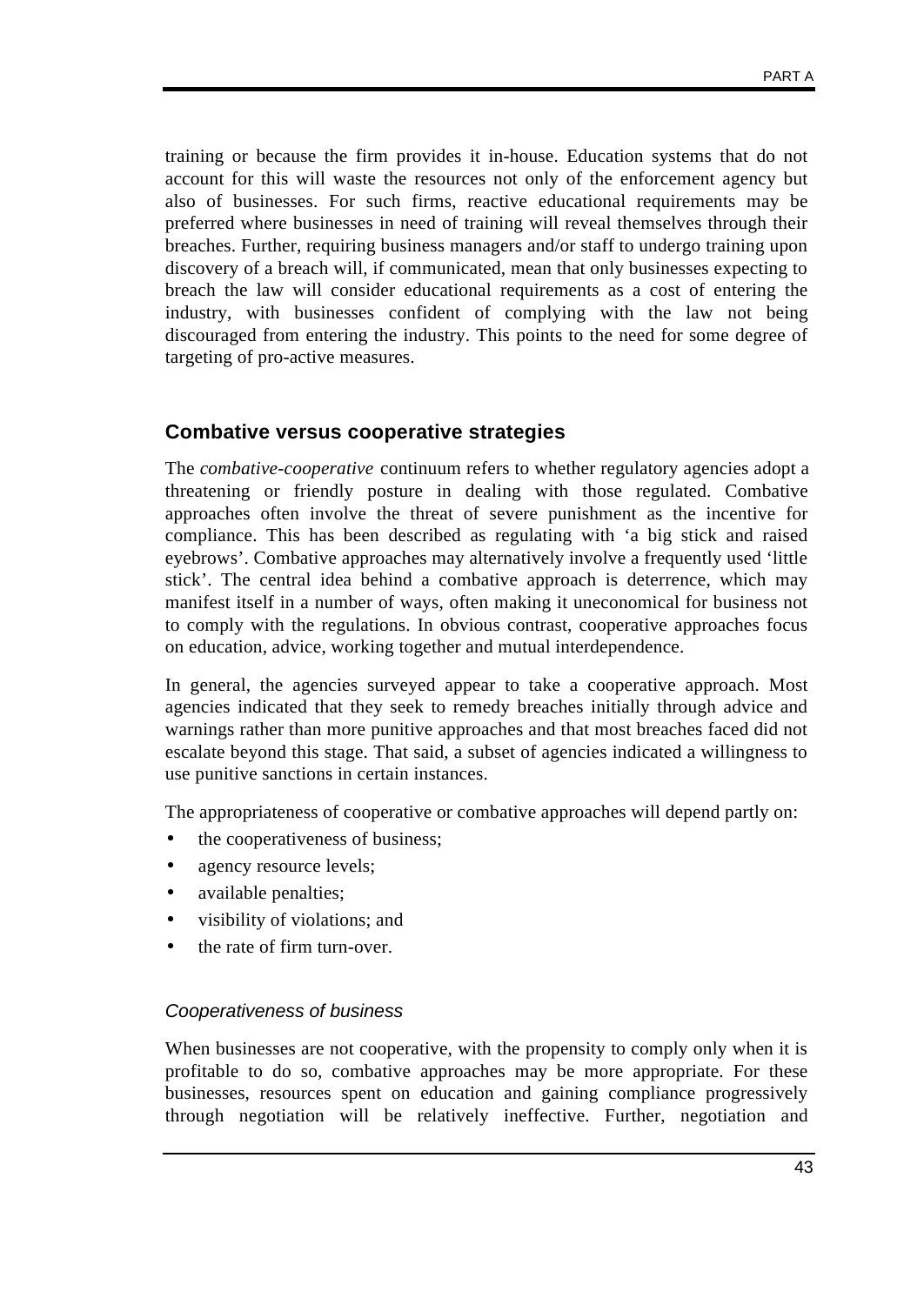training or because the firm provides it in-house. Education systems that do not account for this will waste the resources not only of the enforcement agency but also of businesses. For such firms, reactive educational requirements may be preferred where businesses in need of training will reveal themselves through their breaches. Further, requiring business managers and/or staff to undergo training upon discovery of a breach will, if communicated, mean that only businesses expecting to breach the law will consider educational requirements as a cost of entering the industry, with businesses confident of complying with the law not being discouraged from entering the industry. This points to the need for some degree of targeting of pro-active measures.

## Combative versus cooperative strategies

The *combative-cooperative* continuum refers to whether regulatory agencies adopt a threatening or friendly posture in dealing with those regulated. Combative approaches often involve the threat of severe punishment as the incentive for compliance. This has been described as regulating with 'a big stick and raised eyebrows'. Combative approaches may alternatively involve a frequently used 'little stick'. The central idea behind a combative approach is deterrence, which may manifest itself in a number of ways, often making it uneconomical for business not to comply with the regulations. In obvious contrast, cooperative approaches focus on education, advice, working together and mutual interdependence.

In general, the agencies surveyed appear to take a cooperative approach. Most agencies indicated that they seek to remedy breaches initially through advice and warnings rather than more punitive approaches and that most breaches faced did not escalate beyond this stage. That said, a subset of agencies indicated a willingness to use punitive sanctions in certain instances.

The appropriateness of cooperative or combative approaches will depend partly on:

- the cooperativeness of business;
- agency resource levels;
- available penalties;
- visibility of violations; and
- the rate of firm turn-over.

### *Cooperativeness of business*

When businesses are not cooperative, with the propensity to comply only when it is profitable to do so, combative approaches may be more appropriate. For these businesses, resources spent on education and gaining compliance progressively through negotiation will be relatively ineffective. Further, negotiation and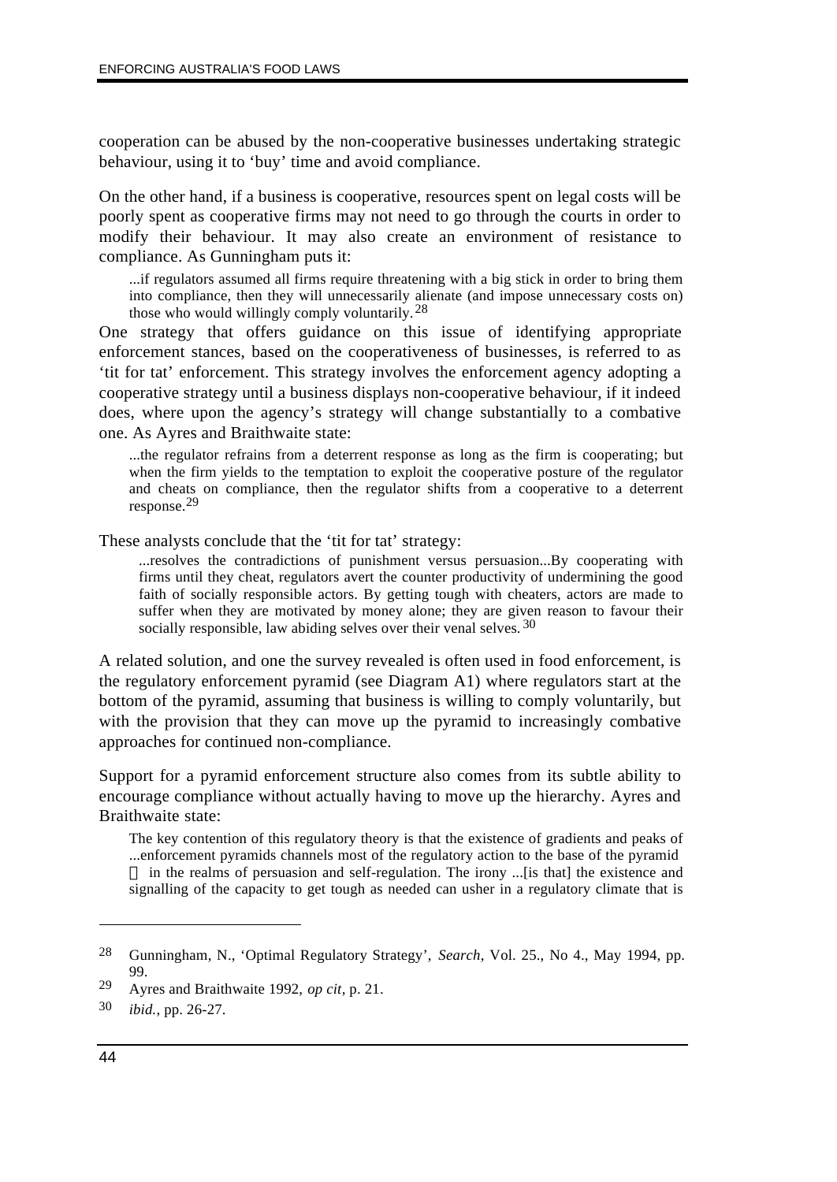cooperation can be abused by the non-cooperative businesses undertaking strategic behaviour, using it to 'buy' time and avoid compliance.

On the other hand, if a business is cooperative, resources spent on legal costs will be poorly spent as cooperative firms may not need to go through the courts in order to modify their behaviour. It may also create an environment of resistance to compliance. As Gunningham puts it:

> ...if regulators assumed all firms require threatening with a big stick in order to bring them into compliance, then they will unnecessarily alienate (and impose unnecessary costs on) those who would willingly comply voluntarily.[28]

One strategy that offers guidance on this issue of identifying appropriate enforcement stances, based on the cooperativeness of businesses, is referred to as 'tit for tat' enforcement. This strategy involves the enforcement agency adopting a cooperative strategy until a business displays non-cooperative behaviour, if it indeed does, where upon the agency's strategy will change substantially to a combative one. As Ayres and Braithwaite state:

> ...the regulator refrains from a deterrent response as long as the firm is cooperating; but when the firm yields to the temptation to exploit the cooperative posture of the regulator and cheats on compliance, then the regulator shifts from a cooperative to a deterrent response.[29]

These analysts conclude that the 'tit for tat' strategy:

> ...resolves the contradictions of punishment versus persuasion...By cooperating with firms until they cheat, regulators avert the counter productivity of undermining the good faith of socially responsible actors. By getting tough with cheaters, actors are made to suffer when they are motivated by money alone; they are given reason to favour their socially responsible, law abiding selves over their venal selves.[30]

A related solution, and one the survey revealed is often used in food enforcement, is the regulatory enforcement pyramid (see Diagram A1) where regulators start at the bottom of the pyramid, assuming that business is willing to comply voluntarily, but with the provision that they can move up the pyramid to increasingly combative approaches for continued non-compliance.

Support for a pyramid enforcement structure also comes from its subtle ability to encourage compliance without actually having to move up the hierarchy. Ayres and Braithwaite state:

> The key contention of this regulatory theory is that the existence of gradients and peaks of ...enforcement pyramids channels most of the regulatory action to the base of the pyramid — in the realms of persuasion and self-regulation. The irony ...[is that] the existence and signalling of the capacity to get tough as needed can usher in a regulatory climate that is

---

28 Gunningham, N., 'Optimal Regulatory Strategy', *Search*, Vol. 25., No 4., May 1994, pp. 99.

29 Ayres and Braithwaite 1992, *op cit*, p. 21.

30 *ibid.*, pp. 26-27.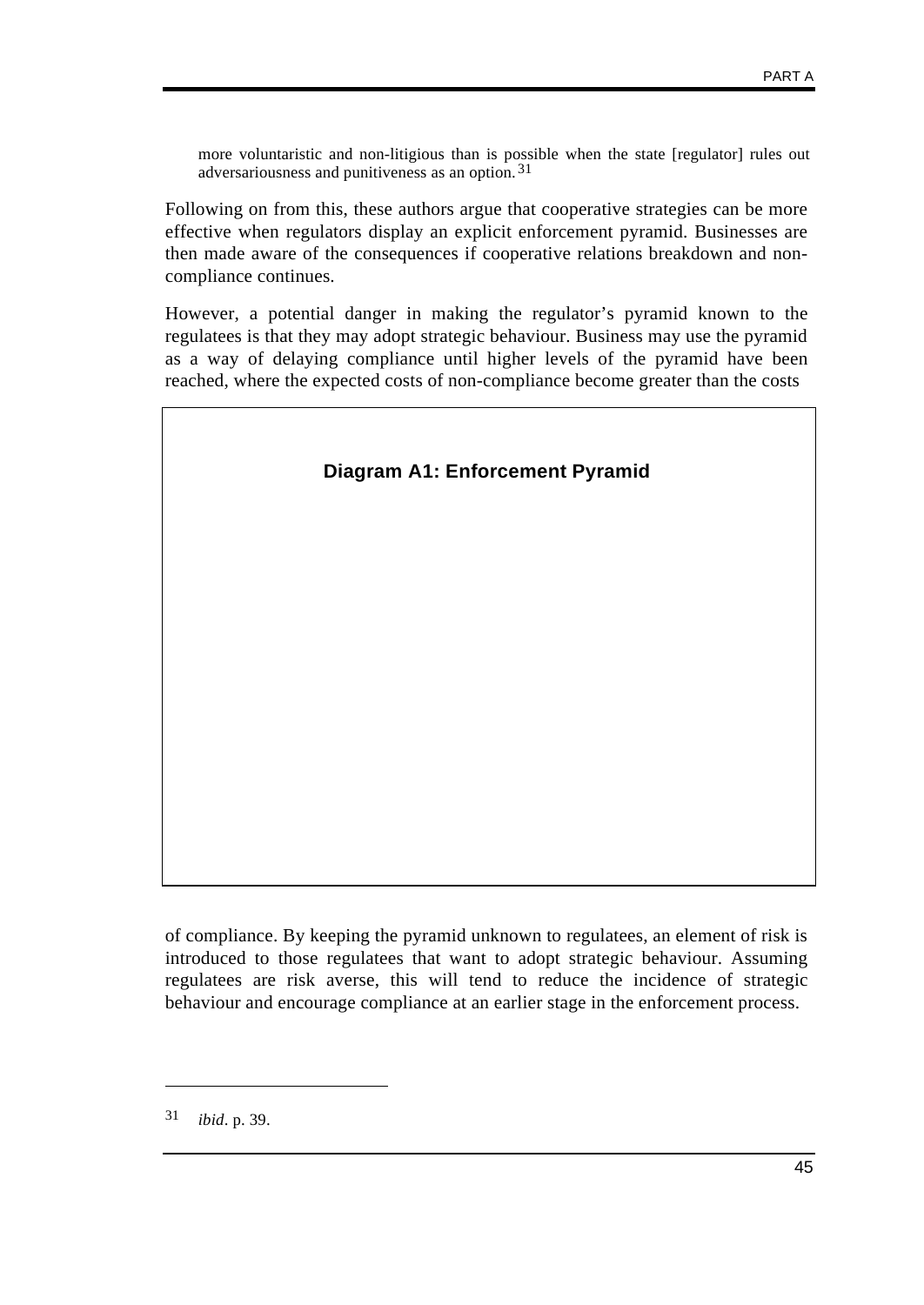> more voluntaristic and non-litigious than is possible when the state [regulator] rules out adversariousness and punitiveness as an option.[31]

Following on from this, these authors argue that cooperative strategies can be more effective when regulators display an explicit enforcement pyramid. Businesses are then made aware of the consequences if cooperative relations breakdown and non-compliance continues.

However, a potential danger in making the regulator's pyramid known to the regulatees is that they may adopt strategic behaviour. Business may use the pyramid as a way of delaying compliance until higher levels of the pyramid have been reached, where the expected costs of non-compliance become greater than the costs of compliance. By keeping the pyramid unknown to regulatees, an element of risk is introduced to those regulatees that want to adopt strategic behaviour. Assuming regulatees are risk averse, this will tend to reduce the incidence of strategic behaviour and encourage compliance at an earlier stage in the enforcement process.

**Diagram A1: Enforcement Pyramid**

---

31 *ibid*. p. 39.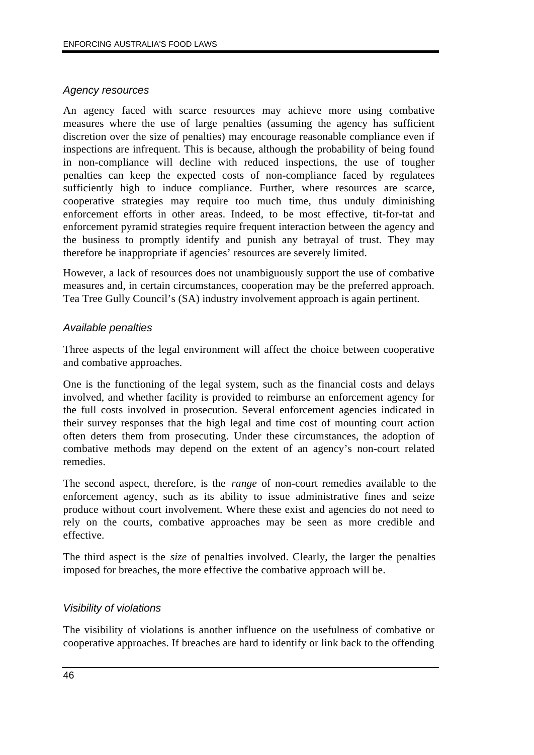*Agency resources*

An agency faced with scarce resources may achieve more using combative measures where the use of large penalties (assuming the agency has sufficient discretion over the size of penalties) may encourage reasonable compliance even if inspections are infrequent. This is because, although the probability of being found in non-compliance will decline with reduced inspections, the use of tougher penalties can keep the expected costs of non-compliance faced by regulatees sufficiently high to induce compliance. Further, where resources are scarce, cooperative strategies may require too much time, thus unduly diminishing enforcement efforts in other areas. Indeed, to be most effective, tit-for-tat and enforcement pyramid strategies require frequent interaction between the agency and the business to promptly identify and punish any betrayal of trust. They may therefore be inappropriate if agencies' resources are severely limited.

However, a lack of resources does not unambiguously support the use of combative measures and, in certain circumstances, cooperation may be the preferred approach. Tea Tree Gully Council's (SA) industry involvement approach is again pertinent.

*Available penalties*

Three aspects of the legal environment will affect the choice between cooperative and combative approaches.

One is the functioning of the legal system, such as the financial costs and delays involved, and whether facility is provided to reimburse an enforcement agency for the full costs involved in prosecution. Several enforcement agencies indicated in their survey responses that the high legal and time cost of mounting court action often deters them from prosecuting. Under these circumstances, the adoption of combative methods may depend on the extent of an agency's non-court related remedies.

The second aspect, therefore, is the *range* of non-court remedies available to the enforcement agency, such as its ability to issue administrative fines and seize produce without court involvement. Where these exist and agencies do not need to rely on the courts, combative approaches may be seen as more credible and effective.

The third aspect is the *size* of penalties involved. Clearly, the larger the penalties imposed for breaches, the more effective the combative approach will be.

*Visibility of violations*

The visibility of violations is another influence on the usefulness of combative or cooperative approaches. If breaches are hard to identify or link back to the offending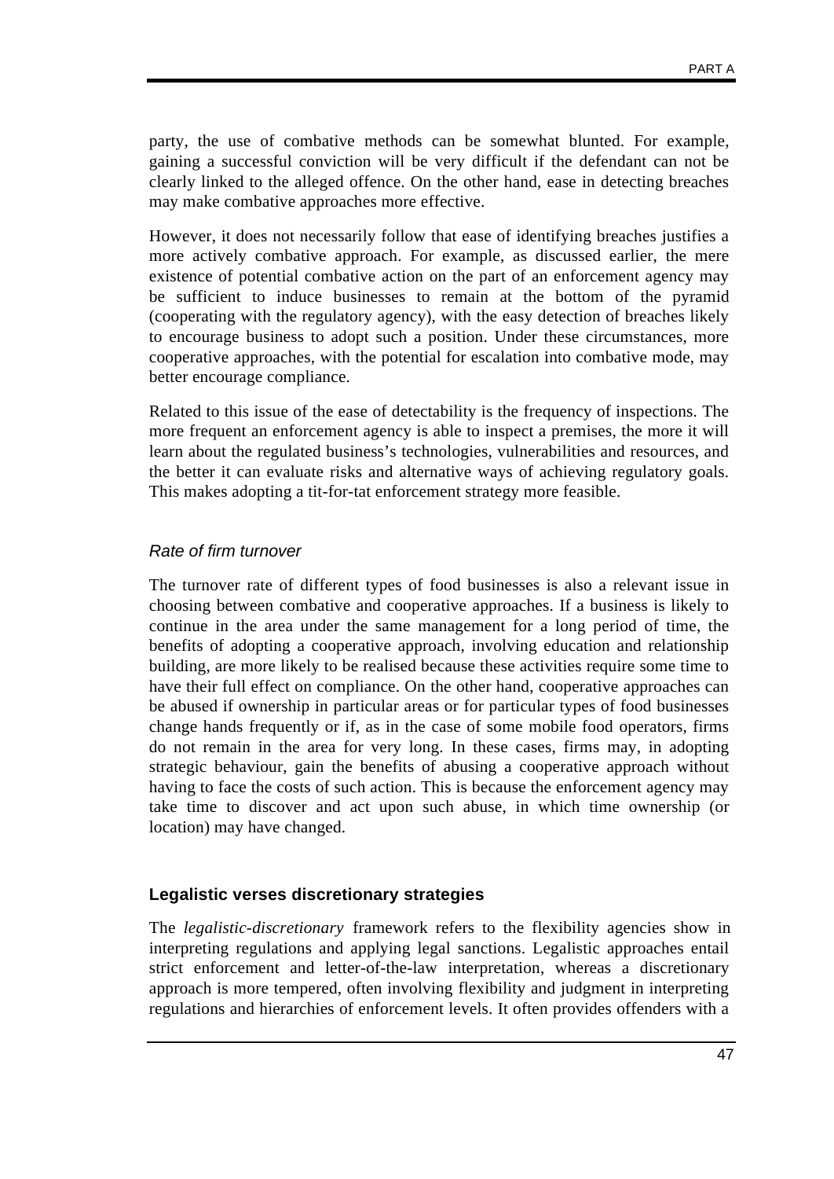party, the use of combative methods can be somewhat blunted. For example, gaining a successful conviction will be very difficult if the defendant can not be clearly linked to the alleged offence. On the other hand, ease in detecting breaches may make combative approaches more effective.

However, it does not necessarily follow that ease of identifying breaches justifies a more actively combative approach. For example, as discussed earlier, the mere existence of potential combative action on the part of an enforcement agency may be sufficient to induce businesses to remain at the bottom of the pyramid (cooperating with the regulatory agency), with the easy detection of breaches likely to encourage business to adopt such a position. Under these circumstances, more cooperative approaches, with the potential for escalation into combative mode, may better encourage compliance.

Related to this issue of the ease of detectability is the frequency of inspections. The more frequent an enforcement agency is able to inspect a premises, the more it will learn about the regulated business's technologies, vulnerabilities and resources, and the better it can evaluate risks and alternative ways of achieving regulatory goals. This makes adopting a tit-for-tat enforcement strategy more feasible.

#### *Rate of firm turnover*

The turnover rate of different types of food businesses is also a relevant issue in choosing between combative and cooperative approaches. If a business is likely to continue in the area under the same management for a long period of time, the benefits of adopting a cooperative approach, involving education and relationship building, are more likely to be realised because these activities require some time to have their full effect on compliance. On the other hand, cooperative approaches can be abused if ownership in particular areas or for particular types of food businesses change hands frequently or if, as in the case of some mobile food operators, firms do not remain in the area for very long. In these cases, firms may, in adopting strategic behaviour, gain the benefits of abusing a cooperative approach without having to face the costs of such action. This is because the enforcement agency may take time to discover and act upon such abuse, in which time ownership (or location) may have changed.

### Legalistic verses discretionary strategies

The *legalistic-discretionary* framework refers to the flexibility agencies show in interpreting regulations and applying legal sanctions. Legalistic approaches entail strict enforcement and letter-of-the-law interpretation, whereas a discretionary approach is more tempered, often involving flexibility and judgment in interpreting regulations and hierarchies of enforcement levels. It often provides offenders with a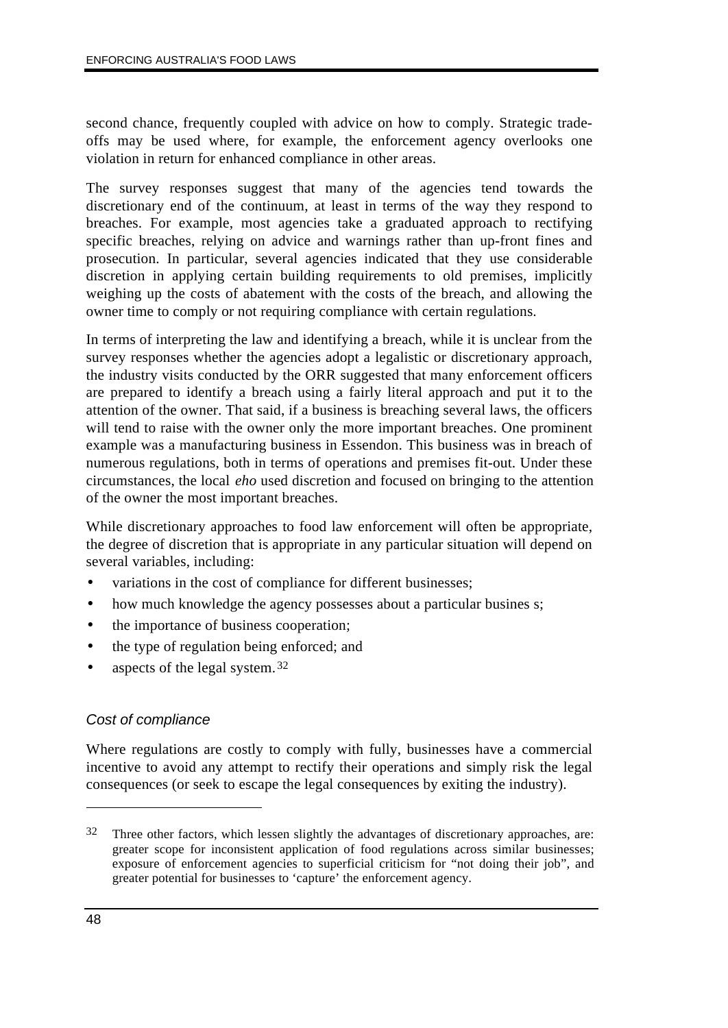second chance, frequently coupled with advice on how to comply. Strategic trade-offs may be used where, for example, the enforcement agency overlooks one violation in return for enhanced compliance in other areas.

The survey responses suggest that many of the agencies tend towards the discretionary end of the continuum, at least in terms of the way they respond to breaches. For example, most agencies take a graduated approach to rectifying specific breaches, relying on advice and warnings rather than up-front fines and prosecution. In particular, several agencies indicated that they use considerable discretion in applying certain building requirements to old premises, implicitly weighing up the costs of abatement with the costs of the breach, and allowing the owner time to comply or not requiring compliance with certain regulations.

In terms of interpreting the law and identifying a breach, while it is unclear from the survey responses whether the agencies adopt a legalistic or discretionary approach, the industry visits conducted by the ORR suggested that many enforcement officers are prepared to identify a breach using a fairly literal approach and put it to the attention of the owner. That said, if a business is breaching several laws, the officers will tend to raise with the owner only the more important breaches. One prominent example was a manufacturing business in Essendon. This business was in breach of numerous regulations, both in terms of operations and premises fit-out. Under these circumstances, the local *eho* used discretion and focused on bringing to the attention of the owner the most important breaches.

While discretionary approaches to food law enforcement will often be appropriate, the degree of discretion that is appropriate in any particular situation will depend on several variables, including:

- variations in the cost of compliance for different businesses;
- how much knowledge the agency possesses about a particular busines s;
- the importance of business cooperation;
- the type of regulation being enforced; and
- aspects of the legal system.[32]

### *Cost of compliance*

Where regulations are costly to comply with fully, businesses have a commercial incentive to avoid any attempt to rectify their operations and simply risk the legal consequences (or seek to escape the legal consequences by exiting the industry).

---

[32] Three other factors, which lessen slightly the advantages of discretionary approaches, are: greater scope for inconsistent application of food regulations across similar businesses; exposure of enforcement agencies to superficial criticism for "not doing their job", and greater potential for businesses to 'capture' the enforcement agency.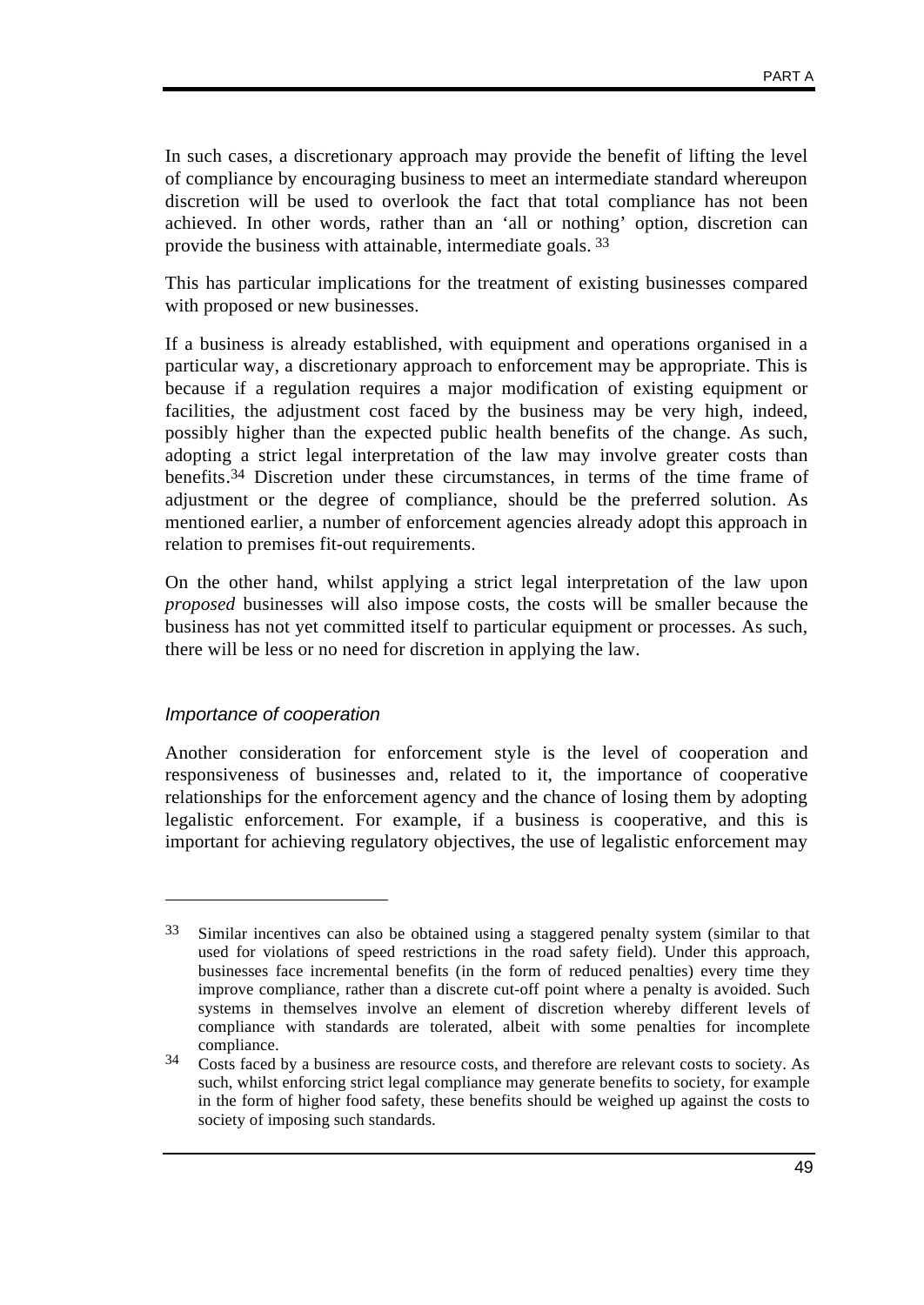In such cases, a discretionary approach may provide the benefit of lifting the level of compliance by encouraging business to meet an intermediate standard whereupon discretion will be used to overlook the fact that total compliance has not been achieved. In other words, rather than an 'all or nothing' option, discretion can provide the business with attainable, intermediate goals. [33]

This has particular implications for the treatment of existing businesses compared with proposed or new businesses.

If a business is already established, with equipment and operations organised in a particular way, a discretionary approach to enforcement may be appropriate. This is because if a regulation requires a major modification of existing equipment or facilities, the adjustment cost faced by the business may be very high, indeed, possibly higher than the expected public health benefits of the change. As such, adopting a strict legal interpretation of the law may involve greater costs than benefits.[34] Discretion under these circumstances, in terms of the time frame of adjustment or the degree of compliance, should be the preferred solution. As mentioned earlier, a number of enforcement agencies already adopt this approach in relation to premises fit-out requirements.

On the other hand, whilst applying a strict legal interpretation of the law upon *proposed* businesses will also impose costs, the costs will be smaller because the business has not yet committed itself to particular equipment or processes. As such, there will be less or no need for discretion in applying the law.

### *Importance of cooperation*

Another consideration for enforcement style is the level of cooperation and responsiveness of businesses and, related to it, the importance of cooperative relationships for the enforcement agency and the chance of losing them by adopting legalistic enforcement. For example, if a business is cooperative, and this is important for achieving regulatory objectives, the use of legalistic enforcement may

---

[33] Similar incentives can also be obtained using a staggered penalty system (similar to that used for violations of speed restrictions in the road safety field). Under this approach, businesses face incremental benefits (in the form of reduced penalties) every time they improve compliance, rather than a discrete cut-off point where a penalty is avoided. Such systems in themselves involve an element of discretion whereby different levels of compliance with standards are tolerated, albeit with some penalties for incomplete compliance.

[34] Costs faced by a business are resource costs, and therefore are relevant costs to society. As such, whilst enforcing strict legal compliance may generate benefits to society, for example in the form of higher food safety, these benefits should be weighed up against the costs to society of imposing such standards.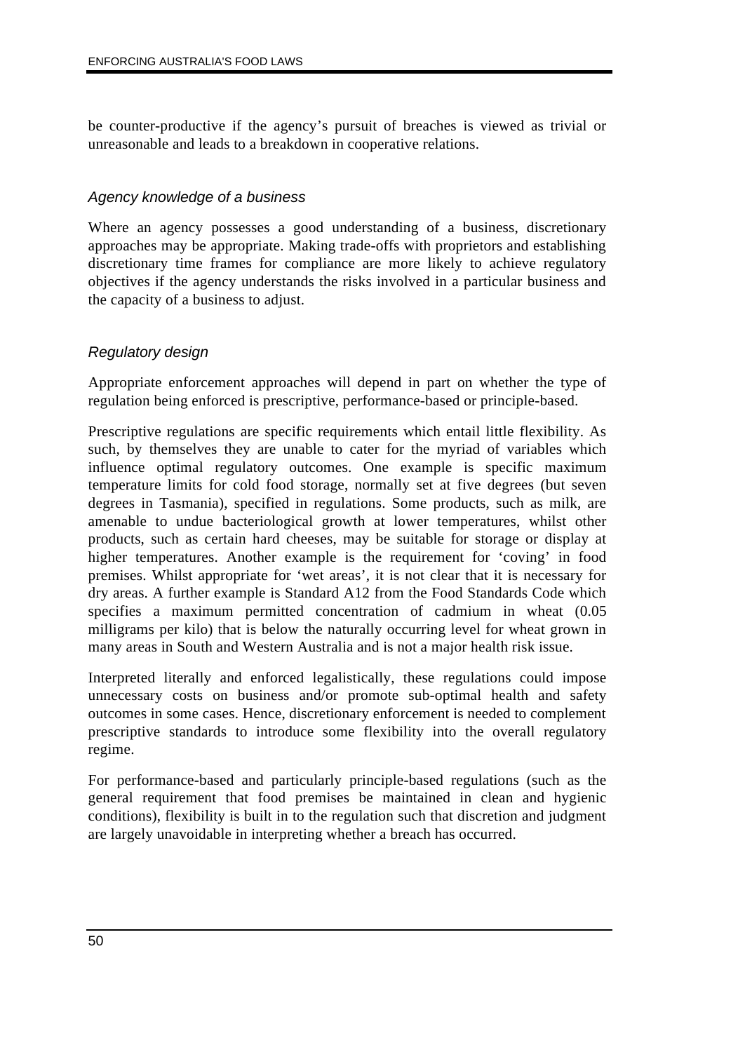be counter-productive if the agency's pursuit of breaches is viewed as trivial or unreasonable and leads to a breakdown in cooperative relations.

### *Agency knowledge of a business*

Where an agency possesses a good understanding of a business, discretionary approaches may be appropriate. Making trade-offs with proprietors and establishing discretionary time frames for compliance are more likely to achieve regulatory objectives if the agency understands the risks involved in a particular business and the capacity of a business to adjust.

### *Regulatory design*

Appropriate enforcement approaches will depend in part on whether the type of regulation being enforced is prescriptive, performance-based or principle-based.

Prescriptive regulations are specific requirements which entail little flexibility. As such, by themselves they are unable to cater for the myriad of variables which influence optimal regulatory outcomes. One example is specific maximum temperature limits for cold food storage, normally set at five degrees (but seven degrees in Tasmania), specified in regulations. Some products, such as milk, are amenable to undue bacteriological growth at lower temperatures, whilst other products, such as certain hard cheeses, may be suitable for storage or display at higher temperatures. Another example is the requirement for 'coving' in food premises. Whilst appropriate for 'wet areas', it is not clear that it is necessary for dry areas. A further example is Standard A12 from the Food Standards Code which specifies a maximum permitted concentration of cadmium in wheat (0.05 milligrams per kilo) that is below the naturally occurring level for wheat grown in many areas in South and Western Australia and is not a major health risk issue.

Interpreted literally and enforced legalistically, these regulations could impose unnecessary costs on business and/or promote sub-optimal health and safety outcomes in some cases. Hence, discretionary enforcement is needed to complement prescriptive standards to introduce some flexibility into the overall regulatory regime.

For performance-based and particularly principle-based regulations (such as the general requirement that food premises be maintained in clean and hygienic conditions), flexibility is built in to the regulation such that discretion and judgment are largely unavoidable in interpreting whether a breach has occurred.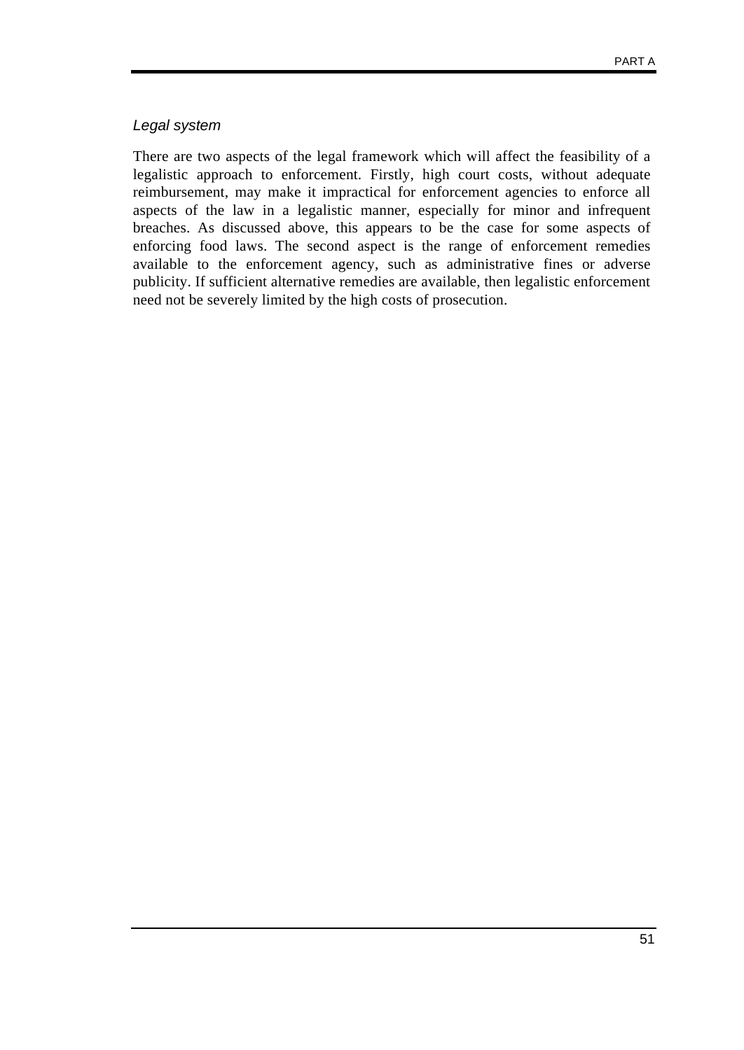*Legal system*

There are two aspects of the legal framework which will affect the feasibility of a legalistic approach to enforcement. Firstly, high court costs, without adequate reimbursement, may make it impractical for enforcement agencies to enforce all aspects of the law in a legalistic manner, especially for minor and infrequent breaches. As discussed above, this appears to be the case for some aspects of enforcing food laws. The second aspect is the range of enforcement remedies available to the enforcement agency, such as administrative fines or adverse publicity. If sufficient alternative remedies are available, then legalistic enforcement need not be severely limited by the high costs of prosecution.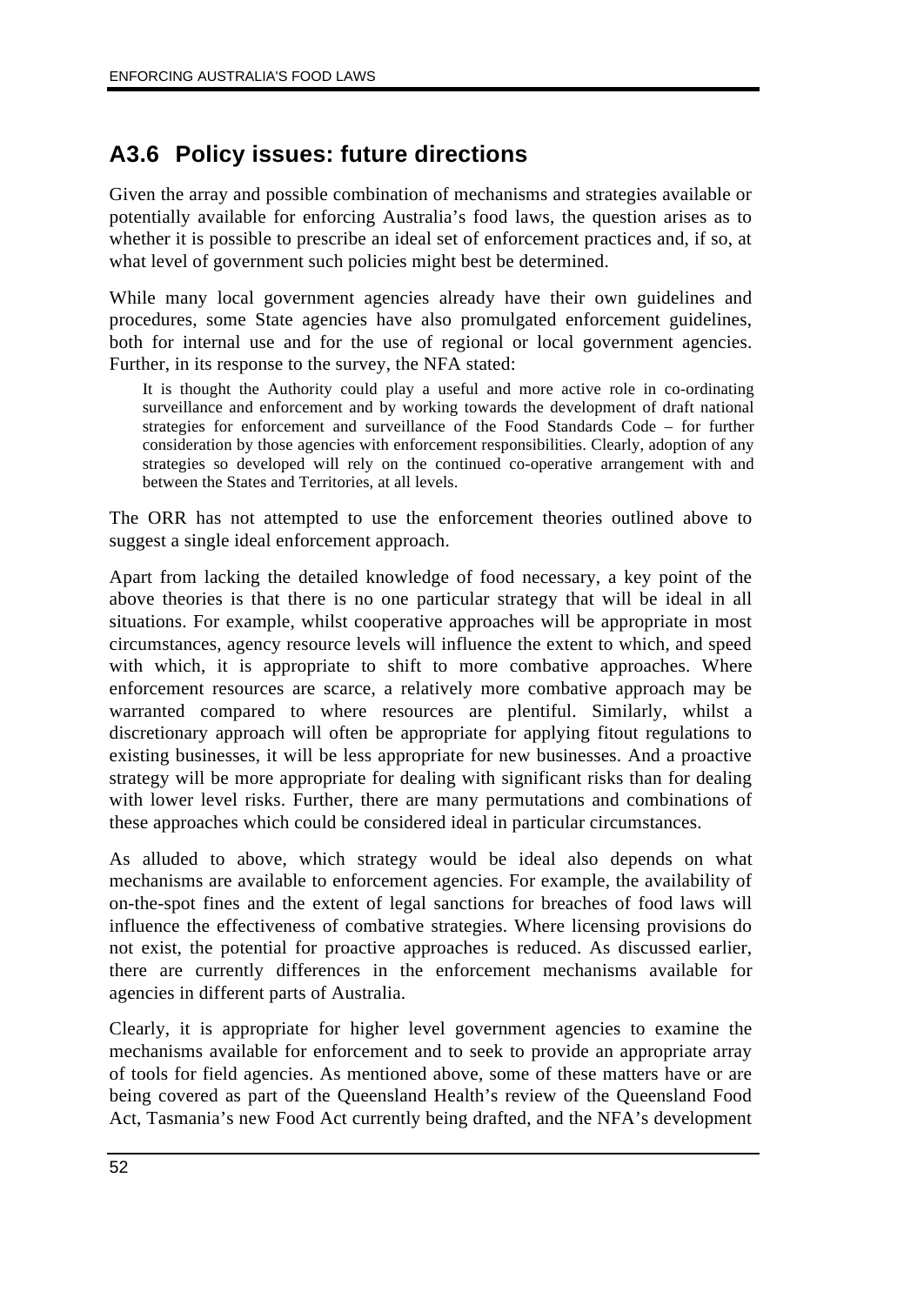## A3.6 Policy issues: future directions

Given the array and possible combination of mechanisms and strategies available or potentially available for enforcing Australia's food laws, the question arises as to whether it is possible to prescribe an ideal set of enforcement practices and, if so, at what level of government such policies might best be determined.

While many local government agencies already have their own guidelines and procedures, some State agencies have also promulgated enforcement guidelines, both for internal use and for the use of regional or local government agencies. Further, in its response to the survey, the NFA stated:

> It is thought the Authority could play a useful and more active role in co-ordinating surveillance and enforcement and by working towards the development of draft national strategies for enforcement and surveillance of the Food Standards Code – for further consideration by those agencies with enforcement responsibilities. Clearly, adoption of any strategies so developed will rely on the continued co-operative arrangement with and between the States and Territories, at all levels.

The ORR has not attempted to use the enforcement theories outlined above to suggest a single ideal enforcement approach.

Apart from lacking the detailed knowledge of food necessary, a key point of the above theories is that there is no one particular strategy that will be ideal in all situations. For example, whilst cooperative approaches will be appropriate in most circumstances, agency resource levels will influence the extent to which, and speed with which, it is appropriate to shift to more combative approaches. Where enforcement resources are scarce, a relatively more combative approach may be warranted compared to where resources are plentiful. Similarly, whilst a discretionary approach will often be appropriate for applying fitout regulations to existing businesses, it will be less appropriate for new businesses. And a proactive strategy will be more appropriate for dealing with significant risks than for dealing with lower level risks. Further, there are many permutations and combinations of these approaches which could be considered ideal in particular circumstances.

As alluded to above, which strategy would be ideal also depends on what mechanisms are available to enforcement agencies. For example, the availability of on-the-spot fines and the extent of legal sanctions for breaches of food laws will influence the effectiveness of combative strategies. Where licensing provisions do not exist, the potential for proactive approaches is reduced. As discussed earlier, there are currently differences in the enforcement mechanisms available for agencies in different parts of Australia.

Clearly, it is appropriate for higher level government agencies to examine the mechanisms available for enforcement and to seek to provide an appropriate array of tools for field agencies. As mentioned above, some of these matters have or are being covered as part of the Queensland Health's review of the Queensland Food Act, Tasmania's new Food Act currently being drafted, and the NFA's development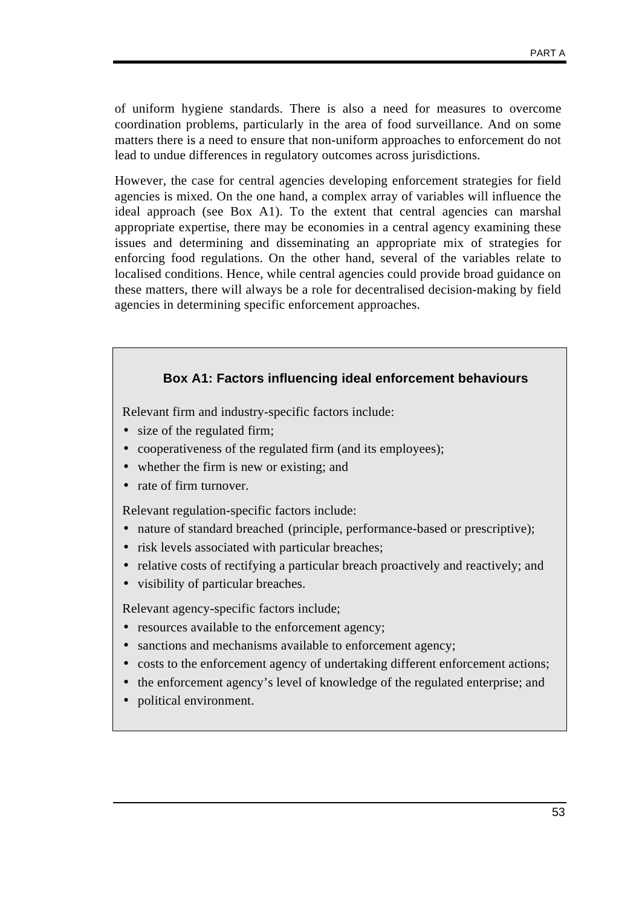of uniform hygiene standards. There is also a need for measures to overcome coordination problems, particularly in the area of food surveillance. And on some matters there is a need to ensure that non-uniform approaches to enforcement do not lead to undue differences in regulatory outcomes across jurisdictions.

However, the case for central agencies developing enforcement strategies for field agencies is mixed. On the one hand, a complex array of variables will influence the ideal approach (see Box A1). To the extent that central agencies can marshal appropriate expertise, there may be economies in a central agency examining these issues and determining and disseminating an appropriate mix of strategies for enforcing food regulations. On the other hand, several of the variables relate to localised conditions. Hence, while central agencies could provide broad guidance on these matters, there will always be a role for decentralised decision-making by field agencies in determining specific enforcement approaches.

**Box A1: Factors influencing ideal enforcement behaviours**

Relevant firm and industry-specific factors include:

- size of the regulated firm;
- cooperativeness of the regulated firm (and its employees);
- whether the firm is new or existing; and
- rate of firm turnover.

Relevant regulation-specific factors include:

- nature of standard breached (principle, performance-based or prescriptive);
- risk levels associated with particular breaches;
- relative costs of rectifying a particular breach proactively and reactively; and
- visibility of particular breaches.

Relevant agency-specific factors include;

- resources available to the enforcement agency;
- sanctions and mechanisms available to enforcement agency;
- costs to the enforcement agency of undertaking different enforcement actions;
- the enforcement agency's level of knowledge of the regulated enterprise; and
- political environment.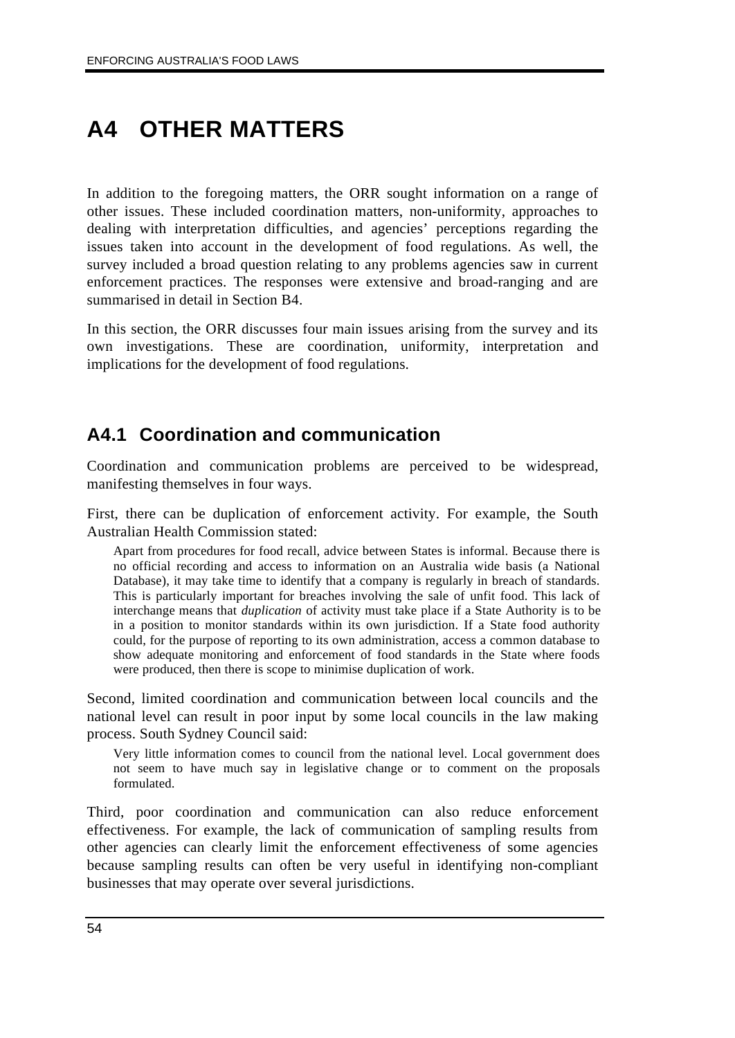# A4 OTHER MATTERS

In addition to the foregoing matters, the ORR sought information on a range of other issues. These included coordination matters, non-uniformity, approaches to dealing with interpretation difficulties, and agencies' perceptions regarding the issues taken into account in the development of food regulations. As well, the survey included a broad question relating to any problems agencies saw in current enforcement practices. The responses were extensive and broad-ranging and are summarised in detail in Section B4.

In this section, the ORR discusses four main issues arising from the survey and its own investigations. These are coordination, uniformity, interpretation and implications for the development of food regulations.

## A4.1 Coordination and communication

Coordination and communication problems are perceived to be widespread, manifesting themselves in four ways.

First, there can be duplication of enforcement activity. For example, the South Australian Health Commission stated:

> Apart from procedures for food recall, advice between States is informal. Because there is no official recording and access to information on an Australia wide basis (a National Database), it may take time to identify that a company is regularly in breach of standards. This is particularly important for breaches involving the sale of unfit food. This lack of interchange means that *duplication* of activity must take place if a State Authority is to be in a position to monitor standards within its own jurisdiction. If a State food authority could, for the purpose of reporting to its own administration, access a common database to show adequate monitoring and enforcement of food standards in the State where foods were produced, then there is scope to minimise duplication of work.

Second, limited coordination and communication between local councils and the national level can result in poor input by some local councils in the law making process. South Sydney Council said:

> Very little information comes to council from the national level. Local government does not seem to have much say in legislative change or to comment on the proposals formulated.

Third, poor coordination and communication can also reduce enforcement effectiveness. For example, the lack of communication of sampling results from other agencies can clearly limit the enforcement effectiveness of some agencies because sampling results can often be very useful in identifying non-compliant businesses that may operate over several jurisdictions.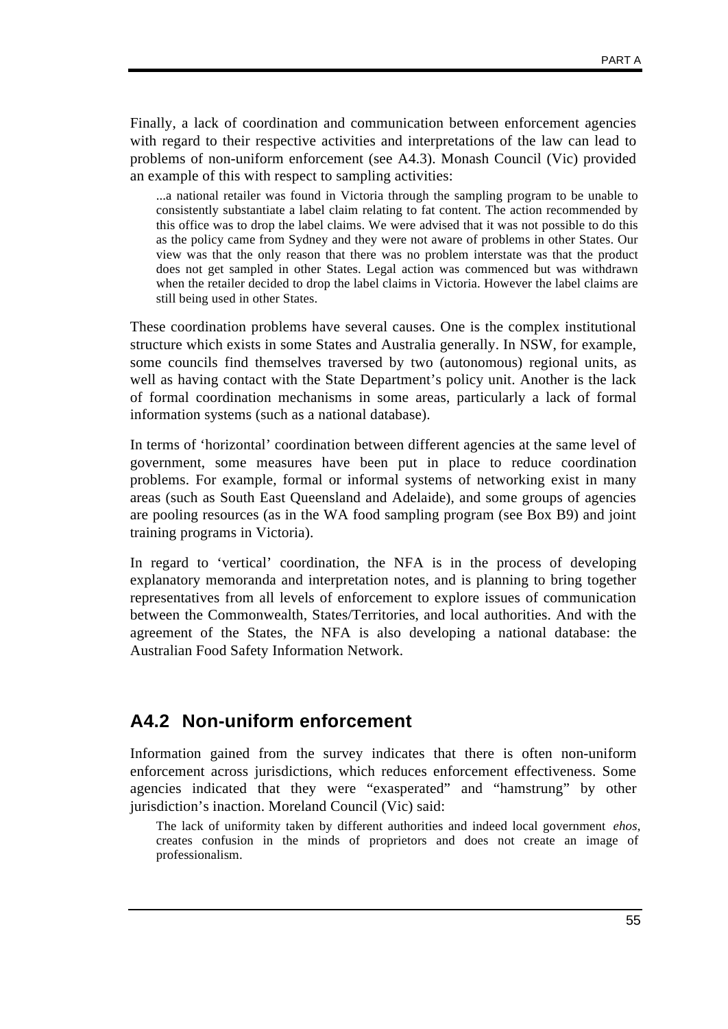Finally, a lack of coordination and communication between enforcement agencies with regard to their respective activities and interpretations of the law can lead to problems of non-uniform enforcement (see A4.3). Monash Council (Vic) provided an example of this with respect to sampling activities:

> ...a national retailer was found in Victoria through the sampling program to be unable to consistently substantiate a label claim relating to fat content. The action recommended by this office was to drop the label claims. We were advised that it was not possible to do this as the policy came from Sydney and they were not aware of problems in other States. Our view was that the only reason that there was no problem interstate was that the product does not get sampled in other States. Legal action was commenced but was withdrawn when the retailer decided to drop the label claims in Victoria. However the label claims are still being used in other States.

These coordination problems have several causes. One is the complex institutional structure which exists in some States and Australia generally. In NSW, for example, some councils find themselves traversed by two (autonomous) regional units, as well as having contact with the State Department's policy unit. Another is the lack of formal coordination mechanisms in some areas, particularly a lack of formal information systems (such as a national database).

In terms of 'horizontal' coordination between different agencies at the same level of government, some measures have been put in place to reduce coordination problems. For example, formal or informal systems of networking exist in many areas (such as South East Queensland and Adelaide), and some groups of agencies are pooling resources (as in the WA food sampling program (see Box B9) and joint training programs in Victoria).

In regard to 'vertical' coordination, the NFA is in the process of developing explanatory memoranda and interpretation notes, and is planning to bring together representatives from all levels of enforcement to explore issues of communication between the Commonwealth, States/Territories, and local authorities. And with the agreement of the States, the NFA is also developing a national database: the Australian Food Safety Information Network.

## A4.2 Non-uniform enforcement

Information gained from the survey indicates that there is often non-uniform enforcement across jurisdictions, which reduces enforcement effectiveness. Some agencies indicated that they were "exasperated" and "hamstrung" by other jurisdiction's inaction. Moreland Council (Vic) said:

> The lack of uniformity taken by different authorities and indeed local government *ehos*, creates confusion in the minds of proprietors and does not create an image of professionalism.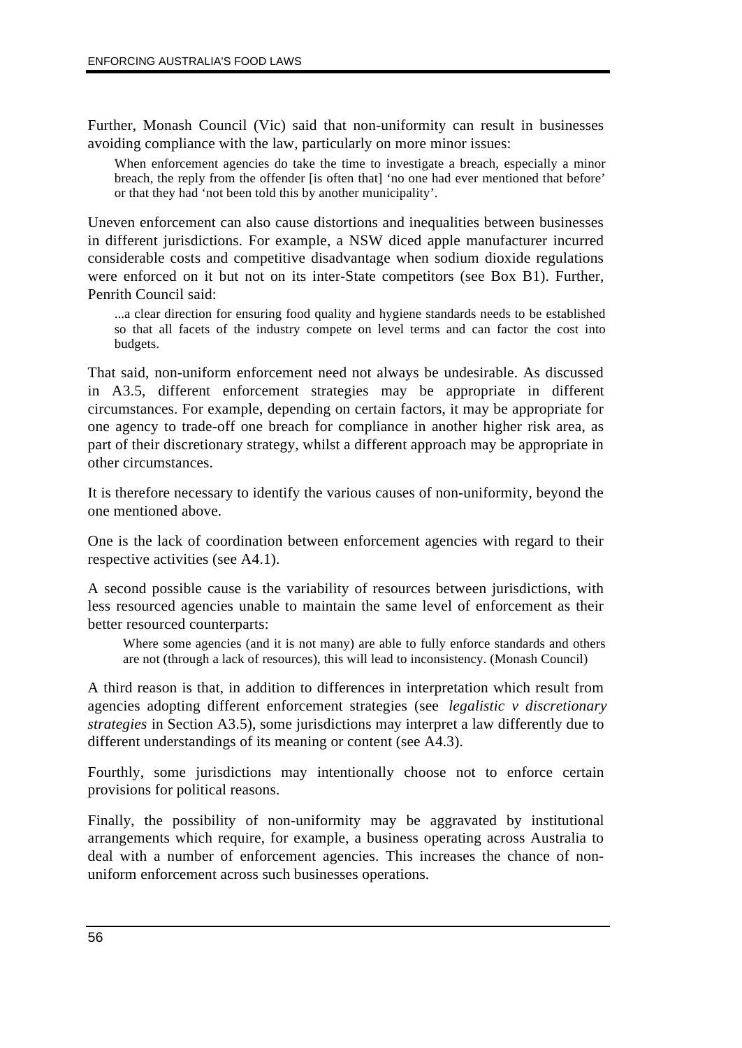Further, Monash Council (Vic) said that non-uniformity can result in businesses avoiding compliance with the law, particularly on more minor issues:

> When enforcement agencies do take the time to investigate a breach, especially a minor breach, the reply from the offender [is often that] 'no one had ever mentioned that before' or that they had 'not been told this by another municipality'.

Uneven enforcement can also cause distortions and inequalities between businesses in different jurisdictions. For example, a NSW diced apple manufacturer incurred considerable costs and competitive disadvantage when sodium dioxide regulations were enforced on it but not on its inter-State competitors (see Box B1). Further, Penrith Council said:

> ...a clear direction for ensuring food quality and hygiene standards needs to be established so that all facets of the industry compete on level terms and can factor the cost into budgets.

That said, non-uniform enforcement need not always be undesirable. As discussed in A3.5, different enforcement strategies may be appropriate in different circumstances. For example, depending on certain factors, it may be appropriate for one agency to trade-off one breach for compliance in another higher risk area, as part of their discretionary strategy, whilst a different approach may be appropriate in other circumstances.

It is therefore necessary to identify the various causes of non-uniformity, beyond the one mentioned above.

One is the lack of coordination between enforcement agencies with regard to their respective activities (see A4.1).

A second possible cause is the variability of resources between jurisdictions, with less resourced agencies unable to maintain the same level of enforcement as their better resourced counterparts:

> Where some agencies (and it is not many) are able to fully enforce standards and others are not (through a lack of resources), this will lead to inconsistency. (Monash Council)

A third reason is that, in addition to differences in interpretation which result from agencies adopting different enforcement strategies (see *legalistic v discretionary strategies* in Section A3.5), some jurisdictions may interpret a law differently due to different understandings of its meaning or content (see A4.3).

Fourthly, some jurisdictions may intentionally choose not to enforce certain provisions for political reasons.

Finally, the possibility of non-uniformity may be aggravated by institutional arrangements which require, for example, a business operating across Australia to deal with a number of enforcement agencies. This increases the chance of non-uniform enforcement across such businesses operations.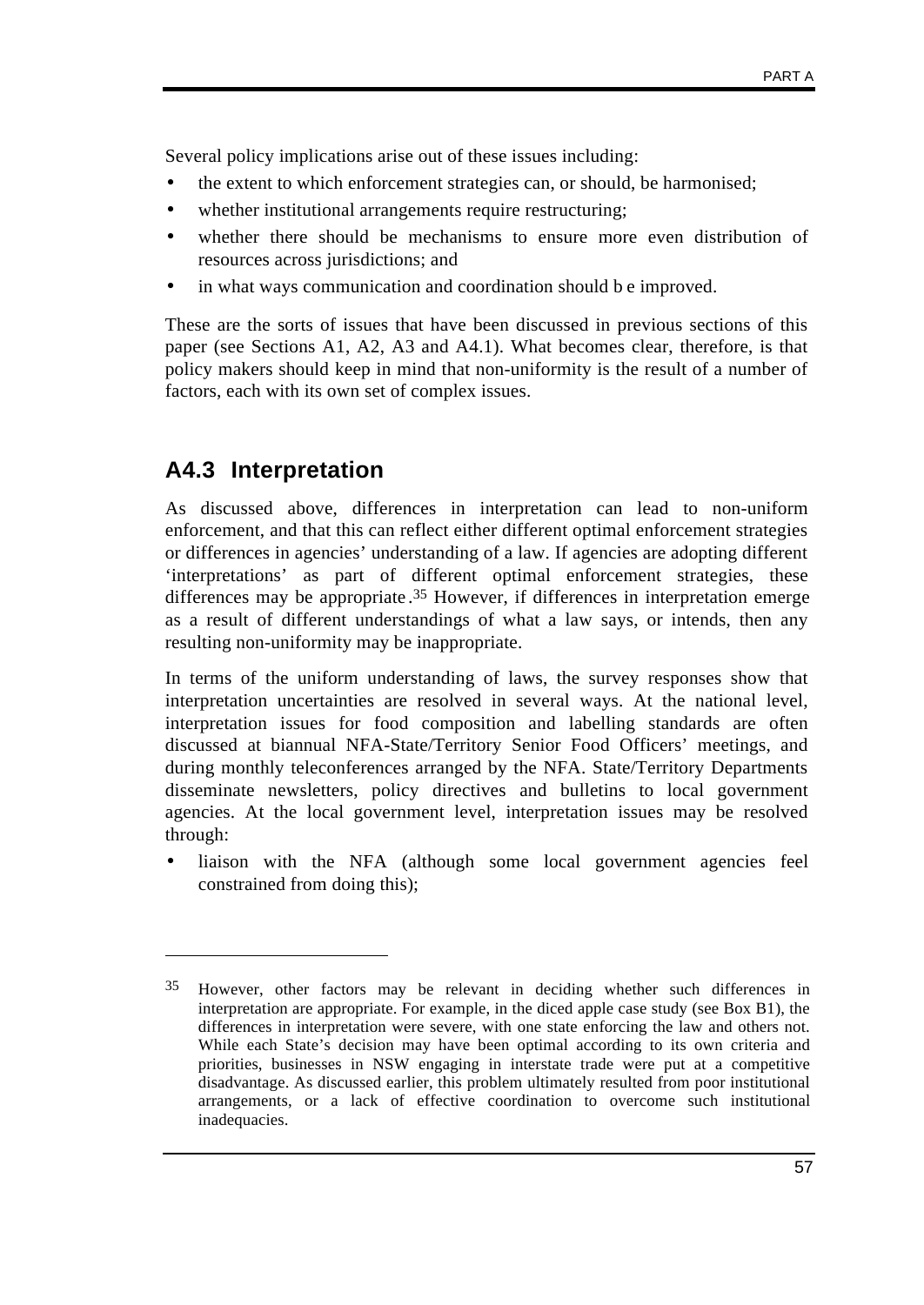Several policy implications arise out of these issues including:

- the extent to which enforcement strategies can, or should, be harmonised;
- whether institutional arrangements require restructuring;
- whether there should be mechanisms to ensure more even distribution of resources across jurisdictions; and
- in what ways communication and coordination should be improved.

These are the sorts of issues that have been discussed in previous sections of this paper (see Sections A1, A2, A3 and A4.1). What becomes clear, therefore, is that policy makers should keep in mind that non-uniformity is the result of a number of factors, each with its own set of complex issues.

## A4.3 Interpretation

As discussed above, differences in interpretation can lead to non-uniform enforcement, and that this can reflect either different optimal enforcement strategies or differences in agencies' understanding of a law. If agencies are adopting different 'interpretations' as part of different optimal enforcement strategies, these differences may be appropriate.[35] However, if differences in interpretation emerge as a result of different understandings of what a law says, or intends, then any resulting non-uniformity may be inappropriate.

In terms of the uniform understanding of laws, the survey responses show that interpretation uncertainties are resolved in several ways. At the national level, interpretation issues for food composition and labelling standards are often discussed at biannual NFA-State/Territory Senior Food Officers' meetings, and during monthly teleconferences arranged by the NFA. State/Territory Departments disseminate newsletters, policy directives and bulletins to local government agencies. At the local government level, interpretation issues may be resolved through:

- liaison with the NFA (although some local government agencies feel constrained from doing this);

---

[35] However, other factors may be relevant in deciding whether such differences in interpretation are appropriate. For example, in the diced apple case study (see Box B1), the differences in interpretation were severe, with one state enforcing the law and others not. While each State's decision may have been optimal according to its own criteria and priorities, businesses in NSW engaging in interstate trade were put at a competitive disadvantage. As discussed earlier, this problem ultimately resulted from poor institutional arrangements, or a lack of effective coordination to overcome such institutional inadequacies.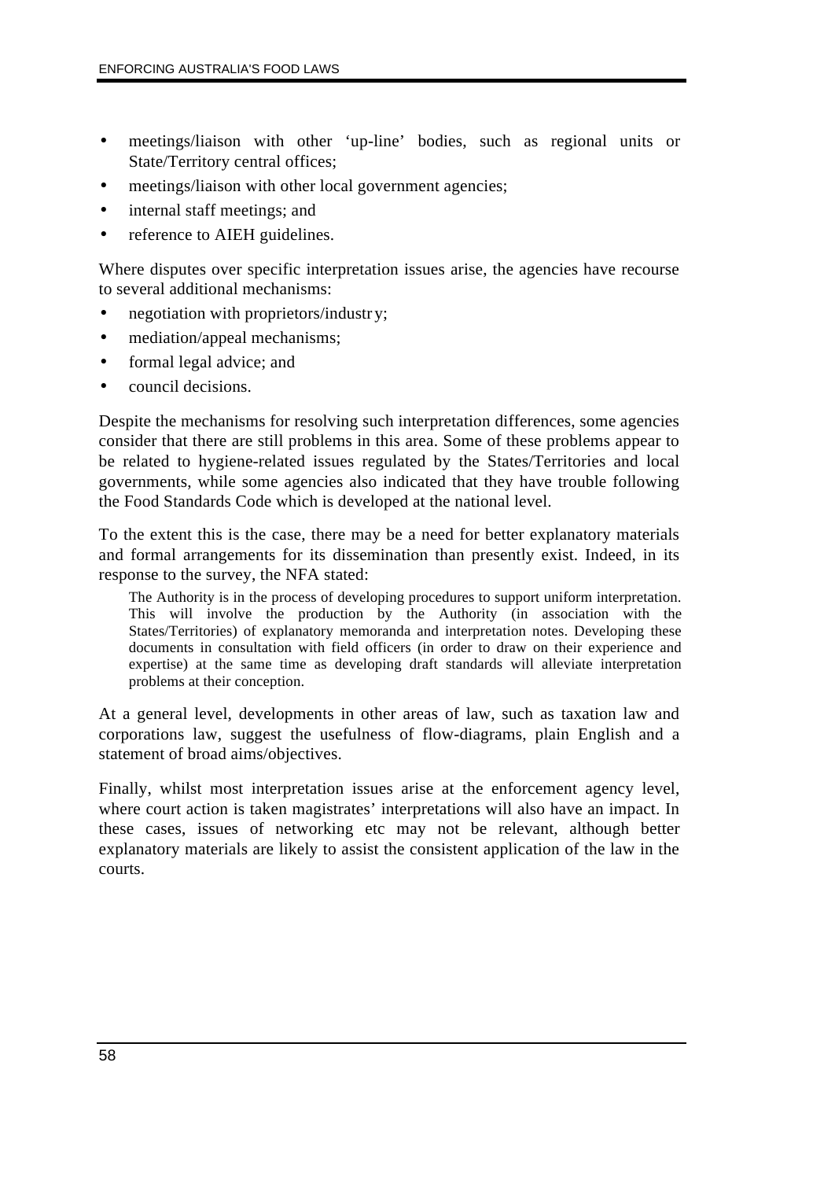- meetings/liaison with other 'up-line' bodies, such as regional units or State/Territory central offices;
- meetings/liaison with other local government agencies;
- internal staff meetings; and
- reference to AIEH guidelines.

Where disputes over specific interpretation issues arise, the agencies have recourse to several additional mechanisms:

- negotiation with proprietors/industry;
- mediation/appeal mechanisms;
- formal legal advice; and
- council decisions.

Despite the mechanisms for resolving such interpretation differences, some agencies consider that there are still problems in this area. Some of these problems appear to be related to hygiene-related issues regulated by the States/Territories and local governments, while some agencies also indicated that they have trouble following the Food Standards Code which is developed at the national level.

To the extent this is the case, there may be a need for better explanatory materials and formal arrangements for its dissemination than presently exist. Indeed, in its response to the survey, the NFA stated:

> The Authority is in the process of developing procedures to support uniform interpretation. This will involve the production by the Authority (in association with the States/Territories) of explanatory memoranda and interpretation notes. Developing these documents in consultation with field officers (in order to draw on their experience and expertise) at the same time as developing draft standards will alleviate interpretation problems at their conception.

At a general level, developments in other areas of law, such as taxation law and corporations law, suggest the usefulness of flow-diagrams, plain English and a statement of broad aims/objectives.

Finally, whilst most interpretation issues arise at the enforcement agency level, where court action is taken magistrates' interpretations will also have an impact. In these cases, issues of networking etc may not be relevant, although better explanatory materials are likely to assist the consistent application of the law in the courts.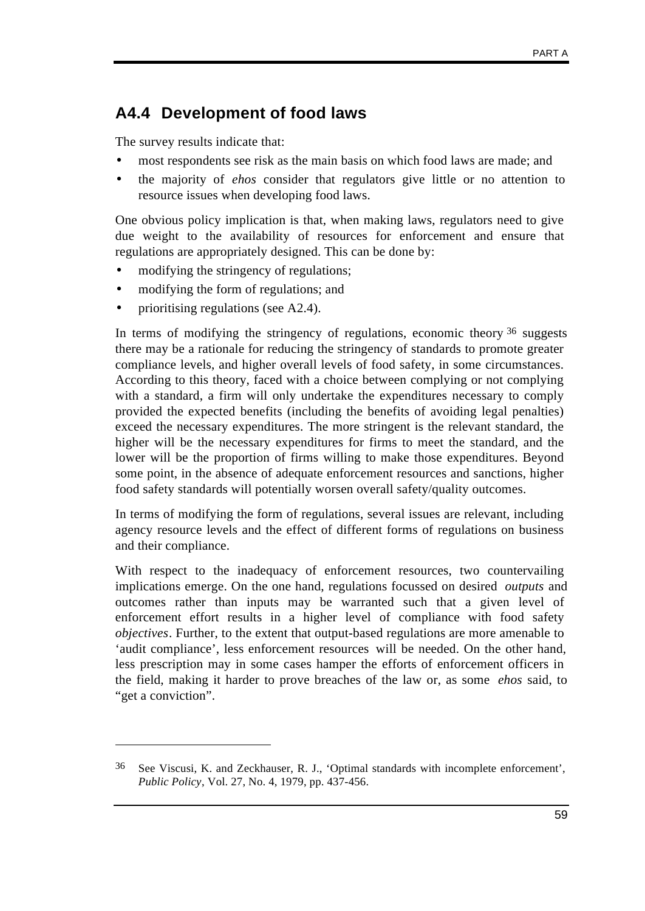## A4.4 Development of food laws

The survey results indicate that:

- most respondents see risk as the main basis on which food laws are made; and
- the majority of *ehos* consider that regulators give little or no attention to resource issues when developing food laws.

One obvious policy implication is that, when making laws, regulators need to give due weight to the availability of resources for enforcement and ensure that regulations are appropriately designed. This can be done by:

- modifying the stringency of regulations;
- modifying the form of regulations; and
- prioritising regulations (see A2.4).

In terms of modifying the stringency of regulations, economic theory [36] suggests there may be a rationale for reducing the stringency of standards to promote greater compliance levels, and higher overall levels of food safety, in some circumstances. According to this theory, faced with a choice between complying or not complying with a standard, a firm will only undertake the expenditures necessary to comply provided the expected benefits (including the benefits of avoiding legal penalties) exceed the necessary expenditures. The more stringent is the relevant standard, the higher will be the necessary expenditures for firms to meet the standard, and the lower will be the proportion of firms willing to make those expenditures. Beyond some point, in the absence of adequate enforcement resources and sanctions, higher food safety standards will potentially worsen overall safety/quality outcomes.

In terms of modifying the form of regulations, several issues are relevant, including agency resource levels and the effect of different forms of regulations on business and their compliance.

With respect to the inadequacy of enforcement resources, two countervailing implications emerge. On the one hand, regulations focussed on desired *outputs* and outcomes rather than inputs may be warranted such that a given level of enforcement effort results in a higher level of compliance with food safety *objectives*. Further, to the extent that output-based regulations are more amenable to 'audit compliance', less enforcement resources will be needed. On the other hand, less prescription may in some cases hamper the efforts of enforcement officers in the field, making it harder to prove breaches of the law or, as some *ehos* said, to "get a conviction".

---

[36] See Viscusi, K. and Zeckhauser, R. J., 'Optimal standards with incomplete enforcement', *Public Policy*, Vol. 27, No. 4, 1979, pp. 437-456.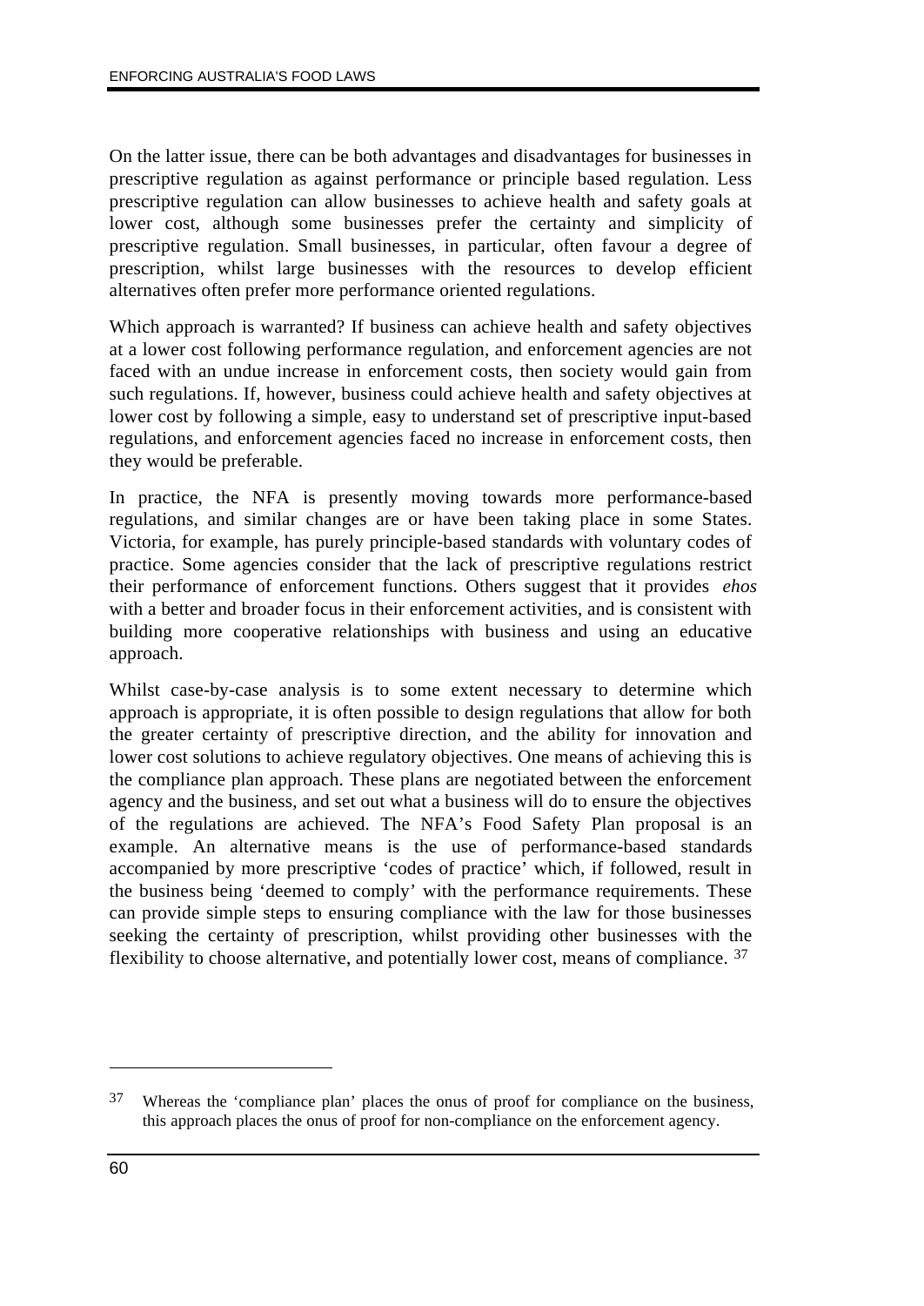On the latter issue, there can be both advantages and disadvantages for businesses in prescriptive regulation as against performance or principle based regulation. Less prescriptive regulation can allow businesses to achieve health and safety goals at lower cost, although some businesses prefer the certainty and simplicity of prescriptive regulation. Small businesses, in particular, often favour a degree of prescription, whilst large businesses with the resources to develop efficient alternatives often prefer more performance oriented regulations.

Which approach is warranted? If business can achieve health and safety objectives at a lower cost following performance regulation, and enforcement agencies are not faced with an undue increase in enforcement costs, then society would gain from such regulations. If, however, business could achieve health and safety objectives at lower cost by following a simple, easy to understand set of prescriptive input-based regulations, and enforcement agencies faced no increase in enforcement costs, then they would be preferable.

In practice, the NFA is presently moving towards more performance-based regulations, and similar changes are or have been taking place in some States. Victoria, for example, has purely principle-based standards with voluntary codes of practice. Some agencies consider that the lack of prescriptive regulations restrict their performance of enforcement functions. Others suggest that it provides *ehos* with a better and broader focus in their enforcement activities, and is consistent with building more cooperative relationships with business and using an educative approach.

Whilst case-by-case analysis is to some extent necessary to determine which approach is appropriate, it is often possible to design regulations that allow for both the greater certainty of prescriptive direction, and the ability for innovation and lower cost solutions to achieve regulatory objectives. One means of achieving this is the compliance plan approach. These plans are negotiated between the enforcement agency and the business, and set out what a business will do to ensure the objectives of the regulations are achieved. The NFA's Food Safety Plan proposal is an example. An alternative means is the use of performance-based standards accompanied by more prescriptive 'codes of practice' which, if followed, result in the business being 'deemed to comply' with the performance requirements. These can provide simple steps to ensuring compliance with the law for those businesses seeking the certainty of prescription, whilst providing other businesses with the flexibility to choose alternative, and potentially lower cost, means of compliance. [37]

---

[37] Whereas the 'compliance plan' places the onus of proof for compliance on the business, this approach places the onus of proof for non-compliance on the enforcement agency.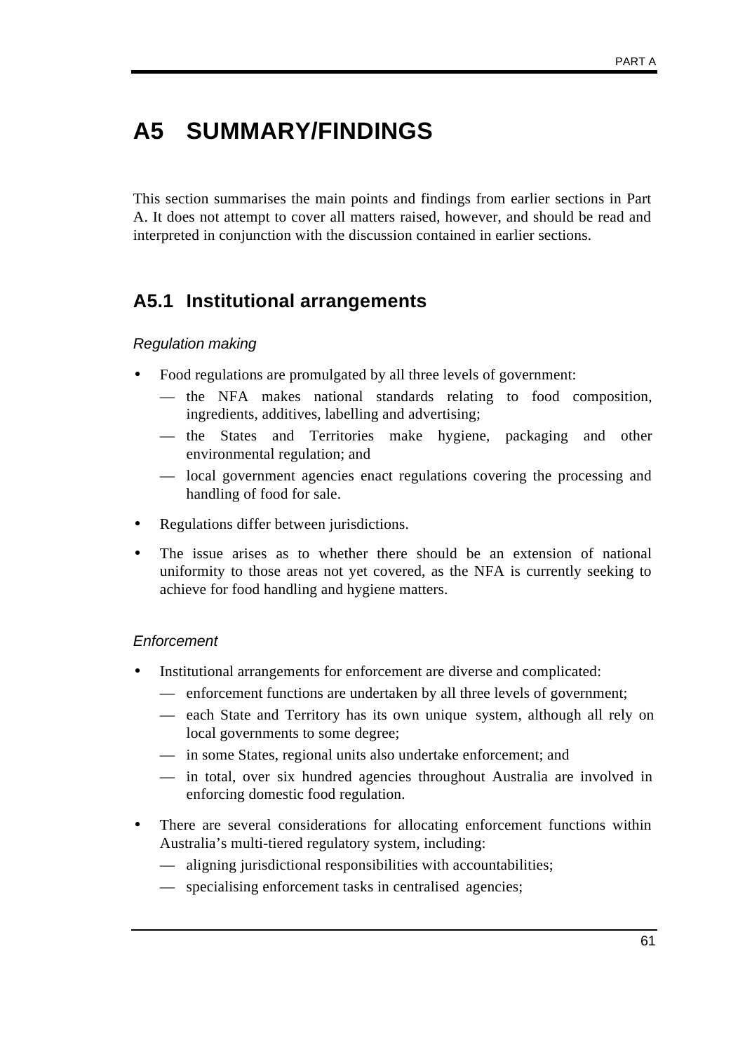# A5 SUMMARY/FINDINGS

This section summarises the main points and findings from earlier sections in Part A. It does not attempt to cover all matters raised, however, and should be read and interpreted in conjunction with the discussion contained in earlier sections.

## A5.1 Institutional arrangements

*Regulation making*

- Food regulations are promulgated by all three levels of government:
  - — the NFA makes national standards relating to food composition, ingredients, additives, labelling and advertising;
  - — the States and Territories make hygiene, packaging and other environmental regulation; and
  - — local government agencies enact regulations covering the processing and handling of food for sale.
- Regulations differ between jurisdictions.
- The issue arises as to whether there should be an extension of national uniformity to those areas not yet covered, as the NFA is currently seeking to achieve for food handling and hygiene matters.

*Enforcement*

- Institutional arrangements for enforcement are diverse and complicated:
  - — enforcement functions are undertaken by all three levels of government;
  - — each State and Territory has its own unique system, although all rely on local governments to some degree;
  - — in some States, regional units also undertake enforcement; and
  - — in total, over six hundred agencies throughout Australia are involved in enforcing domestic food regulation.
- There are several considerations for allocating enforcement functions within Australia's multi-tiered regulatory system, including:
  - — aligning jurisdictional responsibilities with accountabilities;
  - — specialising enforcement tasks in centralised agencies;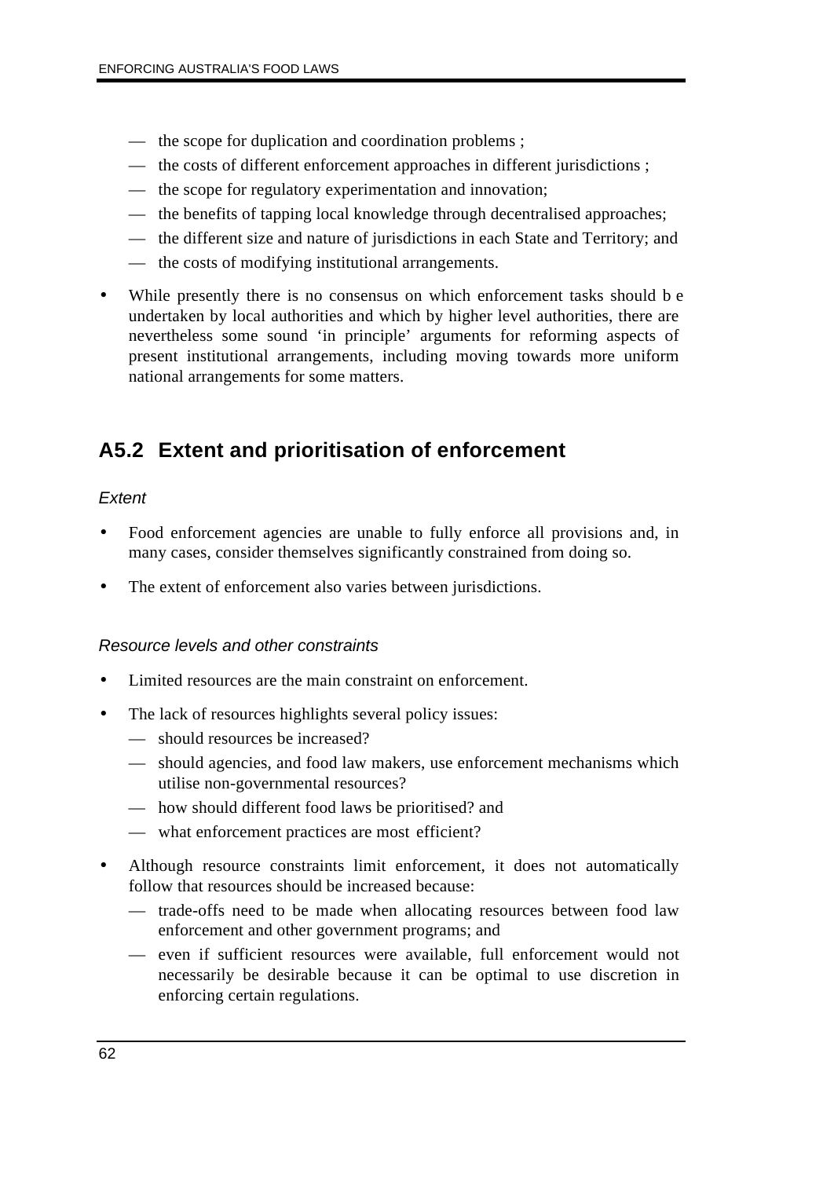- the scope for duplication and coordination problems ;
- the costs of different enforcement approaches in different jurisdictions ;
- the scope for regulatory experimentation and innovation;
- the benefits of tapping local knowledge through decentralised approaches;
- the different size and nature of jurisdictions in each State and Territory; and
- the costs of modifying institutional arrangements.

- While presently there is no consensus on which enforcement tasks should be undertaken by local authorities and which by higher level authorities, there are nevertheless some sound 'in principle' arguments for reforming aspects of present institutional arrangements, including moving towards more uniform national arrangements for some matters.

## A5.2 Extent and prioritisation of enforcement

### *Extent*

- Food enforcement agencies are unable to fully enforce all provisions and, in many cases, consider themselves significantly constrained from doing so.
- The extent of enforcement also varies between jurisdictions.

### *Resource levels and other constraints*

- Limited resources are the main constraint on enforcement.
- The lack of resources highlights several policy issues:
  - should resources be increased?
  - should agencies, and food law makers, use enforcement mechanisms which utilise non-governmental resources?
  - how should different food laws be prioritised? and
  - what enforcement practices are most efficient?
- Although resource constraints limit enforcement, it does not automatically follow that resources should be increased because:
  - trade-offs need to be made when allocating resources between food law enforcement and other government programs; and
  - even if sufficient resources were available, full enforcement would not necessarily be desirable because it can be optimal to use discretion in enforcing certain regulations.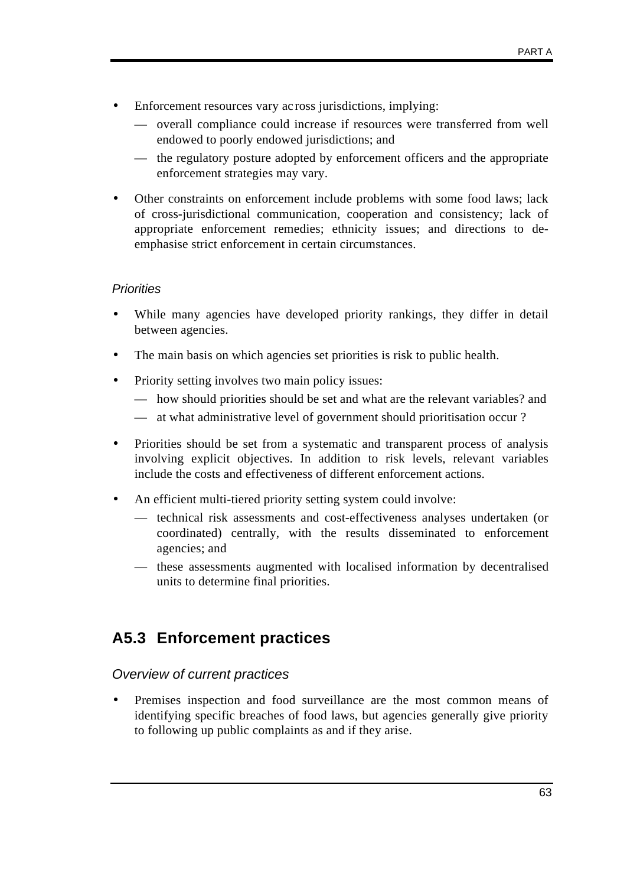- Enforcement resources vary across jurisdictions, implying:
  - overall compliance could increase if resources were transferred from well endowed to poorly endowed jurisdictions; and
  - the regulatory posture adopted by enforcement officers and the appropriate enforcement strategies may vary.
- Other constraints on enforcement include problems with some food laws; lack of cross-jurisdictional communication, cooperation and consistency; lack of appropriate enforcement remedies; ethnicity issues; and directions to de-emphasise strict enforcement in certain circumstances.

*Priorities*

- While many agencies have developed priority rankings, they differ in detail between agencies.
- The main basis on which agencies set priorities is risk to public health.
- Priority setting involves two main policy issues:
  - how should priorities should be set and what are the relevant variables? and
  - at what administrative level of government should prioritisation occur ?
- Priorities should be set from a systematic and transparent process of analysis involving explicit objectives. In addition to risk levels, relevant variables include the costs and effectiveness of different enforcement actions.
- An efficient multi-tiered priority setting system could involve:
  - technical risk assessments and cost-effectiveness analyses undertaken (or coordinated) centrally, with the results disseminated to enforcement agencies; and
  - these assessments augmented with localised information by decentralised units to determine final priorities.

## A5.3 Enforcement practices

*Overview of current practices*

- Premises inspection and food surveillance are the most common means of identifying specific breaches of food laws, but agencies generally give priority to following up public complaints as and if they arise.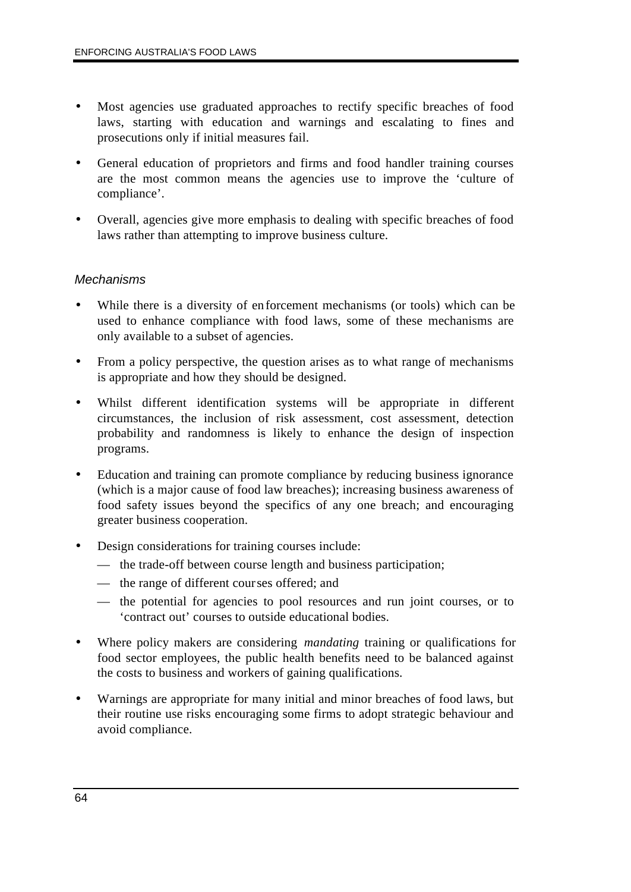- Most agencies use graduated approaches to rectify specific breaches of food laws, starting with education and warnings and escalating to fines and prosecutions only if initial measures fail.
- General education of proprietors and firms and food handler training courses are the most common means the agencies use to improve the 'culture of compliance'.
- Overall, agencies give more emphasis to dealing with specific breaches of food laws rather than attempting to improve business culture.

### *Mechanisms*

- While there is a diversity of enforcement mechanisms (or tools) which can be used to enhance compliance with food laws, some of these mechanisms are only available to a subset of agencies.
- From a policy perspective, the question arises as to what range of mechanisms is appropriate and how they should be designed.
- Whilst different identification systems will be appropriate in different circumstances, the inclusion of risk assessment, cost assessment, detection probability and randomness is likely to enhance the design of inspection programs.
- Education and training can promote compliance by reducing business ignorance (which is a major cause of food law breaches); increasing business awareness of food safety issues beyond the specifics of any one breach; and encouraging greater business cooperation.
- Design considerations for training courses include:
  - the trade-off between course length and business participation;
  - the range of different courses offered; and
  - the potential for agencies to pool resources and run joint courses, or to 'contract out' courses to outside educational bodies.
- Where policy makers are considering *mandating* training or qualifications for food sector employees, the public health benefits need to be balanced against the costs to business and workers of gaining qualifications.
- Warnings are appropriate for many initial and minor breaches of food laws, but their routine use risks encouraging some firms to adopt strategic behaviour and avoid compliance.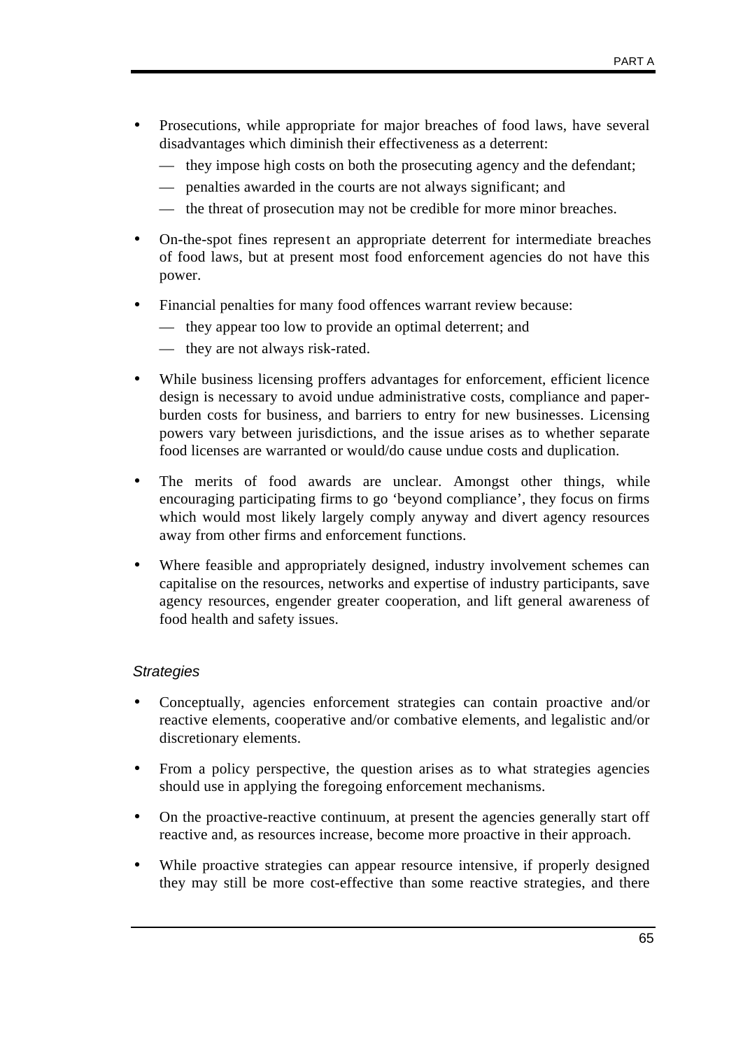- Prosecutions, while appropriate for major breaches of food laws, have several disadvantages which diminish their effectiveness as a deterrent:
  - they impose high costs on both the prosecuting agency and the defendant;
  - penalties awarded in the courts are not always significant; and
  - the threat of prosecution may not be credible for more minor breaches.
- On-the-spot fines represent an appropriate deterrent for intermediate breaches of food laws, but at present most food enforcement agencies do not have this power.
- Financial penalties for many food offences warrant review because:
  - they appear too low to provide an optimal deterrent; and
  - they are not always risk-rated.
- While business licensing proffers advantages for enforcement, efficient licence design is necessary to avoid undue administrative costs, compliance and paper-burden costs for business, and barriers to entry for new businesses. Licensing powers vary between jurisdictions, and the issue arises as to whether separate food licenses are warranted or would/do cause undue costs and duplication.
- The merits of food awards are unclear. Amongst other things, while encouraging participating firms to go 'beyond compliance', they focus on firms which would most likely largely comply anyway and divert agency resources away from other firms and enforcement functions.
- Where feasible and appropriately designed, industry involvement schemes can capitalise on the resources, networks and expertise of industry participants, save agency resources, engender greater cooperation, and lift general awareness of food health and safety issues.

*Strategies*

- Conceptually, agencies enforcement strategies can contain proactive and/or reactive elements, cooperative and/or combative elements, and legalistic and/or discretionary elements.
- From a policy perspective, the question arises as to what strategies agencies should use in applying the foregoing enforcement mechanisms.
- On the proactive-reactive continuum, at present the agencies generally start off reactive and, as resources increase, become more proactive in their approach.
- While proactive strategies can appear resource intensive, if properly designed they may still be more cost-effective than some reactive strategies, and there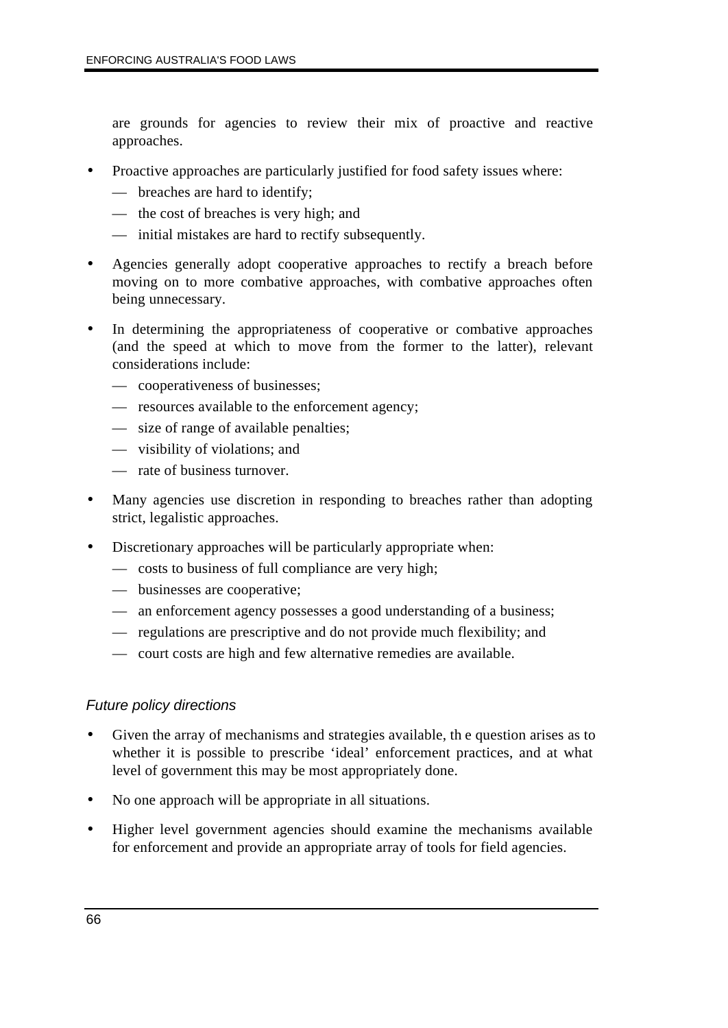are grounds for agencies to review their mix of proactive and reactive approaches.

- Proactive approaches are particularly justified for food safety issues where:
  - breaches are hard to identify;
  - the cost of breaches is very high; and
  - initial mistakes are hard to rectify subsequently.
- Agencies generally adopt cooperative approaches to rectify a breach before moving on to more combative approaches, with combative approaches often being unnecessary.
- In determining the appropriateness of cooperative or combative approaches (and the speed at which to move from the former to the latter), relevant considerations include:
  - cooperativeness of businesses;
  - resources available to the enforcement agency;
  - size of range of available penalties;
  - visibility of violations; and
  - rate of business turnover.
- Many agencies use discretion in responding to breaches rather than adopting strict, legalistic approaches.
- Discretionary approaches will be particularly appropriate when:
  - costs to business of full compliance are very high;
  - businesses are cooperative;
  - an enforcement agency possesses a good understanding of a business;
  - regulations are prescriptive and do not provide much flexibility; and
  - court costs are high and few alternative remedies are available.

### *Future policy directions*

- Given the array of mechanisms and strategies available, the question arises as to whether it is possible to prescribe 'ideal' enforcement practices, and at what level of government this may be most appropriately done.
- No one approach will be appropriate in all situations.
- Higher level government agencies should examine the mechanisms available for enforcement and provide an appropriate array of tools for field agencies.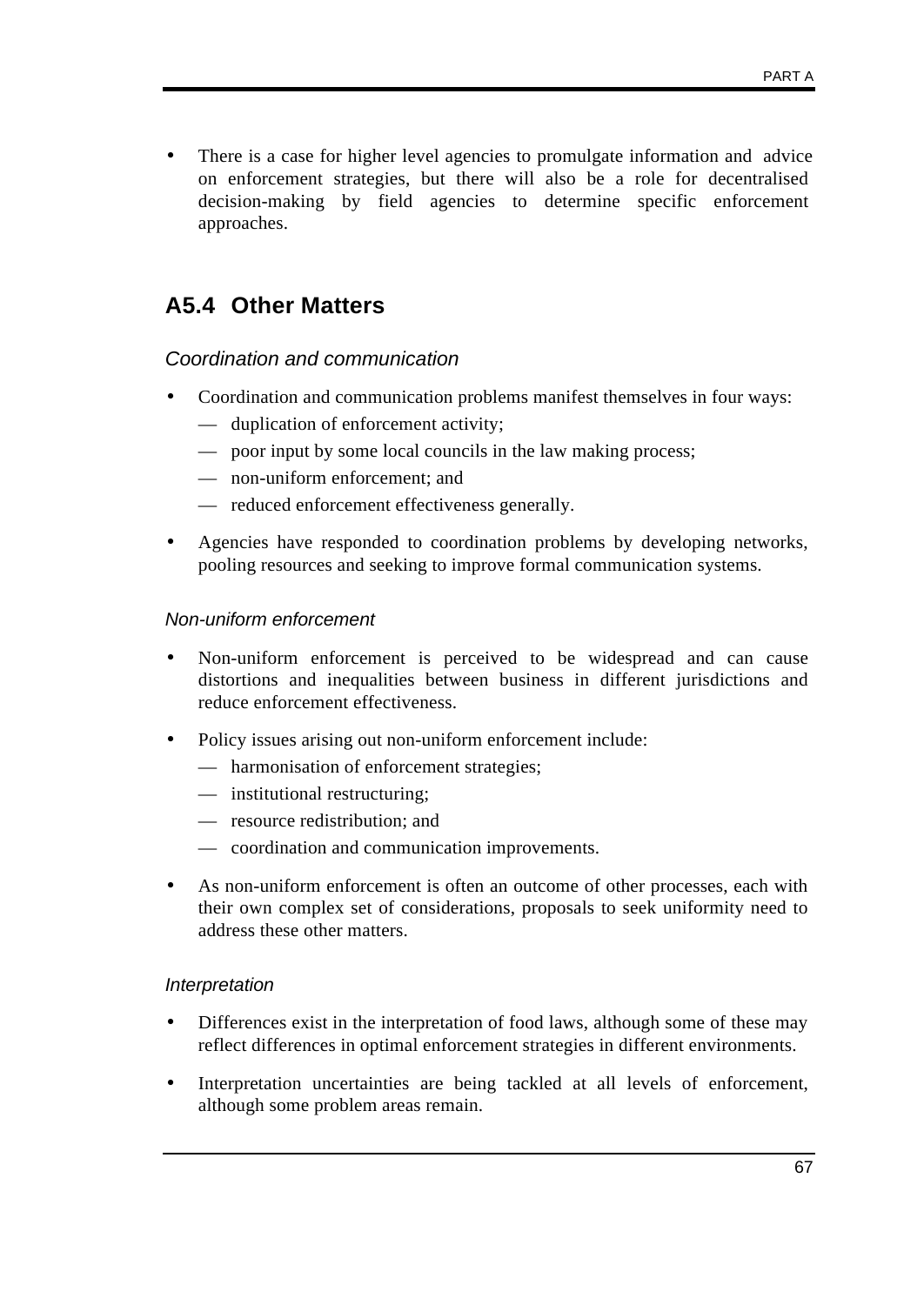- There is a case for higher level agencies to promulgate information and advice on enforcement strategies, but there will also be a role for decentralised decision-making by field agencies to determine specific enforcement approaches.

## A5.4 Other Matters

### *Coordination and communication*

- Coordination and communication problems manifest themselves in four ways:
  - — duplication of enforcement activity;
  - — poor input by some local councils in the law making process;
  - — non-uniform enforcement; and
  - — reduced enforcement effectiveness generally.
- Agencies have responded to coordination problems by developing networks, pooling resources and seeking to improve formal communication systems.

#### *Non-uniform enforcement*

- Non-uniform enforcement is perceived to be widespread and can cause distortions and inequalities between business in different jurisdictions and reduce enforcement effectiveness.
- Policy issues arising out non-uniform enforcement include:
  - — harmonisation of enforcement strategies;
  - — institutional restructuring;
  - — resource redistribution; and
  - — coordination and communication improvements.
- As non-uniform enforcement is often an outcome of other processes, each with their own complex set of considerations, proposals to seek uniformity need to address these other matters.

#### *Interpretation*

- Differences exist in the interpretation of food laws, although some of these may reflect differences in optimal enforcement strategies in different environments.
- Interpretation uncertainties are being tackled at all levels of enforcement, although some problem areas remain.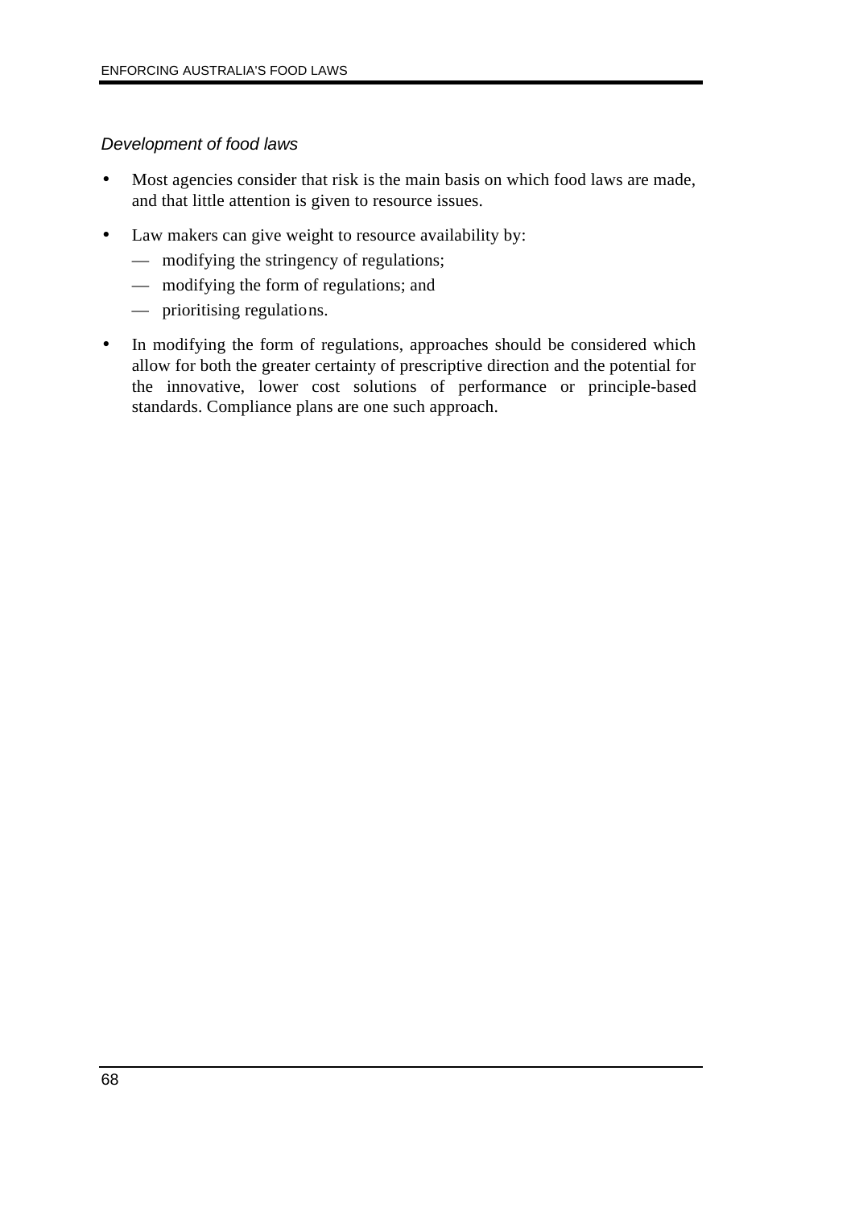*Development of food laws*

- Most agencies consider that risk is the main basis on which food laws are made, and that little attention is given to resource issues.
- Law makers can give weight to resource availability by:
  - modifying the stringency of regulations;
  - modifying the form of regulations; and
  - prioritising regulations.
- In modifying the form of regulations, approaches should be considered which allow for both the greater certainty of prescriptive direction and the potential for the innovative, lower cost solutions of performance or principle-based standards. Compliance plans are one such approach.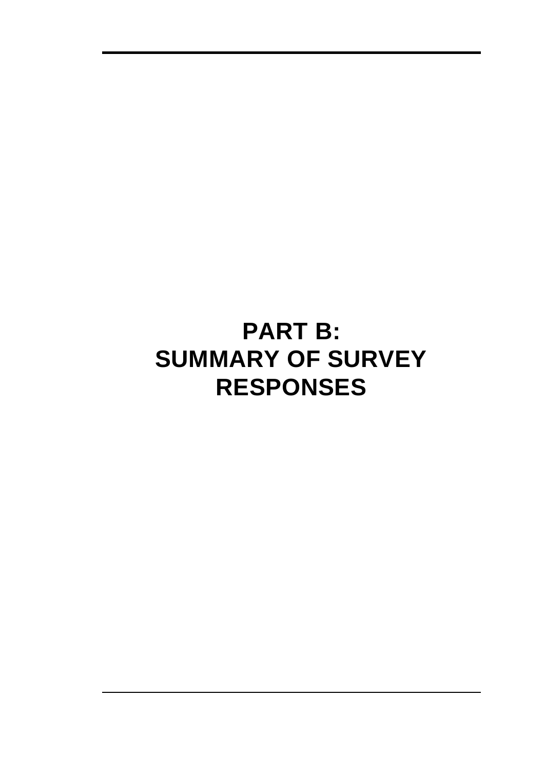# PART B: SUMMARY OF SURVEY RESPONSES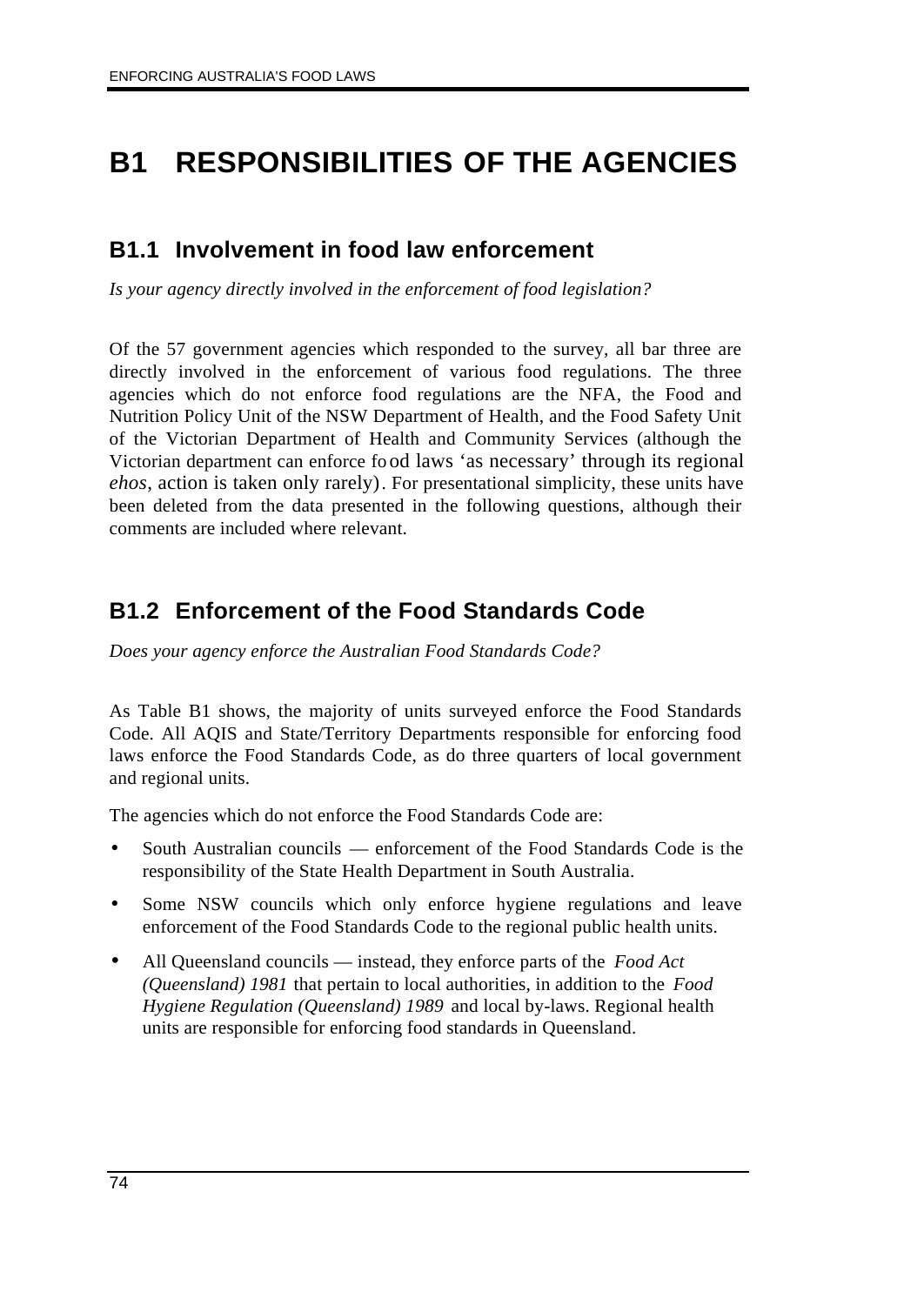# B1 RESPONSIBILITIES OF THE AGENCIES

## B1.1 Involvement in food law enforcement

*Is your agency directly involved in the enforcement of food legislation?*

Of the 57 government agencies which responded to the survey, all bar three are directly involved in the enforcement of various food regulations. The three agencies which do not enforce food regulations are the NFA, the Food and Nutrition Policy Unit of the NSW Department of Health, and the Food Safety Unit of the Victorian Department of Health and Community Services (although the Victorian department can enforce food laws 'as necessary' through its regional *ehos*, action is taken only rarely). For presentational simplicity, these units have been deleted from the data presented in the following questions, although their comments are included where relevant.

## B1.2 Enforcement of the Food Standards Code

*Does your agency enforce the Australian Food Standards Code?*

As Table B1 shows, the majority of units surveyed enforce the Food Standards Code. All AQIS and State/Territory Departments responsible for enforcing food laws enforce the Food Standards Code, as do three quarters of local government and regional units.

The agencies which do not enforce the Food Standards Code are:

- South Australian councils — enforcement of the Food Standards Code is the responsibility of the State Health Department in South Australia.
- Some NSW councils which only enforce hygiene regulations and leave enforcement of the Food Standards Code to the regional public health units.
- All Queensland councils — instead, they enforce parts of the *Food Act (Queensland) 1981* that pertain to local authorities, in addition to the *Food Hygiene Regulation (Queensland) 1989* and local by-laws. Regional health units are responsible for enforcing food standards in Queensland.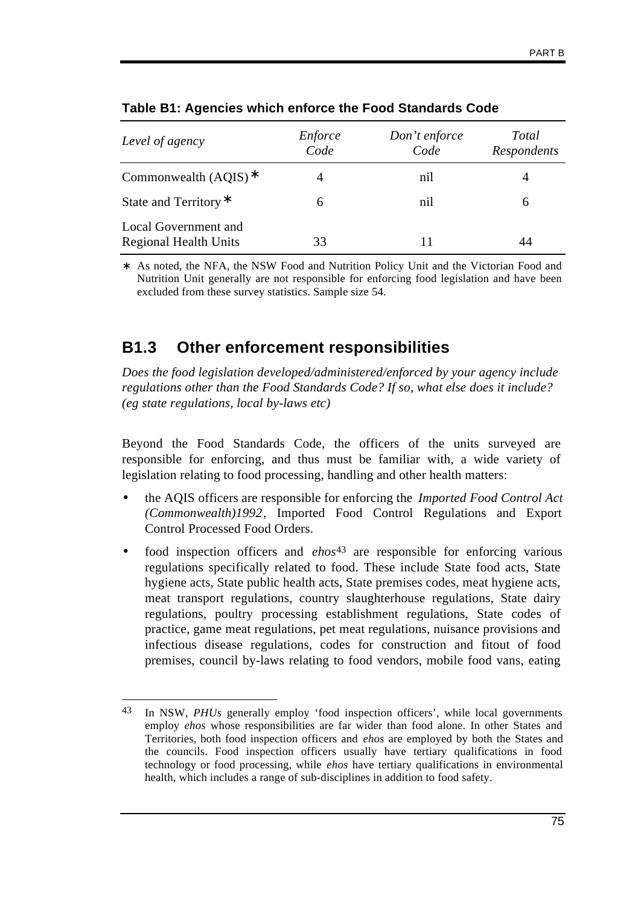**Table B1: Agencies which enforce the Food Standards Code**

| *Level of agency* | *Enforce Code* | *Don't enforce Code* | *Total Respondents* |
|---|---|---|---|
| Commonwealth (AQIS)* | 4 | nil | 4 |
| State and Territory* | 6 | nil | 6 |
| Local Government and Regional Health Units | 33 | 11 | 44 |

* As noted, the NFA, the NSW Food and Nutrition Policy Unit and the Victorian Food and Nutrition Unit generally are not responsible for enforcing food legislation and have been excluded from these survey statistics. Sample size 54.

## B1.3 Other enforcement responsibilities

*Does the food legislation developed/administered/enforced by your agency include regulations other than the Food Standards Code? If so, what else does it include? (eg state regulations, local by-laws etc)*

Beyond the Food Standards Code, the officers of the units surveyed are responsible for enforcing, and thus must be familiar with, a wide variety of legislation relating to food processing, handling and other health matters:

- the AQIS officers are responsible for enforcing the *Imported Food Control Act (Commonwealth)1992*, Imported Food Control Regulations and Export Control Processed Food Orders.
- food inspection officers and *ehos*[43] are responsible for enforcing various regulations specifically related to food. These include State food acts, State hygiene acts, State public health acts, State premises codes, meat hygiene acts, meat transport regulations, country slaughterhouse regulations, State dairy regulations, poultry processing establishment regulations, State codes of practice, game meat regulations, pet meat regulations, nuisance provisions and infectious disease regulations, codes for construction and fitout of food premises, council by-laws relating to food vendors, mobile food vans, eating

[43] In NSW, *PHUs* generally employ 'food inspection officers', while local governments employ *ehos* whose responsibilities are far wider than food alone. In other States and Territories, both food inspection officers and *ehos* are employed by both the States and the councils. Food inspection officers usually have tertiary qualifications in food technology or food processing, while *ehos* have tertiary qualifications in environmental health, which includes a range of sub-disciplines in addition to food safety.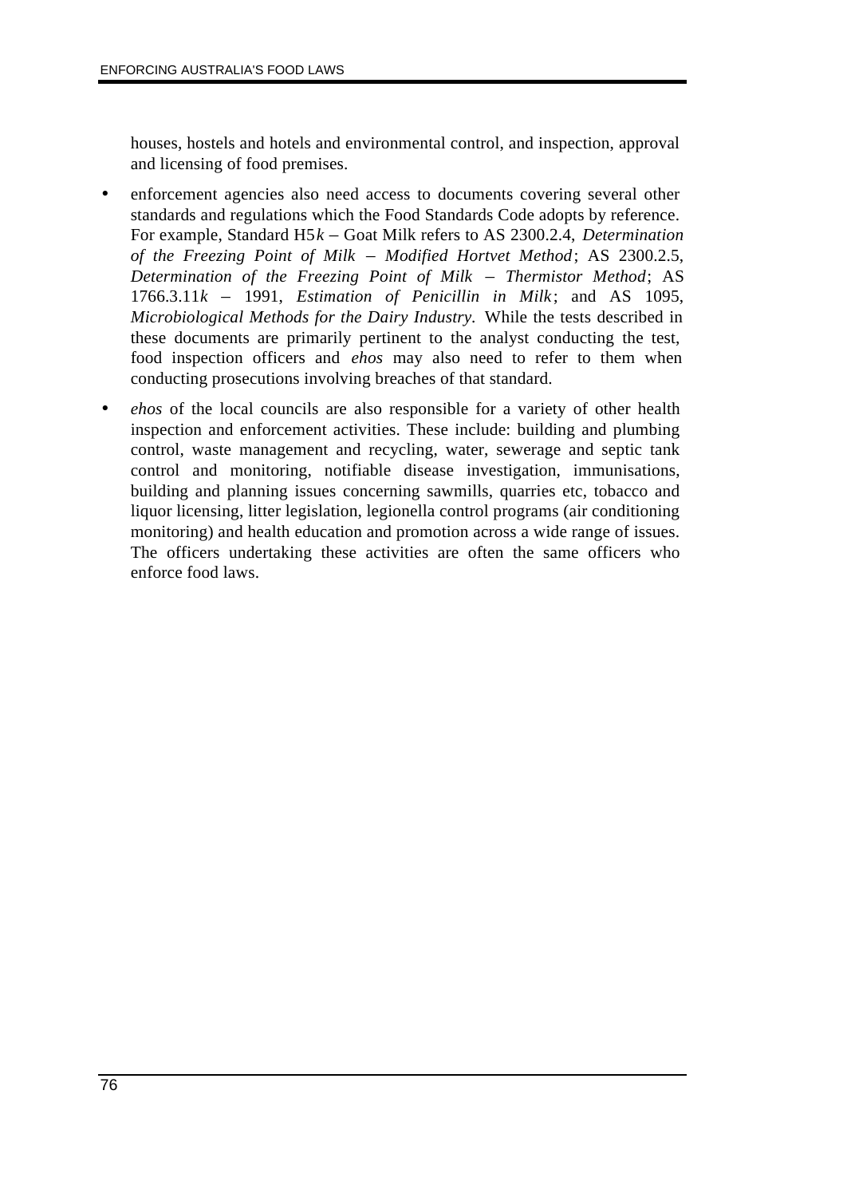houses, hostels and hotels and environmental control, and inspection, approval and licensing of food premises.

- enforcement agencies also need access to documents covering several other standards and regulations which the Food Standards Code adopts by reference. For example, Standard H5*k* – Goat Milk refers to AS 2300.2.4, *Determination of the Freezing Point of Milk – Modified Hortvet Method*; AS 2300.2.5, *Determination of the Freezing Point of Milk – Thermistor Method*; AS 1766.3.11*k* – 1991, *Estimation of Penicillin in Milk*; and AS 1095, *Microbiological Methods for the Dairy Industry.* While the tests described in these documents are primarily pertinent to the analyst conducting the test, food inspection officers and *ehos* may also need to refer to them when conducting prosecutions involving breaches of that standard.
- *ehos* of the local councils are also responsible for a variety of other health inspection and enforcement activities. These include: building and plumbing control, waste management and recycling, water, sewerage and septic tank control and monitoring, notifiable disease investigation, immunisations, building and planning issues concerning sawmills, quarries etc, tobacco and liquor licensing, litter legislation, legionella control programs (air conditioning monitoring) and health education and promotion across a wide range of issues. The officers undertaking these activities are often the same officers who enforce food laws.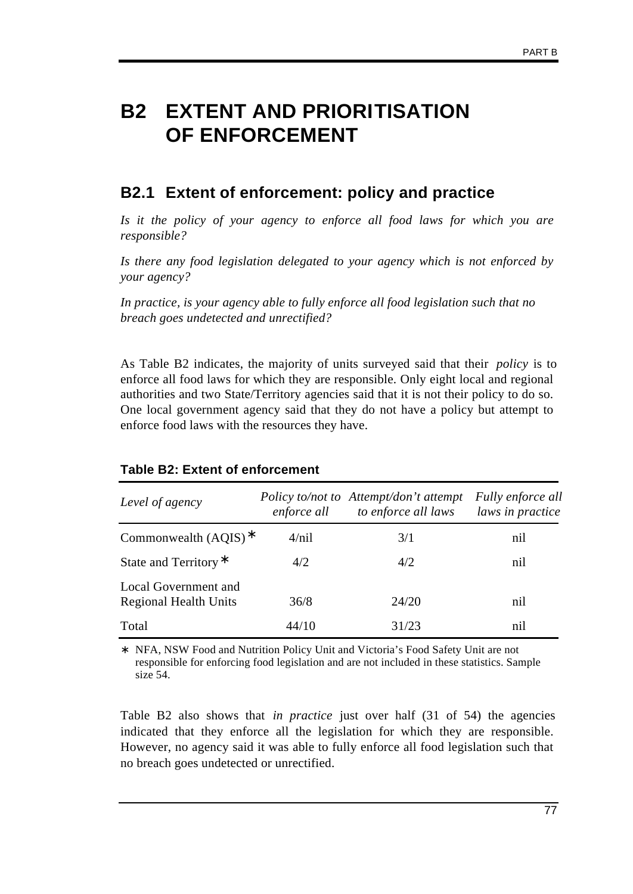# B2 EXTENT AND PRIORITISATION OF ENFORCEMENT

## B2.1 Extent of enforcement: policy and practice

*Is it the policy of your agency to enforce all food laws for which you are responsible?*

*Is there any food legislation delegated to your agency which is not enforced by your agency?*

*In practice, is your agency able to fully enforce all food legislation such that no breach goes undetected and unrectified?*

As Table B2 indicates, the majority of units surveyed said that their *policy* is to enforce all food laws for which they are responsible. Only eight local and regional authorities and two State/Territory agencies said that it is not their policy to do so. One local government agency said that they do not have a policy but attempt to enforce food laws with the resources they have.

**Table B2: Extent of enforcement**

| *Level of agency* | *Policy to/not to enforce all* | *Attempt/don't attempt to enforce all laws* | *Fully enforce all laws in practice* |
|---|---|---|---|
| Commonwealth (AQIS)* | 4/nil | 3/1 | nil |
| State and Territory* | 4/2 | 4/2 | nil |
| Local Government and Regional Health Units | 36/8 | 24/20 | nil |
| Total | 44/10 | 31/23 | nil |

* NFA, NSW Food and Nutrition Policy Unit and Victoria's Food Safety Unit are not responsible for enforcing food legislation and are not included in these statistics. Sample size 54.

Table B2 also shows that *in practice* just over half (31 of 54) the agencies indicated that they enforce all the legislation for which they are responsible. However, no agency said it was able to fully enforce all food legislation such that no breach goes undetected or unrectified.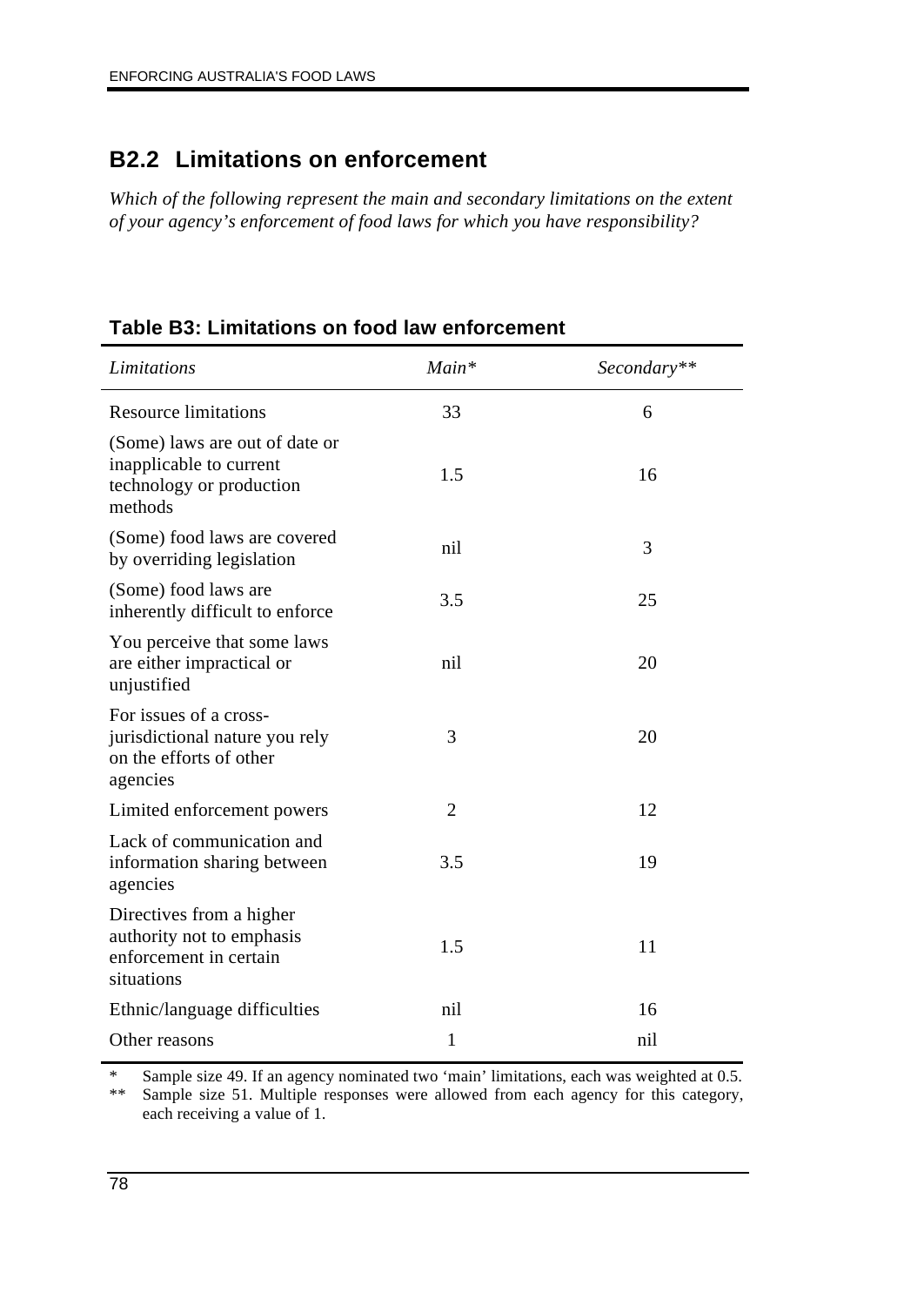## B2.2 Limitations on enforcement

*Which of the following represent the main and secondary limitations on the extent of your agency's enforcement of food laws for which you have responsibility?*

**Table B3: Limitations on food law enforcement**

| *Limitations* | *Main** | *Secondary*** |
|---|---|---|
| Resource limitations | 33 | 6 |
| (Some) laws are out of date or inapplicable to current technology or production methods | 1.5 | 16 |
| (Some) food laws are covered by overriding legislation | nil | 3 |
| (Some) food laws are inherently difficult to enforce | 3.5 | 25 |
| You perceive that some laws are either impractical or unjustified | nil | 20 |
| For issues of a cross-jurisdictional nature you rely on the efforts of other agencies | 3 | 20 |
| Limited enforcement powers | 2 | 12 |
| Lack of communication and information sharing between agencies | 3.5 | 19 |
| Directives from a higher authority not to emphasis enforcement in certain situations | 1.5 | 11 |
| Ethnic/language difficulties | nil | 16 |
| Other reasons | 1 | nil |

\* Sample size 49. If an agency nominated two 'main' limitations, each was weighted at 0.5.

\*\* Sample size 51. Multiple responses were allowed from each agency for this category, each receiving a value of 1.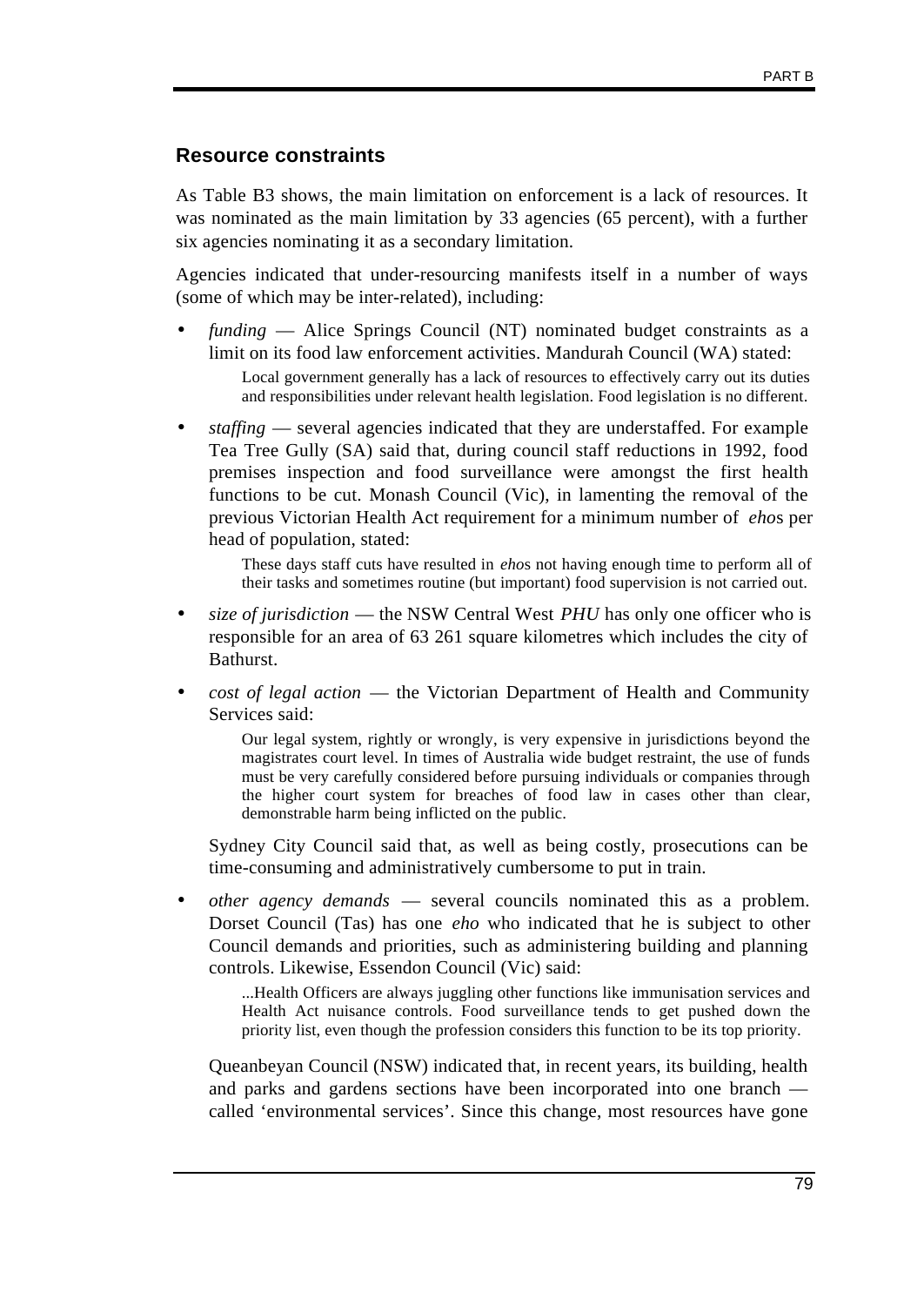### Resource constraints

As Table B3 shows, the main limitation on enforcement is a lack of resources. It was nominated as the main limitation by 33 agencies (65 percent), with a further six agencies nominating it as a secondary limitation.

Agencies indicated that under-resourcing manifests itself in a number of ways (some of which may be inter-related), including:

- *funding* — Alice Springs Council (NT) nominated budget constraints as a limit on its food law enforcement activities. Mandurah Council (WA) stated:

  > Local government generally has a lack of resources to effectively carry out its duties and responsibilities under relevant health legislation. Food legislation is no different.

- *staffing* — several agencies indicated that they are understaffed. For example Tea Tree Gully (SA) said that, during council staff reductions in 1992, food premises inspection and food surveillance were amongst the first health functions to be cut. Monash Council (Vic), in lamenting the removal of the previous Victorian Health Act requirement for a minimum number of *eho*s per head of population, stated:

  > These days staff cuts have resulted in *eho*s not having enough time to perform all of their tasks and sometimes routine (but important) food supervision is not carried out.

- *size of jurisdiction* — the NSW Central West *PHU* has only one officer who is responsible for an area of 63 261 square kilometres which includes the city of Bathurst.

- *cost of legal action* — the Victorian Department of Health and Community Services said:

  > Our legal system, rightly or wrongly, is very expensive in jurisdictions beyond the magistrates court level. In times of Australia wide budget restraint, the use of funds must be very carefully considered before pursuing individuals or companies through the higher court system for breaches of food law in cases other than clear, demonstrable harm being inflicted on the public.

  Sydney City Council said that, as well as being costly, prosecutions can be time-consuming and administratively cumbersome to put in train.

- *other agency demands* — several councils nominated this as a problem. Dorset Council (Tas) has one *eho* who indicated that he is subject to other Council demands and priorities, such as administering building and planning controls. Likewise, Essendon Council (Vic) said:

  > ...Health Officers are always juggling other functions like immunisation services and Health Act nuisance controls. Food surveillance tends to get pushed down the priority list, even though the profession considers this function to be its top priority.

  Queanbeyan Council (NSW) indicated that, in recent years, its building, health and parks and gardens sections have been incorporated into one branch — called 'environmental services'. Since this change, most resources have gone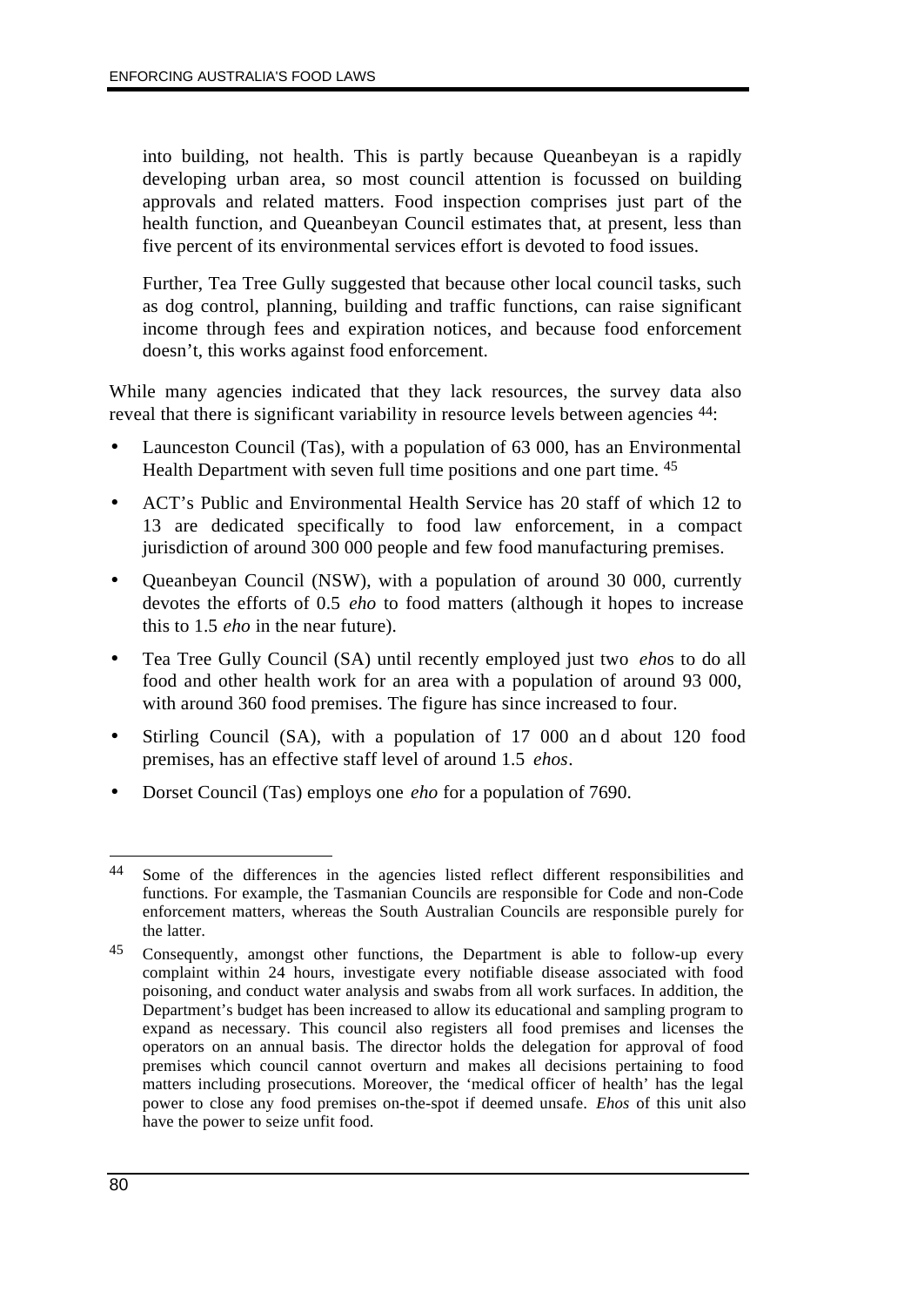into building, not health. This is partly because Queanbeyan is a rapidly developing urban area, so most council attention is focussed on building approvals and related matters. Food inspection comprises just part of the health function, and Queanbeyan Council estimates that, at present, less than five percent of its environmental services effort is devoted to food issues.

Further, Tea Tree Gully suggested that because other local council tasks, such as dog control, planning, building and traffic functions, can raise significant income through fees and expiration notices, and because food enforcement doesn't, this works against food enforcement.

While many agencies indicated that they lack resources, the survey data also reveal that there is significant variability in resource levels between agencies [44]:

- Launceston Council (Tas), with a population of 63 000, has an Environmental Health Department with seven full time positions and one part time. [45]
- ACT's Public and Environmental Health Service has 20 staff of which 12 to 13 are dedicated specifically to food law enforcement, in a compact jurisdiction of around 300 000 people and few food manufacturing premises.
- Queanbeyan Council (NSW), with a population of around 30 000, currently devotes the efforts of 0.5 *eho* to food matters (although it hopes to increase this to 1.5 *eho* in the near future).
- Tea Tree Gully Council (SA) until recently employed just two *eho*s to do all food and other health work for an area with a population of around 93 000, with around 360 food premises. The figure has since increased to four.
- Stirling Council (SA), with a population of 17 000 and about 120 food premises, has an effective staff level of around 1.5 *ehos*.
- Dorset Council (Tas) employs one *eho* for a population of 7690.

---

[44] Some of the differences in the agencies listed reflect different responsibilities and functions. For example, the Tasmanian Councils are responsible for Code and non-Code enforcement matters, whereas the South Australian Councils are responsible purely for the latter.

[45] Consequently, amongst other functions, the Department is able to follow-up every complaint within 24 hours, investigate every notifiable disease associated with food poisoning, and conduct water analysis and swabs from all work surfaces. In addition, the Department's budget has been increased to allow its educational and sampling program to expand as necessary. This council also registers all food premises and licenses the operators on an annual basis. The director holds the delegation for approval of food premises which council cannot overturn and makes all decisions pertaining to food matters including prosecutions. Moreover, the 'medical officer of health' has the legal power to close any food premises on-the-spot if deemed unsafe. *Ehos* of this unit also have the power to seize unfit food.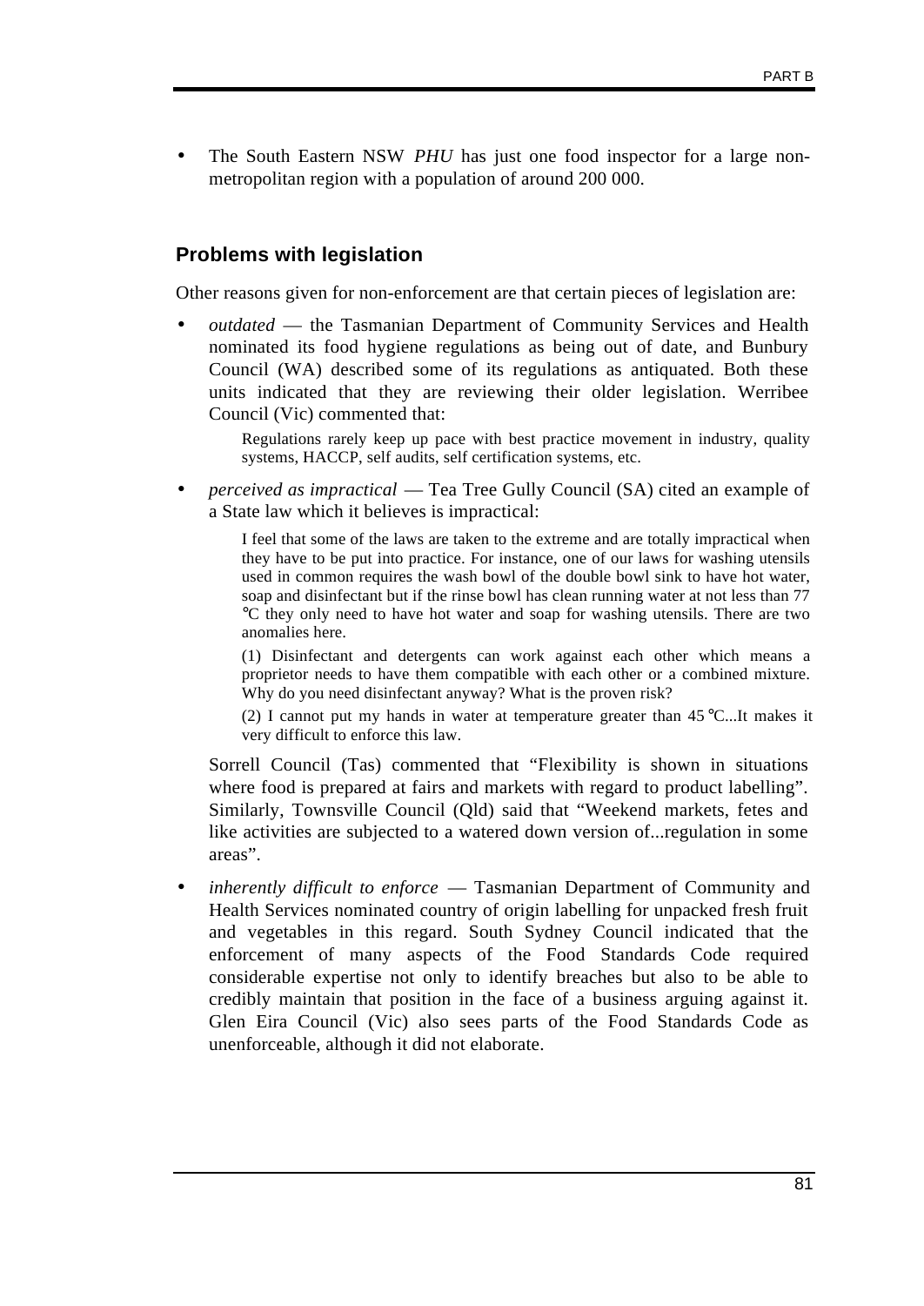- The South Eastern NSW *PHU* has just one food inspector for a large non-metropolitan region with a population of around 200 000.

### Problems with legislation

Other reasons given for non-enforcement are that certain pieces of legislation are:

- *outdated* — the Tasmanian Department of Community Services and Health nominated its food hygiene regulations as being out of date, and Bunbury Council (WA) described some of its regulations as antiquated. Both these units indicated that they are reviewing their older legislation. Werribee Council (Vic) commented that:

  > Regulations rarely keep up pace with best practice movement in industry, quality systems, HACCP, self audits, self certification systems, etc.

- *perceived as impractical* — Tea Tree Gully Council (SA) cited an example of a State law which it believes is impractical:

  > I feel that some of the laws are taken to the extreme and are totally impractical when they have to be put into practice. For instance, one of our laws for washing utensils used in common requires the wash bowl of the double bowl sink to have hot water, soap and disinfectant but if the rinse bowl has clean running water at not less than 77 °C they only need to have hot water and soap for washing utensils. There are two anomalies here.
  >
  > (1) Disinfectant and detergents can work against each other which means a proprietor needs to have them compatible with each other or a combined mixture. Why do you need disinfectant anyway? What is the proven risk?
  >
  > (2) I cannot put my hands in water at temperature greater than 45 °C...It makes it very difficult to enforce this law.

  Sorrell Council (Tas) commented that “Flexibility is shown in situations where food is prepared at fairs and markets with regard to product labelling”. Similarly, Townsville Council (Qld) said that “Weekend markets, fetes and like activities are subjected to a watered down version of...regulation in some areas”.

- *inherently difficult to enforce* — Tasmanian Department of Community and Health Services nominated country of origin labelling for unpacked fresh fruit and vegetables in this regard. South Sydney Council indicated that the enforcement of many aspects of the Food Standards Code required considerable expertise not only to identify breaches but also to be able to credibly maintain that position in the face of a business arguing against it. Glen Eira Council (Vic) also sees parts of the Food Standards Code as unenforceable, although it did not elaborate.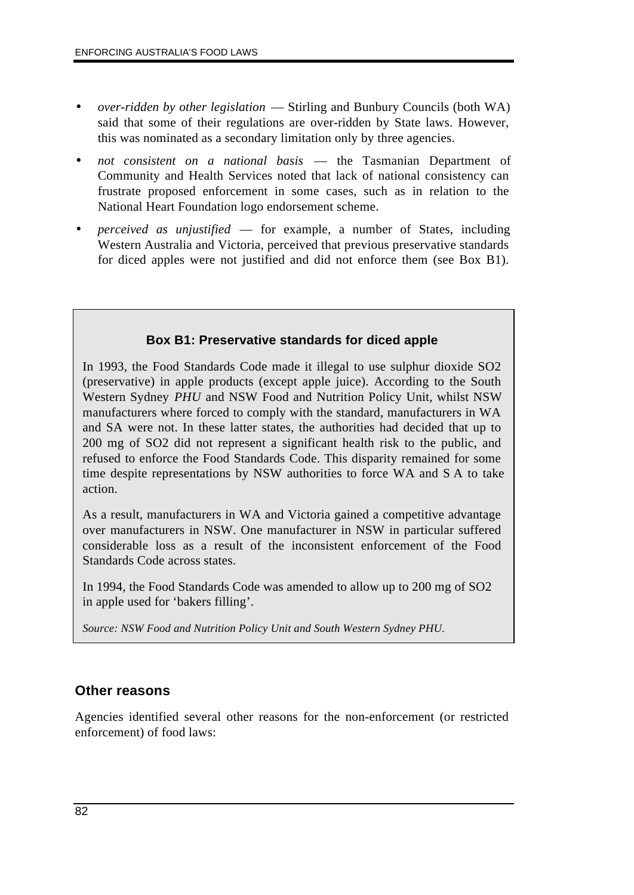- *over-ridden by other legislation* — Stirling and Bunbury Councils (both WA) said that some of their regulations are over-ridden by State laws. However, this was nominated as a secondary limitation only by three agencies.
- *not consistent on a national basis* — the Tasmanian Department of Community and Health Services noted that lack of national consistency can frustrate proposed enforcement in some cases, such as in relation to the National Heart Foundation logo endorsement scheme.
- *perceived as unjustified* — for example, a number of States, including Western Australia and Victoria, perceived that previous preservative standards for diced apples were not justified and did not enforce them (see Box B1).

> **Box B1: Preservative standards for diced apple**
>
> In 1993, the Food Standards Code made it illegal to use sulphur dioxide $SO_2$ (preservative) in apple products (except apple juice). According to the South Western Sydney *PHU* and NSW Food and Nutrition Policy Unit, whilst NSW manufacturers where forced to comply with the standard, manufacturers in WA and SA were not. In these latter states, the authorities had decided that up to 200 mg of $SO_2$ did not represent a significant health risk to the public, and refused to enforce the Food Standards Code. This disparity remained for some time despite representations by NSW authorities to force WA and S A to take action.
>
> As a result, manufacturers in WA and Victoria gained a competitive advantage over manufacturers in NSW. One manufacturer in NSW in particular suffered considerable loss as a result of the inconsistent enforcement of the Food Standards Code across states.
>
> In 1994, the Food Standards Code was amended to allow up to 200 mg of $SO_2$ in apple used for 'bakers filling'.
>
> *Source: NSW Food and Nutrition Policy Unit and South Western Sydney PHU.*

### Other reasons

Agencies identified several other reasons for the non-enforcement (or restricted enforcement) of food laws: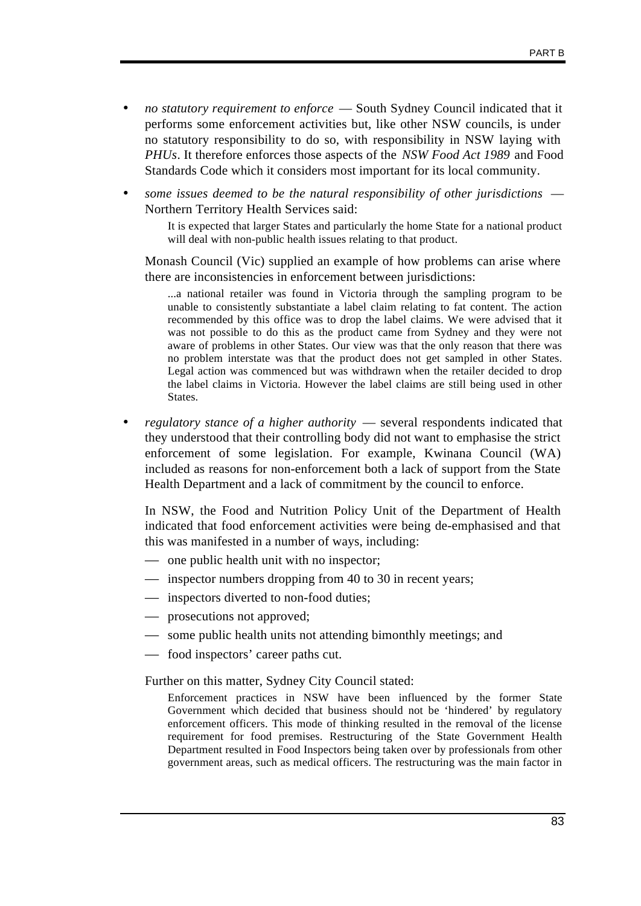- *no statutory requirement to enforce* — South Sydney Council indicated that it performs some enforcement activities but, like other NSW councils, is under no statutory responsibility to do so, with responsibility in NSW laying with *PHUs*. It therefore enforces those aspects of the *NSW Food Act 1989* and Food Standards Code which it considers most important for its local community.

- *some issues deemed to be the natural responsibility of other jurisdictions* — Northern Territory Health Services said:

  > It is expected that larger States and particularly the home State for a national product will deal with non-public health issues relating to that product.

  Monash Council (Vic) supplied an example of how problems can arise where there are inconsistencies in enforcement between jurisdictions:

  > ...a national retailer was found in Victoria through the sampling program to be unable to consistently substantiate a label claim relating to fat content. The action recommended by this office was to drop the label claims. We were advised that it was not possible to do this as the product came from Sydney and they were not aware of problems in other States. Our view was that the only reason that there was no problem interstate was that the product does not get sampled in other States. Legal action was commenced but was withdrawn when the retailer decided to drop the label claims in Victoria. However the label claims are still being used in other States.

- *regulatory stance of a higher authority* — several respondents indicated that they understood that their controlling body did not want to emphasise the strict enforcement of some legislation. For example, Kwinana Council (WA) included as reasons for non-enforcement both a lack of support from the State Health Department and a lack of commitment by the council to enforce.

  In NSW, the Food and Nutrition Policy Unit of the Department of Health indicated that food enforcement activities were being de-emphasised and that this was manifested in a number of ways, including:

  - one public health unit with no inspector;
  - inspector numbers dropping from 40 to 30 in recent years;
  - inspectors diverted to non-food duties;
  - prosecutions not approved;
  - some public health units not attending bimonthly meetings; and
  - food inspectors' career paths cut.

  Further on this matter, Sydney City Council stated:

  > Enforcement practices in NSW have been influenced by the former State Government which decided that business should not be 'hindered' by regulatory enforcement officers. This mode of thinking resulted in the removal of the license requirement for food premises. Restructuring of the State Government Health Department resulted in Food Inspectors being taken over by professionals from other government areas, such as medical officers. The restructuring was the main factor in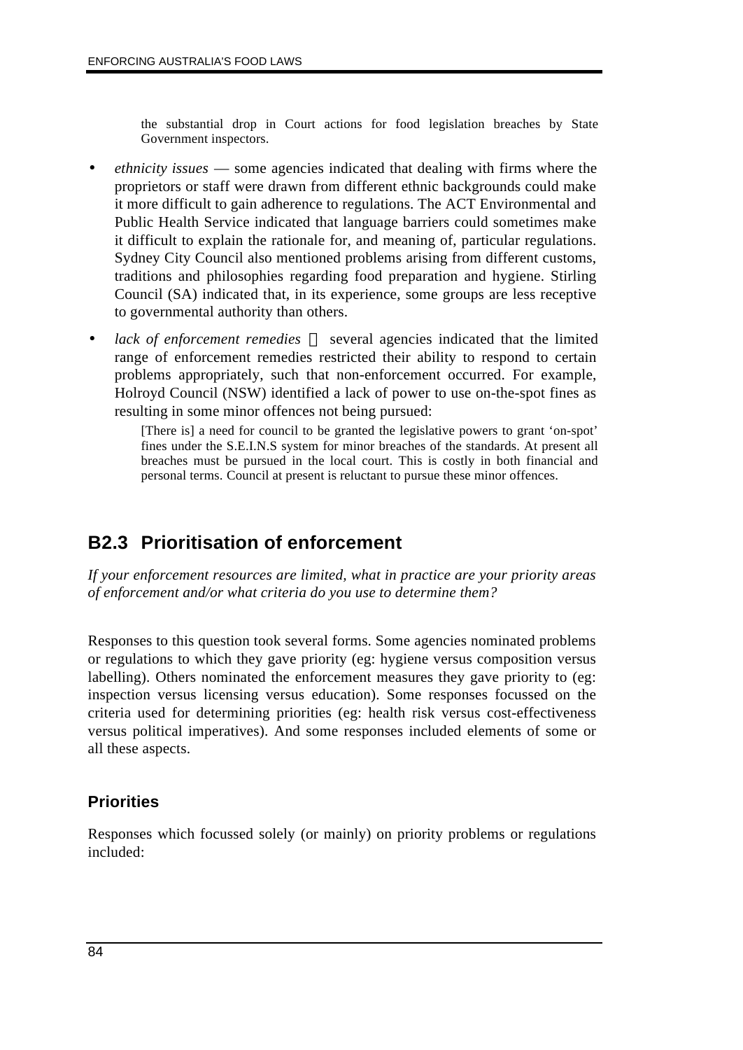the substantial drop in Court actions for food legislation breaches by State Government inspectors.

- *ethnicity issues* — some agencies indicated that dealing with firms where the proprietors or staff were drawn from different ethnic backgrounds could make it more difficult to gain adherence to regulations. The ACT Environmental and Public Health Service indicated that language barriers could sometimes make it difficult to explain the rationale for, and meaning of, particular regulations. Sydney City Council also mentioned problems arising from different customs, traditions and philosophies regarding food preparation and hygiene. Stirling Council (SA) indicated that, in its experience, some groups are less receptive to governmental authority than others.
- *lack of enforcement remedies* — several agencies indicated that the limited range of enforcement remedies restricted their ability to respond to certain problems appropriately, such that non-enforcement occurred. For example, Holroyd Council (NSW) identified a lack of power to use on-the-spot fines as resulting in some minor offences not being pursued:

  > [There is] a need for council to be granted the legislative powers to grant 'on-spot' fines under the S.E.I.N.S system for minor breaches of the standards. At present all breaches must be pursued in the local court. This is costly in both financial and personal terms. Council at present is reluctant to pursue these minor offences.

## B2.3 Prioritisation of enforcement

*If your enforcement resources are limited, what in practice are your priority areas of enforcement and/or what criteria do you use to determine them?*

Responses to this question took several forms. Some agencies nominated problems or regulations to which they gave priority (eg: hygiene versus composition versus labelling). Others nominated the enforcement measures they gave priority to (eg: inspection versus licensing versus education). Some responses focussed on the criteria used for determining priorities (eg: health risk versus cost-effectiveness versus political imperatives). And some responses included elements of some or all these aspects.

### Priorities

Responses which focussed solely (or mainly) on priority problems or regulations included: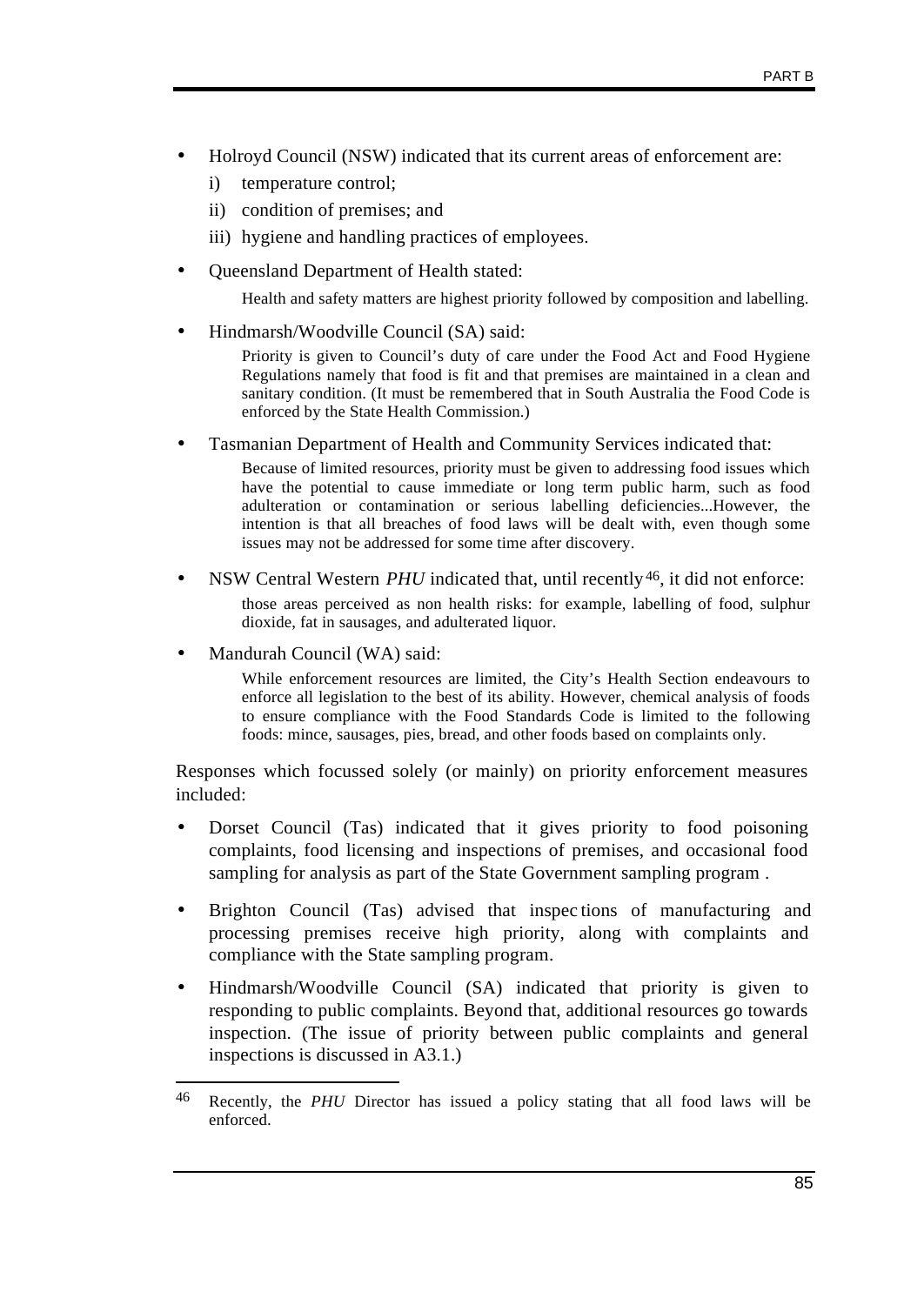- Holroyd Council (NSW) indicated that its current areas of enforcement are:
  - i) temperature control;
  - ii) condition of premises; and
  - iii) hygiene and handling practices of employees.

- Queensland Department of Health stated:

  > Health and safety matters are highest priority followed by composition and labelling.

- Hindmarsh/Woodville Council (SA) said:

  > Priority is given to Council's duty of care under the Food Act and Food Hygiene Regulations namely that food is fit and that premises are maintained in a clean and sanitary condition. (It must be remembered that in South Australia the Food Code is enforced by the State Health Commission.)

- Tasmanian Department of Health and Community Services indicated that:

  > Because of limited resources, priority must be given to addressing food issues which have the potential to cause immediate or long term public harm, such as food adulteration or contamination or serious labelling deficiencies...However, the intention is that all breaches of food laws will be dealt with, even though some issues may not be addressed for some time after discovery.

- NSW Central Western *PHU* indicated that, until recently[46], it did not enforce:

  > those areas perceived as non health risks: for example, labelling of food, sulphur dioxide, fat in sausages, and adulterated liquor.

- Mandurah Council (WA) said:

  > While enforcement resources are limited, the City's Health Section endeavours to enforce all legislation to the best of its ability. However, chemical analysis of foods to ensure compliance with the Food Standards Code is limited to the following foods: mince, sausages, pies, bread, and other foods based on complaints only.

Responses which focussed solely (or mainly) on priority enforcement measures included:

- Dorset Council (Tas) indicated that it gives priority to food poisoning complaints, food licensing and inspections of premises, and occasional food sampling for analysis as part of the State Government sampling program .

- Brighton Council (Tas) advised that inspections of manufacturing and processing premises receive high priority, along with complaints and compliance with the State sampling program.

- Hindmarsh/Woodville Council (SA) indicated that priority is given to responding to public complaints. Beyond that, additional resources go towards inspection. (The issue of priority between public complaints and general inspections is discussed in A3.1.)

---

[46] Recently, the *PHU* Director has issued a policy stating that all food laws will be enforced.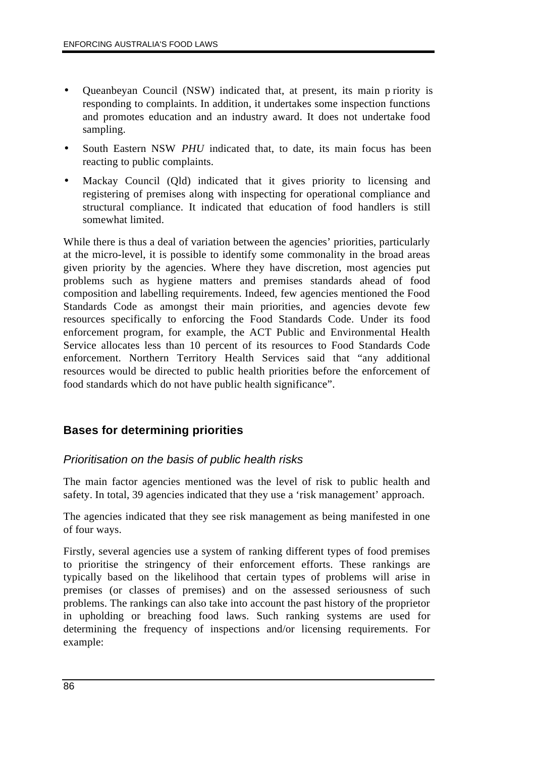- Queanbeyan Council (NSW) indicated that, at present, its main priority is responding to complaints. In addition, it undertakes some inspection functions and promotes education and an industry award. It does not undertake food sampling.
- South Eastern NSW *PHU* indicated that, to date, its main focus has been reacting to public complaints.
- Mackay Council (Qld) indicated that it gives priority to licensing and registering of premises along with inspecting for operational compliance and structural compliance. It indicated that education of food handlers is still somewhat limited.

While there is thus a deal of variation between the agencies' priorities, particularly at the micro-level, it is possible to identify some commonality in the broad areas given priority by the agencies. Where they have discretion, most agencies put problems such as hygiene matters and premises standards ahead of food composition and labelling requirements. Indeed, few agencies mentioned the Food Standards Code as amongst their main priorities, and agencies devote few resources specifically to enforcing the Food Standards Code. Under its food enforcement program, for example, the ACT Public and Environmental Health Service allocates less than 10 percent of its resources to Food Standards Code enforcement. Northern Territory Health Services said that "any additional resources would be directed to public health priorities before the enforcement of food standards which do not have public health significance".

## Bases for determining priorities

### *Prioritisation on the basis of public health risks*

The main factor agencies mentioned was the level of risk to public health and safety. In total, 39 agencies indicated that they use a 'risk management' approach.

The agencies indicated that they see risk management as being manifested in one of four ways.

Firstly, several agencies use a system of ranking different types of food premises to prioritise the stringency of their enforcement efforts. These rankings are typically based on the likelihood that certain types of problems will arise in premises (or classes of premises) and on the assessed seriousness of such problems. The rankings can also take into account the past history of the proprietor in upholding or breaching food laws. Such ranking systems are used for determining the frequency of inspections and/or licensing requirements. For example: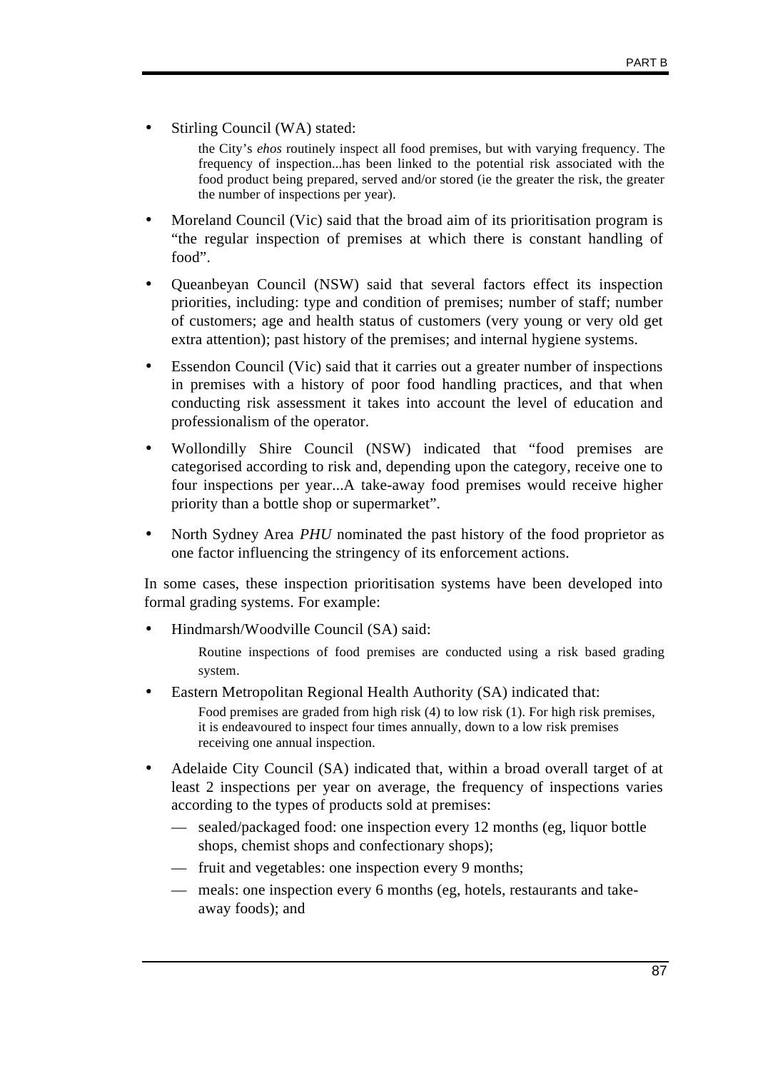- Stirling Council (WA) stated:

  > the City's *ehos* routinely inspect all food premises, but with varying frequency. The frequency of inspection...has been linked to the potential risk associated with the food product being prepared, served and/or stored (ie the greater the risk, the greater the number of inspections per year).

- Moreland Council (Vic) said that the broad aim of its prioritisation program is "the regular inspection of premises at which there is constant handling of food".

- Queanbeyan Council (NSW) said that several factors effect its inspection priorities, including: type and condition of premises; number of staff; number of customers; age and health status of customers (very young or very old get extra attention); past history of the premises; and internal hygiene systems.

- Essendon Council (Vic) said that it carries out a greater number of inspections in premises with a history of poor food handling practices, and that when conducting risk assessment it takes into account the level of education and professionalism of the operator.

- Wollondilly Shire Council (NSW) indicated that "food premises are categorised according to risk and, depending upon the category, receive one to four inspections per year...A take-away food premises would receive higher priority than a bottle shop or supermarket".

- North Sydney Area *PHU* nominated the past history of the food proprietor as one factor influencing the stringency of its enforcement actions.

In some cases, these inspection prioritisation systems have been developed into formal grading systems. For example:

- Hindmarsh/Woodville Council (SA) said:

  > Routine inspections of food premises are conducted using a risk based grading system.

- Eastern Metropolitan Regional Health Authority (SA) indicated that:

  > Food premises are graded from high risk (4) to low risk (1). For high risk premises, it is endeavoured to inspect four times annually, down to a low risk premises receiving one annual inspection.

- Adelaide City Council (SA) indicated that, within a broad overall target of at least 2 inspections per year on average, the frequency of inspections varies according to the types of products sold at premises:
  - sealed/packaged food: one inspection every 12 months (eg, liquor bottle shops, chemist shops and confectionary shops);
  - fruit and vegetables: one inspection every 9 months;
  - meals: one inspection every 6 months (eg, hotels, restaurants and take-away foods); and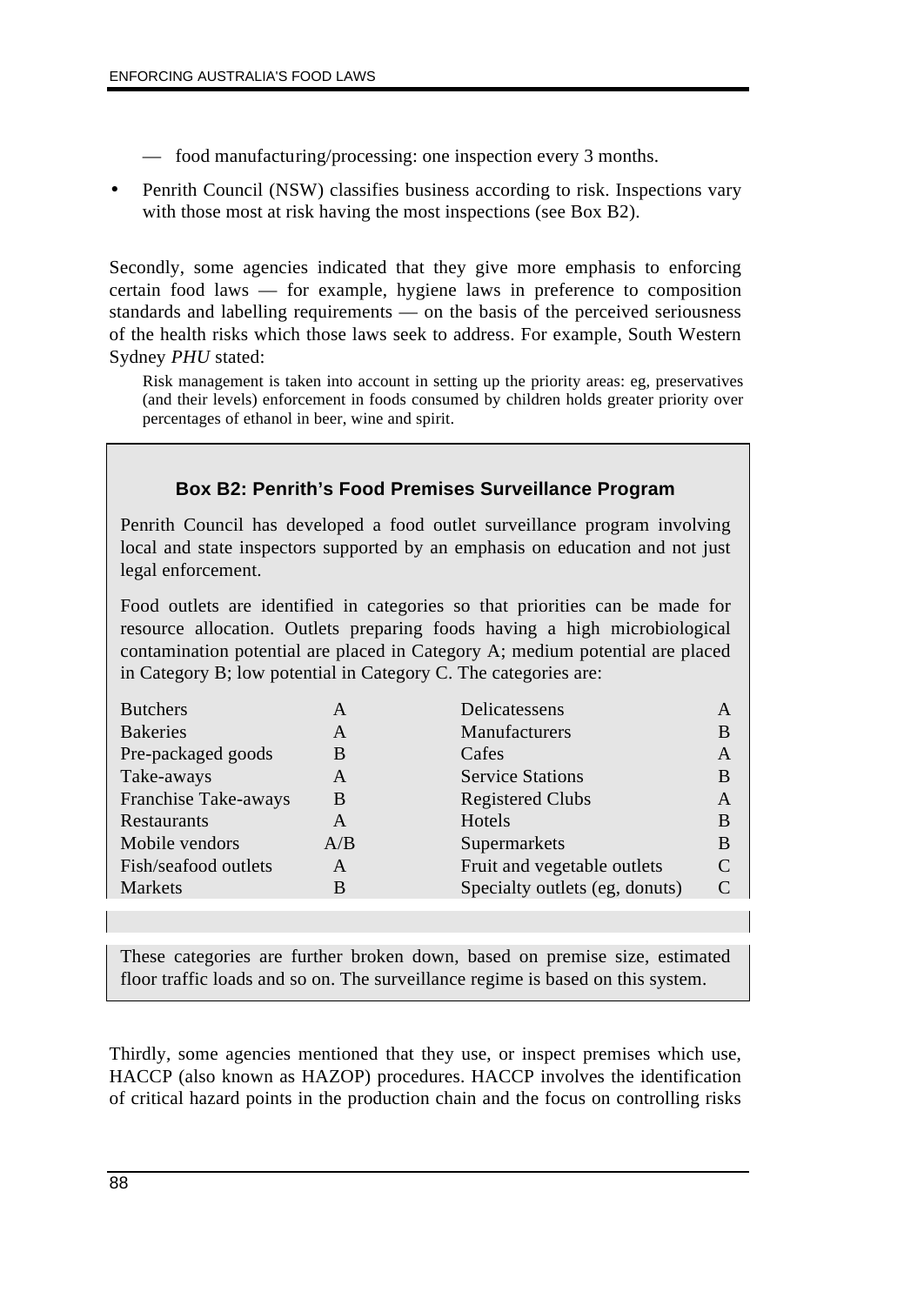— food manufacturing/processing: one inspection every 3 months.

- Penrith Council (NSW) classifies business according to risk. Inspections vary with those most at risk having the most inspections (see Box B2).

Secondly, some agencies indicated that they give more emphasis to enforcing certain food laws — for example, hygiene laws in preference to composition standards and labelling requirements — on the basis of the perceived seriousness of the health risks which those laws seek to address. For example, South Western Sydney *PHU* stated:

> Risk management is taken into account in setting up the priority areas: eg, preservatives (and their levels) enforcement in foods consumed by children holds greater priority over percentages of ethanol in beer, wine and spirit.

### Box B2: Penrith's Food Premises Surveillance Program

Penrith Council has developed a food outlet surveillance program involving local and state inspectors supported by an emphasis on education and not just legal enforcement.

Food outlets are identified in categories so that priorities can be made for resource allocation. Outlets preparing foods having a high microbiological contamination potential are placed in Category A; medium potential are placed in Category B; low potential in Category C. The categories are:

| | | | |
|---|---|---|---|
| Butchers | A | Delicatessens | A |
| Bakeries | A | Manufacturers | B |
| Pre-packaged goods | B | Cafes | A |
| Take-aways | A | Service Stations | B |
| Franchise Take-aways | B | Registered Clubs | A |
| Restaurants | A | Hotels | B |
| Mobile vendors | A/B | Supermarkets | B |
| Fish/seafood outlets | A | Fruit and vegetable outlets | C |
| Markets | B | Specialty outlets (eg, donuts) | C |

These categories are further broken down, based on premise size, estimated floor traffic loads and so on. The surveillance regime is based on this system.

Thirdly, some agencies mentioned that they use, or inspect premises which use, HACCP (also known as HAZOP) procedures. HACCP involves the identification of critical hazard points in the production chain and the focus on controlling risks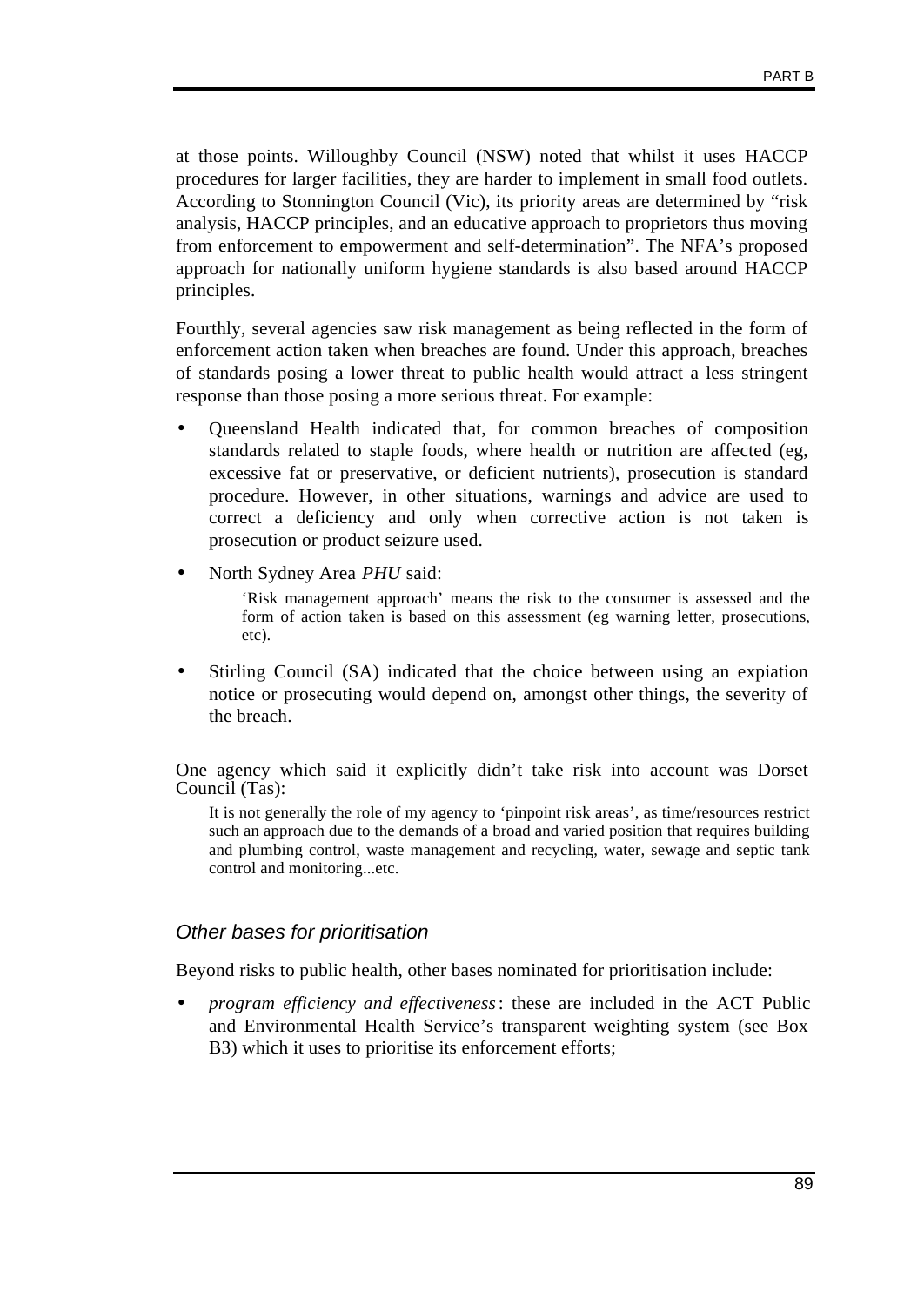at those points. Willoughby Council (NSW) noted that whilst it uses HACCP procedures for larger facilities, they are harder to implement in small food outlets. According to Stonnington Council (Vic), its priority areas are determined by "risk analysis, HACCP principles, and an educative approach to proprietors thus moving from enforcement to empowerment and self-determination". The NFA's proposed approach for nationally uniform hygiene standards is also based around HACCP principles.

Fourthly, several agencies saw risk management as being reflected in the form of enforcement action taken when breaches are found. Under this approach, breaches of standards posing a lower threat to public health would attract a less stringent response than those posing a more serious threat. For example:

- Queensland Health indicated that, for common breaches of composition standards related to staple foods, where health or nutrition are affected (eg, excessive fat or preservative, or deficient nutrients), prosecution is standard procedure. However, in other situations, warnings and advice are used to correct a deficiency and only when corrective action is not taken is prosecution or product seizure used.
- North Sydney Area *PHU* said:

  > 'Risk management approach' means the risk to the consumer is assessed and the form of action taken is based on this assessment (eg warning letter, prosecutions, etc).

- Stirling Council (SA) indicated that the choice between using an expiation notice or prosecuting would depend on, amongst other things, the severity of the breach.

One agency which said it explicitly didn't take risk into account was Dorset Council (Tas):

> It is not generally the role of my agency to 'pinpoint risk areas', as time/resources restrict such an approach due to the demands of a broad and varied position that requires building and plumbing control, waste management and recycling, water, sewage and septic tank control and monitoring...etc.

### *Other bases for prioritisation*

Beyond risks to public health, other bases nominated for prioritisation include:

- *program efficiency and effectiveness*: these are included in the ACT Public and Environmental Health Service's transparent weighting system (see Box B3) which it uses to prioritise its enforcement efforts;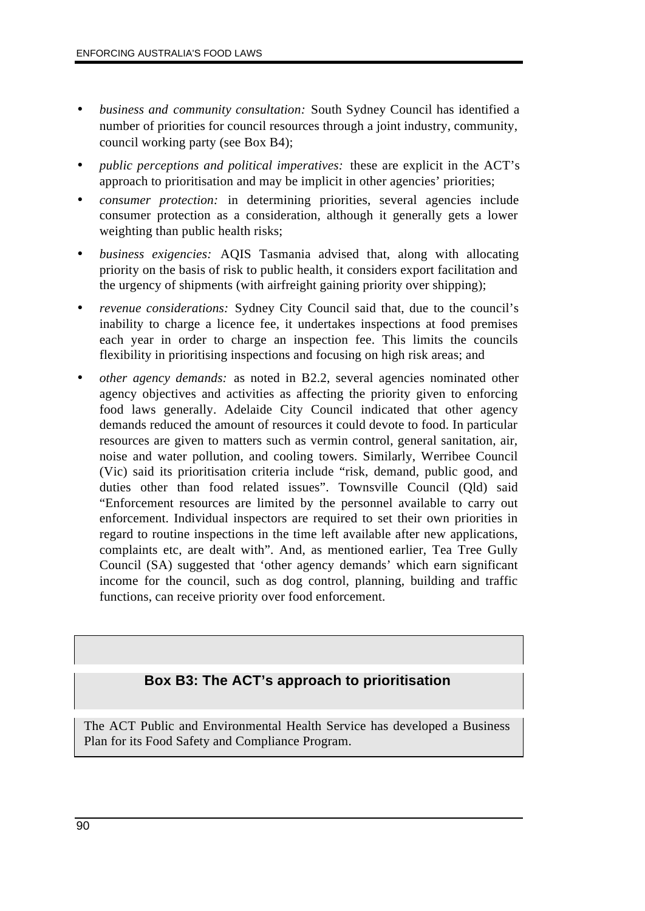- *business and community consultation:* South Sydney Council has identified a number of priorities for council resources through a joint industry, community, council working party (see Box B4);
- *public perceptions and political imperatives:* these are explicit in the ACT's approach to prioritisation and may be implicit in other agencies' priorities;
- *consumer protection:* in determining priorities, several agencies include consumer protection as a consideration, although it generally gets a lower weighting than public health risks;
- *business exigencies:* AQIS Tasmania advised that, along with allocating priority on the basis of risk to public health, it considers export facilitation and the urgency of shipments (with airfreight gaining priority over shipping);
- *revenue considerations:* Sydney City Council said that, due to the council's inability to charge a licence fee, it undertakes inspections at food premises each year in order to charge an inspection fee. This limits the councils flexibility in prioritising inspections and focusing on high risk areas; and
- *other agency demands:* as noted in B2.2, several agencies nominated other agency objectives and activities as affecting the priority given to enforcing food laws generally. Adelaide City Council indicated that other agency demands reduced the amount of resources it could devote to food. In particular resources are given to matters such as vermin control, general sanitation, air, noise and water pollution, and cooling towers. Similarly, Werribee Council (Vic) said its prioritisation criteria include "risk, demand, public good, and duties other than food related issues". Townsville Council (Qld) said "Enforcement resources are limited by the personnel available to carry out enforcement. Individual inspectors are required to set their own priorities in regard to routine inspections in the time left available after new applications, complaints etc, are dealt with". And, as mentioned earlier, Tea Tree Gully Council (SA) suggested that 'other agency demands' which earn significant income for the council, such as dog control, planning, building and traffic functions, can receive priority over food enforcement.

**Box B3: The ACT's approach to prioritisation**

The ACT Public and Environmental Health Service has developed a Business Plan for its Food Safety and Compliance Program.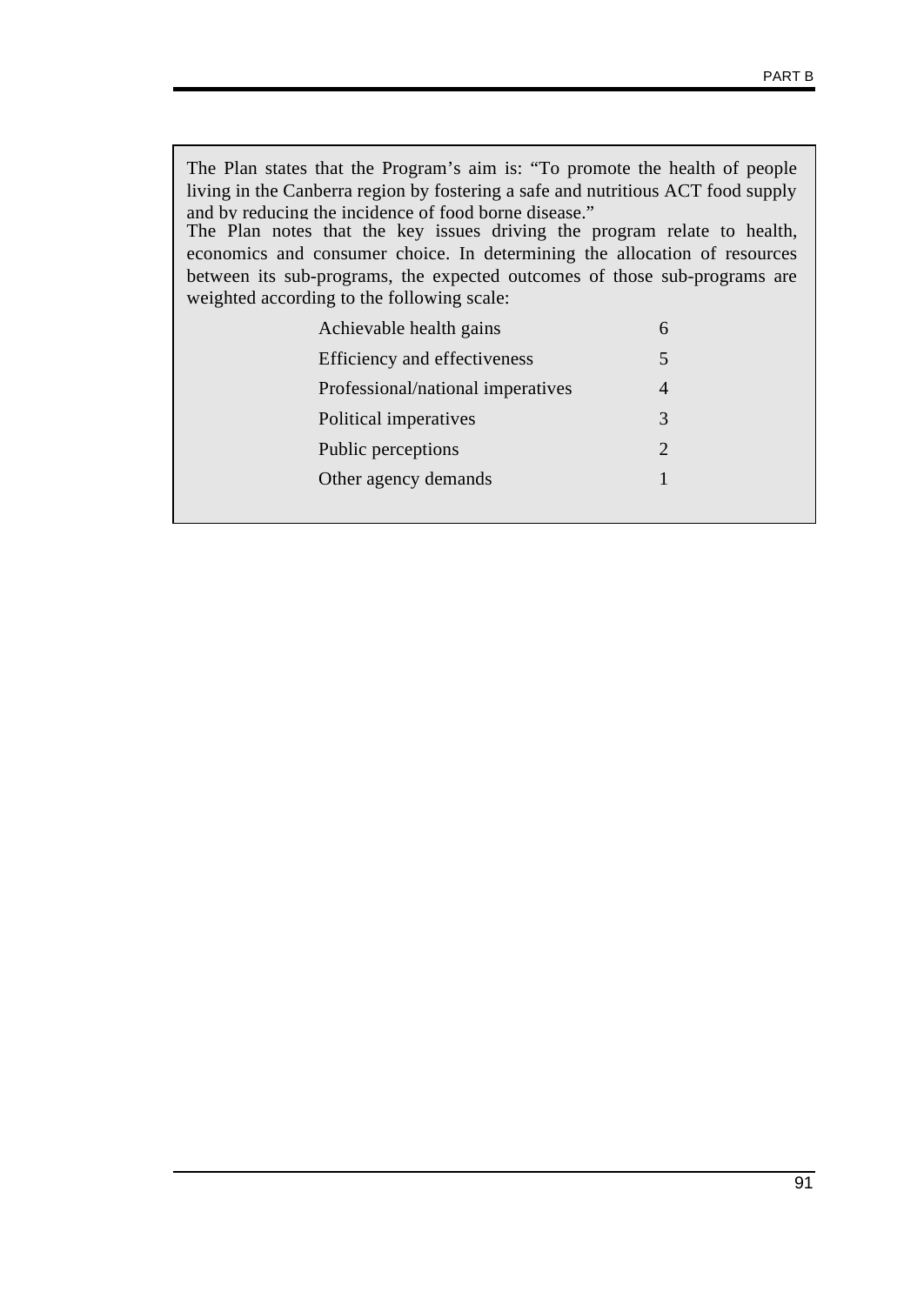The Plan states that the Program's aim is: "To promote the health of people living in the Canberra region by fostering a safe and nutritious ACT food supply and by reducing the incidence of food borne disease."

The Plan notes that the key issues driving the program relate to health, economics and consumer choice. In determining the allocation of resources between its sub-programs, the expected outcomes of those sub-programs are weighted according to the following scale:

| | |
|---|---|
| Achievable health gains | 6 |
| Efficiency and effectiveness | 5 |
| Professional/national imperatives | 4 |
| Political imperatives | 3 |
| Public perceptions | 2 |
| Other agency demands | 1 |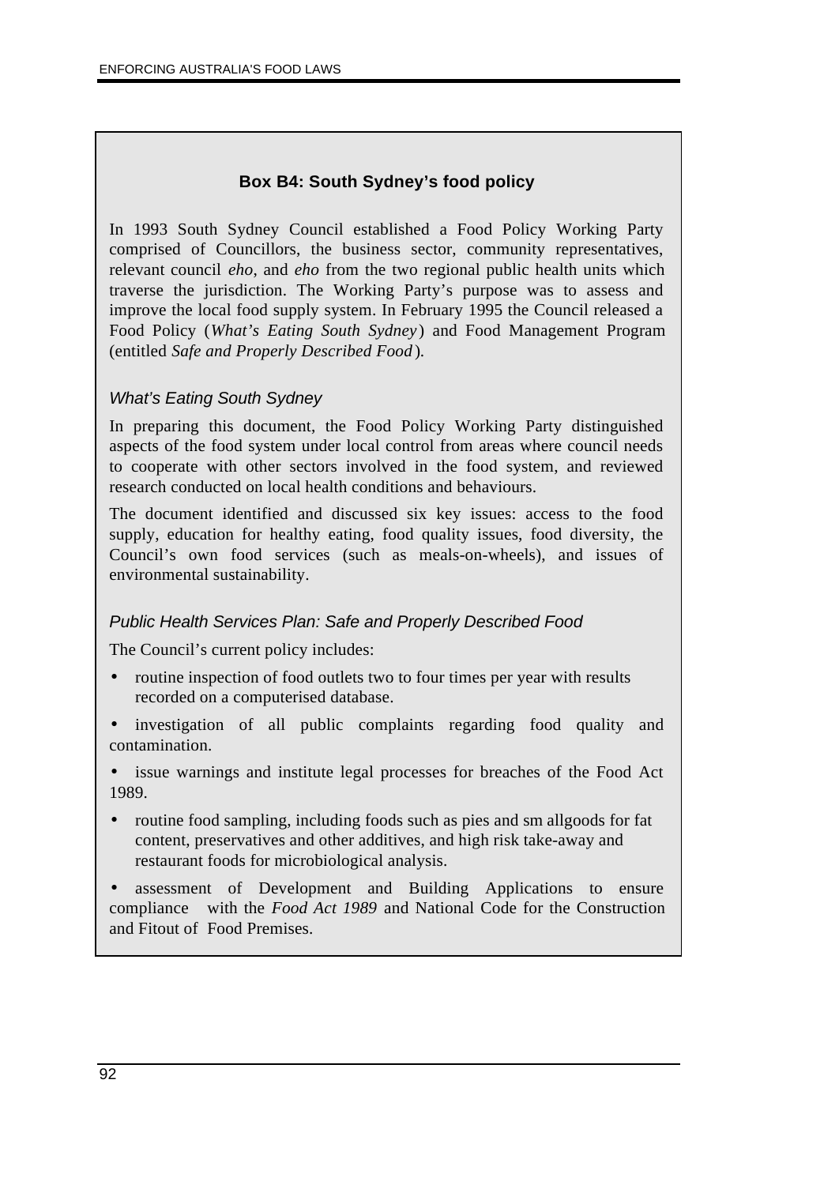### Box B4: South Sydney's food policy

In 1993 South Sydney Council established a Food Policy Working Party comprised of Councillors, the business sector, community representatives, relevant council *eho*, and *eho* from the two regional public health units which traverse the jurisdiction. The Working Party's purpose was to assess and improve the local food supply system. In February 1995 the Council released a Food Policy (*What's Eating South Sydney*) and Food Management Program (entitled *Safe and Properly Described Food*).

*What's Eating South Sydney*

In preparing this document, the Food Policy Working Party distinguished aspects of the food system under local control from areas where council needs to cooperate with other sectors involved in the food system, and reviewed research conducted on local health conditions and behaviours.

The document identified and discussed six key issues: access to the food supply, education for healthy eating, food quality issues, food diversity, the Council's own food services (such as meals-on-wheels), and issues of environmental sustainability.

*Public Health Services Plan: Safe and Properly Described Food*

The Council's current policy includes:

- routine inspection of food outlets two to four times per year with results recorded on a computerised database.
- investigation of all public complaints regarding food quality and contamination.
- issue warnings and institute legal processes for breaches of the Food Act 1989.
- routine food sampling, including foods such as pies and sm allgoods for fat content, preservatives and other additives, and high risk take-away and restaurant foods for microbiological analysis.
- assessment of Development and Building Applications to ensure compliance with the *Food Act 1989* and National Code for the Construction and Fitout of Food Premises.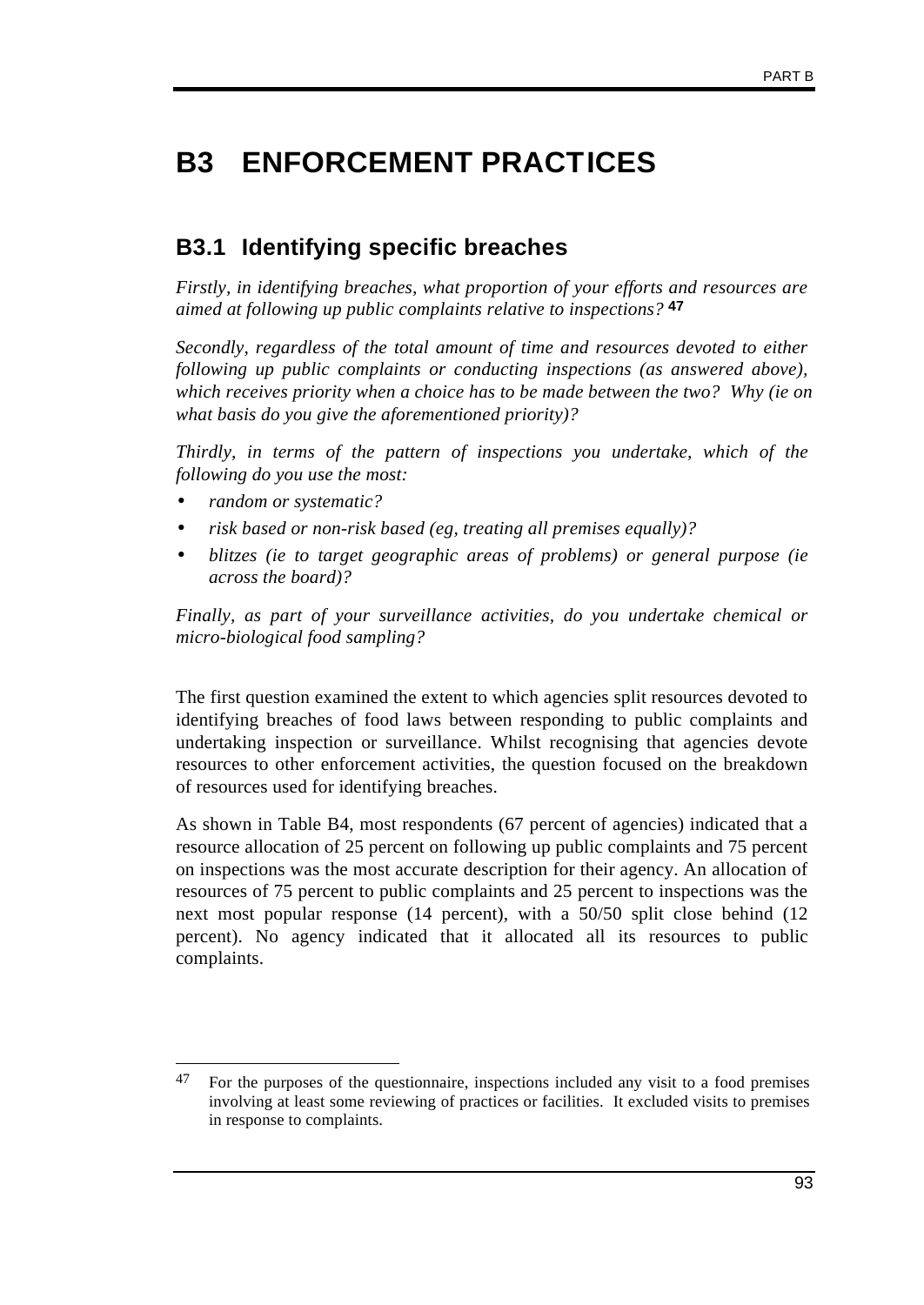# B3 ENFORCEMENT PRACTICES

## B3.1 Identifying specific breaches

*Firstly, in identifying breaches, what proportion of your efforts and resources are aimed at following up public complaints relative to inspections?* [47]

*Secondly, regardless of the total amount of time and resources devoted to either following up public complaints or conducting inspections (as answered above), which receives priority when a choice has to be made between the two? Why (ie on what basis do you give the aforementioned priority)?*

*Thirdly, in terms of the pattern of inspections you undertake, which of the following do you use the most:*

- *random or systematic?*
- *risk based or non-risk based (eg, treating all premises equally)?*
- *blitzes (ie to target geographic areas of problems) or general purpose (ie across the board)?*

*Finally, as part of your surveillance activities, do you undertake chemical or micro-biological food sampling?*

The first question examined the extent to which agencies split resources devoted to identifying breaches of food laws between responding to public complaints and undertaking inspection or surveillance. Whilst recognising that agencies devote resources to other enforcement activities, the question focused on the breakdown of resources used for identifying breaches.

As shown in Table B4, most respondents (67 percent of agencies) indicated that a resource allocation of 25 percent on following up public complaints and 75 percent on inspections was the most accurate description for their agency. An allocation of resources of 75 percent to public complaints and 25 percent to inspections was the next most popular response (14 percent), with a 50/50 split close behind (12 percent). No agency indicated that it allocated all its resources to public complaints.

---

[47] For the purposes of the questionnaire, inspections included any visit to a food premises involving at least some reviewing of practices or facilities. It excluded visits to premises in response to complaints.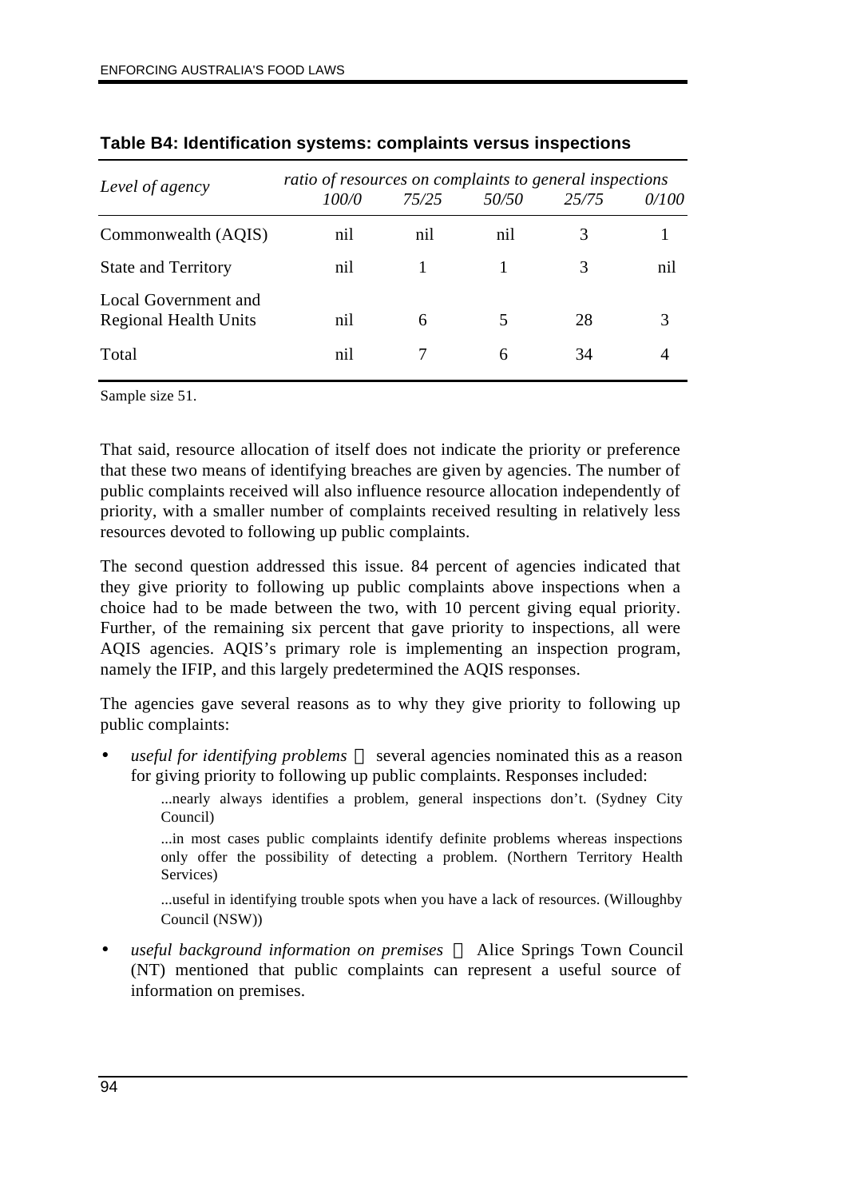**Table B4: Identification systems: complaints versus inspections**

| *Level of agency* | *ratio of resources on complaints to general inspections* | | | | |
|---|---|---|---|---|---|
| | *100/0* | *75/25* | *50/50* | *25/75* | *0/100* |
| Commonwealth (AQIS) | nil | nil | nil | 3 | 1 |
| State and Territory | nil | 1 | 1 | 3 | nil |
| Local Government and Regional Health Units | nil | 6 | 5 | 28 | 3 |
| Total | nil | 7 | 6 | 34 | 4 |

Sample size 51.

That said, resource allocation of itself does not indicate the priority or preference that these two means of identifying breaches are given by agencies. The number of public complaints received will also influence resource allocation independently of priority, with a smaller number of complaints received resulting in relatively less resources devoted to following up public complaints.

The second question addressed this issue. 84 percent of agencies indicated that they give priority to following up public complaints above inspections when a choice had to be made between the two, with 10 percent giving equal priority. Further, of the remaining six percent that gave priority to inspections, all were AQIS agencies. AQIS's primary role is implementing an inspection program, namely the IFIP, and this largely predetermined the AQIS responses.

The agencies gave several reasons as to why they give priority to following up public complaints:

- *useful for identifying problems* — several agencies nominated this as a reason for giving priority to following up public complaints. Responses included:

  > ...nearly always identifies a problem, general inspections don't. (Sydney City Council)
  >
  > ...in most cases public complaints identify definite problems whereas inspections only offer the possibility of detecting a problem. (Northern Territory Health Services)
  >
  > ...useful in identifying trouble spots when you have a lack of resources. (Willoughby Council (NSW))

- *useful background information on premises* — Alice Springs Town Council (NT) mentioned that public complaints can represent a useful source of information on premises.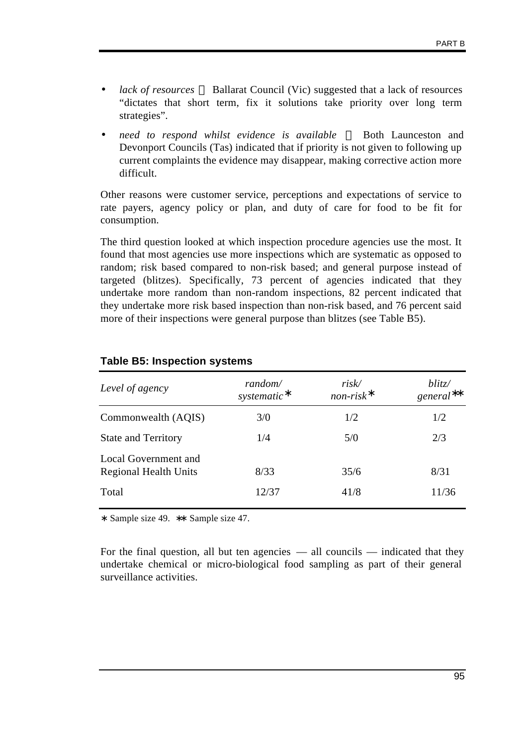- *lack of resources* — Ballarat Council (Vic) suggested that a lack of resources "dictates that short term, fix it solutions take priority over long term strategies".
- *need to respond whilst evidence is available* — Both Launceston and Devonport Councils (Tas) indicated that if priority is not given to following up current complaints the evidence may disappear, making corrective action more difficult.

Other reasons were customer service, perceptions and expectations of service to rate payers, agency policy or plan, and duty of care for food to be fit for consumption.

The third question looked at which inspection procedure agencies use the most. It found that most agencies use more inspections which are systematic as opposed to random; risk based compared to non-risk based; and general purpose instead of targeted (blitzes). Specifically, 73 percent of agencies indicated that they undertake more random than non-random inspections, 82 percent indicated that they undertake more risk based inspection than non-risk based, and 76 percent said more of their inspections were general purpose than blitzes (see Table B5).

**Table B5: Inspection systems**

| *Level of agency* | *random/ systematic* * | *risk/ non-risk* * | *blitz/ general* ** |
|---|---|---|---|
| Commonwealth (AQIS) | 3/0 | 1/2 | 1/2 |
| State and Territory | 1/4 | 5/0 | 2/3 |
| Local Government and Regional Health Units | 8/33 | 35/6 | 8/31 |
| Total | 12/37 | 41/8 | 11/36 |

* Sample size 49. ** Sample size 47.

For the final question, all but ten agencies — all councils — indicated that they undertake chemical or micro-biological food sampling as part of their general surveillance activities.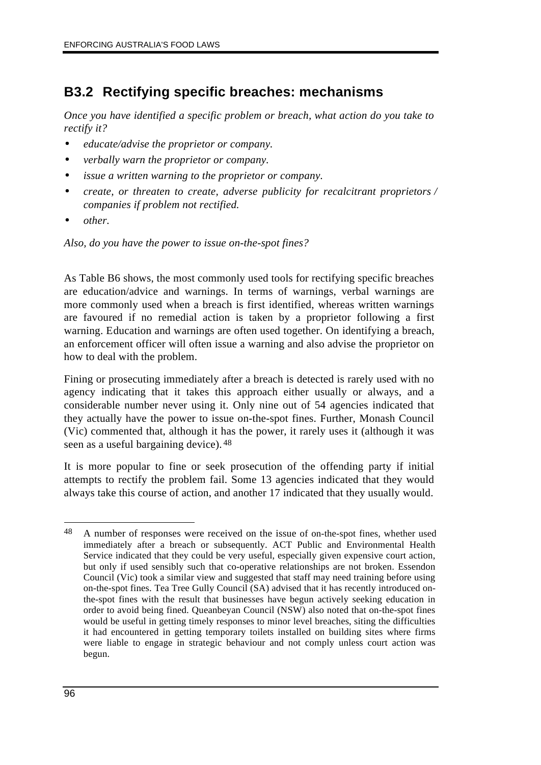## B3.2 Rectifying specific breaches: mechanisms

*Once you have identified a specific problem or breach, what action do you take to rectify it?*

- *educate/advise the proprietor or company.*
- *verbally warn the proprietor or company.*
- *issue a written warning to the proprietor or company.*
- *create, or threaten to create, adverse publicity for recalcitrant proprietors / companies if problem not rectified.*
- *other.*

*Also, do you have the power to issue on-the-spot fines?*

As Table B6 shows, the most commonly used tools for rectifying specific breaches are education/advice and warnings. In terms of warnings, verbal warnings are more commonly used when a breach is first identified, whereas written warnings are favoured if no remedial action is taken by a proprietor following a first warning. Education and warnings are often used together. On identifying a breach, an enforcement officer will often issue a warning and also advise the proprietor on how to deal with the problem.

Fining or prosecuting immediately after a breach is detected is rarely used with no agency indicating that it takes this approach either usually or always, and a considerable number never using it. Only nine out of 54 agencies indicated that they actually have the power to issue on-the-spot fines. Further, Monash Council (Vic) commented that, although it has the power, it rarely uses it (although it was seen as a useful bargaining device).[48]

It is more popular to fine or seek prosecution of the offending party if initial attempts to rectify the problem fail. Some 13 agencies indicated that they would always take this course of action, and another 17 indicated that they usually would.

---

[48] A number of responses were received on the issue of on-the-spot fines, whether used immediately after a breach or subsequently. ACT Public and Environmental Health Service indicated that they could be very useful, especially given expensive court action, but only if used sensibly such that co-operative relationships are not broken. Essendon Council (Vic) took a similar view and suggested that staff may need training before using on-the-spot fines. Tea Tree Gully Council (SA) advised that it has recently introduced on-the-spot fines with the result that businesses have begun actively seeking education in order to avoid being fined. Queanbeyan Council (NSW) also noted that on-the-spot fines would be useful in getting timely responses to minor level breaches, siting the difficulties it had encountered in getting temporary toilets installed on building sites where firms were liable to engage in strategic behaviour and not comply unless court action was begun.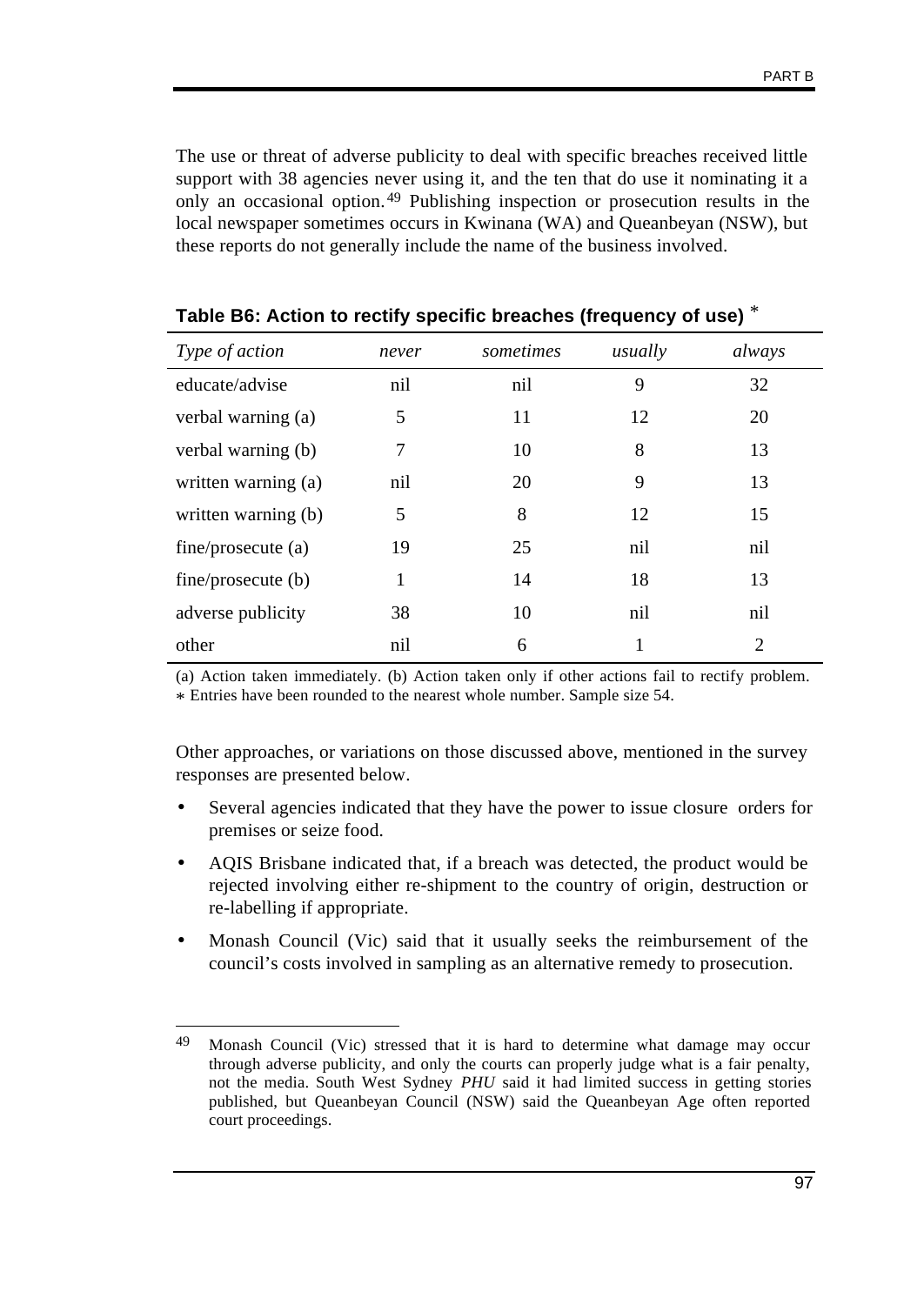The use or threat of adverse publicity to deal with specific breaches received little support with 38 agencies never using it, and the ten that do use it nominating it a only an occasional option.[49] Publishing inspection or prosecution results in the local newspaper sometimes occurs in Kwinana (WA) and Queanbeyan (NSW), but these reports do not generally include the name of the business involved.

**Table B6: Action to rectify specific breaches (frequency of use) ***

| *Type of action* | *never* | *sometimes* | *usually* | *always* |
|---|---|---|---|---|
| educate/advise | nil | nil | 9 | 32 |
| verbal warning (a) | 5 | 11 | 12 | 20 |
| verbal warning (b) | 7 | 10 | 8 | 13 |
| written warning (a) | nil | 20 | 9 | 13 |
| written warning (b) | 5 | 8 | 12 | 15 |
| fine/prosecute (a) | 19 | 25 | nil | nil |
| fine/prosecute (b) | 1 | 14 | 18 | 13 |
| adverse publicity | 38 | 10 | nil | nil |
| other | nil | 6 | 1 | 2 |

(a) Action taken immediately. (b) Action taken only if other actions fail to rectify problem.
* Entries have been rounded to the nearest whole number. Sample size 54.

Other approaches, or variations on those discussed above, mentioned in the survey responses are presented below.

- Several agencies indicated that they have the power to issue closure orders for premises or seize food.
- AQIS Brisbane indicated that, if a breach was detected, the product would be rejected involving either re-shipment to the country of origin, destruction or re-labelling if appropriate.
- Monash Council (Vic) said that it usually seeks the reimbursement of the council's costs involved in sampling as an alternative remedy to prosecution.

---

49 Monash Council (Vic) stressed that it is hard to determine what damage may occur through adverse publicity, and only the courts can properly judge what is a fair penalty, not the media. South West Sydney *PHU* said it had limited success in getting stories published, but Queanbeyan Council (NSW) said the Queanbeyan Age often reported court proceedings.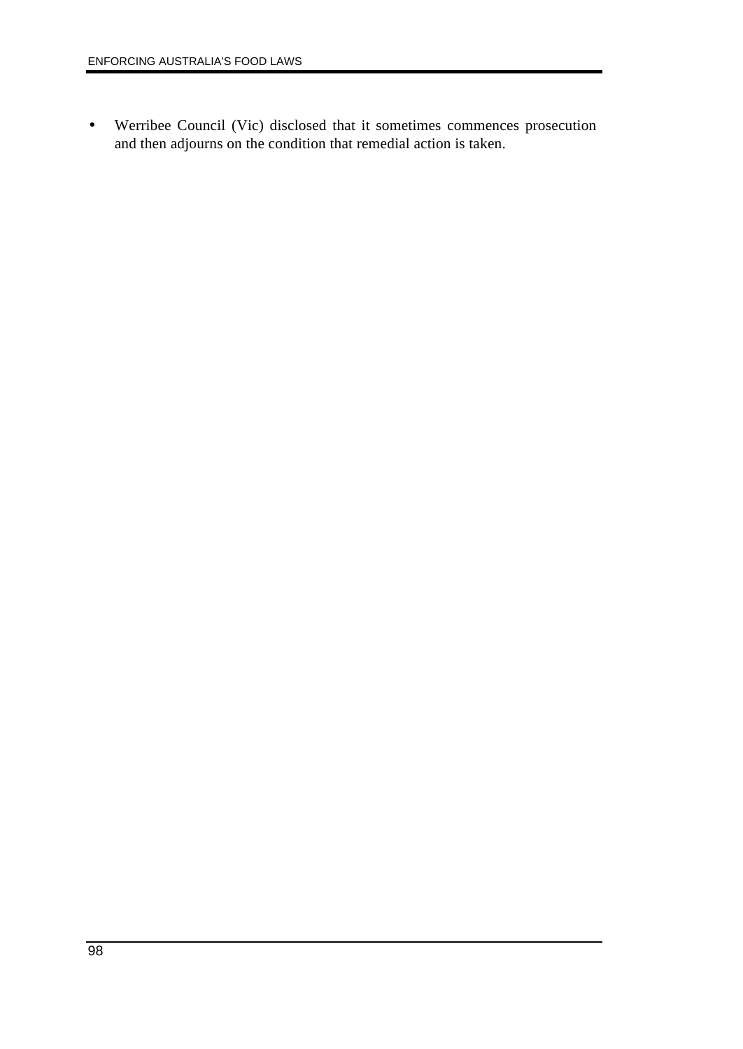- Werribee Council (Vic) disclosed that it sometimes commences prosecution and then adjourns on the condition that remedial action is taken.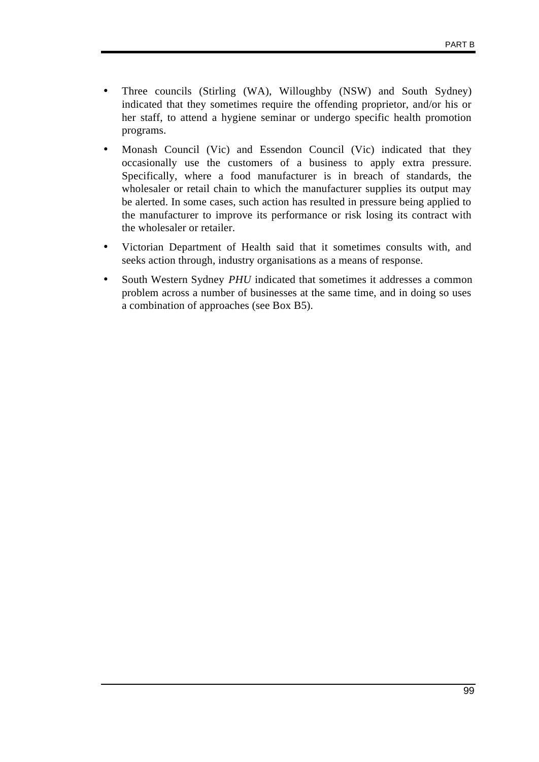- Three councils (Stirling (WA), Willoughby (NSW) and South Sydney) indicated that they sometimes require the offending proprietor, and/or his or her staff, to attend a hygiene seminar or undergo specific health promotion programs.
- Monash Council (Vic) and Essendon Council (Vic) indicated that they occasionally use the customers of a business to apply extra pressure. Specifically, where a food manufacturer is in breach of standards, the wholesaler or retail chain to which the manufacturer supplies its output may be alerted. In some cases, such action has resulted in pressure being applied to the manufacturer to improve its performance or risk losing its contract with the wholesaler or retailer.
- Victorian Department of Health said that it sometimes consults with, and seeks action through, industry organisations as a means of response.
- South Western Sydney *PHU* indicated that sometimes it addresses a common problem across a number of businesses at the same time, and in doing so uses a combination of approaches (see Box B5).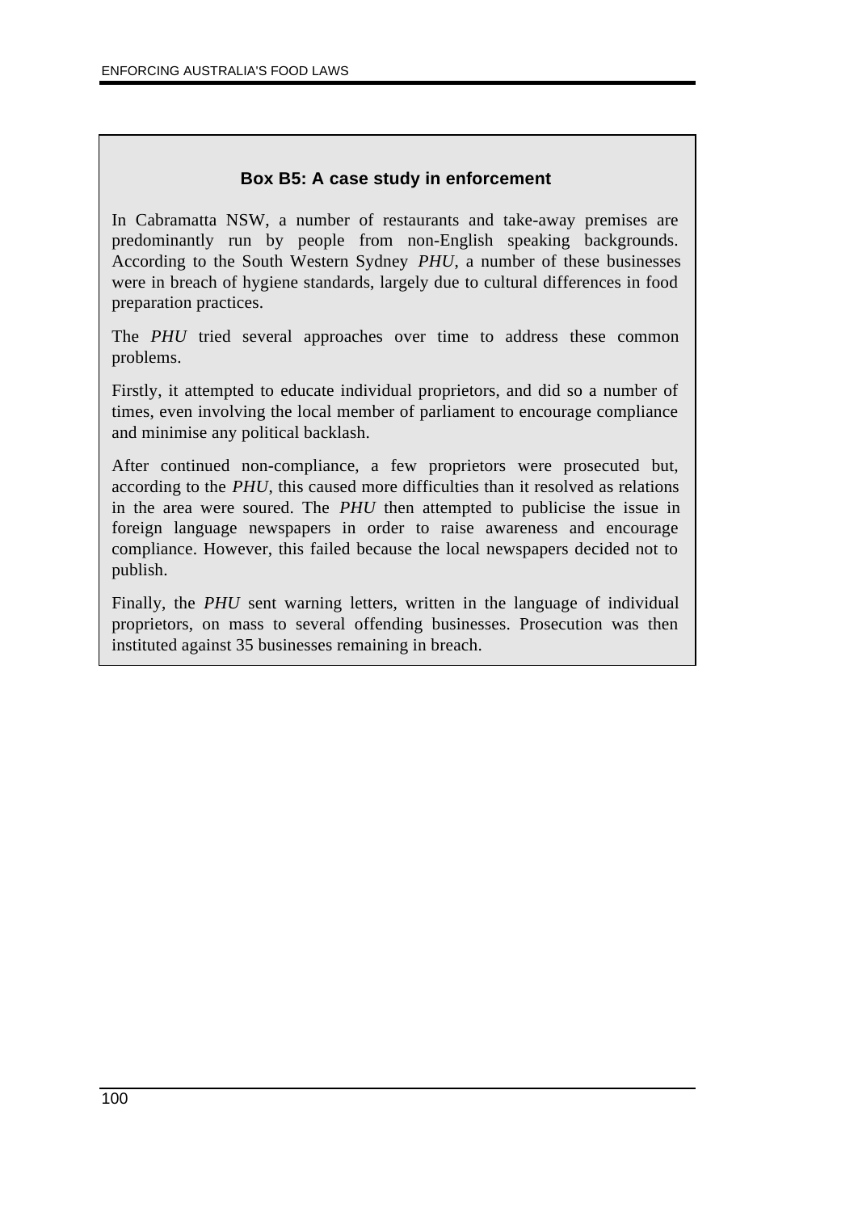### Box B5: A case study in enforcement

In Cabramatta NSW, a number of restaurants and take-away premises are predominantly run by people from non-English speaking backgrounds. According to the South Western Sydney *PHU*, a number of these businesses were in breach of hygiene standards, largely due to cultural differences in food preparation practices.

The *PHU* tried several approaches over time to address these common problems.

Firstly, it attempted to educate individual proprietors, and did so a number of times, even involving the local member of parliament to encourage compliance and minimise any political backlash.

After continued non-compliance, a few proprietors were prosecuted but, according to the *PHU*, this caused more difficulties than it resolved as relations in the area were soured. The *PHU* then attempted to publicise the issue in foreign language newspapers in order to raise awareness and encourage compliance. However, this failed because the local newspapers decided not to publish.

Finally, the *PHU* sent warning letters, written in the language of individual proprietors, on mass to several offending businesses. Prosecution was then instituted against 35 businesses remaining in breach.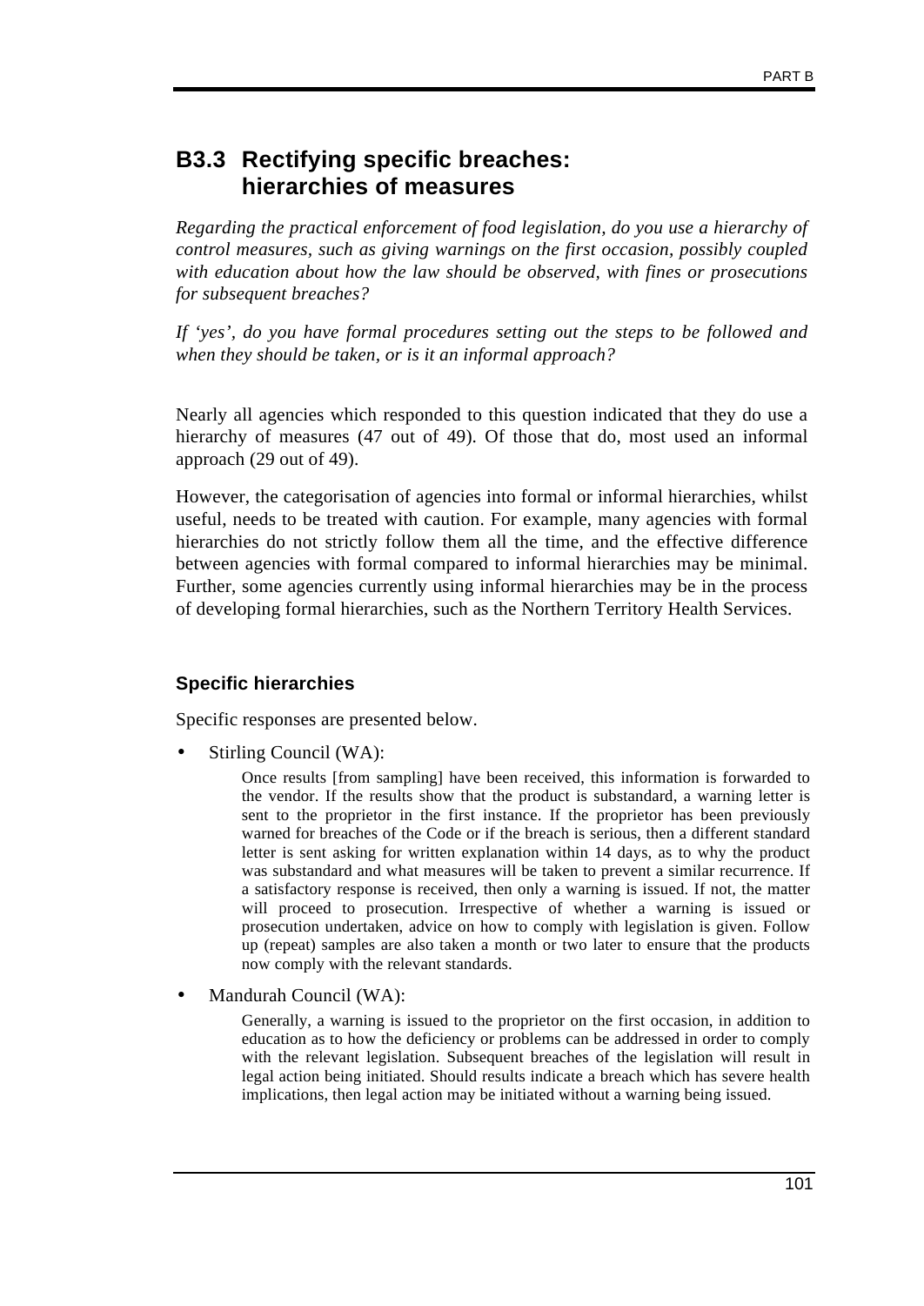## B3.3 Rectifying specific breaches: hierarchies of measures

*Regarding the practical enforcement of food legislation, do you use a hierarchy of control measures, such as giving warnings on the first occasion, possibly coupled with education about how the law should be observed, with fines or prosecutions for subsequent breaches?*

*If 'yes', do you have formal procedures setting out the steps to be followed and when they should be taken, or is it an informal approach?*

Nearly all agencies which responded to this question indicated that they do use a hierarchy of measures (47 out of 49). Of those that do, most used an informal approach (29 out of 49).

However, the categorisation of agencies into formal or informal hierarchies, whilst useful, needs to be treated with caution. For example, many agencies with formal hierarchies do not strictly follow them all the time, and the effective difference between agencies with formal compared to informal hierarchies may be minimal. Further, some agencies currently using informal hierarchies may be in the process of developing formal hierarchies, such as the Northern Territory Health Services.

### Specific hierarchies

Specific responses are presented below.

- Stirling Council (WA):

  > Once results [from sampling] have been received, this information is forwarded to the vendor. If the results show that the product is substandard, a warning letter is sent to the proprietor in the first instance. If the proprietor has been previously warned for breaches of the Code or if the breach is serious, then a different standard letter is sent asking for written explanation within 14 days, as to why the product was substandard and what measures will be taken to prevent a similar recurrence. If a satisfactory response is received, then only a warning is issued. If not, the matter will proceed to prosecution. Irrespective of whether a warning is issued or prosecution undertaken, advice on how to comply with legislation is given. Follow up (repeat) samples are also taken a month or two later to ensure that the products now comply with the relevant standards.

- Mandurah Council (WA):

  > Generally, a warning is issued to the proprietor on the first occasion, in addition to education as to how the deficiency or problems can be addressed in order to comply with the relevant legislation. Subsequent breaches of the legislation will result in legal action being initiated. Should results indicate a breach which has severe health implications, then legal action may be initiated without a warning being issued.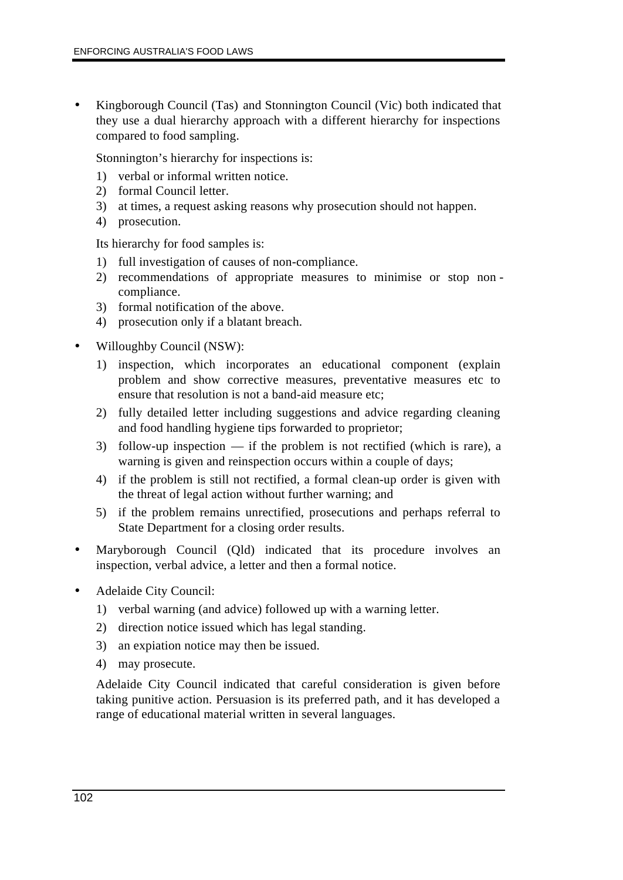- Kingborough Council (Tas) and Stonnington Council (Vic) both indicated that they use a dual hierarchy approach with a different hierarchy for inspections compared to food sampling.

  Stonnington's hierarchy for inspections is:

  1) verbal or informal written notice.
  2) formal Council letter.
  3) at times, a request asking reasons why prosecution should not happen.
  4) prosecution.

  Its hierarchy for food samples is:

  1) full investigation of causes of non-compliance.
  2) recommendations of appropriate measures to minimise or stop non-compliance.
  3) formal notification of the above.
  4) prosecution only if a blatant breach.

- Willoughby Council (NSW):

  1) inspection, which incorporates an educational component (explain problem and show corrective measures, preventative measures etc to ensure that resolution is not a band-aid measure etc;
  2) fully detailed letter including suggestions and advice regarding cleaning and food handling hygiene tips forwarded to proprietor;
  3) follow-up inspection — if the problem is not rectified (which is rare), a warning is given and reinspection occurs within a couple of days;
  4) if the problem is still not rectified, a formal clean-up order is given with the threat of legal action without further warning; and
  5) if the problem remains unrectified, prosecutions and perhaps referral to State Department for a closing order results.

- Maryborough Council (Qld) indicated that its procedure involves an inspection, verbal advice, a letter and then a formal notice.

- Adelaide City Council:

  1) verbal warning (and advice) followed up with a warning letter.
  2) direction notice issued which has legal standing.
  3) an expiation notice may then be issued.
  4) may prosecute.

  Adelaide City Council indicated that careful consideration is given before taking punitive action. Persuasion is its preferred path, and it has developed a range of educational material written in several languages.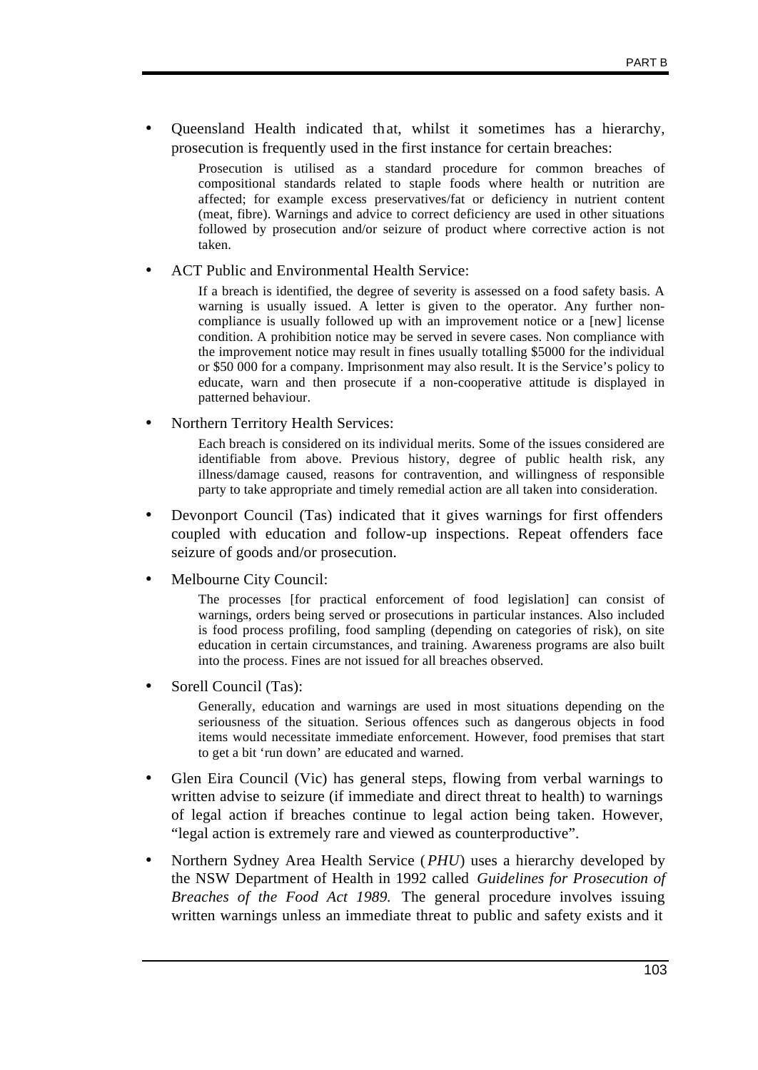- Queensland Health indicated that, whilst it sometimes has a hierarchy, prosecution is frequently used in the first instance for certain breaches:

  > Prosecution is utilised as a standard procedure for common breaches of compositional standards related to staple foods where health or nutrition are affected; for example excess preservatives/fat or deficiency in nutrient content (meat, fibre). Warnings and advice to correct deficiency are used in other situations followed by prosecution and/or seizure of product where corrective action is not taken.

- ACT Public and Environmental Health Service:

  > If a breach is identified, the degree of severity is assessed on a food safety basis. A warning is usually issued. A letter is given to the operator. Any further non-compliance is usually followed up with an improvement notice or a [new] license condition. A prohibition notice may be served in severe cases. Non compliance with the improvement notice may result in fines usually totalling $5000 for the individual or $50 000 for a company. Imprisonment may also result. It is the Service's policy to educate, warn and then prosecute if a non-cooperative attitude is displayed in patterned behaviour.

- Northern Territory Health Services:

  > Each breach is considered on its individual merits. Some of the issues considered are identifiable from above. Previous history, degree of public health risk, any illness/damage caused, reasons for contravention, and willingness of responsible party to take appropriate and timely remedial action are all taken into consideration.

- Devonport Council (Tas) indicated that it gives warnings for first offenders coupled with education and follow-up inspections. Repeat offenders face seizure of goods and/or prosecution.

- Melbourne City Council:

  > The processes [for practical enforcement of food legislation] can consist of warnings, orders being served or prosecutions in particular instances. Also included is food process profiling, food sampling (depending on categories of risk), on site education in certain circumstances, and training. Awareness programs are also built into the process. Fines are not issued for all breaches observed.

- Sorell Council (Tas):

  > Generally, education and warnings are used in most situations depending on the seriousness of the situation. Serious offences such as dangerous objects in food items would necessitate immediate enforcement. However, food premises that start to get a bit 'run down' are educated and warned.

- Glen Eira Council (Vic) has general steps, flowing from verbal warnings to written advise to seizure (if immediate and direct threat to health) to warnings of legal action if breaches continue to legal action being taken. However, "legal action is extremely rare and viewed as counterproductive".

- Northern Sydney Area Health Service (*PHU*) uses a hierarchy developed by the NSW Department of Health in 1992 called *Guidelines for Prosecution of Breaches of the Food Act 1989.* The general procedure involves issuing written warnings unless an immediate threat to public and safety exists and it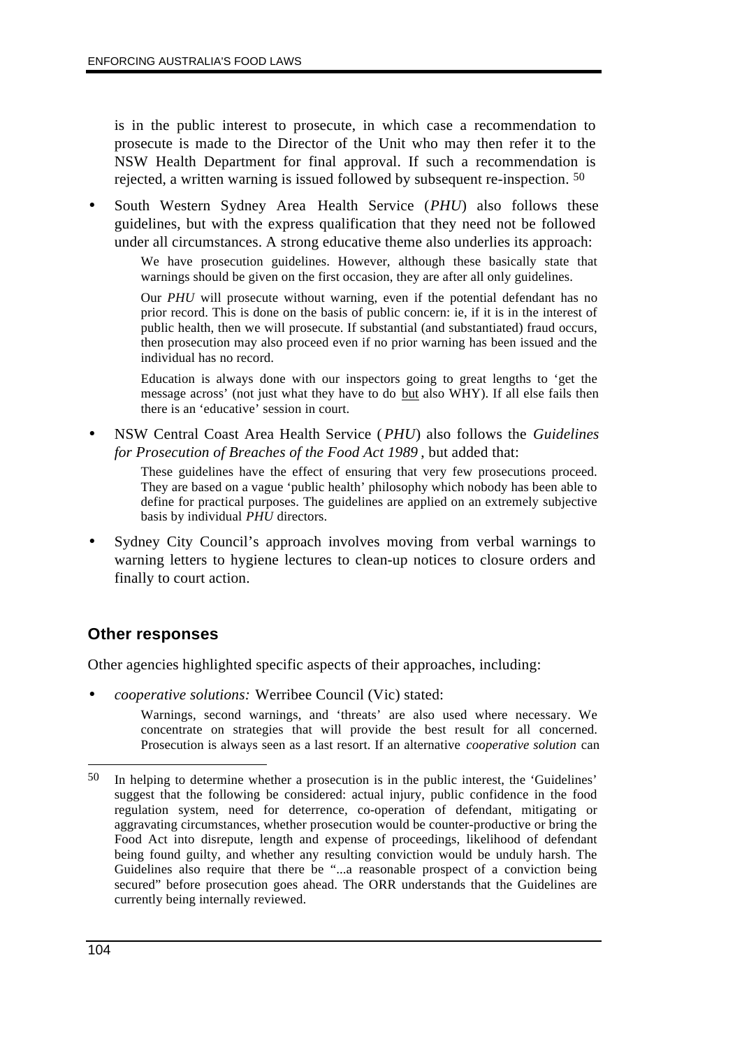is in the public interest to prosecute, in which case a recommendation to prosecute is made to the Director of the Unit who may then refer it to the NSW Health Department for final approval. If such a recommendation is rejected, a written warning is issued followed by subsequent re-inspection. [50]

- South Western Sydney Area Health Service (*PHU*) also follows these guidelines, but with the express qualification that they need not be followed under all circumstances. A strong educative theme also underlies its approach:

  > We have prosecution guidelines. However, although these basically state that warnings should be given on the first occasion, they are after all only guidelines.
  >
  > Our *PHU* will prosecute without warning, even if the potential defendant has no prior record. This is done on the basis of public concern: ie, if it is in the interest of public health, then we will prosecute. If substantial (and substantiated) fraud occurs, then prosecution may also proceed even if no prior warning has been issued and the individual has no record.
  >
  > Education is always done with our inspectors going to great lengths to 'get the message across' (not just what they have to do but also WHY). If all else fails then there is an 'educative' session in court.

- NSW Central Coast Area Health Service (*PHU*) also follows the *Guidelines for Prosecution of Breaches of the Food Act 1989*, but added that:

  > These guidelines have the effect of ensuring that very few prosecutions proceed. They are based on a vague 'public health' philosophy which nobody has been able to define for practical purposes. The guidelines are applied on an extremely subjective basis by individual *PHU* directors.

- Sydney City Council's approach involves moving from verbal warnings to warning letters to hygiene lectures to clean-up notices to closure orders and finally to court action.

## Other responses

Other agencies highlighted specific aspects of their approaches, including:

- *cooperative solutions:* Werribee Council (Vic) stated:

  > Warnings, second warnings, and 'threats' are also used where necessary. We concentrate on strategies that will provide the best result for all concerned. Prosecution is always seen as a last resort. If an alternative *cooperative solution* can

---

[50] In helping to determine whether a prosecution is in the public interest, the 'Guidelines' suggest that the following be considered: actual injury, public confidence in the food regulation system, need for deterrence, co-operation of defendant, mitigating or aggravating circumstances, whether prosecution would be counter-productive or bring the Food Act into disrepute, length and expense of proceedings, likelihood of defendant being found guilty, and whether any resulting conviction would be unduly harsh. The Guidelines also require that there be "...a reasonable prospect of a conviction being secured" before prosecution goes ahead. The ORR understands that the Guidelines are currently being internally reviewed.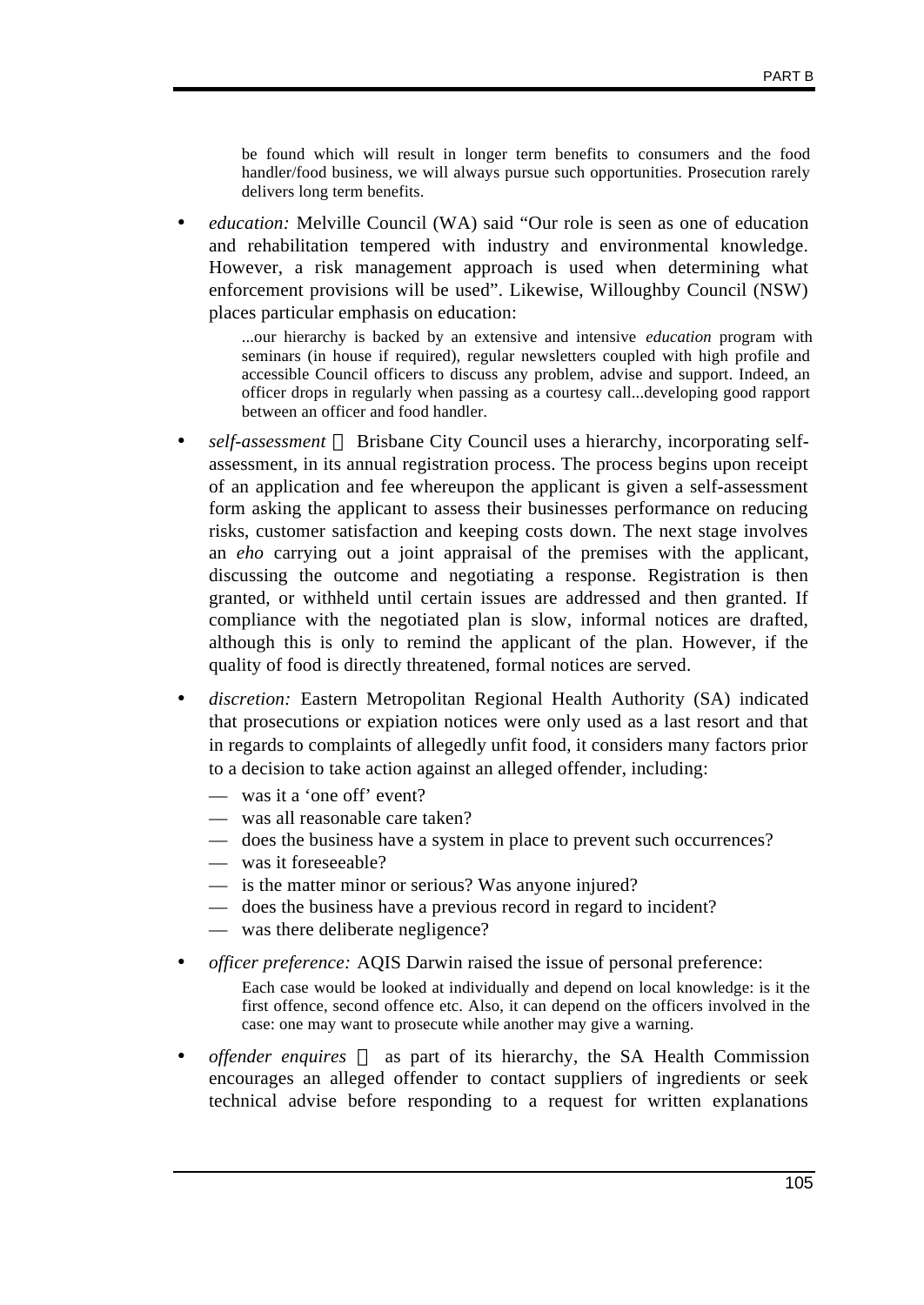be found which will result in longer term benefits to consumers and the food handler/food business, we will always pursue such opportunities. Prosecution rarely delivers long term benefits.

- *education:* Melville Council (WA) said "Our role is seen as one of education and rehabilitation tempered with industry and environmental knowledge. However, a risk management approach is used when determining what enforcement provisions will be used". Likewise, Willoughby Council (NSW) places particular emphasis on education:

  > ...our hierarchy is backed by an extensive and intensive *education* program with seminars (in house if required), regular newsletters coupled with high profile and accessible Council officers to discuss any problem, advise and support. Indeed, an officer drops in regularly when passing as a courtesy call...developing good rapport between an officer and food handler.

- *self-assessment* — Brisbane City Council uses a hierarchy, incorporating self-assessment, in its annual registration process. The process begins upon receipt of an application and fee whereupon the applicant is given a self-assessment form asking the applicant to assess their businesses performance on reducing risks, customer satisfaction and keeping costs down. The next stage involves an *eho* carrying out a joint appraisal of the premises with the applicant, discussing the outcome and negotiating a response. Registration is then granted, or withheld until certain issues are addressed and then granted. If compliance with the negotiated plan is slow, informal notices are drafted, although this is only to remind the applicant of the plan. However, if the quality of food is directly threatened, formal notices are served.

- *discretion:* Eastern Metropolitan Regional Health Authority (SA) indicated that prosecutions or expiation notices were only used as a last resort and that in regards to complaints of allegedly unfit food, it considers many factors prior to a decision to take action against an alleged offender, including:
  - was it a 'one off' event?
  - was all reasonable care taken?
  - does the business have a system in place to prevent such occurrences?
  - was it foreseeable?
  - is the matter minor or serious? Was anyone injured?
  - does the business have a previous record in regard to incident?
  - was there deliberate negligence?

- *officer preference:* AQIS Darwin raised the issue of personal preference:

  > Each case would be looked at individually and depend on local knowledge: is it the first offence, second offence etc. Also, it can depend on the officers involved in the case: one may want to prosecute while another may give a warning.

- *offender enquires* — as part of its hierarchy, the SA Health Commission encourages an alleged offender to contact suppliers of ingredients or seek technical advise before responding to a request for written explanations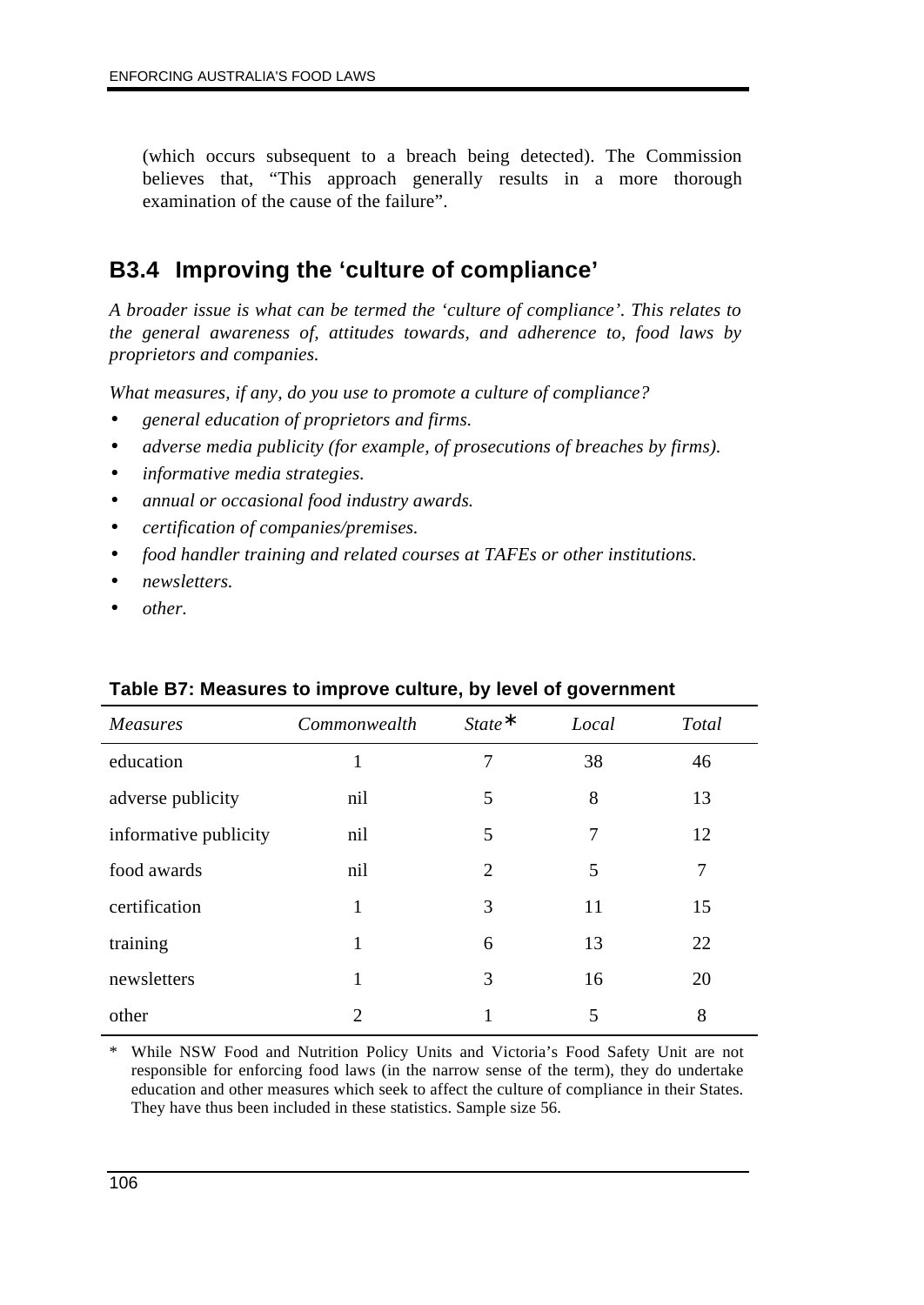(which occurs subsequent to a breach being detected). The Commission believes that, “This approach generally results in a more thorough examination of the cause of the failure”.

## B3.4 Improving the ‘culture of compliance’

*A broader issue is what can be termed the ‘culture of compliance’. This relates to the general awareness of, attitudes towards, and adherence to, food laws by proprietors and companies.*

*What measures, if any, do you use to promote a culture of compliance?*

- *general education of proprietors and firms.*
- *adverse media publicity (for example, of prosecutions of breaches by firms).*
- *informative media strategies.*
- *annual or occasional food industry awards.*
- *certification of companies/premises.*
- *food handler training and related courses at TAFEs or other institutions.*
- *newsletters.*
- *other.*

**Table B7: Measures to improve culture, by level of government**

| *Measures* | *Commonwealth* | *State** | *Local* | *Total* |
|---|---|---|---|---|
| education | 1 | 7 | 38 | 46 |
| adverse publicity | nil | 5 | 8 | 13 |
| informative publicity | nil | 5 | 7 | 12 |
| food awards | nil | 2 | 5 | 7 |
| certification | 1 | 3 | 11 | 15 |
| training | 1 | 6 | 13 | 22 |
| newsletters | 1 | 3 | 16 | 20 |
| other | 2 | 1 | 5 | 8 |

\* While NSW Food and Nutrition Policy Units and Victoria’s Food Safety Unit are not responsible for enforcing food laws (in the narrow sense of the term), they do undertake education and other measures which seek to affect the culture of compliance in their States. They have thus been included in these statistics. Sample size 56.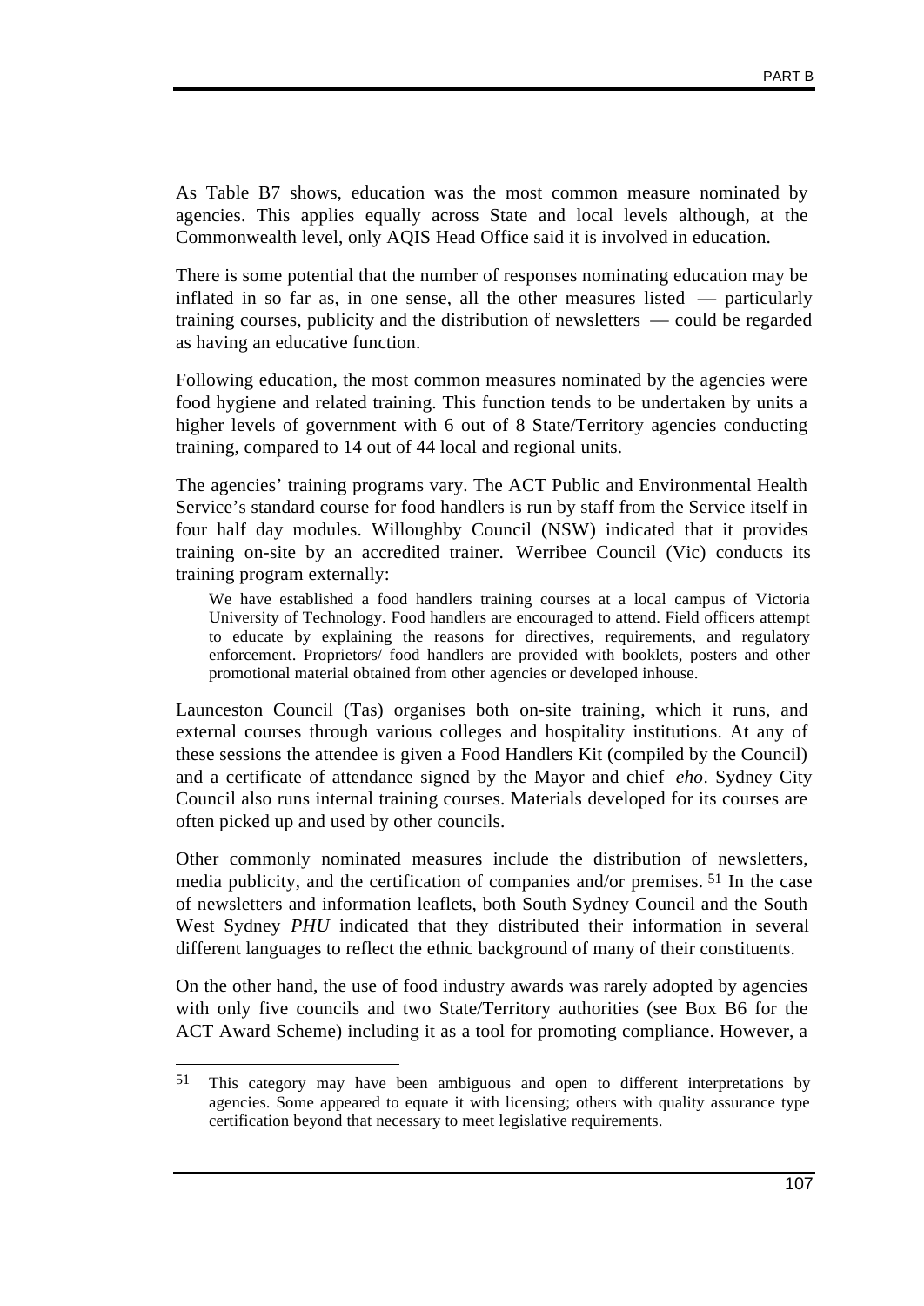As Table B7 shows, education was the most common measure nominated by agencies. This applies equally across State and local levels although, at the Commonwealth level, only AQIS Head Office said it is involved in education.

There is some potential that the number of responses nominating education may be inflated in so far as, in one sense, all the other measures listed — particularly training courses, publicity and the distribution of newsletters — could be regarded as having an educative function.

Following education, the most common measures nominated by the agencies were food hygiene and related training. This function tends to be undertaken by units a higher levels of government with 6 out of 8 State/Territory agencies conducting training, compared to 14 out of 44 local and regional units.

The agencies' training programs vary. The ACT Public and Environmental Health Service's standard course for food handlers is run by staff from the Service itself in four half day modules. Willoughby Council (NSW) indicated that it provides training on-site by an accredited trainer. Werribee Council (Vic) conducts its training program externally:

> We have established a food handlers training courses at a local campus of Victoria University of Technology. Food handlers are encouraged to attend. Field officers attempt to educate by explaining the reasons for directives, requirements, and regulatory enforcement. Proprietors/ food handlers are provided with booklets, posters and other promotional material obtained from other agencies or developed inhouse.

Launceston Council (Tas) organises both on-site training, which it runs, and external courses through various colleges and hospitality institutions. At any of these sessions the attendee is given a Food Handlers Kit (compiled by the Council) and a certificate of attendance signed by the Mayor and chief *eho*. Sydney City Council also runs internal training courses. Materials developed for its courses are often picked up and used by other councils.

Other commonly nominated measures include the distribution of newsletters, media publicity, and the certification of companies and/or premises.[51] In the case of newsletters and information leaflets, both South Sydney Council and the South West Sydney *PHU* indicated that they distributed their information in several different languages to reflect the ethnic background of many of their constituents.

On the other hand, the use of food industry awards was rarely adopted by agencies with only five councils and two State/Territory authorities (see Box B6 for the ACT Award Scheme) including it as a tool for promoting compliance. However, a

---

[51] This category may have been ambiguous and open to different interpretations by agencies. Some appeared to equate it with licensing; others with quality assurance type certification beyond that necessary to meet legislative requirements.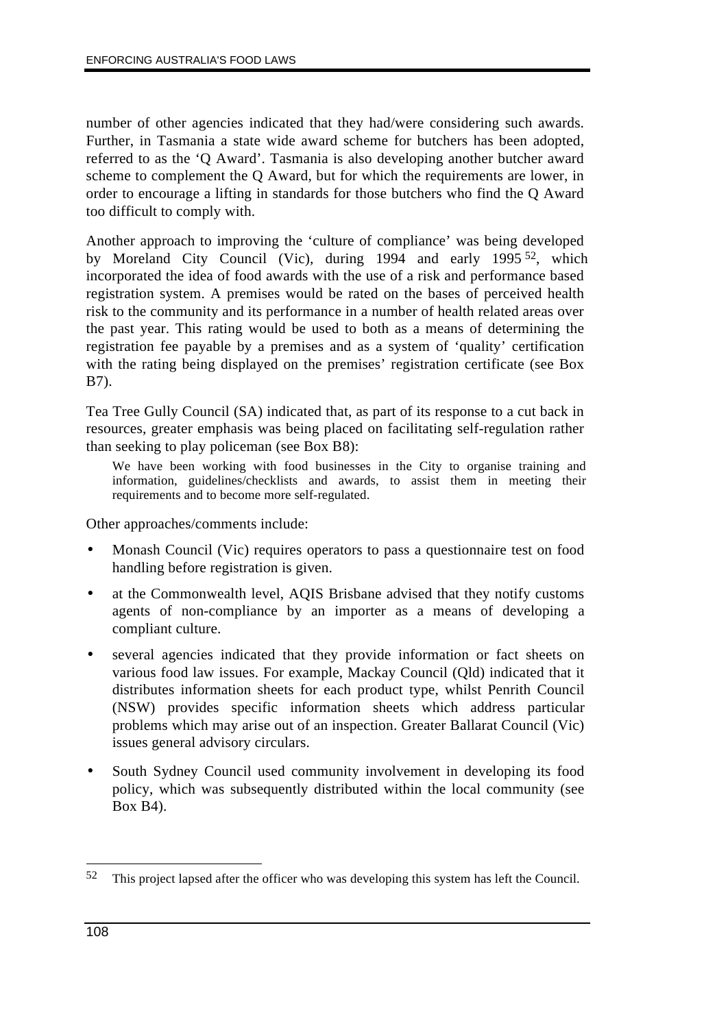number of other agencies indicated that they had/were considering such awards. Further, in Tasmania a state wide award scheme for butchers has been adopted, referred to as the 'Q Award'. Tasmania is also developing another butcher award scheme to complement the Q Award, but for which the requirements are lower, in order to encourage a lifting in standards for those butchers who find the Q Award too difficult to comply with.

Another approach to improving the 'culture of compliance' was being developed by Moreland City Council (Vic), during 1994 and early 1995[52], which incorporated the idea of food awards with the use of a risk and performance based registration system. A premises would be rated on the bases of perceived health risk to the community and its performance in a number of health related areas over the past year. This rating would be used to both as a means of determining the registration fee payable by a premises and as a system of 'quality' certification with the rating being displayed on the premises' registration certificate (see Box B7).

Tea Tree Gully Council (SA) indicated that, as part of its response to a cut back in resources, greater emphasis was being placed on facilitating self-regulation rather than seeking to play policeman (see Box B8):

> We have been working with food businesses in the City to organise training and information, guidelines/checklists and awards, to assist them in meeting their requirements and to become more self-regulated.

Other approaches/comments include:

- Monash Council (Vic) requires operators to pass a questionnaire test on food handling before registration is given.
- at the Commonwealth level, AQIS Brisbane advised that they notify customs agents of non-compliance by an importer as a means of developing a compliant culture.
- several agencies indicated that they provide information or fact sheets on various food law issues. For example, Mackay Council (Qld) indicated that it distributes information sheets for each product type, whilst Penrith Council (NSW) provides specific information sheets which address particular problems which may arise out of an inspection. Greater Ballarat Council (Vic) issues general advisory circulars.
- South Sydney Council used community involvement in developing its food policy, which was subsequently distributed within the local community (see Box B4).

---

[52] This project lapsed after the officer who was developing this system has left the Council.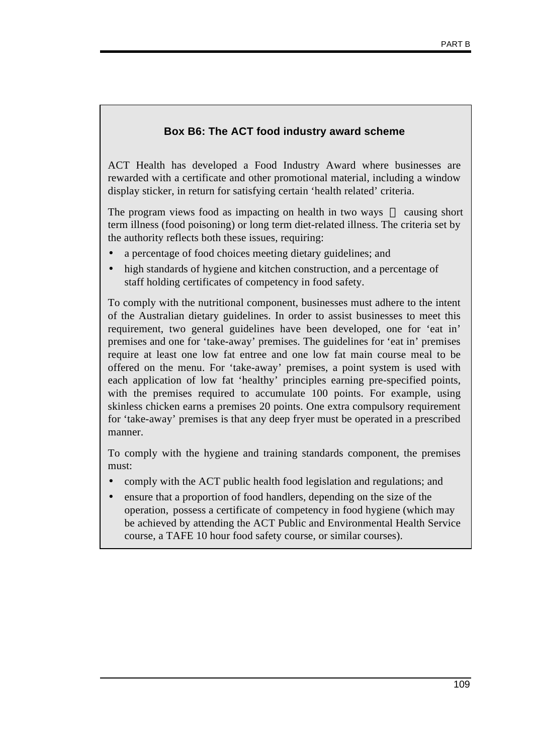**Box B6: The ACT food industry award scheme**

ACT Health has developed a Food Industry Award where businesses are rewarded with a certificate and other promotional material, including a window display sticker, in return for satisfying certain 'health related' criteria.

The program views food as impacting on health in two ways — causing short term illness (food poisoning) or long term diet-related illness. The criteria set by the authority reflects both these issues, requiring:

- a percentage of food choices meeting dietary guidelines; and
- high standards of hygiene and kitchen construction, and a percentage of staff holding certificates of competency in food safety.

To comply with the nutritional component, businesses must adhere to the intent of the Australian dietary guidelines. In order to assist businesses to meet this requirement, two general guidelines have been developed, one for 'eat in' premises and one for 'take-away' premises. The guidelines for 'eat in' premises require at least one low fat entree and one low fat main course meal to be offered on the menu. For 'take-away' premises, a point system is used with each application of low fat 'healthy' principles earning pre-specified points, with the premises required to accumulate 100 points. For example, using skinless chicken earns a premises 20 points. One extra compulsory requirement for 'take-away' premises is that any deep fryer must be operated in a prescribed manner.

To comply with the hygiene and training standards component, the premises must:

- comply with the ACT public health food legislation and regulations; and
- ensure that a proportion of food handlers, depending on the size of the operation, possess a certificate of competency in food hygiene (which may be achieved by attending the ACT Public and Environmental Health Service course, a TAFE 10 hour food safety course, or similar courses).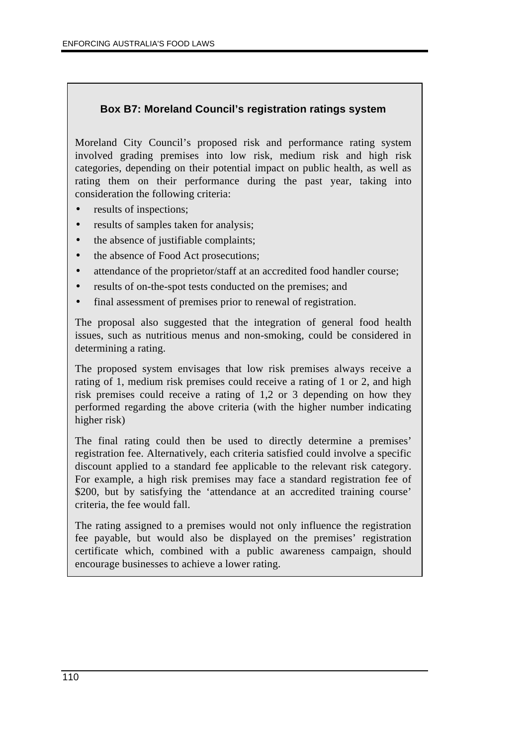### Box B7: Moreland Council's registration ratings system

Moreland City Council's proposed risk and performance rating system involved grading premises into low risk, medium risk and high risk categories, depending on their potential impact on public health, as well as rating them on their performance during the past year, taking into consideration the following criteria:

- results of inspections;
- results of samples taken for analysis;
- the absence of justifiable complaints;
- the absence of Food Act prosecutions;
- attendance of the proprietor/staff at an accredited food handler course;
- results of on-the-spot tests conducted on the premises; and
- final assessment of premises prior to renewal of registration.

The proposal also suggested that the integration of general food health issues, such as nutritious menus and non-smoking, could be considered in determining a rating.

The proposed system envisages that low risk premises always receive a rating of 1, medium risk premises could receive a rating of 1 or 2, and high risk premises could receive a rating of 1,2 or 3 depending on how they performed regarding the above criteria (with the higher number indicating higher risk)

The final rating could then be used to directly determine a premises' registration fee. Alternatively, each criteria satisfied could involve a specific discount applied to a standard fee applicable to the relevant risk category. For example, a high risk premises may face a standard registration fee of $200, but by satisfying the 'attendance at an accredited training course' criteria, the fee would fall.

The rating assigned to a premises would not only influence the registration fee payable, but would also be displayed on the premises' registration certificate which, combined with a public awareness campaign, should encourage businesses to achieve a lower rating.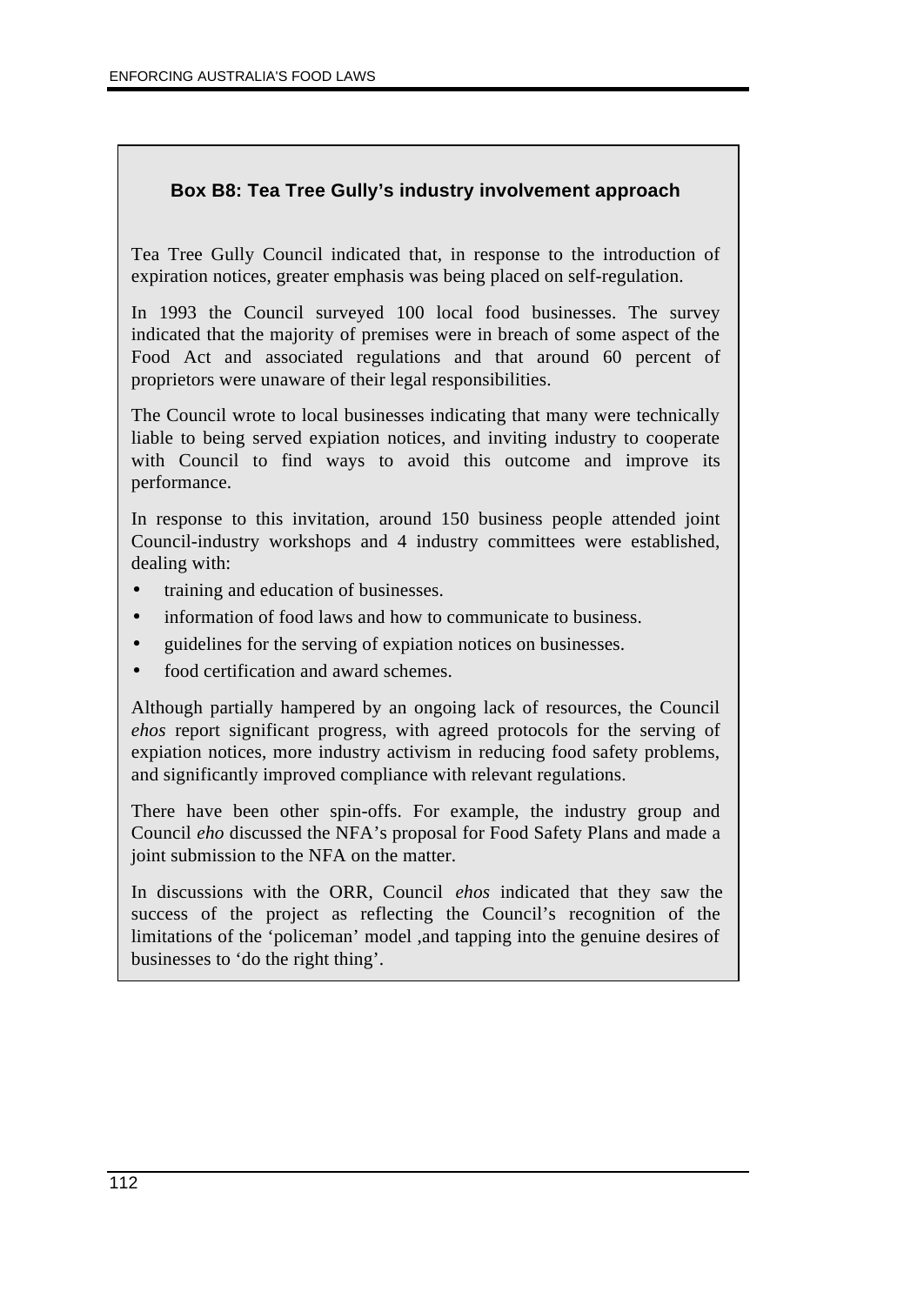**Box B8: Tea Tree Gully's industry involvement approach**

Tea Tree Gully Council indicated that, in response to the introduction of expiration notices, greater emphasis was being placed on self-regulation.

In 1993 the Council surveyed 100 local food businesses. The survey indicated that the majority of premises were in breach of some aspect of the Food Act and associated regulations and that around 60 percent of proprietors were unaware of their legal responsibilities.

The Council wrote to local businesses indicating that many were technically liable to being served expiation notices, and inviting industry to cooperate with Council to find ways to avoid this outcome and improve its performance.

In response to this invitation, around 150 business people attended joint Council-industry workshops and 4 industry committees were established, dealing with:

- training and education of businesses.
- information of food laws and how to communicate to business.
- guidelines for the serving of expiation notices on businesses.
- food certification and award schemes.

Although partially hampered by an ongoing lack of resources, the Council *ehos* report significant progress, with agreed protocols for the serving of expiation notices, more industry activism in reducing food safety problems, and significantly improved compliance with relevant regulations.

There have been other spin-offs. For example, the industry group and Council *eho* discussed the NFA's proposal for Food Safety Plans and made a joint submission to the NFA on the matter.

In discussions with the ORR, Council *ehos* indicated that they saw the success of the project as reflecting the Council's recognition of the limitations of the 'policeman' model ,and tapping into the genuine desires of businesses to 'do the right thing'.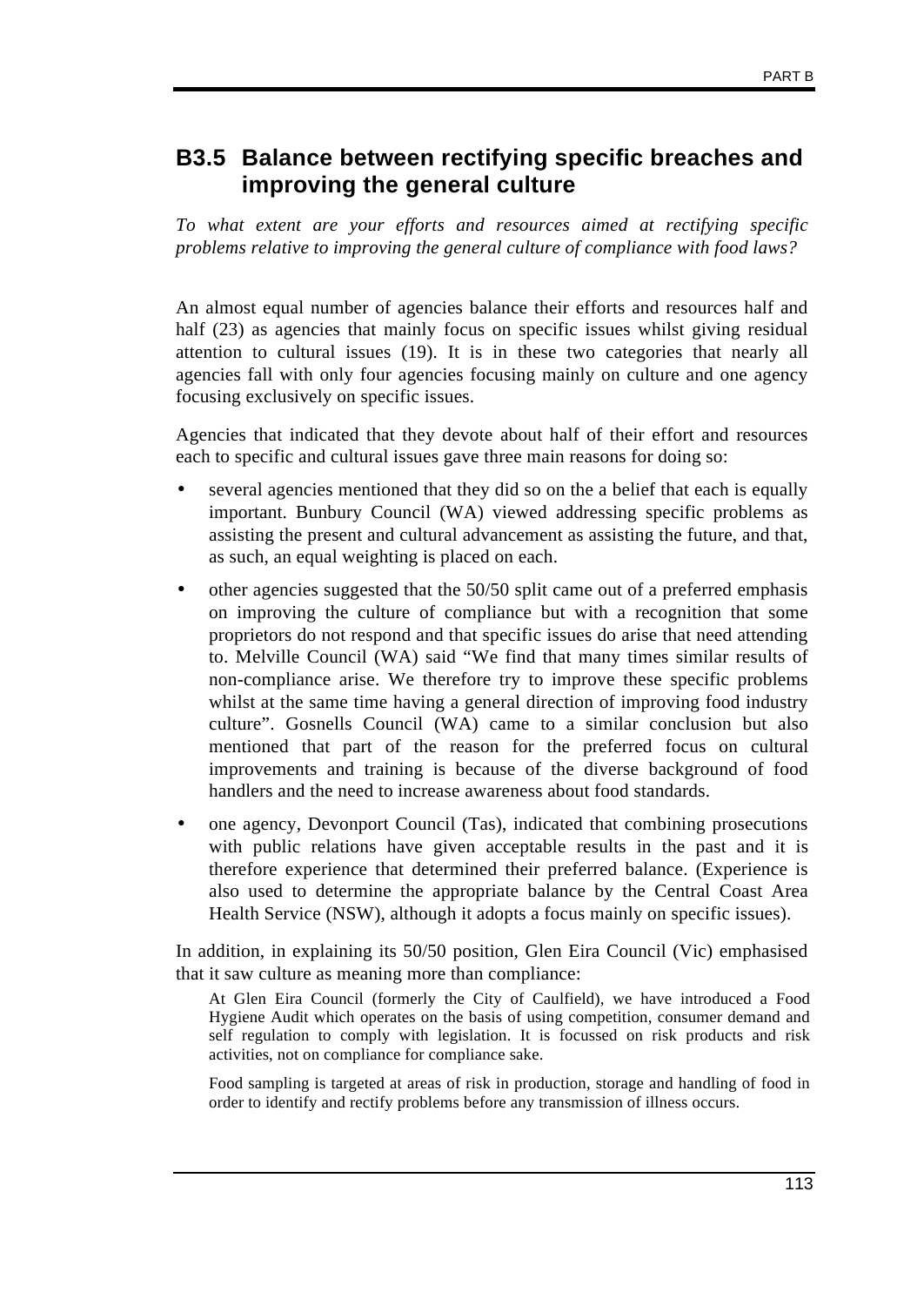## B3.5 Balance between rectifying specific breaches and improving the general culture

*To what extent are your efforts and resources aimed at rectifying specific problems relative to improving the general culture of compliance with food laws?*

An almost equal number of agencies balance their efforts and resources half and half (23) as agencies that mainly focus on specific issues whilst giving residual attention to cultural issues (19). It is in these two categories that nearly all agencies fall with only four agencies focusing mainly on culture and one agency focusing exclusively on specific issues.

Agencies that indicated that they devote about half of their effort and resources each to specific and cultural issues gave three main reasons for doing so:

- several agencies mentioned that they did so on the a belief that each is equally important. Bunbury Council (WA) viewed addressing specific problems as assisting the present and cultural advancement as assisting the future, and that, as such, an equal weighting is placed on each.
- other agencies suggested that the 50/50 split came out of a preferred emphasis on improving the culture of compliance but with a recognition that some proprietors do not respond and that specific issues do arise that need attending to. Melville Council (WA) said "We find that many times similar results of non-compliance arise. We therefore try to improve these specific problems whilst at the same time having a general direction of improving food industry culture". Gosnells Council (WA) came to a similar conclusion but also mentioned that part of the reason for the preferred focus on cultural improvements and training is because of the diverse background of food handlers and the need to increase awareness about food standards.
- one agency, Devonport Council (Tas), indicated that combining prosecutions with public relations have given acceptable results in the past and it is therefore experience that determined their preferred balance. (Experience is also used to determine the appropriate balance by the Central Coast Area Health Service (NSW), although it adopts a focus mainly on specific issues).

In addition, in explaining its 50/50 position, Glen Eira Council (Vic) emphasised that it saw culture as meaning more than compliance:

> At Glen Eira Council (formerly the City of Caulfield), we have introduced a Food Hygiene Audit which operates on the basis of using competition, consumer demand and self regulation to comply with legislation. It is focussed on risk products and risk activities, not on compliance for compliance sake.
>
> Food sampling is targeted at areas of risk in production, storage and handling of food in order to identify and rectify problems before any transmission of illness occurs.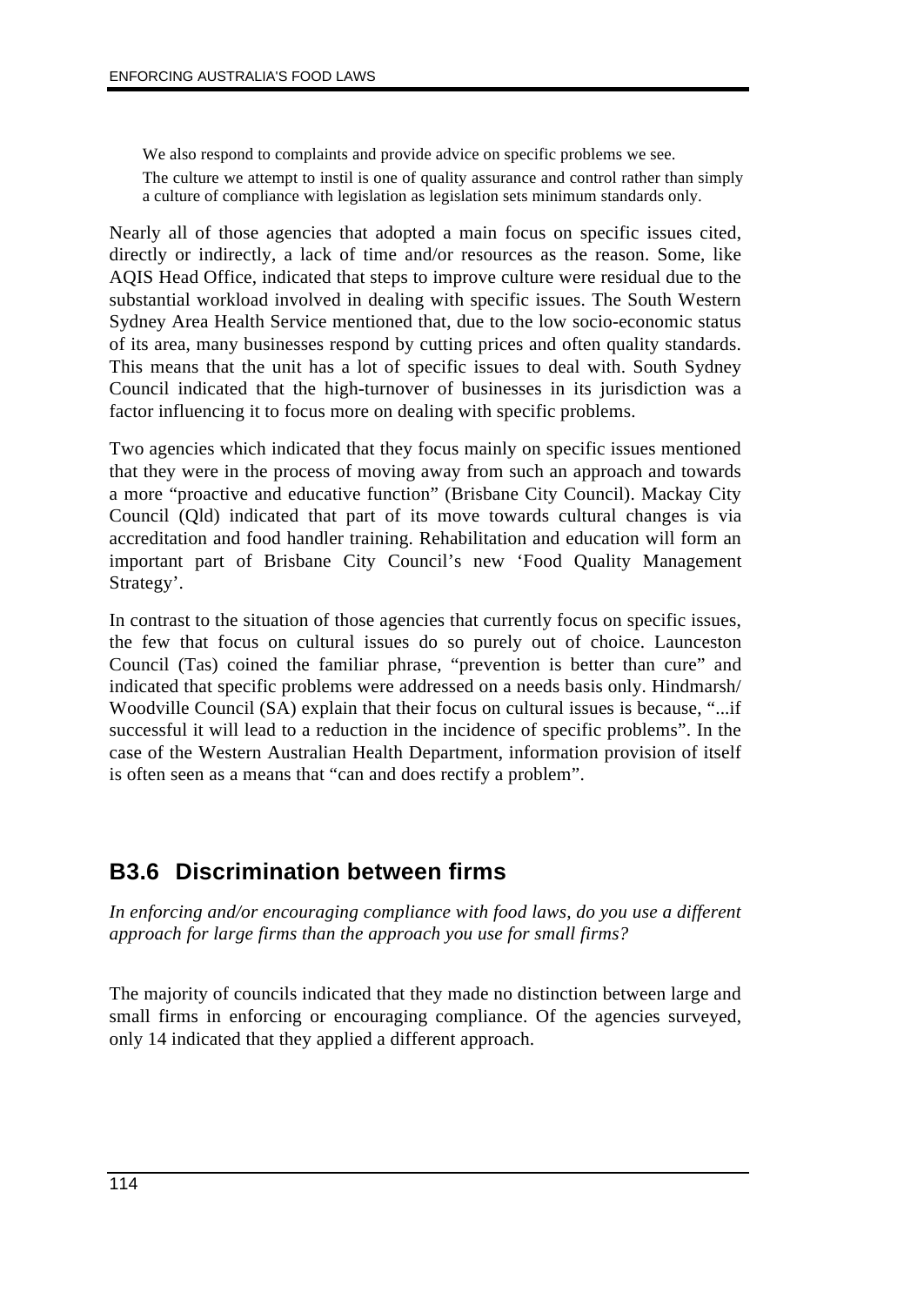> We also respond to complaints and provide advice on specific problems we see.
>
> The culture we attempt to instil is one of quality assurance and control rather than simply a culture of compliance with legislation as legislation sets minimum standards only.

Nearly all of those agencies that adopted a main focus on specific issues cited, directly or indirectly, a lack of time and/or resources as the reason. Some, like AQIS Head Office, indicated that steps to improve culture were residual due to the substantial workload involved in dealing with specific issues. The South Western Sydney Area Health Service mentioned that, due to the low socio-economic status of its area, many businesses respond by cutting prices and often quality standards. This means that the unit has a lot of specific issues to deal with. South Sydney Council indicated that the high-turnover of businesses in its jurisdiction was a factor influencing it to focus more on dealing with specific problems.

Two agencies which indicated that they focus mainly on specific issues mentioned that they were in the process of moving away from such an approach and towards a more "proactive and educative function" (Brisbane City Council). Mackay City Council (Qld) indicated that part of its move towards cultural changes is via accreditation and food handler training. Rehabilitation and education will form an important part of Brisbane City Council's new 'Food Quality Management Strategy'.

In contrast to the situation of those agencies that currently focus on specific issues, the few that focus on cultural issues do so purely out of choice. Launceston Council (Tas) coined the familiar phrase, "prevention is better than cure" and indicated that specific problems were addressed on a needs basis only. Hindmarsh/ Woodville Council (SA) explain that their focus on cultural issues is because, "...if successful it will lead to a reduction in the incidence of specific problems". In the case of the Western Australian Health Department, information provision of itself is often seen as a means that "can and does rectify a problem".

## B3.6 Discrimination between firms

*In enforcing and/or encouraging compliance with food laws, do you use a different approach for large firms than the approach you use for small firms?*

The majority of councils indicated that they made no distinction between large and small firms in enforcing or encouraging compliance. Of the agencies surveyed, only 14 indicated that they applied a different approach.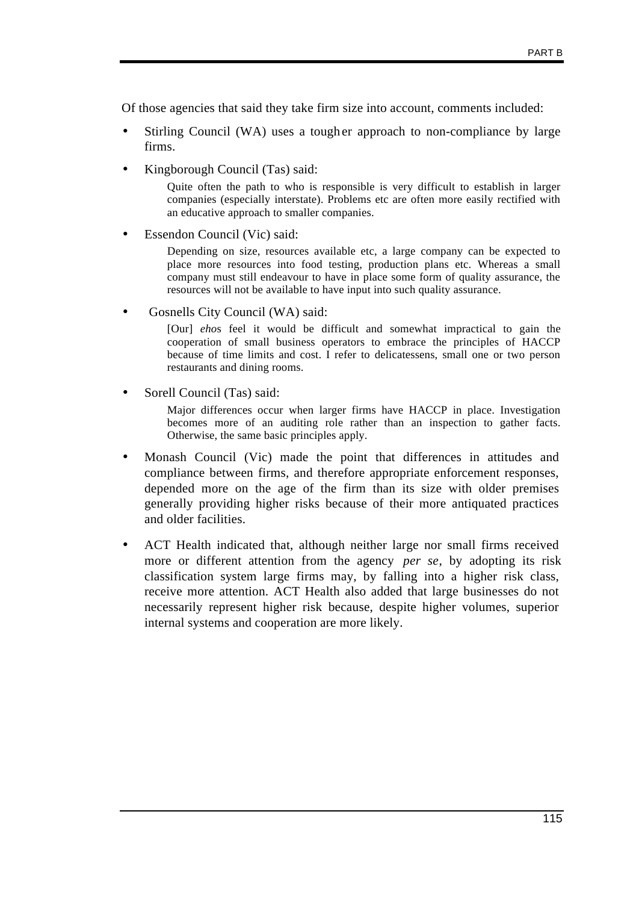Of those agencies that said they take firm size into account, comments included:

- Stirling Council (WA) uses a tougher approach to non-compliance by large firms.
- Kingborough Council (Tas) said:

  > Quite often the path to who is responsible is very difficult to establish in larger companies (especially interstate). Problems etc are often more easily rectified with an educative approach to smaller companies.

- Essendon Council (Vic) said:

  > Depending on size, resources available etc, a large company can be expected to place more resources into food testing, production plans etc. Whereas a small company must still endeavour to have in place some form of quality assurance, the resources will not be available to have input into such quality assurance.

- Gosnells City Council (WA) said:

  > [Our] *eho*s feel it would be difficult and somewhat impractical to gain the cooperation of small business operators to embrace the principles of HACCP because of time limits and cost. I refer to delicatessens, small one or two person restaurants and dining rooms.

- Sorell Council (Tas) said:

  > Major differences occur when larger firms have HACCP in place. Investigation becomes more of an auditing role rather than an inspection to gather facts. Otherwise, the same basic principles apply.

- Monash Council (Vic) made the point that differences in attitudes and compliance between firms, and therefore appropriate enforcement responses, depended more on the age of the firm than its size with older premises generally providing higher risks because of their more antiquated practices and older facilities.
- ACT Health indicated that, although neither large nor small firms received more or different attention from the agency *per se*, by adopting its risk classification system large firms may, by falling into a higher risk class, receive more attention. ACT Health also added that large businesses do not necessarily represent higher risk because, despite higher volumes, superior internal systems and cooperation are more likely.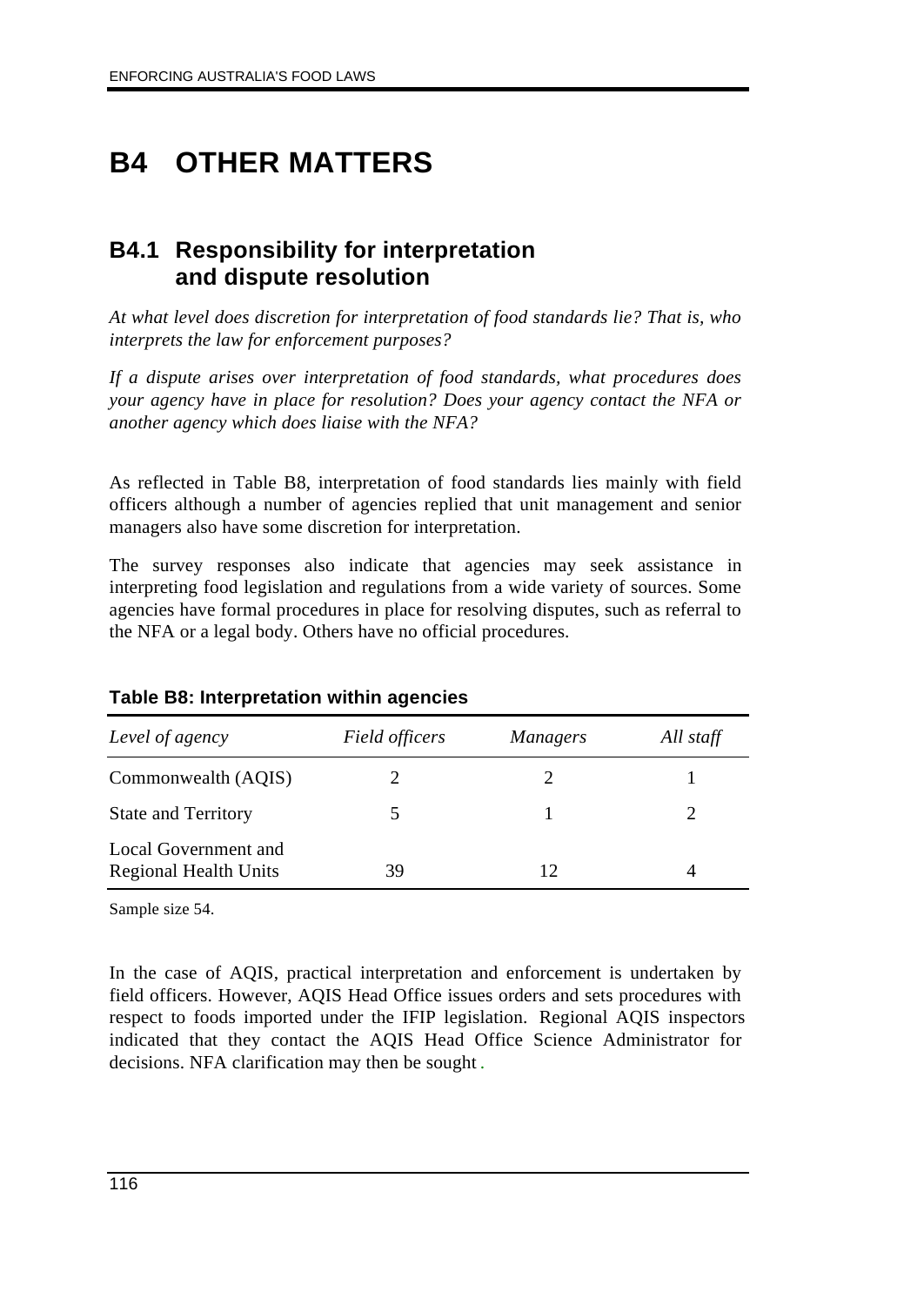# B4 OTHER MATTERS

## B4.1 Responsibility for interpretation and dispute resolution

*At what level does discretion for interpretation of food standards lie? That is, who interprets the law for enforcement purposes?*

*If a dispute arises over interpretation of food standards, what procedures does your agency have in place for resolution? Does your agency contact the NFA or another agency which does liaise with the NFA?*

As reflected in Table B8, interpretation of food standards lies mainly with field officers although a number of agencies replied that unit management and senior managers also have some discretion for interpretation.

The survey responses also indicate that agencies may seek assistance in interpreting food legislation and regulations from a wide variety of sources. Some agencies have formal procedures in place for resolving disputes, such as referral to the NFA or a legal body. Others have no official procedures.

**Table B8: Interpretation within agencies**

| *Level of agency* | *Field officers* | *Managers* | *All staff* |
|---|---|---|---|
| Commonwealth (AQIS) | 2 | 2 | 1 |
| State and Territory | 5 | 1 | 2 |
| Local Government and Regional Health Units | 39 | 12 | 4 |

Sample size 54.

In the case of AQIS, practical interpretation and enforcement is undertaken by field officers. However, AQIS Head Office issues orders and sets procedures with respect to foods imported under the IFIP legislation. Regional AQIS inspectors indicated that they contact the AQIS Head Office Science Administrator for decisions. NFA clarification may then be sought.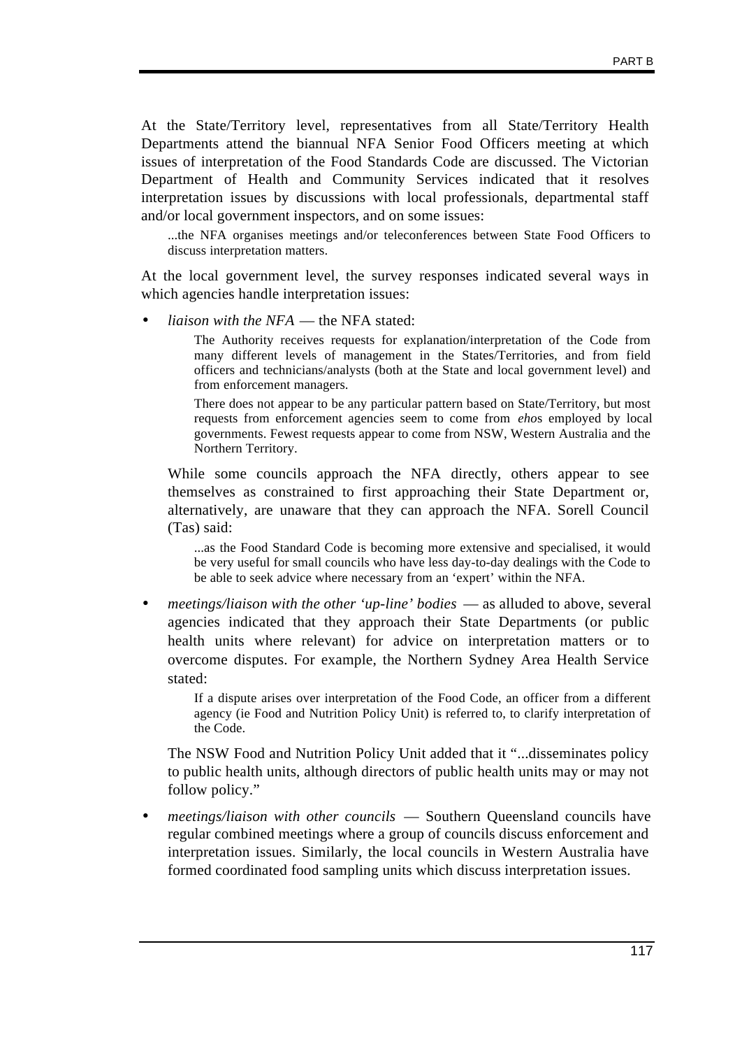At the State/Territory level, representatives from all State/Territory Health Departments attend the biannual NFA Senior Food Officers meeting at which issues of interpretation of the Food Standards Code are discussed. The Victorian Department of Health and Community Services indicated that it resolves interpretation issues by discussions with local professionals, departmental staff and/or local government inspectors, and on some issues:

> ...the NFA organises meetings and/or teleconferences between State Food Officers to discuss interpretation matters.

At the local government level, the survey responses indicated several ways in which agencies handle interpretation issues:

- *liaison with the NFA* — the NFA stated:

  > The Authority receives requests for explanation/interpretation of the Code from many different levels of management in the States/Territories, and from field officers and technicians/analysts (both at the State and local government level) and from enforcement managers.
  >
  > There does not appear to be any particular pattern based on State/Territory, but most requests from enforcement agencies seem to come from *eho*s employed by local governments. Fewest requests appear to come from NSW, Western Australia and the Northern Territory.

  While some councils approach the NFA directly, others appear to see themselves as constrained to first approaching their State Department or, alternatively, are unaware that they can approach the NFA. Sorell Council (Tas) said:

  > ...as the Food Standard Code is becoming more extensive and specialised, it would be very useful for small councils who have less day-to-day dealings with the Code to be able to seek advice where necessary from an 'expert' within the NFA.

- *meetings/liaison with the other 'up-line' bodies* — as alluded to above, several agencies indicated that they approach their State Departments (or public health units where relevant) for advice on interpretation matters or to overcome disputes. For example, the Northern Sydney Area Health Service stated:

  > If a dispute arises over interpretation of the Food Code, an officer from a different agency (ie Food and Nutrition Policy Unit) is referred to, to clarify interpretation of the Code.

  The NSW Food and Nutrition Policy Unit added that it "...disseminates policy to public health units, although directors of public health units may or may not follow policy."

- *meetings/liaison with other councils* — Southern Queensland councils have regular combined meetings where a group of councils discuss enforcement and interpretation issues. Similarly, the local councils in Western Australia have formed coordinated food sampling units which discuss interpretation issues.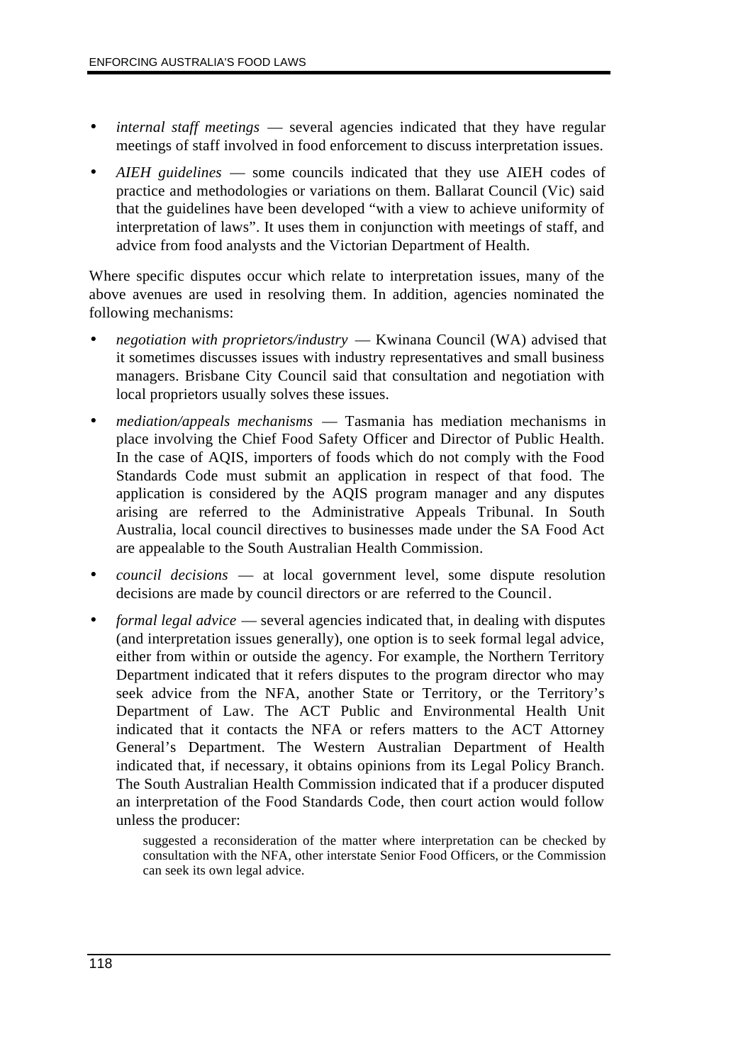- *internal staff meetings* — several agencies indicated that they have regular meetings of staff involved in food enforcement to discuss interpretation issues.
- *AIEH guidelines* — some councils indicated that they use AIEH codes of practice and methodologies or variations on them. Ballarat Council (Vic) said that the guidelines have been developed "with a view to achieve uniformity of interpretation of laws". It uses them in conjunction with meetings of staff, and advice from food analysts and the Victorian Department of Health.

Where specific disputes occur which relate to interpretation issues, many of the above avenues are used in resolving them. In addition, agencies nominated the following mechanisms:

- *negotiation with proprietors/industry* — Kwinana Council (WA) advised that it sometimes discusses issues with industry representatives and small business managers. Brisbane City Council said that consultation and negotiation with local proprietors usually solves these issues.
- *mediation/appeals mechanisms* — Tasmania has mediation mechanisms in place involving the Chief Food Safety Officer and Director of Public Health. In the case of AQIS, importers of foods which do not comply with the Food Standards Code must submit an application in respect of that food. The application is considered by the AQIS program manager and any disputes arising are referred to the Administrative Appeals Tribunal. In South Australia, local council directives to businesses made under the SA Food Act are appealable to the South Australian Health Commission.
- *council decisions* — at local government level, some dispute resolution decisions are made by council directors or are referred to the Council.
- *formal legal advice* — several agencies indicated that, in dealing with disputes (and interpretation issues generally), one option is to seek formal legal advice, either from within or outside the agency. For example, the Northern Territory Department indicated that it refers disputes to the program director who may seek advice from the NFA, another State or Territory, or the Territory's Department of Law. The ACT Public and Environmental Health Unit indicated that it contacts the NFA or refers matters to the ACT Attorney General's Department. The Western Australian Department of Health indicated that, if necessary, it obtains opinions from its Legal Policy Branch. The South Australian Health Commission indicated that if a producer disputed an interpretation of the Food Standards Code, then court action would follow unless the producer:

  > suggested a reconsideration of the matter where interpretation can be checked by consultation with the NFA, other interstate Senior Food Officers, or the Commission can seek its own legal advice.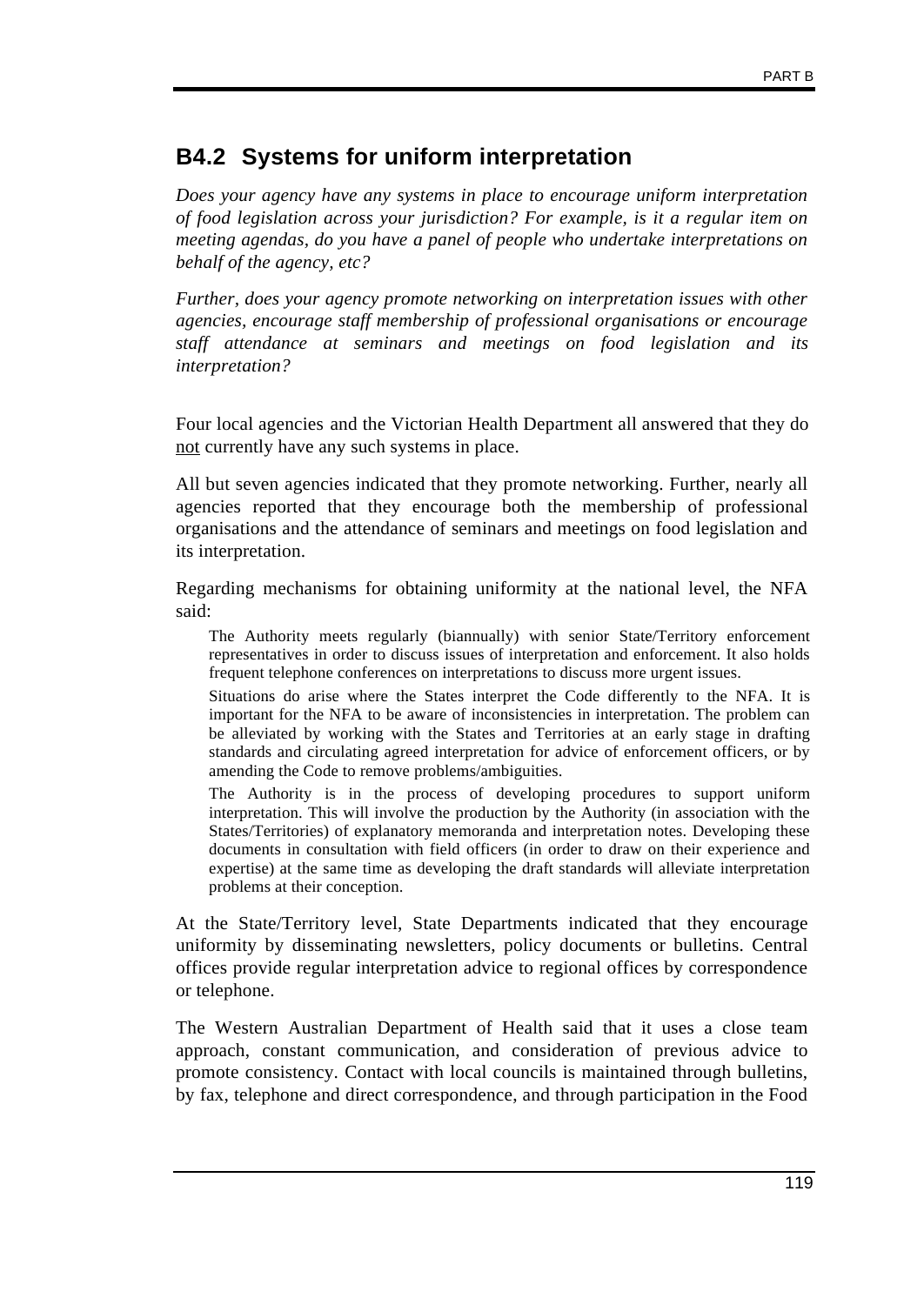## B4.2 Systems for uniform interpretation

*Does your agency have any systems in place to encourage uniform interpretation of food legislation across your jurisdiction? For example, is it a regular item on meeting agendas, do you have a panel of people who undertake interpretations on behalf of the agency, etc?*

*Further, does your agency promote networking on interpretation issues with other agencies, encourage staff membership of professional organisations or encourage staff attendance at seminars and meetings on food legislation and its interpretation?*

Four local agencies and the Victorian Health Department all answered that they do <u>not</u> currently have any such systems in place.

All but seven agencies indicated that they promote networking. Further, nearly all agencies reported that they encourage both the membership of professional organisations and the attendance of seminars and meetings on food legislation and its interpretation.

Regarding mechanisms for obtaining uniformity at the national level, the NFA said:

> The Authority meets regularly (biannually) with senior State/Territory enforcement representatives in order to discuss issues of interpretation and enforcement. It also holds frequent telephone conferences on interpretations to discuss more urgent issues.
>
> Situations do arise where the States interpret the Code differently to the NFA. It is important for the NFA to be aware of inconsistencies in interpretation. The problem can be alleviated by working with the States and Territories at an early stage in drafting standards and circulating agreed interpretation for advice of enforcement officers, or by amending the Code to remove problems/ambiguities.
>
> The Authority is in the process of developing procedures to support uniform interpretation. This will involve the production by the Authority (in association with the States/Territories) of explanatory memoranda and interpretation notes. Developing these documents in consultation with field officers (in order to draw on their experience and expertise) at the same time as developing the draft standards will alleviate interpretation problems at their conception.

At the State/Territory level, State Departments indicated that they encourage uniformity by disseminating newsletters, policy documents or bulletins. Central offices provide regular interpretation advice to regional offices by correspondence or telephone.

The Western Australian Department of Health said that it uses a close team approach, constant communication, and consideration of previous advice to promote consistency. Contact with local councils is maintained through bulletins, by fax, telephone and direct correspondence, and through participation in the Food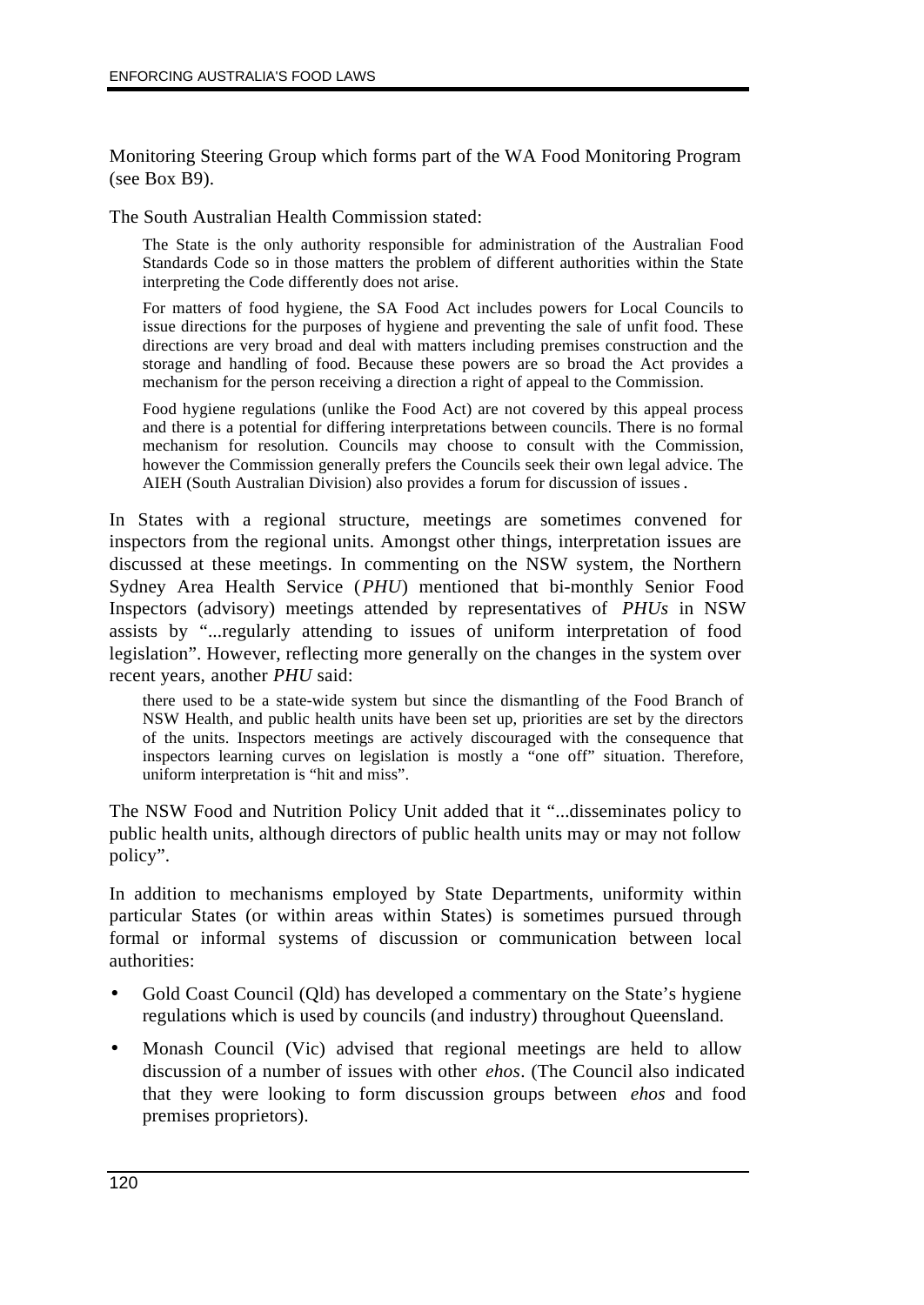Monitoring Steering Group which forms part of the WA Food Monitoring Program (see Box B9).

The South Australian Health Commission stated:

> The State is the only authority responsible for administration of the Australian Food Standards Code so in those matters the problem of different authorities within the State interpreting the Code differently does not arise.
>
> For matters of food hygiene, the SA Food Act includes powers for Local Councils to issue directions for the purposes of hygiene and preventing the sale of unfit food. These directions are very broad and deal with matters including premises construction and the storage and handling of food. Because these powers are so broad the Act provides a mechanism for the person receiving a direction a right of appeal to the Commission.
>
> Food hygiene regulations (unlike the Food Act) are not covered by this appeal process and there is a potential for differing interpretations between councils. There is no formal mechanism for resolution. Councils may choose to consult with the Commission, however the Commission generally prefers the Councils seek their own legal advice. The AIEH (South Australian Division) also provides a forum for discussion of issues.

In States with a regional structure, meetings are sometimes convened for inspectors from the regional units. Amongst other things, interpretation issues are discussed at these meetings. In commenting on the NSW system, the Northern Sydney Area Health Service (*PHU*) mentioned that bi-monthly Senior Food Inspectors (advisory) meetings attended by representatives of *PHUs* in NSW assists by "...regularly attending to issues of uniform interpretation of food legislation". However, reflecting more generally on the changes in the system over recent years, another *PHU* said:

> there used to be a state-wide system but since the dismantling of the Food Branch of NSW Health, and public health units have been set up, priorities are set by the directors of the units. Inspectors meetings are actively discouraged with the consequence that inspectors learning curves on legislation is mostly a "one off" situation. Therefore, uniform interpretation is "hit and miss".

The NSW Food and Nutrition Policy Unit added that it "...disseminates policy to public health units, although directors of public health units may or may not follow policy".

In addition to mechanisms employed by State Departments, uniformity within particular States (or within areas within States) is sometimes pursued through formal or informal systems of discussion or communication between local authorities:

- Gold Coast Council (Qld) has developed a commentary on the State's hygiene regulations which is used by councils (and industry) throughout Queensland.
- Monash Council (Vic) advised that regional meetings are held to allow discussion of a number of issues with other *ehos*. (The Council also indicated that they were looking to form discussion groups between *ehos* and food premises proprietors).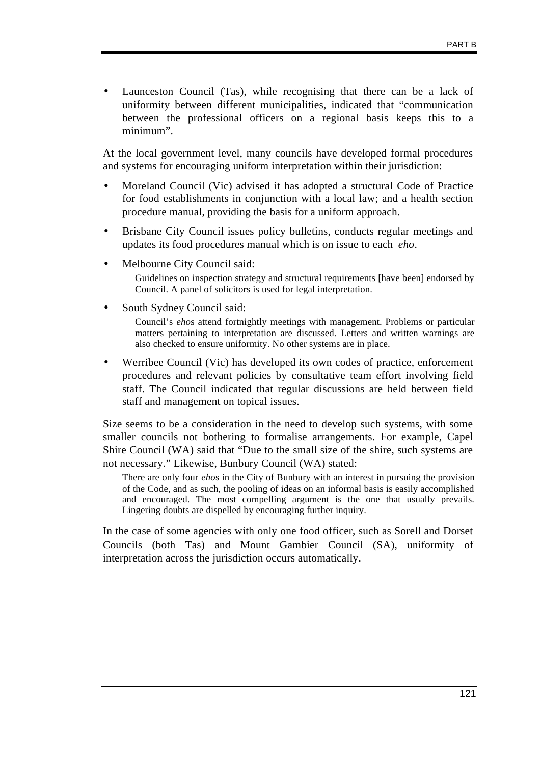- Launceston Council (Tas), while recognising that there can be a lack of uniformity between different municipalities, indicated that “communication between the professional officers on a regional basis keeps this to a minimum”.

At the local government level, many councils have developed formal procedures and systems for encouraging uniform interpretation within their jurisdiction:

- Moreland Council (Vic) advised it has adopted a structural Code of Practice for food establishments in conjunction with a local law; and a health section procedure manual, providing the basis for a uniform approach.
- Brisbane City Council issues policy bulletins, conducts regular meetings and updates its food procedures manual which is on issue to each *eho*.
- Melbourne City Council said:

  > Guidelines on inspection strategy and structural requirements [have been] endorsed by Council. A panel of solicitors is used for legal interpretation.

- South Sydney Council said:

  > Council’s *eho*s attend fortnightly meetings with management. Problems or particular matters pertaining to interpretation are discussed. Letters and written warnings are also checked to ensure uniformity. No other systems are in place.

- Werribee Council (Vic) has developed its own codes of practice, enforcement procedures and relevant policies by consultative team effort involving field staff. The Council indicated that regular discussions are held between field staff and management on topical issues.

Size seems to be a consideration in the need to develop such systems, with some smaller councils not bothering to formalise arrangements. For example, Capel Shire Council (WA) said that “Due to the small size of the shire, such systems are not necessary.” Likewise, Bunbury Council (WA) stated:

> There are only four *eho*s in the City of Bunbury with an interest in pursuing the provision of the Code, and as such, the pooling of ideas on an informal basis is easily accomplished and encouraged. The most compelling argument is the one that usually prevails. Lingering doubts are dispelled by encouraging further inquiry.

In the case of some agencies with only one food officer, such as Sorell and Dorset Councils (both Tas) and Mount Gambier Council (SA), uniformity of interpretation across the jurisdiction occurs automatically.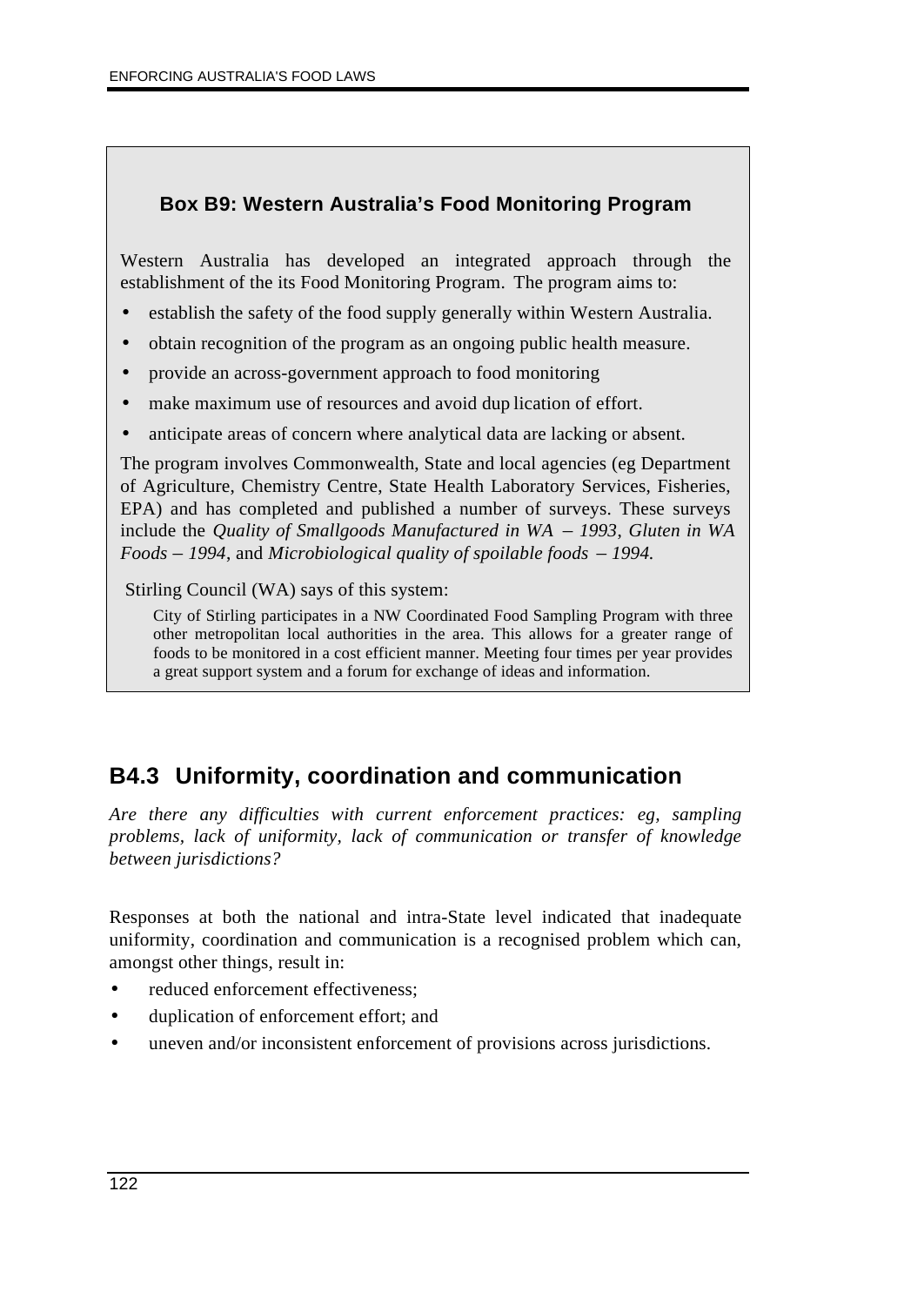**Box B9: Western Australia's Food Monitoring Program**

Western Australia has developed an integrated approach through the establishment of the its Food Monitoring Program. The program aims to:

- establish the safety of the food supply generally within Western Australia.
- obtain recognition of the program as an ongoing public health measure.
- provide an across-government approach to food monitoring
- make maximum use of resources and avoid duplication of effort.
- anticipate areas of concern where analytical data are lacking or absent.

The program involves Commonwealth, State and local agencies (eg Department of Agriculture, Chemistry Centre, State Health Laboratory Services, Fisheries, EPA) and has completed and published a number of surveys. These surveys include the *Quality of Smallgoods Manufactured in WA – 1993*, *Gluten in WA Foods – 1994*, and *Microbiological quality of spoilable foods – 1994.*

Stirling Council (WA) says of this system:

> City of Stirling participates in a NW Coordinated Food Sampling Program with three other metropolitan local authorities in the area. This allows for a greater range of foods to be monitored in a cost efficient manner. Meeting four times per year provides a great support system and a forum for exchange of ideas and information.

## B4.3 Uniformity, coordination and communication

*Are there any difficulties with current enforcement practices: eg, sampling problems, lack of uniformity, lack of communication or transfer of knowledge between jurisdictions?*

Responses at both the national and intra-State level indicated that inadequate uniformity, coordination and communication is a recognised problem which can, amongst other things, result in:

- reduced enforcement effectiveness;
- duplication of enforcement effort; and
- uneven and/or inconsistent enforcement of provisions across jurisdictions.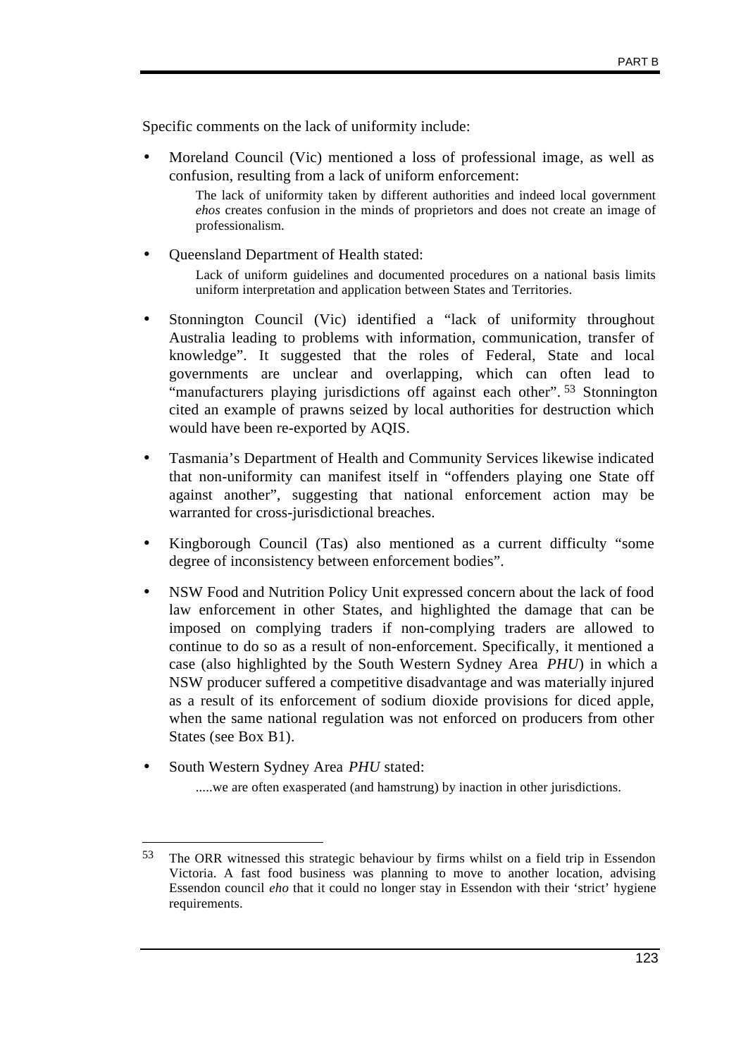Specific comments on the lack of uniformity include:

- Moreland Council (Vic) mentioned a loss of professional image, as well as confusion, resulting from a lack of uniform enforcement:

  > The lack of uniformity taken by different authorities and indeed local government *ehos* creates confusion in the minds of proprietors and does not create an image of professionalism.

- Queensland Department of Health stated:

  > Lack of uniform guidelines and documented procedures on a national basis limits uniform interpretation and application between States and Territories.

- Stonnington Council (Vic) identified a "lack of uniformity throughout Australia leading to problems with information, communication, transfer of knowledge". It suggested that the roles of Federal, State and local governments are unclear and overlapping, which can often lead to "manufacturers playing jurisdictions off against each other".[53] Stonnington cited an example of prawns seized by local authorities for destruction which would have been re-exported by AQIS.

- Tasmania's Department of Health and Community Services likewise indicated that non-uniformity can manifest itself in "offenders playing one State off against another", suggesting that national enforcement action may be warranted for cross-jurisdictional breaches.

- Kingborough Council (Tas) also mentioned as a current difficulty "some degree of inconsistency between enforcement bodies".

- NSW Food and Nutrition Policy Unit expressed concern about the lack of food law enforcement in other States, and highlighted the damage that can be imposed on complying traders if non-complying traders are allowed to continue to do so as a result of non-enforcement. Specifically, it mentioned a case (also highlighted by the South Western Sydney Area *PHU*) in which a NSW producer suffered a competitive disadvantage and was materially injured as a result of its enforcement of sodium dioxide provisions for diced apple, when the same national regulation was not enforced on producers from other States (see Box B1).

- South Western Sydney Area *PHU* stated:

  > .....we are often exasperated (and hamstrung) by inaction in other jurisdictions.

---

[53] The ORR witnessed this strategic behaviour by firms whilst on a field trip in Essendon Victoria. A fast food business was planning to move to another location, advising Essendon council *eho* that it could no longer stay in Essendon with their 'strict' hygiene requirements.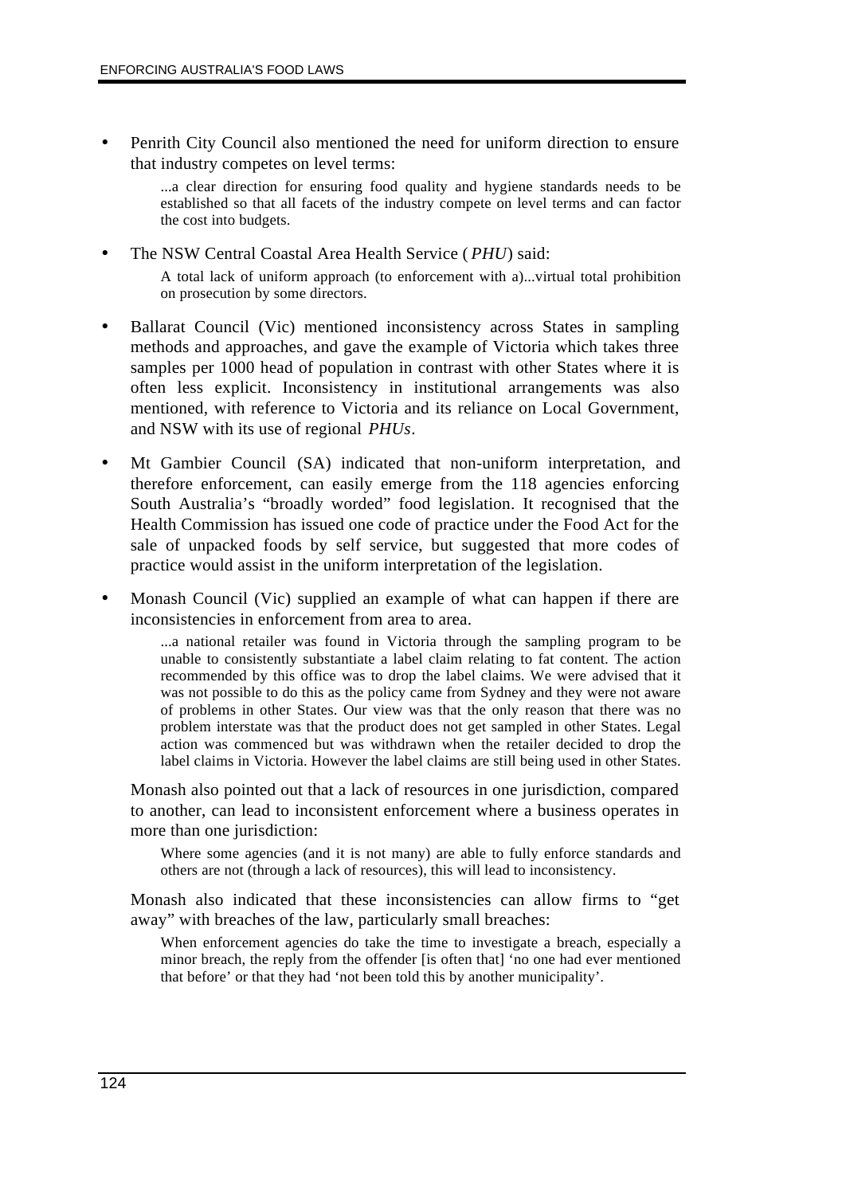- Penrith City Council also mentioned the need for uniform direction to ensure that industry competes on level terms:

  > ...a clear direction for ensuring food quality and hygiene standards needs to be established so that all facets of the industry compete on level terms and can factor the cost into budgets.

- The NSW Central Coastal Area Health Service (*PHU*) said:

  > A total lack of uniform approach (to enforcement with a)...virtual total prohibition on prosecution by some directors.

- Ballarat Council (Vic) mentioned inconsistency across States in sampling methods and approaches, and gave the example of Victoria which takes three samples per 1000 head of population in contrast with other States where it is often less explicit. Inconsistency in institutional arrangements was also mentioned, with reference to Victoria and its reliance on Local Government, and NSW with its use of regional *PHUs*.

- Mt Gambier Council (SA) indicated that non-uniform interpretation, and therefore enforcement, can easily emerge from the 118 agencies enforcing South Australia's "broadly worded" food legislation. It recognised that the Health Commission has issued one code of practice under the Food Act for the sale of unpacked foods by self service, but suggested that more codes of practice would assist in the uniform interpretation of the legislation.

- Monash Council (Vic) supplied an example of what can happen if there are inconsistencies in enforcement from area to area.

  > ...a national retailer was found in Victoria through the sampling program to be unable to consistently substantiate a label claim relating to fat content. The action recommended by this office was to drop the label claims. We were advised that it was not possible to do this as the policy came from Sydney and they were not aware of problems in other States. Our view was that the only reason that there was no problem interstate was that the product does not get sampled in other States. Legal action was commenced but was withdrawn when the retailer decided to drop the label claims in Victoria. However the label claims are still being used in other States.

  Monash also pointed out that a lack of resources in one jurisdiction, compared to another, can lead to inconsistent enforcement where a business operates in more than one jurisdiction:

  > Where some agencies (and it is not many) are able to fully enforce standards and others are not (through a lack of resources), this will lead to inconsistency.

  Monash also indicated that these inconsistencies can allow firms to "get away" with breaches of the law, particularly small breaches:

  > When enforcement agencies do take the time to investigate a breach, especially a minor breach, the reply from the offender [is often that] 'no one had ever mentioned that before' or that they had 'not been told this by another municipality'.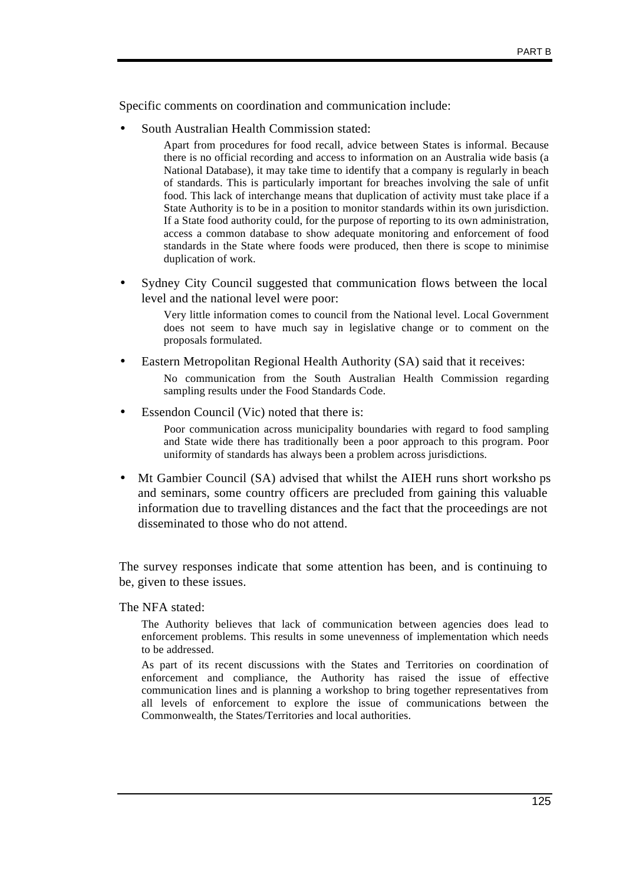Specific comments on coordination and communication include:

- South Australian Health Commission stated:

  > Apart from procedures for food recall, advice between States is informal. Because there is no official recording and access to information on an Australia wide basis (a National Database), it may take time to identify that a company is regularly in beach of standards. This is particularly important for breaches involving the sale of unfit food. This lack of interchange means that duplication of activity must take place if a State Authority is to be in a position to monitor standards within its own jurisdiction. If a State food authority could, for the purpose of reporting to its own administration, access a common database to show adequate monitoring and enforcement of food standards in the State where foods were produced, then there is scope to minimise duplication of work.

- Sydney City Council suggested that communication flows between the local level and the national level were poor:

  > Very little information comes to council from the National level. Local Government does not seem to have much say in legislative change or to comment on the proposals formulated.

- Eastern Metropolitan Regional Health Authority (SA) said that it receives:

  > No communication from the South Australian Health Commission regarding sampling results under the Food Standards Code.

- Essendon Council (Vic) noted that there is:

  > Poor communication across municipality boundaries with regard to food sampling and State wide there has traditionally been a poor approach to this program. Poor uniformity of standards has always been a problem across jurisdictions.

- Mt Gambier Council (SA) advised that whilst the AIEH runs short worksho ps and seminars, some country officers are precluded from gaining this valuable information due to travelling distances and the fact that the proceedings are not disseminated to those who do not attend.

The survey responses indicate that some attention has been, and is continuing to be, given to these issues.

The NFA stated:

> The Authority believes that lack of communication between agencies does lead to enforcement problems. This results in some unevenness of implementation which needs to be addressed.
>
> As part of its recent discussions with the States and Territories on coordination of enforcement and compliance, the Authority has raised the issue of effective communication lines and is planning a workshop to bring together representatives from all levels of enforcement to explore the issue of communications between the Commonwealth, the States/Territories and local authorities.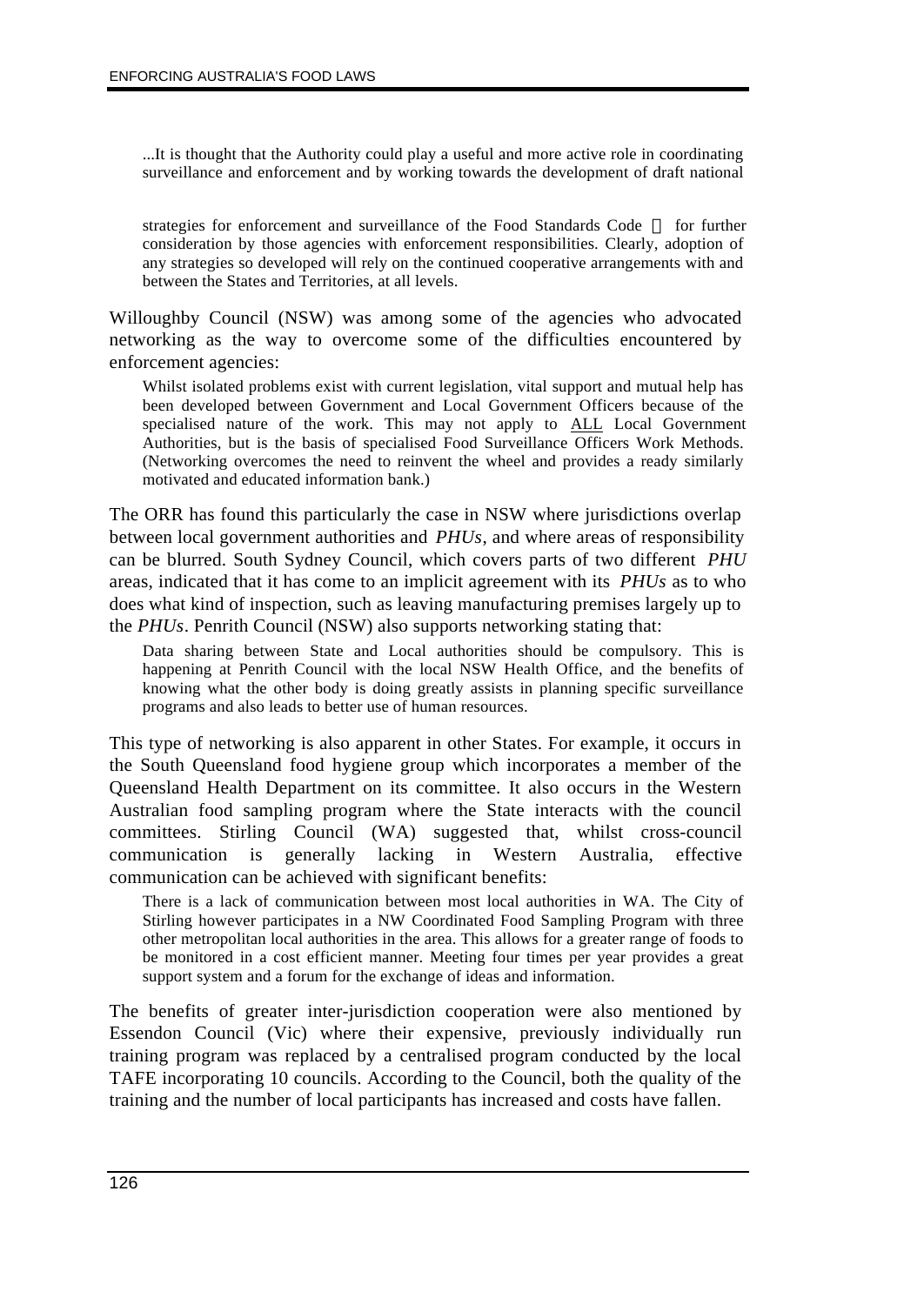> ...It is thought that the Authority could play a useful and more active role in coordinating surveillance and enforcement and by working towards the development of draft national strategies for enforcement and surveillance of the Food Standards Code  for further consideration by those agencies with enforcement responsibilities. Clearly, adoption of any strategies so developed will rely on the continued cooperative arrangements with and between the States and Territories, at all levels.

Willoughby Council (NSW) was among some of the agencies who advocated networking as the way to overcome some of the difficulties encountered by enforcement agencies:

> Whilst isolated problems exist with current legislation, vital support and mutual help has been developed between Government and Local Government Officers because of the specialised nature of the work. This may not apply to ALL Local Government Authorities, but is the basis of specialised Food Surveillance Officers Work Methods. (Networking overcomes the need to reinvent the wheel and provides a ready similarly motivated and educated information bank.)

The ORR has found this particularly the case in NSW where jurisdictions overlap between local government authorities and *PHUs*, and where areas of responsibility can be blurred. South Sydney Council, which covers parts of two different *PHU* areas, indicated that it has come to an implicit agreement with its *PHUs* as to who does what kind of inspection, such as leaving manufacturing premises largely up to the *PHUs*. Penrith Council (NSW) also supports networking stating that:

> Data sharing between State and Local authorities should be compulsory. This is happening at Penrith Council with the local NSW Health Office, and the benefits of knowing what the other body is doing greatly assists in planning specific surveillance programs and also leads to better use of human resources.

This type of networking is also apparent in other States. For example, it occurs in the South Queensland food hygiene group which incorporates a member of the Queensland Health Department on its committee. It also occurs in the Western Australian food sampling program where the State interacts with the council committees. Stirling Council (WA) suggested that, whilst cross-council communication is generally lacking in Western Australia, effective communication can be achieved with significant benefits:

> There is a lack of communication between most local authorities in WA. The City of Stirling however participates in a NW Coordinated Food Sampling Program with three other metropolitan local authorities in the area. This allows for a greater range of foods to be monitored in a cost efficient manner. Meeting four times per year provides a great support system and a forum for the exchange of ideas and information.

The benefits of greater inter-jurisdiction cooperation were also mentioned by Essendon Council (Vic) where their expensive, previously individually run training program was replaced by a centralised program conducted by the local TAFE incorporating 10 councils. According to the Council, both the quality of the training and the number of local participants has increased and costs have fallen.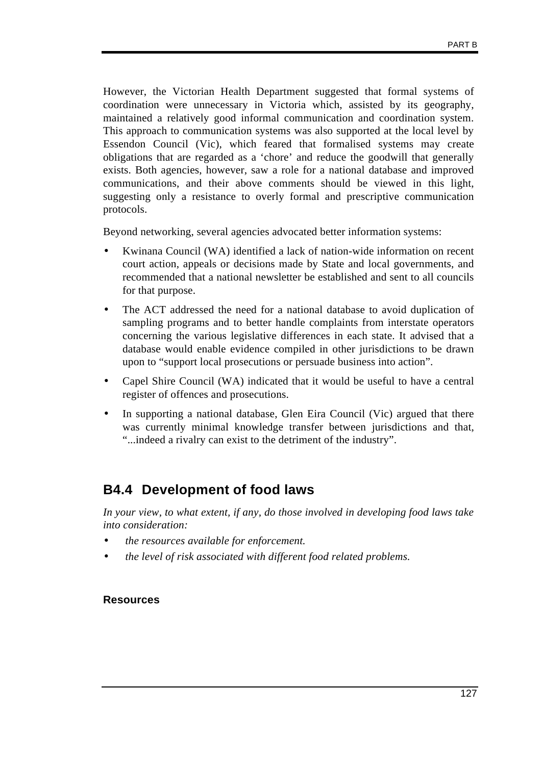However, the Victorian Health Department suggested that formal systems of coordination were unnecessary in Victoria which, assisted by its geography, maintained a relatively good informal communication and coordination system. This approach to communication systems was also supported at the local level by Essendon Council (Vic), which feared that formalised systems may create obligations that are regarded as a 'chore' and reduce the goodwill that generally exists. Both agencies, however, saw a role for a national database and improved communications, and their above comments should be viewed in this light, suggesting only a resistance to overly formal and prescriptive communication protocols.

Beyond networking, several agencies advocated better information systems:

- Kwinana Council (WA) identified a lack of nation-wide information on recent court action, appeals or decisions made by State and local governments, and recommended that a national newsletter be established and sent to all councils for that purpose.
- The ACT addressed the need for a national database to avoid duplication of sampling programs and to better handle complaints from interstate operators concerning the various legislative differences in each state. It advised that a database would enable evidence compiled in other jurisdictions to be drawn upon to "support local prosecutions or persuade business into action".
- Capel Shire Council (WA) indicated that it would be useful to have a central register of offences and prosecutions.
- In supporting a national database, Glen Eira Council (Vic) argued that there was currently minimal knowledge transfer between jurisdictions and that, "...indeed a rivalry can exist to the detriment of the industry".

## B4.4 Development of food laws

*In your view, to what extent, if any, do those involved in developing food laws take into consideration:*

- *the resources available for enforcement.*
- *the level of risk associated with different food related problems.*

#### Resources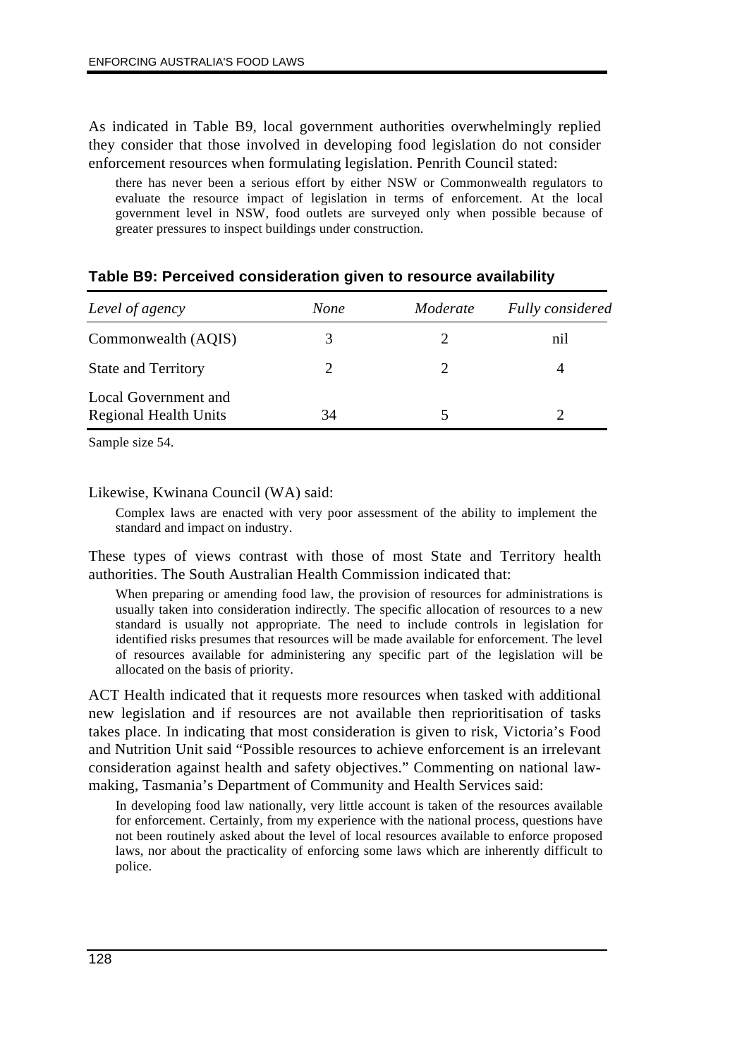As indicated in Table B9, local government authorities overwhelmingly replied they consider that those involved in developing food legislation do not consider enforcement resources when formulating legislation. Penrith Council stated:

> there has never been a serious effort by either NSW or Commonwealth regulators to evaluate the resource impact of legislation in terms of enforcement. At the local government level in NSW, food outlets are surveyed only when possible because of greater pressures to inspect buildings under construction.

**Table B9: Perceived consideration given to resource availability**

| *Level of agency* | *None* | *Moderate* | *Fully considered* |
|---|---|---|---|
| Commonwealth (AQIS) | 3 | 2 | nil |
| State and Territory | 2 | 2 | 4 |
| Local Government and Regional Health Units | 34 | 5 | 2 |

Sample size 54.

Likewise, Kwinana Council (WA) said:

> Complex laws are enacted with very poor assessment of the ability to implement the standard and impact on industry.

These types of views contrast with those of most State and Territory health authorities. The South Australian Health Commission indicated that:

> When preparing or amending food law, the provision of resources for administrations is usually taken into consideration indirectly. The specific allocation of resources to a new standard is usually not appropriate. The need to include controls in legislation for identified risks presumes that resources will be made available for enforcement. The level of resources available for administering any specific part of the legislation will be allocated on the basis of priority.

ACT Health indicated that it requests more resources when tasked with additional new legislation and if resources are not available then reprioritisation of tasks takes place. In indicating that most consideration is given to risk, Victoria's Food and Nutrition Unit said "Possible resources to achieve enforcement is an irrelevant consideration against health and safety objectives." Commenting on national law-making, Tasmania's Department of Community and Health Services said:

> In developing food law nationally, very little account is taken of the resources available for enforcement. Certainly, from my experience with the national process, questions have not been routinely asked about the level of local resources available to enforce proposed laws, nor about the practicality of enforcing some laws which are inherently difficult to police.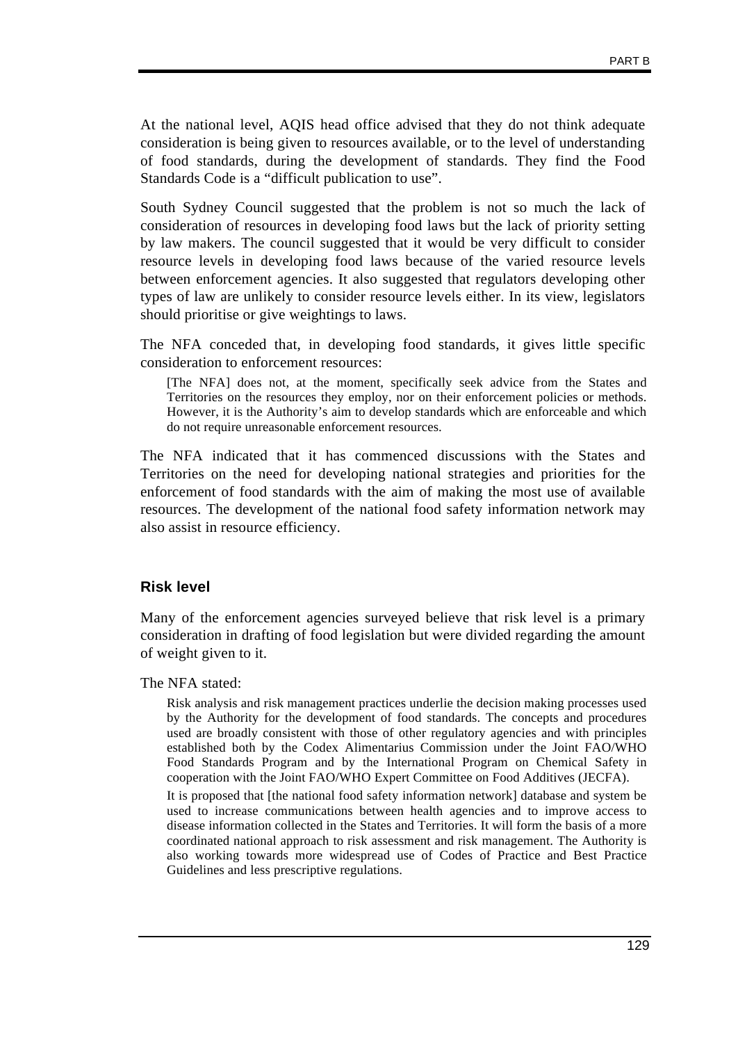At the national level, AQIS head office advised that they do not think adequate consideration is being given to resources available, or to the level of understanding of food standards, during the development of standards. They find the Food Standards Code is a "difficult publication to use".

South Sydney Council suggested that the problem is not so much the lack of consideration of resources in developing food laws but the lack of priority setting by law makers. The council suggested that it would be very difficult to consider resource levels in developing food laws because of the varied resource levels between enforcement agencies. It also suggested that regulators developing other types of law are unlikely to consider resource levels either. In its view, legislators should prioritise or give weightings to laws.

The NFA conceded that, in developing food standards, it gives little specific consideration to enforcement resources:

> [The NFA] does not, at the moment, specifically seek advice from the States and Territories on the resources they employ, nor on their enforcement policies or methods. However, it is the Authority's aim to develop standards which are enforceable and which do not require unreasonable enforcement resources.

The NFA indicated that it has commenced discussions with the States and Territories on the need for developing national strategies and priorities for the enforcement of food standards with the aim of making the most use of available resources. The development of the national food safety information network may also assist in resource efficiency.

### Risk level

Many of the enforcement agencies surveyed believe that risk level is a primary consideration in drafting of food legislation but were divided regarding the amount of weight given to it.

The NFA stated:

> Risk analysis and risk management practices underlie the decision making processes used by the Authority for the development of food standards. The concepts and procedures used are broadly consistent with those of other regulatory agencies and with principles established both by the Codex Alimentarius Commission under the Joint FAO/WHO Food Standards Program and by the International Program on Chemical Safety in cooperation with the Joint FAO/WHO Expert Committee on Food Additives (JECFA).
>
> It is proposed that [the national food safety information network] database and system be used to increase communications between health agencies and to improve access to disease information collected in the States and Territories. It will form the basis of a more coordinated national approach to risk assessment and risk management. The Authority is also working towards more widespread use of Codes of Practice and Best Practice Guidelines and less prescriptive regulations.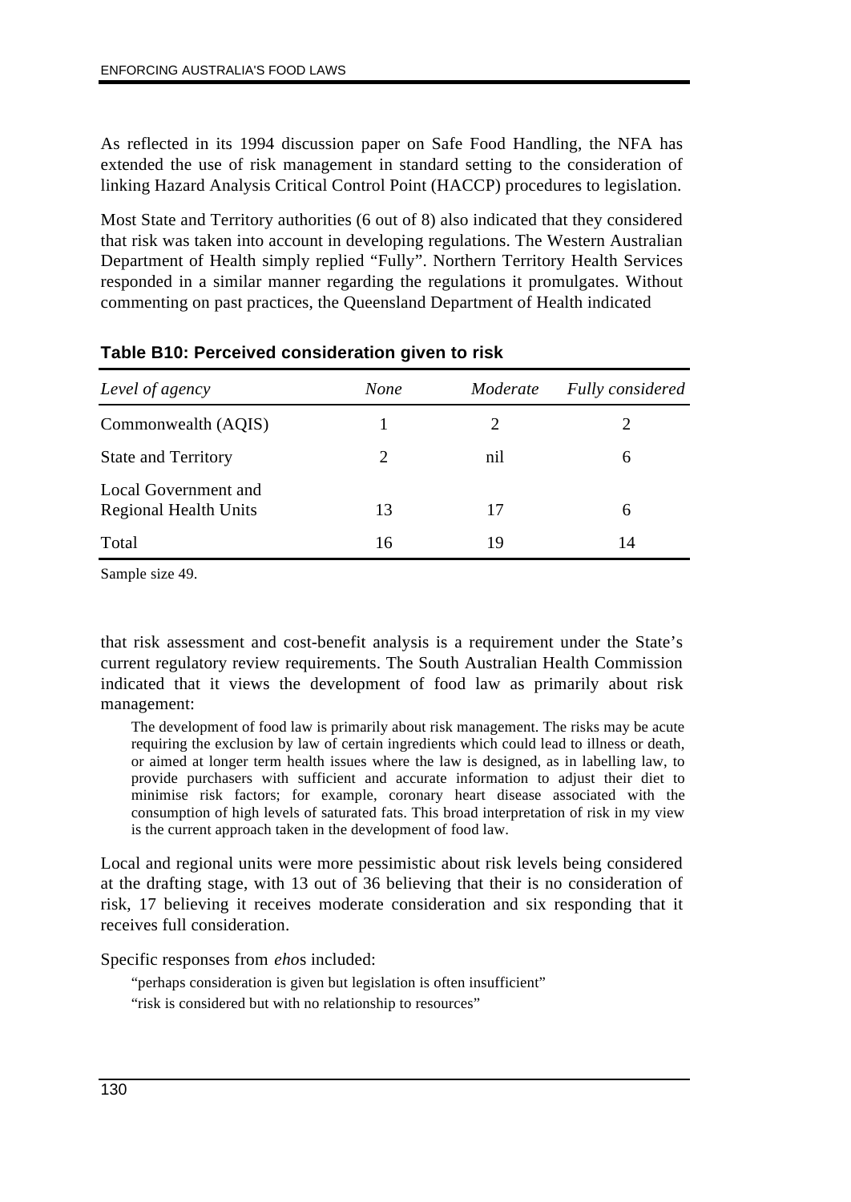As reflected in its 1994 discussion paper on Safe Food Handling, the NFA has extended the use of risk management in standard setting to the consideration of linking Hazard Analysis Critical Control Point (HACCP) procedures to legislation.

Most State and Territory authorities (6 out of 8) also indicated that they considered that risk was taken into account in developing regulations. The Western Australian Department of Health simply replied "Fully". Northern Territory Health Services responded in a similar manner regarding the regulations it promulgates. Without commenting on past practices, the Queensland Department of Health indicated that risk assessment and cost-benefit analysis is a requirement under the State's current regulatory review requirements. The South Australian Health Commission indicated that it views the development of food law as primarily about risk management:

**Table B10: Perceived consideration given to risk**

| *Level of agency* | *None* | *Moderate* | *Fully considered* |
|---|---|---|---|
| Commonwealth (AQIS) | 1 | 2 | 2 |
| State and Territory | 2 | nil | 6 |
| Local Government and Regional Health Units | 13 | 17 | 6 |
| Total | 16 | 19 | 14 |

Sample size 49.

> The development of food law is primarily about risk management. The risks may be acute requiring the exclusion by law of certain ingredients which could lead to illness or death, or aimed at longer term health issues where the law is designed, as in labelling law, to provide purchasers with sufficient and accurate information to adjust their diet to minimise risk factors; for example, coronary heart disease associated with the consumption of high levels of saturated fats. This broad interpretation of risk in my view is the current approach taken in the development of food law.

Local and regional units were more pessimistic about risk levels being considered at the drafting stage, with 13 out of 36 believing that their is no consideration of risk, 17 believing it receives moderate consideration and six responding that it receives full consideration.

Specific responses from *eho*s included:

> "perhaps consideration is given but legislation is often insufficient"
>
> "risk is considered but with no relationship to resources"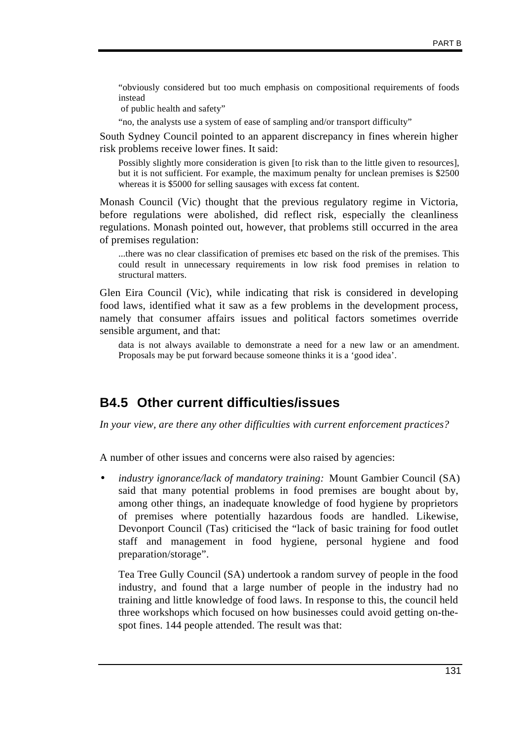"obviously considered but too much emphasis on compositional requirements of foods instead
of public health and safety"

"no, the analysts use a system of ease of sampling and/or transport difficulty"

South Sydney Council pointed to an apparent discrepancy in fines wherein higher risk problems receive lower fines. It said:

> Possibly slightly more consideration is given [to risk than to the little given to resources], but it is not sufficient. For example, the maximum penalty for unclean premises is $2500 whereas it is $5000 for selling sausages with excess fat content.

Monash Council (Vic) thought that the previous regulatory regime in Victoria, before regulations were abolished, did reflect risk, especially the cleanliness regulations. Monash pointed out, however, that problems still occurred in the area of premises regulation:

> ...there was no clear classification of premises etc based on the risk of the premises. This could result in unnecessary requirements in low risk food premises in relation to structural matters.

Glen Eira Council (Vic), while indicating that risk is considered in developing food laws, identified what it saw as a few problems in the development process, namely that consumer affairs issues and political factors sometimes override sensible argument, and that:

> data is not always available to demonstrate a need for a new law or an amendment. Proposals may be put forward because someone thinks it is a 'good idea'.

## B4.5 Other current difficulties/issues

*In your view, are there any other difficulties with current enforcement practices?*

A number of other issues and concerns were also raised by agencies:

- *industry ignorance/lack of mandatory training:* Mount Gambier Council (SA) said that many potential problems in food premises are bought about by, among other things, an inadequate knowledge of food hygiene by proprietors of premises where potentially hazardous foods are handled. Likewise, Devonport Council (Tas) criticised the "lack of basic training for food outlet staff and management in food hygiene, personal hygiene and food preparation/storage".

  Tea Tree Gully Council (SA) undertook a random survey of people in the food industry, and found that a large number of people in the industry had no training and little knowledge of food laws. In response to this, the council held three workshops which focused on how businesses could avoid getting on-the-spot fines. 144 people attended. The result was that: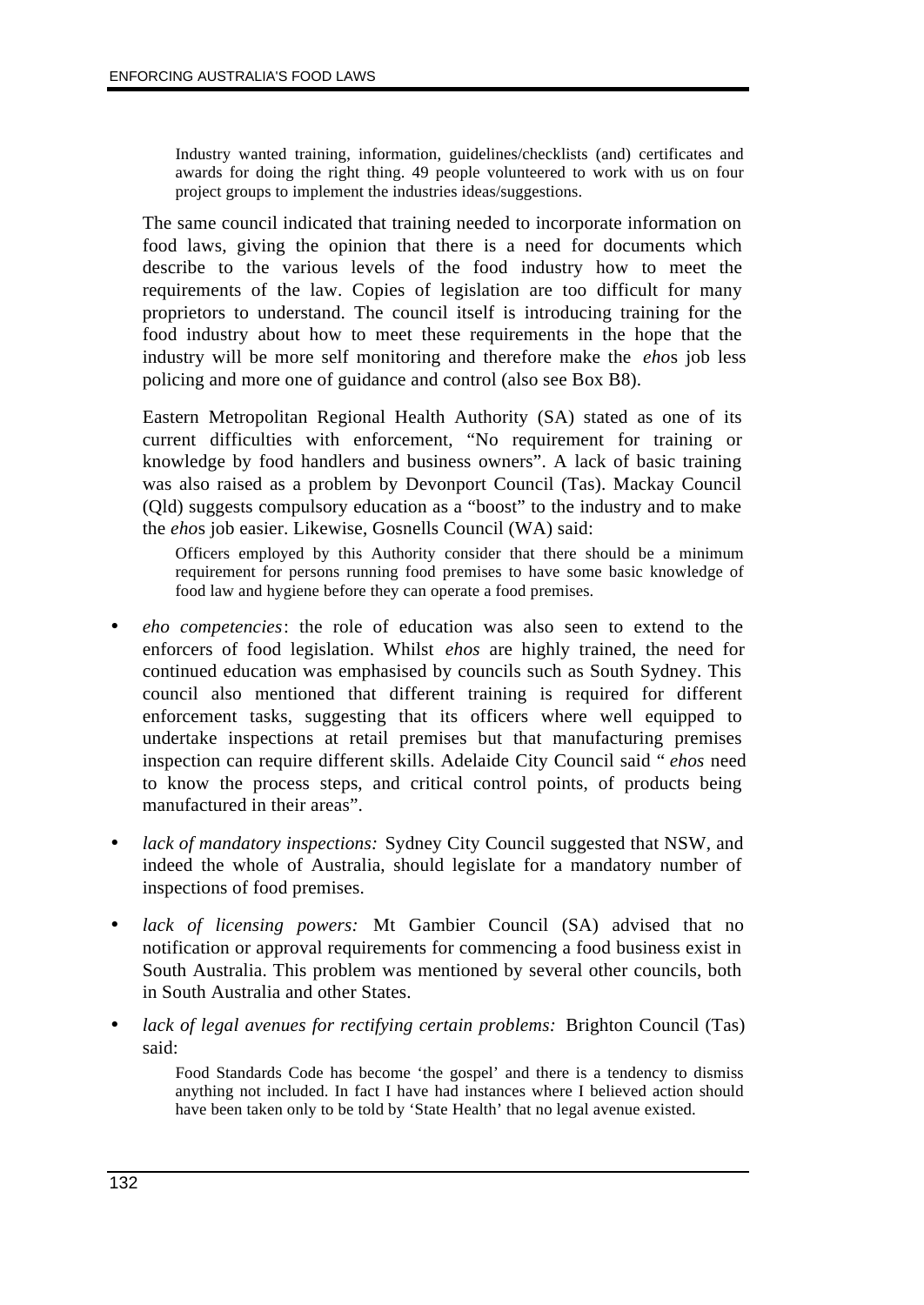> Industry wanted training, information, guidelines/checklists (and) certificates and awards for doing the right thing. 49 people volunteered to work with us on four project groups to implement the industries ideas/suggestions.

The same council indicated that training needed to incorporate information on food laws, giving the opinion that there is a need for documents which describe to the various levels of the food industry how to meet the requirements of the law. Copies of legislation are too difficult for many proprietors to understand. The council itself is introducing training for the food industry about how to meet these requirements in the hope that the industry will be more self monitoring and therefore make the *eho*s job less policing and more one of guidance and control (also see Box B8).

Eastern Metropolitan Regional Health Authority (SA) stated as one of its current difficulties with enforcement, "No requirement for training or knowledge by food handlers and business owners". A lack of basic training was also raised as a problem by Devonport Council (Tas). Mackay Council (Qld) suggests compulsory education as a "boost" to the industry and to make the *eho*s job easier. Likewise, Gosnells Council (WA) said:

> Officers employed by this Authority consider that there should be a minimum requirement for persons running food premises to have some basic knowledge of food law and hygiene before they can operate a food premises.

- *eho competencies*: the role of education was also seen to extend to the enforcers of food legislation. Whilst *ehos* are highly trained, the need for continued education was emphasised by councils such as South Sydney. This council also mentioned that different training is required for different enforcement tasks, suggesting that its officers where well equipped to undertake inspections at retail premises but that manufacturing premises inspection can require different skills. Adelaide City Council said " *ehos* need to know the process steps, and critical control points, of products being manufactured in their areas".

- *lack of mandatory inspections:* Sydney City Council suggested that NSW, and indeed the whole of Australia, should legislate for a mandatory number of inspections of food premises.

- *lack of licensing powers:* Mt Gambier Council (SA) advised that no notification or approval requirements for commencing a food business exist in South Australia. This problem was mentioned by several other councils, both in South Australia and other States.

- *lack of legal avenues for rectifying certain problems:* Brighton Council (Tas) said:

  > Food Standards Code has become 'the gospel' and there is a tendency to dismiss anything not included. In fact I have had instances where I believed action should have been taken only to be told by 'State Health' that no legal avenue existed.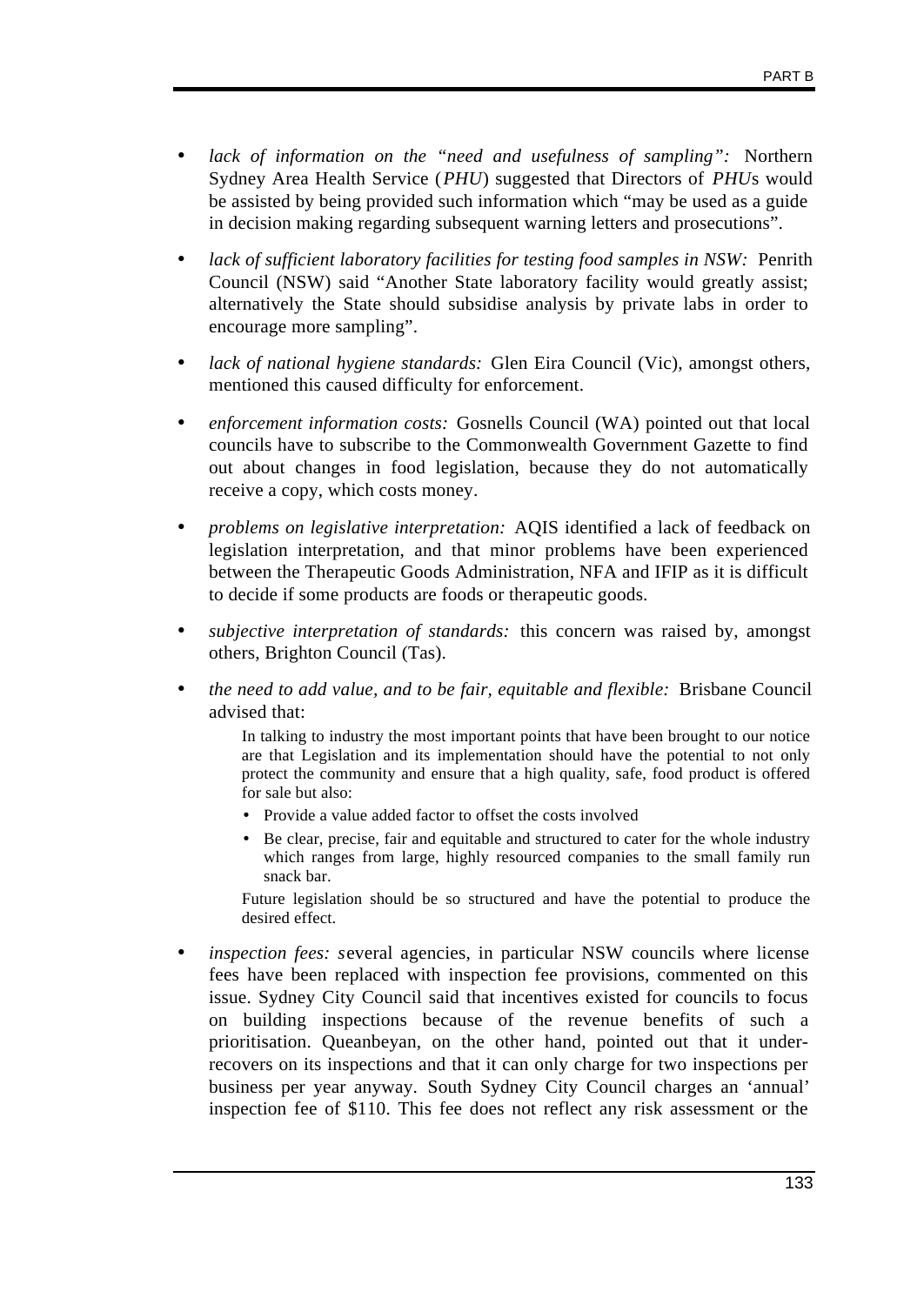- *lack of information on the "need and usefulness of sampling":* Northern Sydney Area Health Service (*PHU*) suggested that Directors of *PHU*s would be assisted by being provided such information which "may be used as a guide in decision making regarding subsequent warning letters and prosecutions".

- *lack of sufficient laboratory facilities for testing food samples in NSW:* Penrith Council (NSW) said "Another State laboratory facility would greatly assist; alternatively the State should subsidise analysis by private labs in order to encourage more sampling".

- *lack of national hygiene standards:* Glen Eira Council (Vic), amongst others, mentioned this caused difficulty for enforcement.

- *enforcement information costs:* Gosnells Council (WA) pointed out that local councils have to subscribe to the Commonwealth Government Gazette to find out about changes in food legislation, because they do not automatically receive a copy, which costs money.

- *problems on legislative interpretation:* AQIS identified a lack of feedback on legislation interpretation, and that minor problems have been experienced between the Therapeutic Goods Administration, NFA and IFIP as it is difficult to decide if some products are foods or therapeutic goods.

- *subjective interpretation of standards:* this concern was raised by, amongst others, Brighton Council (Tas).

- *the need to add value, and to be fair, equitable and flexible:* Brisbane Council advised that:

  > In talking to industry the most important points that have been brought to our notice are that Legislation and its implementation should have the potential to not only protect the community and ensure that a high quality, safe, food product is offered for sale but also:
  >
  > - Provide a value added factor to offset the costs involved
  > - Be clear, precise, fair and equitable and structured to cater for the whole industry which ranges from large, highly resourced companies to the small family run snack bar.
  >
  > Future legislation should be so structured and have the potential to produce the desired effect.

- *inspection fees: s*everal agencies, in particular NSW councils where license fees have been replaced with inspection fee provisions, commented on this issue. Sydney City Council said that incentives existed for councils to focus on building inspections because of the revenue benefits of such a prioritisation. Queanbeyan, on the other hand, pointed out that it under-recovers on its inspections and that it can only charge for two inspections per business per year anyway. South Sydney City Council charges an 'annual' inspection fee of $110. This fee does not reflect any risk assessment or the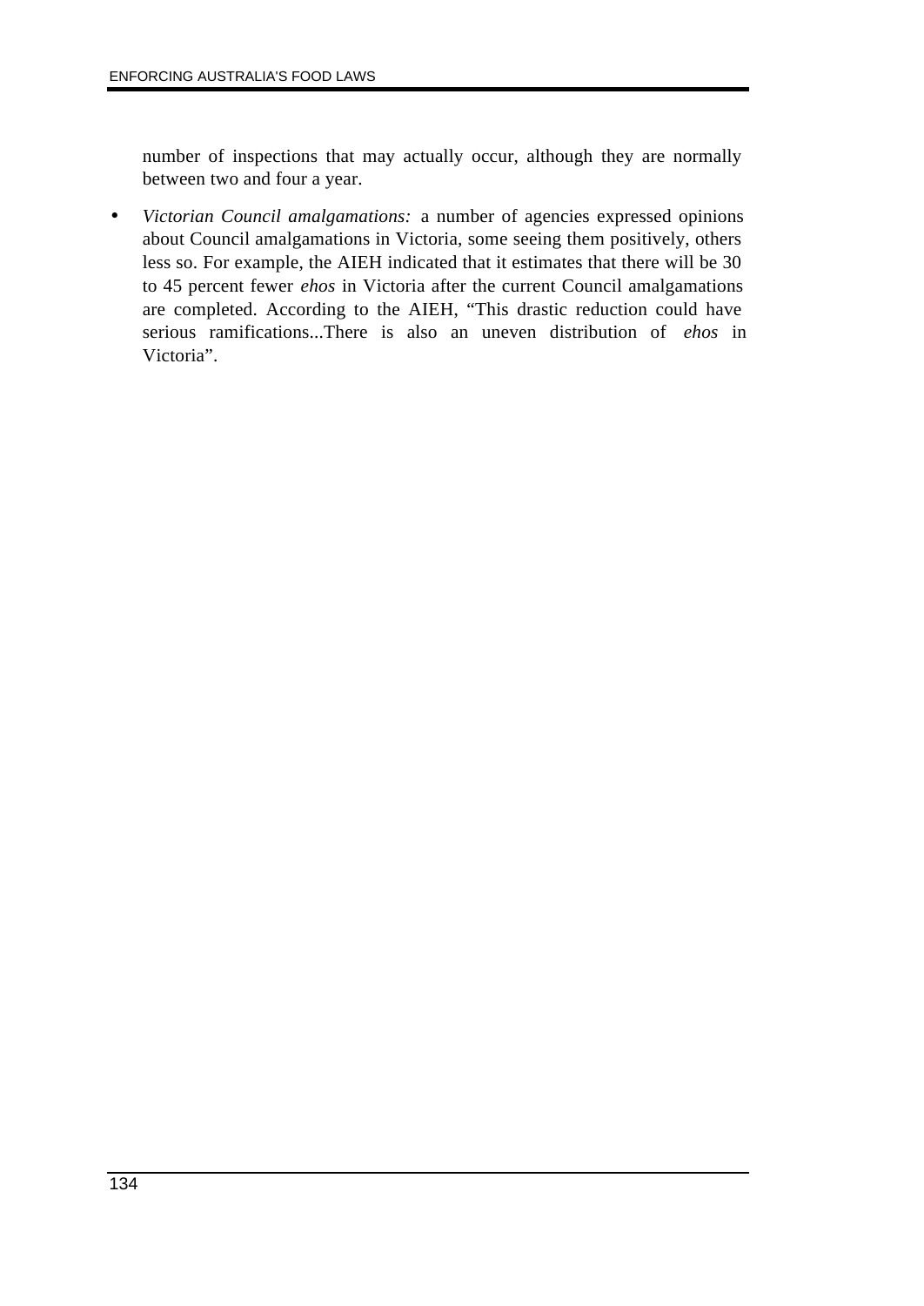number of inspections that may actually occur, although they are normally between two and four a year.

- *Victorian Council amalgamations:* a number of agencies expressed opinions about Council amalgamations in Victoria, some seeing them positively, others less so. For example, the AIEH indicated that it estimates that there will be 30 to 45 percent fewer *ehos* in Victoria after the current Council amalgamations are completed. According to the AIEH, "This drastic reduction could have serious ramifications...There is also an uneven distribution of *ehos* in Victoria".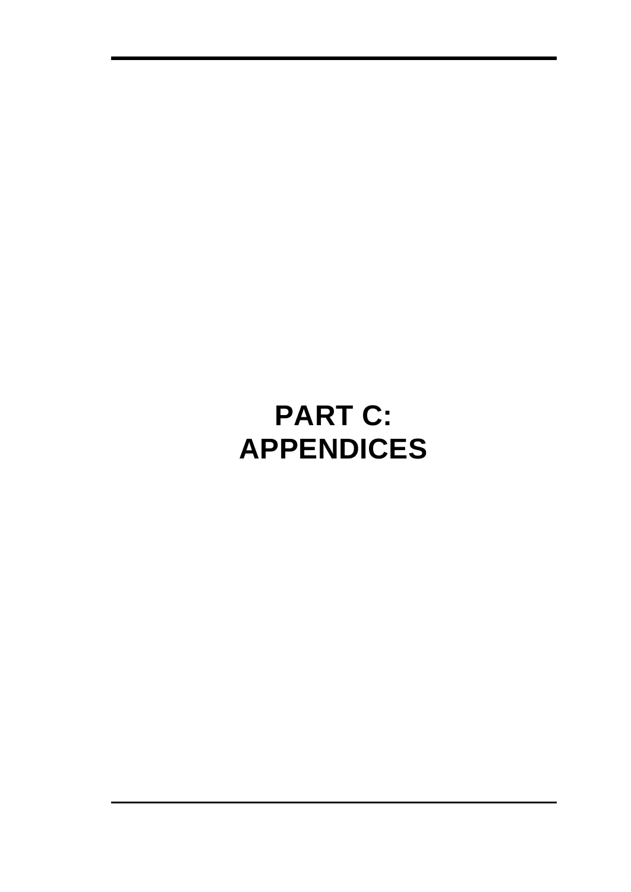# PART C: APPENDICES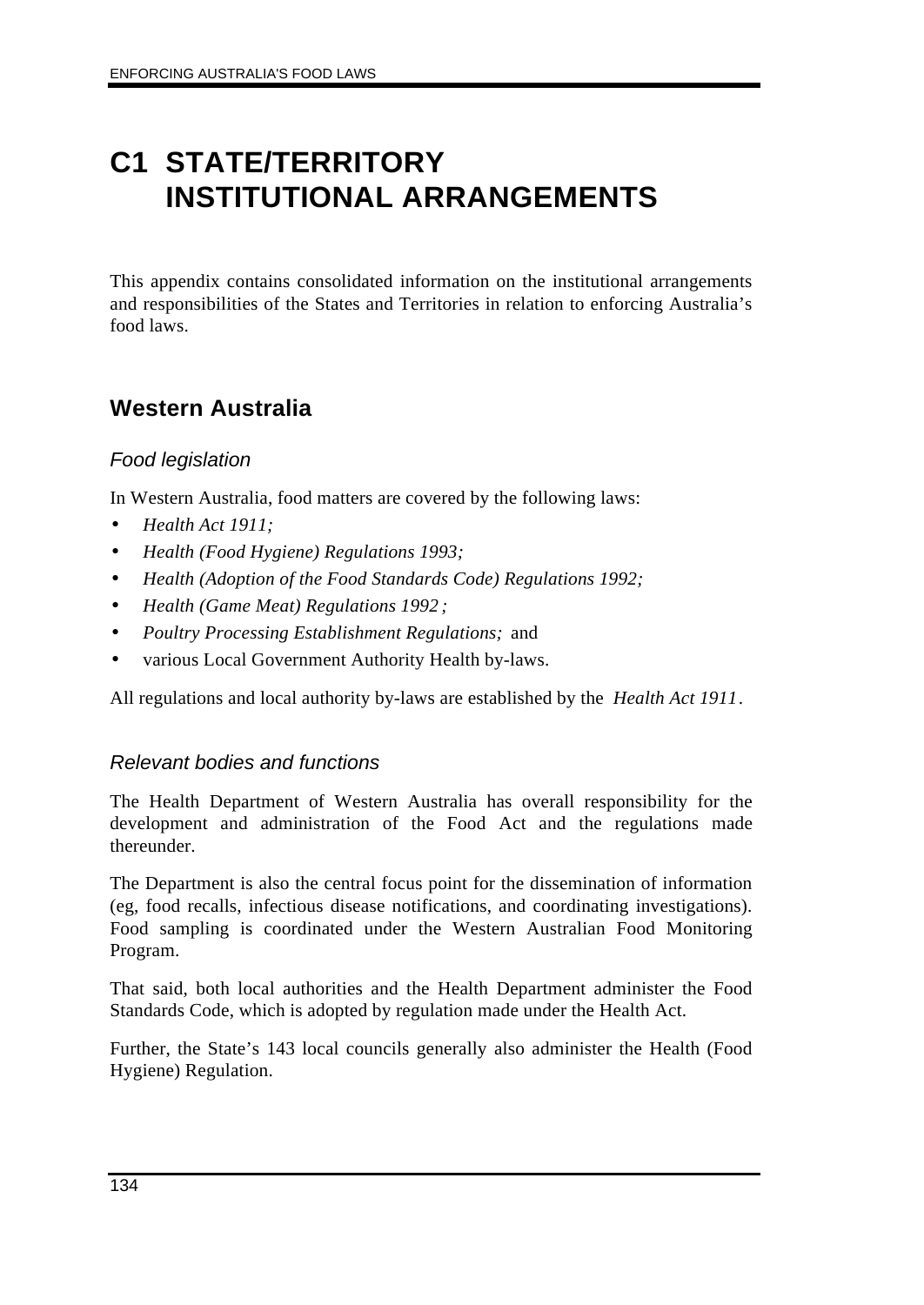# C1 STATE/TERRITORY INSTITUTIONAL ARRANGEMENTS

This appendix contains consolidated information on the institutional arrangements and responsibilities of the States and Territories in relation to enforcing Australia's food laws.

## Western Australia

### *Food legislation*

In Western Australia, food matters are covered by the following laws:

- *Health Act 1911;*
- *Health (Food Hygiene) Regulations 1993;*
- *Health (Adoption of the Food Standards Code) Regulations 1992;*
- *Health (Game Meat) Regulations 1992 ;*
- *Poultry Processing Establishment Regulations;* and
- various Local Government Authority Health by-laws.

All regulations and local authority by-laws are established by the *Health Act 1911*.

### *Relevant bodies and functions*

The Health Department of Western Australia has overall responsibility for the development and administration of the Food Act and the regulations made thereunder.

The Department is also the central focus point for the dissemination of information (eg, food recalls, infectious disease notifications, and coordinating investigations). Food sampling is coordinated under the Western Australian Food Monitoring Program.

That said, both local authorities and the Health Department administer the Food Standards Code, which is adopted by regulation made under the Health Act.

Further, the State's 143 local councils generally also administer the Health (Food Hygiene) Regulation.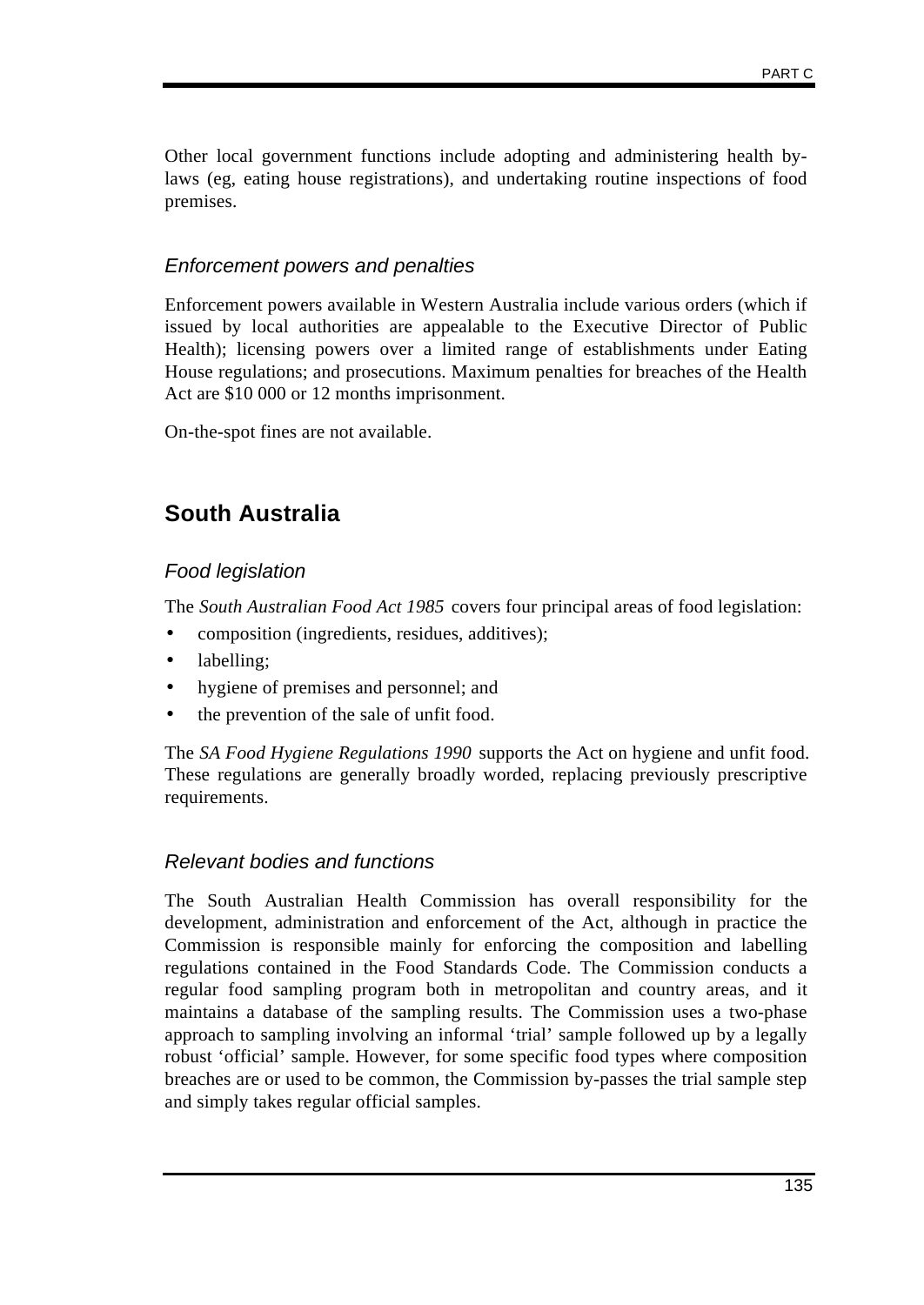Other local government functions include adopting and administering health by-laws (eg, eating house registrations), and undertaking routine inspections of food premises.

### *Enforcement powers and penalties*

Enforcement powers available in Western Australia include various orders (which if issued by local authorities are appealable to the Executive Director of Public Health); licensing powers over a limited range of establishments under Eating House regulations; and prosecutions. Maximum penalties for breaches of the Health Act are $10 000 or 12 months imprisonment.

On-the-spot fines are not available.

## South Australia

### *Food legislation*

The *South Australian Food Act 1985* covers four principal areas of food legislation:

- composition (ingredients, residues, additives);
- labelling;
- hygiene of premises and personnel; and
- the prevention of the sale of unfit food.

The *SA Food Hygiene Regulations 1990* supports the Act on hygiene and unfit food. These regulations are generally broadly worded, replacing previously prescriptive requirements.

### *Relevant bodies and functions*

The South Australian Health Commission has overall responsibility for the development, administration and enforcement of the Act, although in practice the Commission is responsible mainly for enforcing the composition and labelling regulations contained in the Food Standards Code. The Commission conducts a regular food sampling program both in metropolitan and country areas, and it maintains a database of the sampling results. The Commission uses a two-phase approach to sampling involving an informal 'trial' sample followed up by a legally robust 'official' sample. However, for some specific food types where composition breaches are or used to be common, the Commission by-passes the trial sample step and simply takes regular official samples.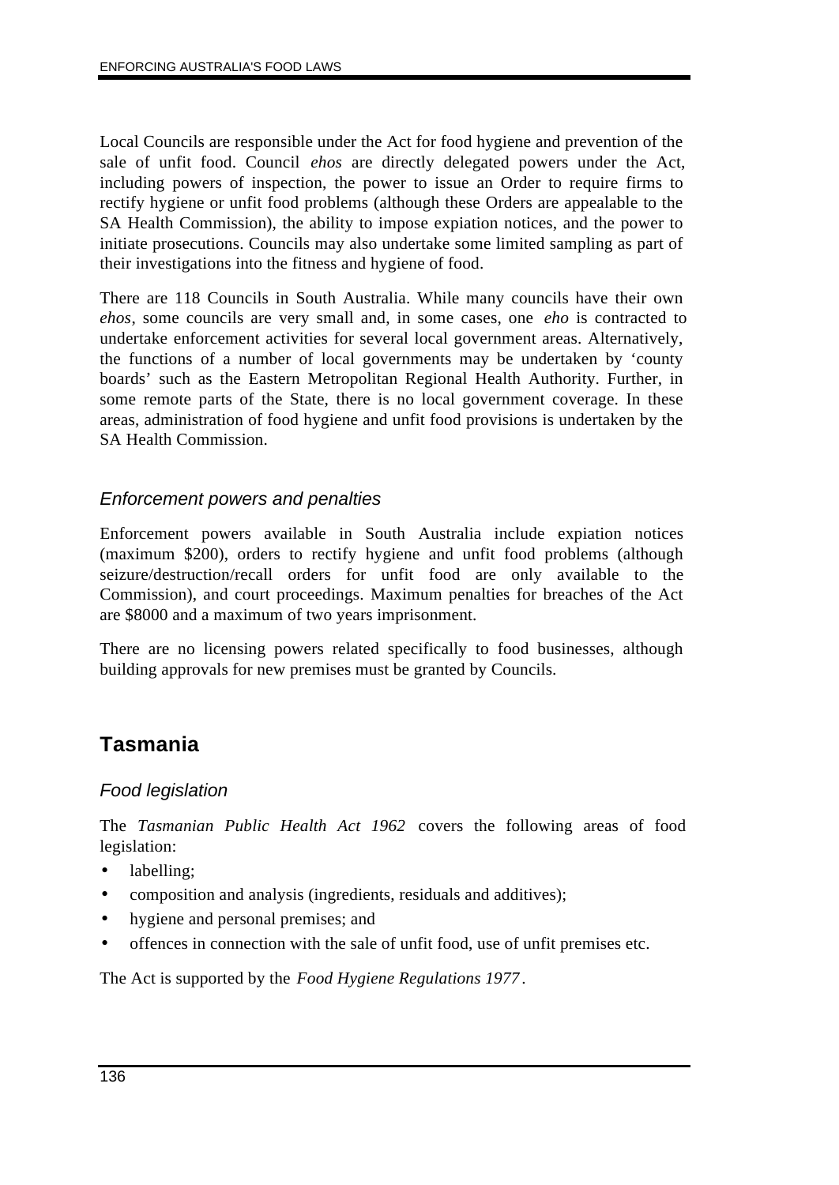Local Councils are responsible under the Act for food hygiene and prevention of the sale of unfit food. Council *ehos* are directly delegated powers under the Act, including powers of inspection, the power to issue an Order to require firms to rectify hygiene or unfit food problems (although these Orders are appealable to the SA Health Commission), the ability to impose expiation notices, and the power to initiate prosecutions. Councils may also undertake some limited sampling as part of their investigations into the fitness and hygiene of food.

There are 118 Councils in South Australia. While many councils have their own *ehos*, some councils are very small and, in some cases, one *eho* is contracted to undertake enforcement activities for several local government areas. Alternatively, the functions of a number of local governments may be undertaken by 'county boards' such as the Eastern Metropolitan Regional Health Authority. Further, in some remote parts of the State, there is no local government coverage. In these areas, administration of food hygiene and unfit food provisions is undertaken by the SA Health Commission.

### *Enforcement powers and penalties*

Enforcement powers available in South Australia include expiation notices (maximum $200), orders to rectify hygiene and unfit food problems (although seizure/destruction/recall orders for unfit food are only available to the Commission), and court proceedings. Maximum penalties for breaches of the Act are $8000 and a maximum of two years imprisonment.

There are no licensing powers related specifically to food businesses, although building approvals for new premises must be granted by Councils.

## Tasmania

### *Food legislation*

The *Tasmanian Public Health Act 1962* covers the following areas of food legislation:

- labelling;
- composition and analysis (ingredients, residuals and additives);
- hygiene and personal premises; and
- offences in connection with the sale of unfit food, use of unfit premises etc.

The Act is supported by the *Food Hygiene Regulations 1977*.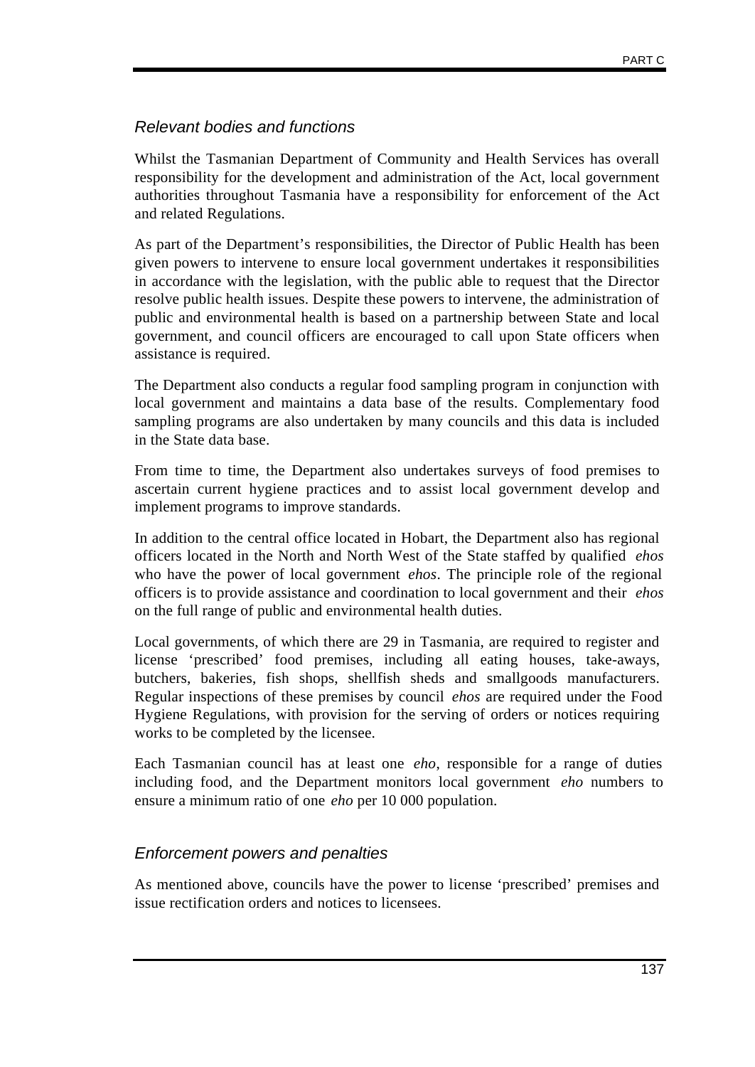### *Relevant bodies and functions*

Whilst the Tasmanian Department of Community and Health Services has overall responsibility for the development and administration of the Act, local government authorities throughout Tasmania have a responsibility for enforcement of the Act and related Regulations.

As part of the Department's responsibilities, the Director of Public Health has been given powers to intervene to ensure local government undertakes it responsibilities in accordance with the legislation, with the public able to request that the Director resolve public health issues. Despite these powers to intervene, the administration of public and environmental health is based on a partnership between State and local government, and council officers are encouraged to call upon State officers when assistance is required.

The Department also conducts a regular food sampling program in conjunction with local government and maintains a data base of the results. Complementary food sampling programs are also undertaken by many councils and this data is included in the State data base.

From time to time, the Department also undertakes surveys of food premises to ascertain current hygiene practices and to assist local government develop and implement programs to improve standards.

In addition to the central office located in Hobart, the Department also has regional officers located in the North and North West of the State staffed by qualified *ehos* who have the power of local government *ehos*. The principle role of the regional officers is to provide assistance and coordination to local government and their *ehos* on the full range of public and environmental health duties.

Local governments, of which there are 29 in Tasmania, are required to register and license 'prescribed' food premises, including all eating houses, take-aways, butchers, bakeries, fish shops, shellfish sheds and smallgoods manufacturers. Regular inspections of these premises by council *ehos* are required under the Food Hygiene Regulations, with provision for the serving of orders or notices requiring works to be completed by the licensee.

Each Tasmanian council has at least one *eho*, responsible for a range of duties including food, and the Department monitors local government *eho* numbers to ensure a minimum ratio of one *eho* per 10 000 population.

### *Enforcement powers and penalties*

As mentioned above, councils have the power to license 'prescribed' premises and issue rectification orders and notices to licensees.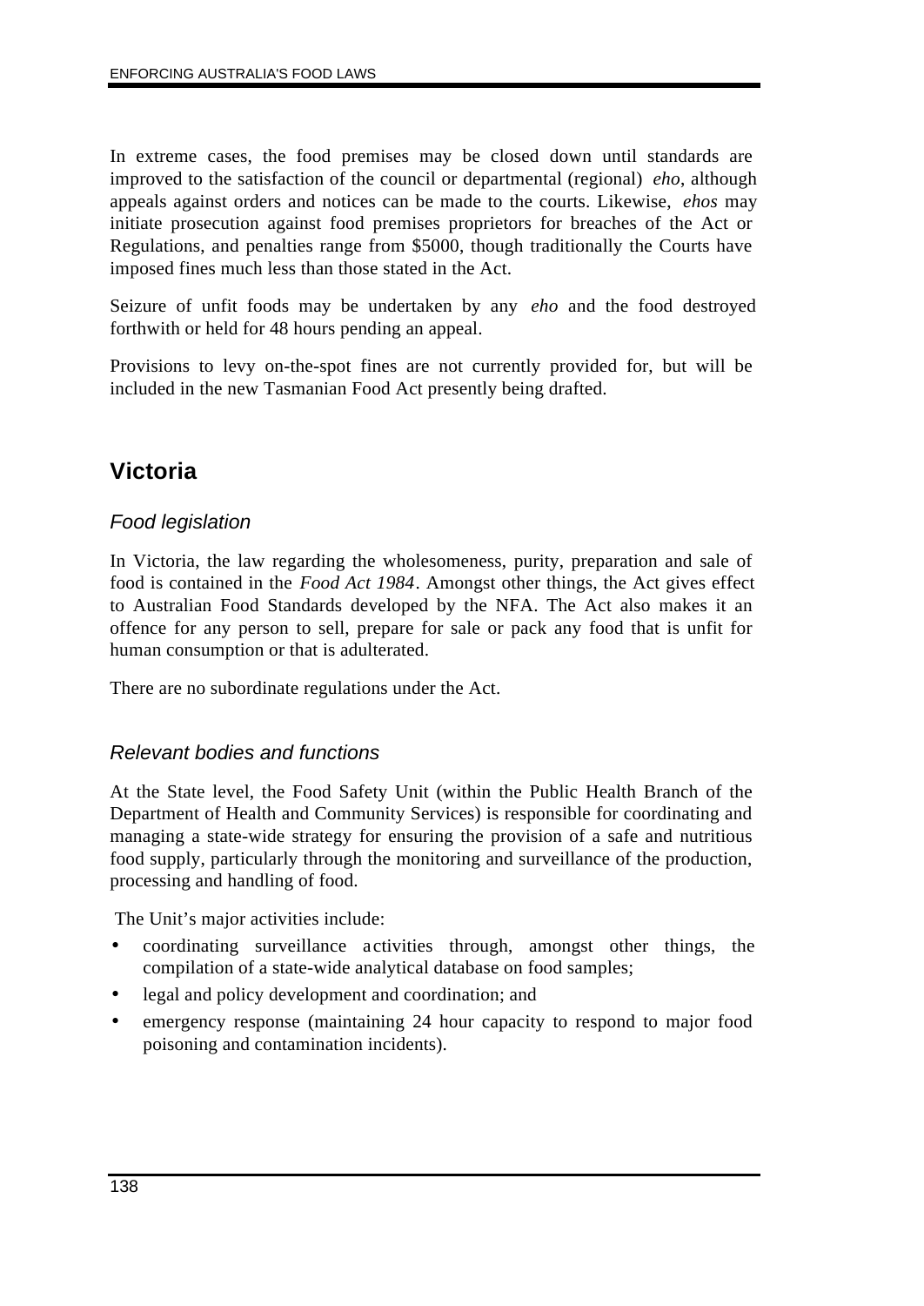In extreme cases, the food premises may be closed down until standards are improved to the satisfaction of the council or departmental (regional) *eho*, although appeals against orders and notices can be made to the courts. Likewise, *ehos* may initiate prosecution against food premises proprietors for breaches of the Act or Regulations, and penalties range from $5000, though traditionally the Courts have imposed fines much less than those stated in the Act.

Seizure of unfit foods may be undertaken by any *eho* and the food destroyed forthwith or held for 48 hours pending an appeal.

Provisions to levy on-the-spot fines are not currently provided for, but will be included in the new Tasmanian Food Act presently being drafted.

## Victoria

### *Food legislation*

In Victoria, the law regarding the wholesomeness, purity, preparation and sale of food is contained in the *Food Act 1984*. Amongst other things, the Act gives effect to Australian Food Standards developed by the NFA. The Act also makes it an offence for any person to sell, prepare for sale or pack any food that is unfit for human consumption or that is adulterated.

There are no subordinate regulations under the Act.

### *Relevant bodies and functions*

At the State level, the Food Safety Unit (within the Public Health Branch of the Department of Health and Community Services) is responsible for coordinating and managing a state-wide strategy for ensuring the provision of a safe and nutritious food supply, particularly through the monitoring and surveillance of the production, processing and handling of food.

The Unit's major activities include:

- coordinating surveillance activities through, amongst other things, the compilation of a state-wide analytical database on food samples;
- legal and policy development and coordination; and
- emergency response (maintaining 24 hour capacity to respond to major food poisoning and contamination incidents).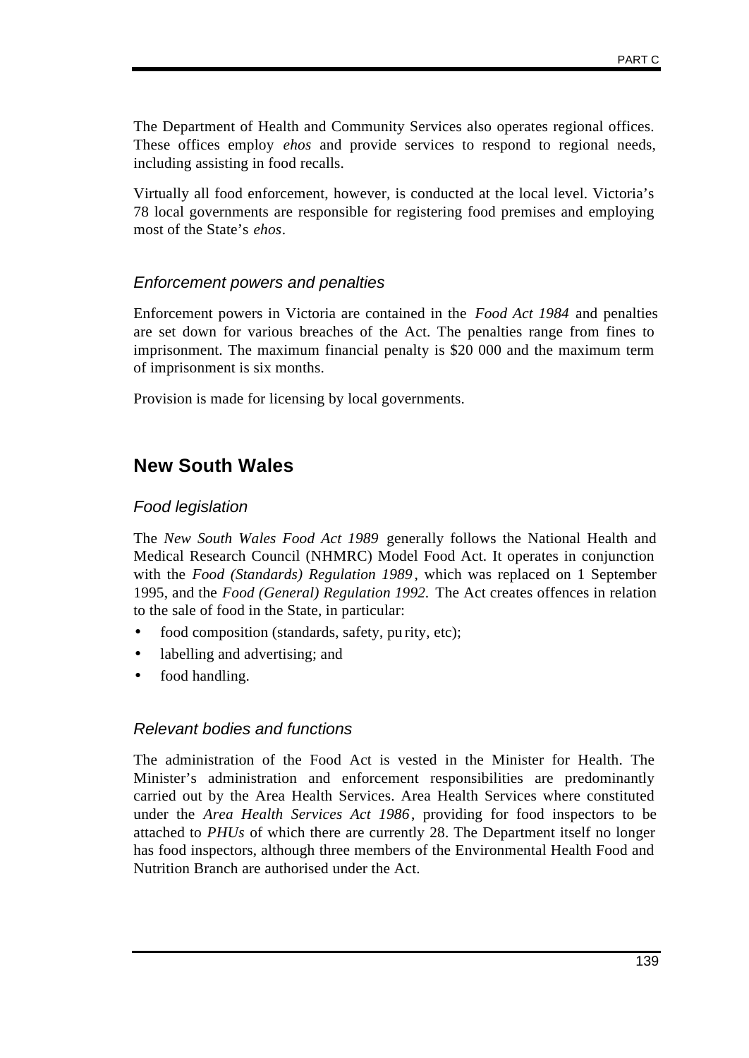The Department of Health and Community Services also operates regional offices. These offices employ *ehos* and provide services to respond to regional needs, including assisting in food recalls.

Virtually all food enforcement, however, is conducted at the local level. Victoria's 78 local governments are responsible for registering food premises and employing most of the State's *ehos*.

### *Enforcement powers and penalties*

Enforcement powers in Victoria are contained in the *Food Act 1984* and penalties are set down for various breaches of the Act. The penalties range from fines to imprisonment. The maximum financial penalty is $20 000 and the maximum term of imprisonment is six months.

Provision is made for licensing by local governments.

## New South Wales

### *Food legislation*

The *New South Wales Food Act 1989* generally follows the National Health and Medical Research Council (NHMRC) Model Food Act. It operates in conjunction with the *Food (Standards) Regulation 1989*, which was replaced on 1 September 1995, and the *Food (General) Regulation 1992.* The Act creates offences in relation to the sale of food in the State, in particular:

- food composition (standards, safety, purity, etc);
- labelling and advertising; and
- food handling.

### *Relevant bodies and functions*

The administration of the Food Act is vested in the Minister for Health. The Minister's administration and enforcement responsibilities are predominantly carried out by the Area Health Services. Area Health Services where constituted under the *Area Health Services Act 1986*, providing for food inspectors to be attached to *PHUs* of which there are currently 28. The Department itself no longer has food inspectors, although three members of the Environmental Health Food and Nutrition Branch are authorised under the Act.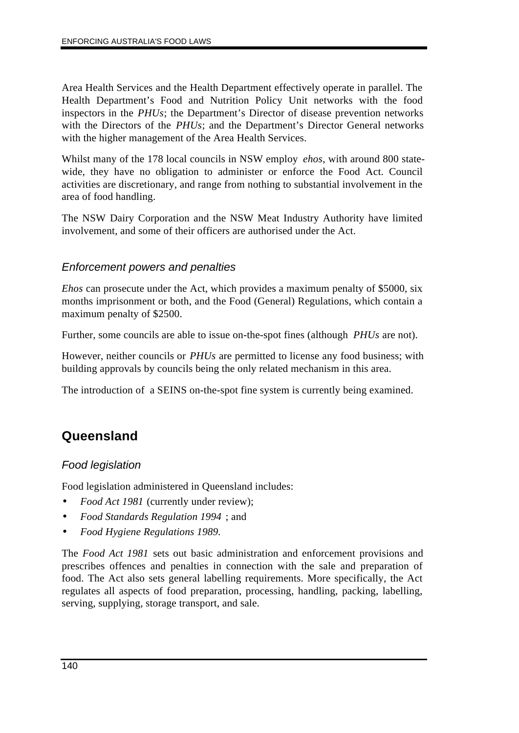Area Health Services and the Health Department effectively operate in parallel. The Health Department's Food and Nutrition Policy Unit networks with the food inspectors in the *PHUs*; the Department's Director of disease prevention networks with the Directors of the *PHUs*; and the Department's Director General networks with the higher management of the Area Health Services.

Whilst many of the 178 local councils in NSW employ *ehos*, with around 800 state-wide, they have no obligation to administer or enforce the Food Act. Council activities are discretionary, and range from nothing to substantial involvement in the area of food handling.

The NSW Dairy Corporation and the NSW Meat Industry Authority have limited involvement, and some of their officers are authorised under the Act.

### *Enforcement powers and penalties*

*Ehos* can prosecute under the Act, which provides a maximum penalty of $5000, six months imprisonment or both, and the Food (General) Regulations, which contain a maximum penalty of $2500.

Further, some councils are able to issue on-the-spot fines (although *PHUs* are not).

However, neither councils or *PHUs* are permitted to license any food business; with building approvals by councils being the only related mechanism in this area.

The introduction of a SEINS on-the-spot fine system is currently being examined.

## Queensland

### *Food legislation*

Food legislation administered in Queensland includes:

- *Food Act 1981* (currently under review);
- *Food Standards Regulation 1994* ; and
- *Food Hygiene Regulations 1989.*

The *Food Act 1981* sets out basic administration and enforcement provisions and prescribes offences and penalties in connection with the sale and preparation of food. The Act also sets general labelling requirements. More specifically, the Act regulates all aspects of food preparation, processing, handling, packing, labelling, serving, supplying, storage transport, and sale.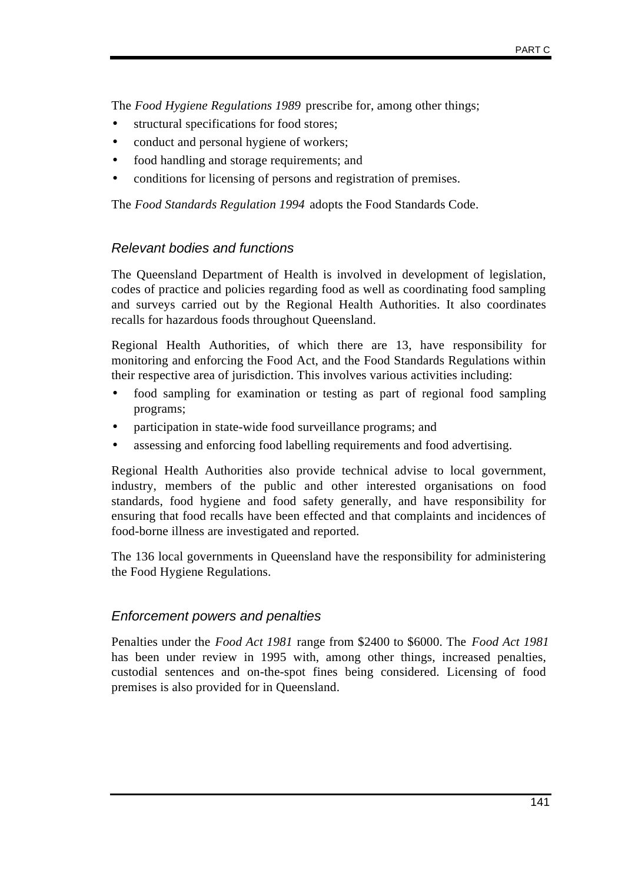The *Food Hygiene Regulations 1989* prescribe for, among other things;

- structural specifications for food stores;
- conduct and personal hygiene of workers;
- food handling and storage requirements; and
- conditions for licensing of persons and registration of premises.

The *Food Standards Regulation 1994* adopts the Food Standards Code.

### *Relevant bodies and functions*

The Queensland Department of Health is involved in development of legislation, codes of practice and policies regarding food as well as coordinating food sampling and surveys carried out by the Regional Health Authorities. It also coordinates recalls for hazardous foods throughout Queensland.

Regional Health Authorities, of which there are 13, have responsibility for monitoring and enforcing the Food Act, and the Food Standards Regulations within their respective area of jurisdiction. This involves various activities including:

- food sampling for examination or testing as part of regional food sampling programs;
- participation in state-wide food surveillance programs; and
- assessing and enforcing food labelling requirements and food advertising.

Regional Health Authorities also provide technical advise to local government, industry, members of the public and other interested organisations on food standards, food hygiene and food safety generally, and have responsibility for ensuring that food recalls have been effected and that complaints and incidences of food-borne illness are investigated and reported.

The 136 local governments in Queensland have the responsibility for administering the Food Hygiene Regulations.

### *Enforcement powers and penalties*

Penalties under the *Food Act 1981* range from $2400 to $6000. The *Food Act 1981* has been under review in 1995 with, among other things, increased penalties, custodial sentences and on-the-spot fines being considered. Licensing of food premises is also provided for in Queensland.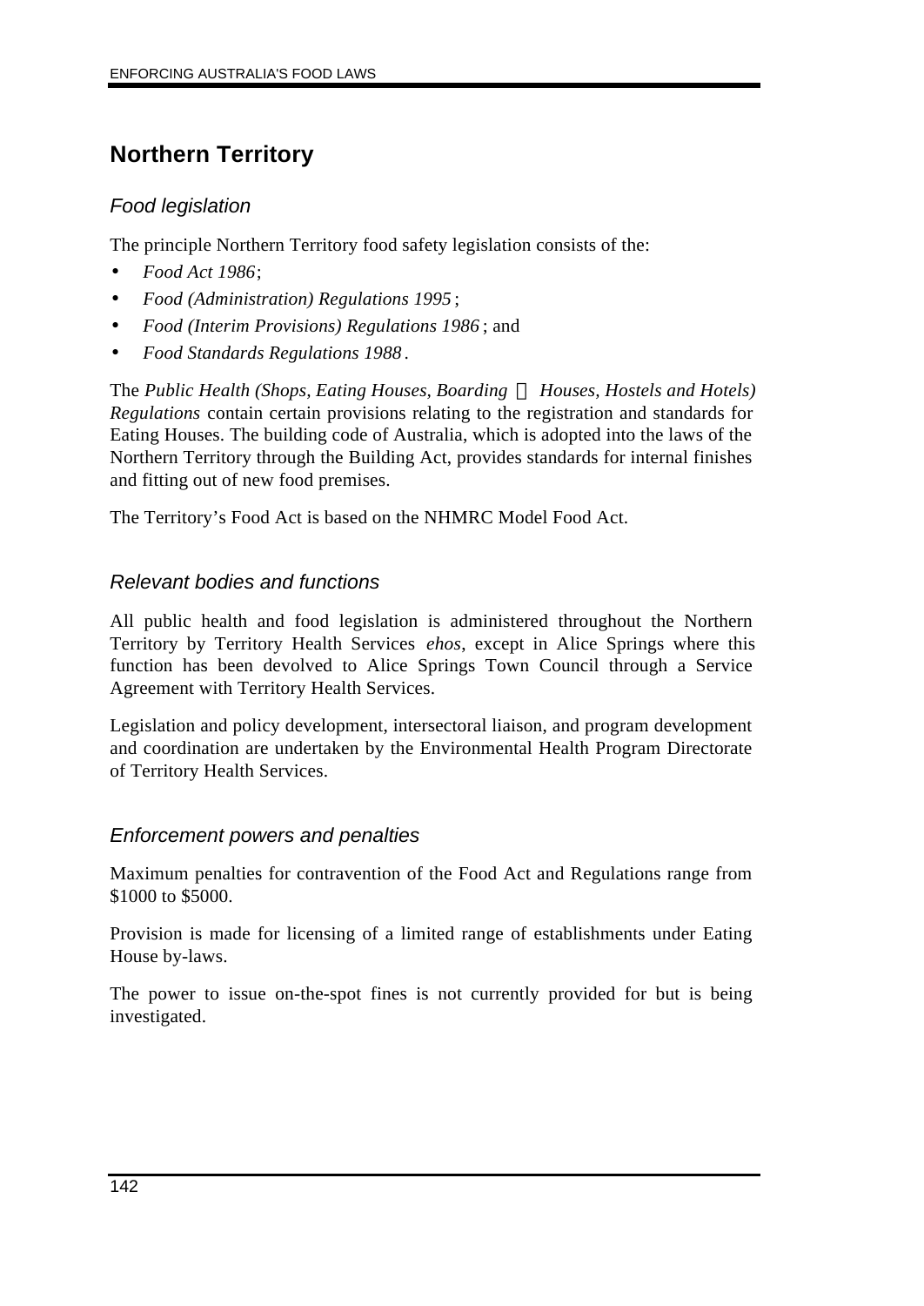## Northern Territory

### *Food legislation*

The principle Northern Territory food safety legislation consists of the:

- *Food Act 1986*;
- *Food (Administration) Regulations 1995*;
- *Food (Interim Provisions) Regulations 1986*; and
- *Food Standards Regulations 1988*.

The *Public Health (Shops, Eating Houses, Boarding Houses, Hostels and Hotels) Regulations* contain certain provisions relating to the registration and standards for Eating Houses. The building code of Australia, which is adopted into the laws of the Northern Territory through the Building Act, provides standards for internal finishes and fitting out of new food premises.

The Territory's Food Act is based on the NHMRC Model Food Act.

### *Relevant bodies and functions*

All public health and food legislation is administered throughout the Northern Territory by Territory Health Services *ehos*, except in Alice Springs where this function has been devolved to Alice Springs Town Council through a Service Agreement with Territory Health Services.

Legislation and policy development, intersectoral liaison, and program development and coordination are undertaken by the Environmental Health Program Directorate of Territory Health Services.

### *Enforcement powers and penalties*

Maximum penalties for contravention of the Food Act and Regulations range from $1000 to $5000.

Provision is made for licensing of a limited range of establishments under Eating House by-laws.

The power to issue on-the-spot fines is not currently provided for but is being investigated.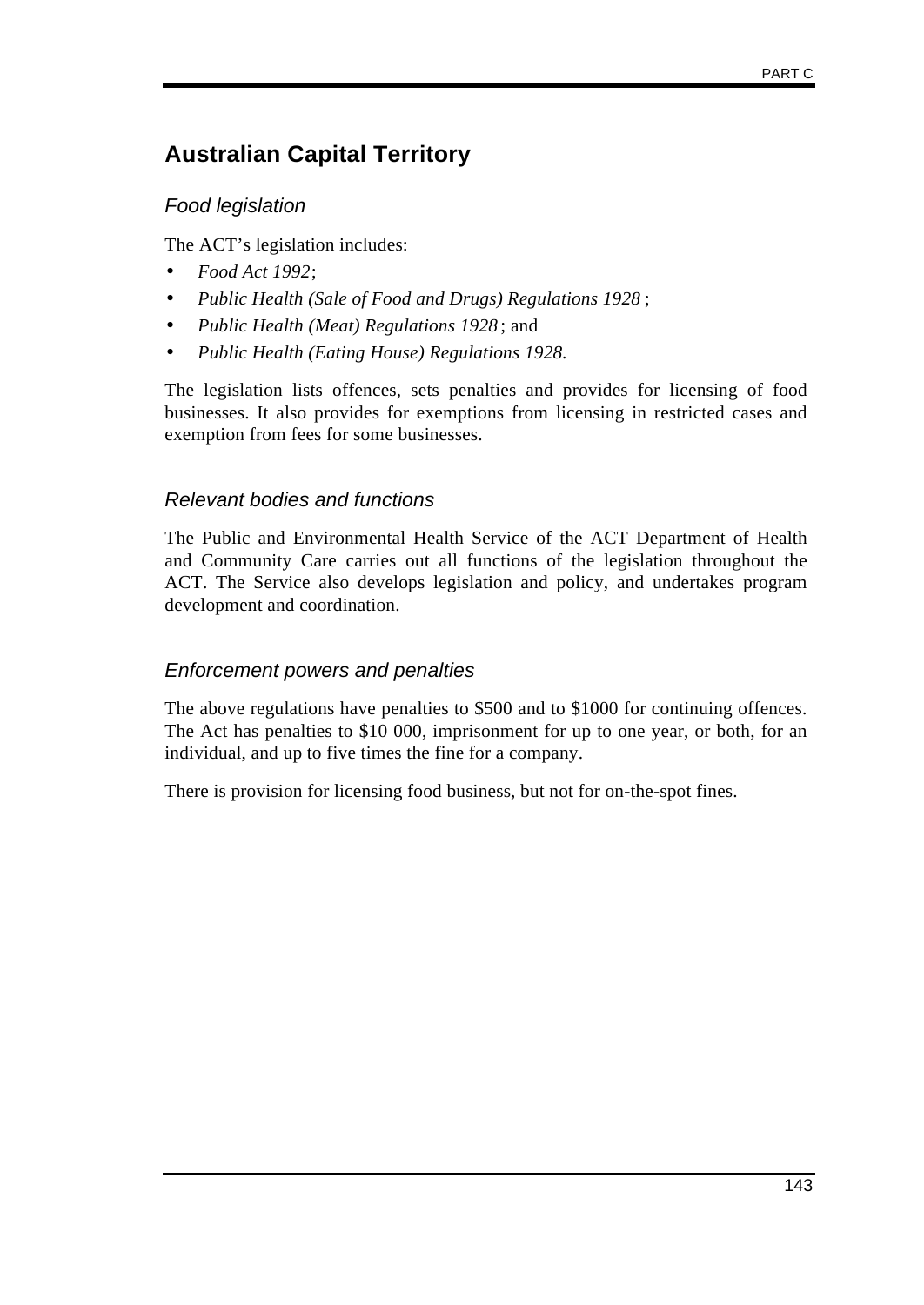## Australian Capital Territory

### *Food legislation*

The ACT's legislation includes:

- *Food Act 1992*;
- *Public Health (Sale of Food and Drugs) Regulations 1928* ;
- *Public Health (Meat) Regulations 1928* ; and
- *Public Health (Eating House) Regulations 1928.*

The legislation lists offences, sets penalties and provides for licensing of food businesses. It also provides for exemptions from licensing in restricted cases and exemption from fees for some businesses.

### *Relevant bodies and functions*

The Public and Environmental Health Service of the ACT Department of Health and Community Care carries out all functions of the legislation throughout the ACT. The Service also develops legislation and policy, and undertakes program development and coordination.

### *Enforcement powers and penalties*

The above regulations have penalties to $500 and to $1000 for continuing offences. The Act has penalties to $10 000, imprisonment for up to one year, or both, for an individual, and up to five times the fine for a company.

There is provision for licensing food business, but not for on-the-spot fines.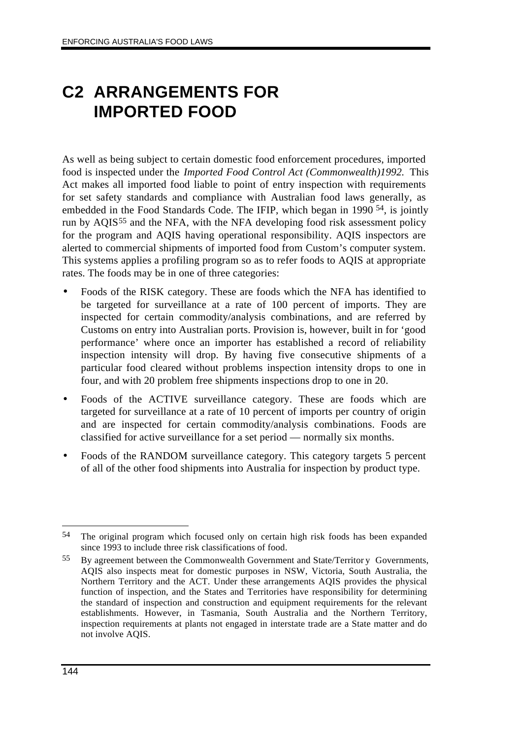# C2 ARRANGEMENTS FOR IMPORTED FOOD

As well as being subject to certain domestic food enforcement procedures, imported food is inspected under the *Imported Food Control Act (Commonwealth)1992.* This Act makes all imported food liable to point of entry inspection with requirements for set safety standards and compliance with Australian food laws generally, as embedded in the Food Standards Code. The IFIP, which began in 1990 [54], is jointly run by AQIS[55] and the NFA, with the NFA developing food risk assessment policy for the program and AQIS having operational responsibility. AQIS inspectors are alerted to commercial shipments of imported food from Custom's computer system. This systems applies a profiling program so as to refer foods to AQIS at appropriate rates. The foods may be in one of three categories:

- Foods of the RISK category. These are foods which the NFA has identified to be targeted for surveillance at a rate of 100 percent of imports. They are inspected for certain commodity/analysis combinations, and are referred by Customs on entry into Australian ports. Provision is, however, built in for 'good performance' where once an importer has established a record of reliability inspection intensity will drop. By having five consecutive shipments of a particular food cleared without problems inspection intensity drops to one in four, and with 20 problem free shipments inspections drop to one in 20.
- Foods of the ACTIVE surveillance category. These are foods which are targeted for surveillance at a rate of 10 percent of imports per country of origin and are inspected for certain commodity/analysis combinations. Foods are classified for active surveillance for a set period — normally six months.
- Foods of the RANDOM surveillance category. This category targets 5 percent of all of the other food shipments into Australia for inspection by product type.

---

[54] The original program which focused only on certain high risk foods has been expanded since 1993 to include three risk classifications of food.

[55] By agreement between the Commonwealth Government and State/Territory Governments, AQIS also inspects meat for domestic purposes in NSW, Victoria, South Australia, the Northern Territory and the ACT. Under these arrangements AQIS provides the physical function of inspection, and the States and Territories have responsibility for determining the standard of inspection and construction and equipment requirements for the relevant establishments. However, in Tasmania, South Australia and the Northern Territory, inspection requirements at plants not engaged in interstate trade are a State matter and do not involve AQIS.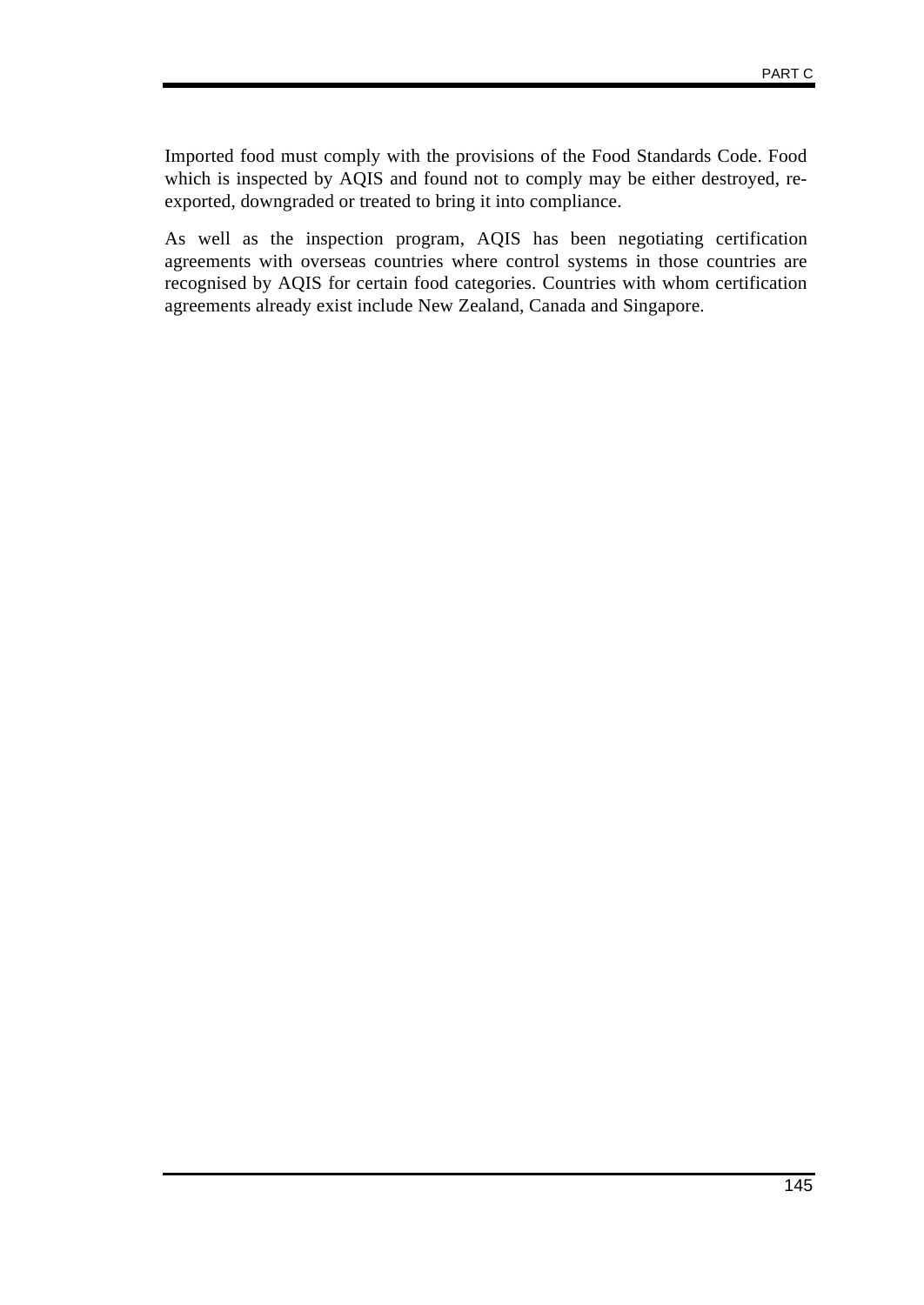Imported food must comply with the provisions of the Food Standards Code. Food which is inspected by AQIS and found not to comply may be either destroyed, re-exported, downgraded or treated to bring it into compliance.

As well as the inspection program, AQIS has been negotiating certification agreements with overseas countries where control systems in those countries are recognised by AQIS for certain food categories. Countries with whom certification agreements already exist include New Zealand, Canada and Singapore.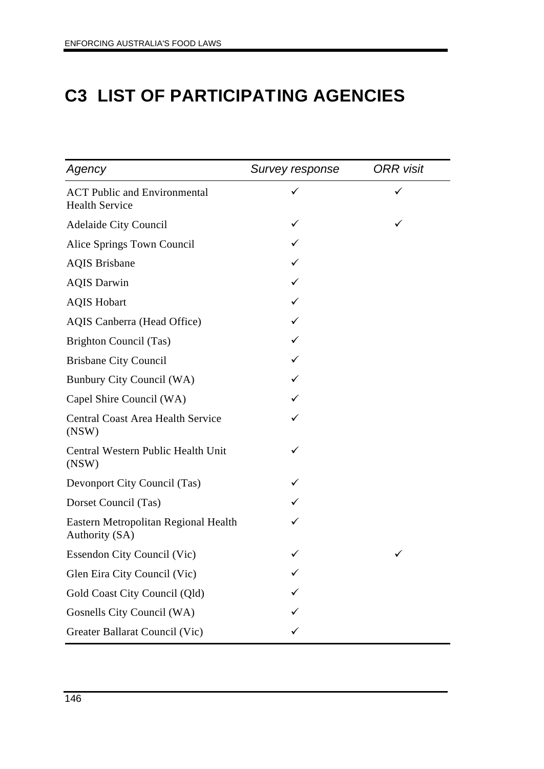# C3 LIST OF PARTICIPATING AGENCIES

| *Agency* | *Survey response* | *ORR visit* |
|---|---|---|
| ACT Public and Environmental Health Service | ✓ | ✓ |
| Adelaide City Council | ✓ | ✓ |
| Alice Springs Town Council | ✓ | |
| AQIS Brisbane | ✓ | |
| AQIS Darwin | ✓ | |
| AQIS Hobart | ✓ | |
| AQIS Canberra (Head Office) | ✓ | |
| Brighton Council (Tas) | ✓ | |
| Brisbane City Council | ✓ | |
| Bunbury City Council (WA) | ✓ | |
| Capel Shire Council (WA) | ✓ | |
| Central Coast Area Health Service (NSW) | ✓ | |
| Central Western Public Health Unit (NSW) | ✓ | |
| Devonport City Council (Tas) | ✓ | |
| Dorset Council (Tas) | ✓ | |
| Eastern Metropolitan Regional Health Authority (SA) | ✓ | |
| Essendon City Council (Vic) | ✓ | ✓ |
| Glen Eira City Council (Vic) | ✓ | |
| Gold Coast City Council (Qld) | ✓ | |
| Gosnells City Council (WA) | ✓ | |
| Greater Ballarat Council (Vic) | ✓ | |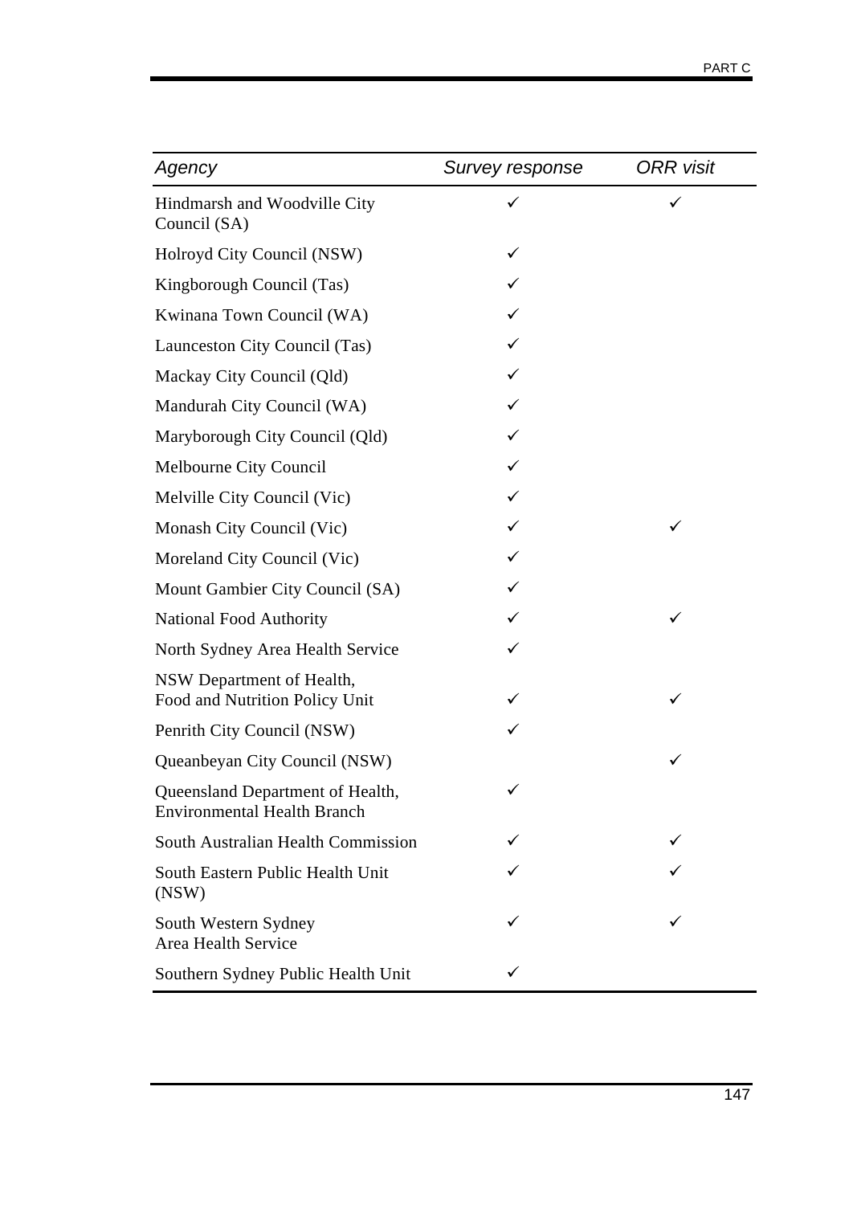| *Agency* | *Survey response* | *ORR visit* |
| --- | --- | --- |
| Hindmarsh and Woodville City Council (SA) | ✓ | ✓ |
| Holroyd City Council (NSW) | ✓ | |
| Kingborough Council (Tas) | ✓ | |
| Kwinana Town Council (WA) | ✓ | |
| Launceston City Council (Tas) | ✓ | |
| Mackay City Council (Qld) | ✓ | |
| Mandurah City Council (WA) | ✓ | |
| Maryborough City Council (Qld) | ✓ | |
| Melbourne City Council | ✓ | |
| Melville City Council (Vic) | ✓ | |
| Monash City Council (Vic) | ✓ | ✓ |
| Moreland City Council (Vic) | ✓ | |
| Mount Gambier City Council (SA) | ✓ | |
| National Food Authority | ✓ | ✓ |
| North Sydney Area Health Service | ✓ | |
| NSW Department of Health, Food and Nutrition Policy Unit | ✓ | ✓ |
| Penrith City Council (NSW) | ✓ | |
| Queanbeyan City Council (NSW) | | ✓ |
| Queensland Department of Health, Environmental Health Branch | ✓ | |
| South Australian Health Commission | ✓ | ✓ |
| South Eastern Public Health Unit (NSW) | ✓ | ✓ |
| South Western Sydney Area Health Service | ✓ | ✓ |
| Southern Sydney Public Health Unit | ✓ | |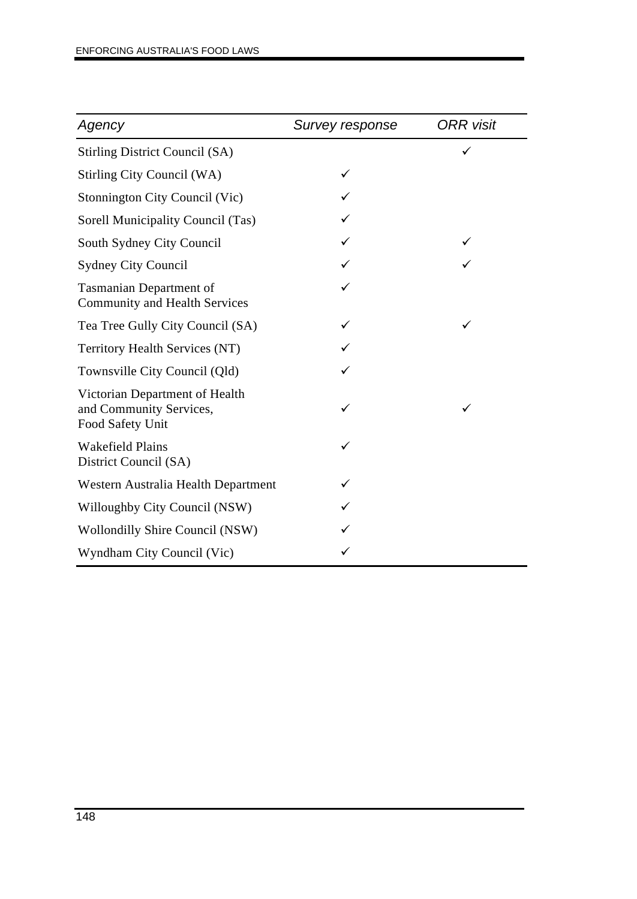| *Agency* | *Survey response* | *ORR visit* |
|---|---|---|
| Stirling District Council (SA) | | ✓ |
| Stirling City Council (WA) | ✓ | |
| Stonnington City Council (Vic) | ✓ | |
| Sorell Municipality Council (Tas) | ✓ | |
| South Sydney City Council | ✓ | ✓ |
| Sydney City Council | ✓ | ✓ |
| Tasmanian Department of Community and Health Services | ✓ | |
| Tea Tree Gully City Council (SA) | ✓ | ✓ |
| Territory Health Services (NT) | ✓ | |
| Townsville City Council (Qld) | ✓ | |
| Victorian Department of Health and Community Services, Food Safety Unit | ✓ | ✓ |
| Wakefield Plains District Council (SA) | ✓ | |
| Western Australia Health Department | ✓ | |
| Willoughby City Council (NSW) | ✓ | |
| Wollondilly Shire Council (NSW) | ✓ | |
| Wyndham City Council (Vic) | ✓ | |